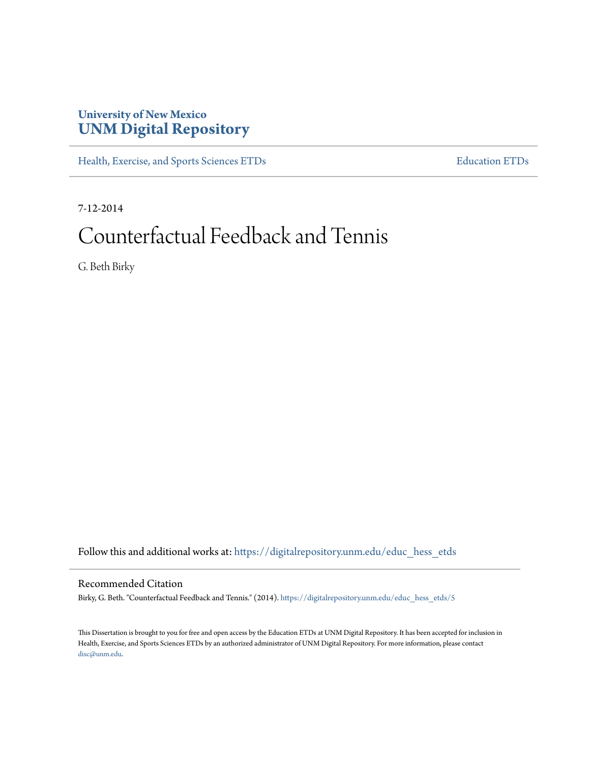**University of New Mexico**
**UNM Digital Repository**

Health, Exercise, and Sports Sciences ETDs | Education ETDs

7-12-2014

# Counterfactual Feedback and Tennis

G. Beth Birky

Follow this and additional works at: https://digitalrepository.unm.edu/educ_hess_etds

## Recommended Citation

Birky, G. Beth. "Counterfactual Feedback and Tennis." (2014). https://digitalrepository.unm.edu/educ_hess_etds/5

This Dissertation is brought to you for free and open access by the Education ETDs at UNM Digital Repository. It has been accepted for inclusion in Health, Exercise, and Sports Sciences ETDs by an authorized administrator of UNM Digital Repository. For more information, please contact disc@unm.edu.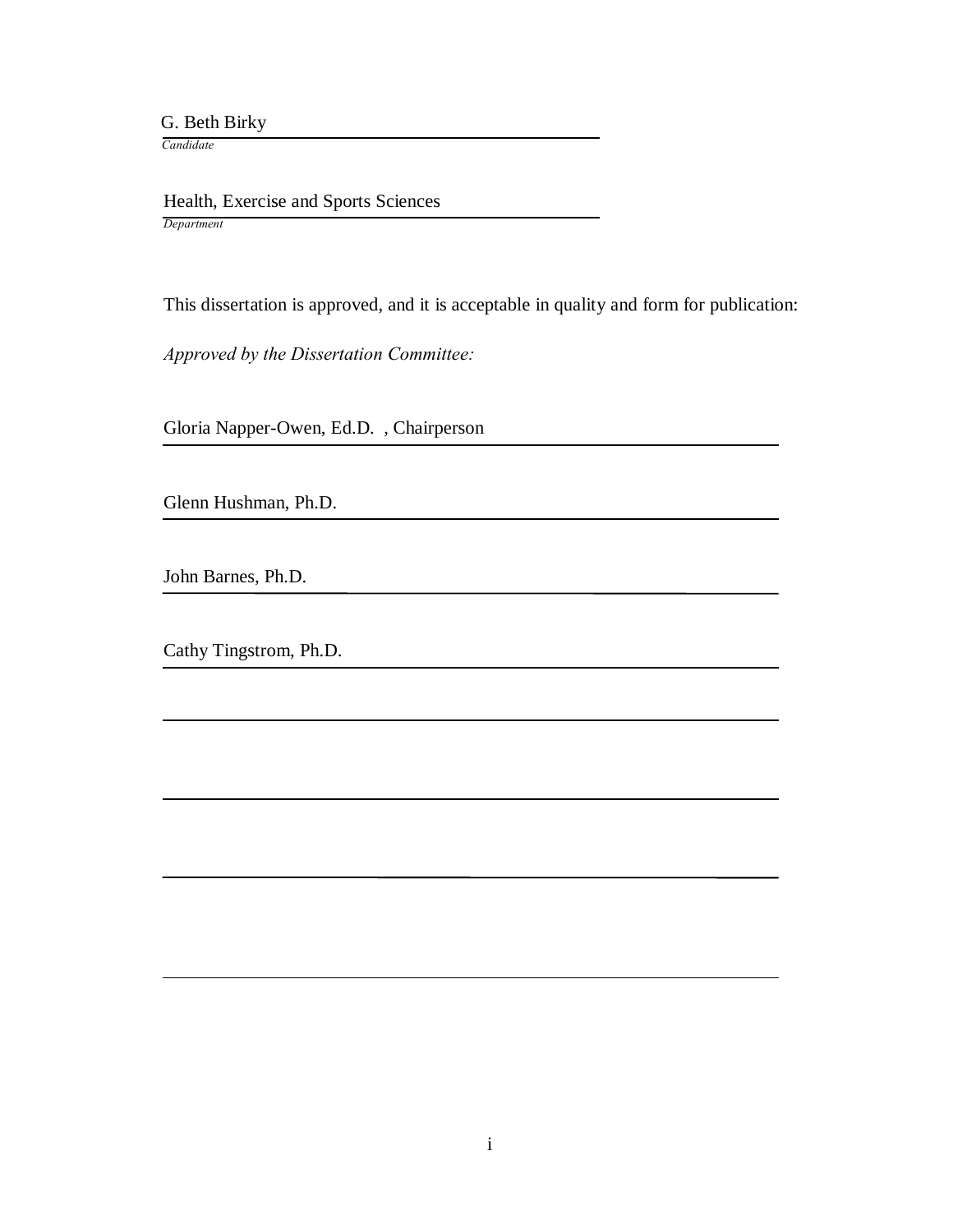G. Beth Birky

*Candidate*

Health, Exercise and Sports Sciences

*Department*

This dissertation is approved, and it is acceptable in quality and form for publication:

*Approved by the Dissertation Committee:*

Gloria Napper-Owen, Ed.D. , Chairperson

Glenn Hushman, Ph.D.

John Barnes, Ph.D.

Cathy Tingstrom, Ph.D.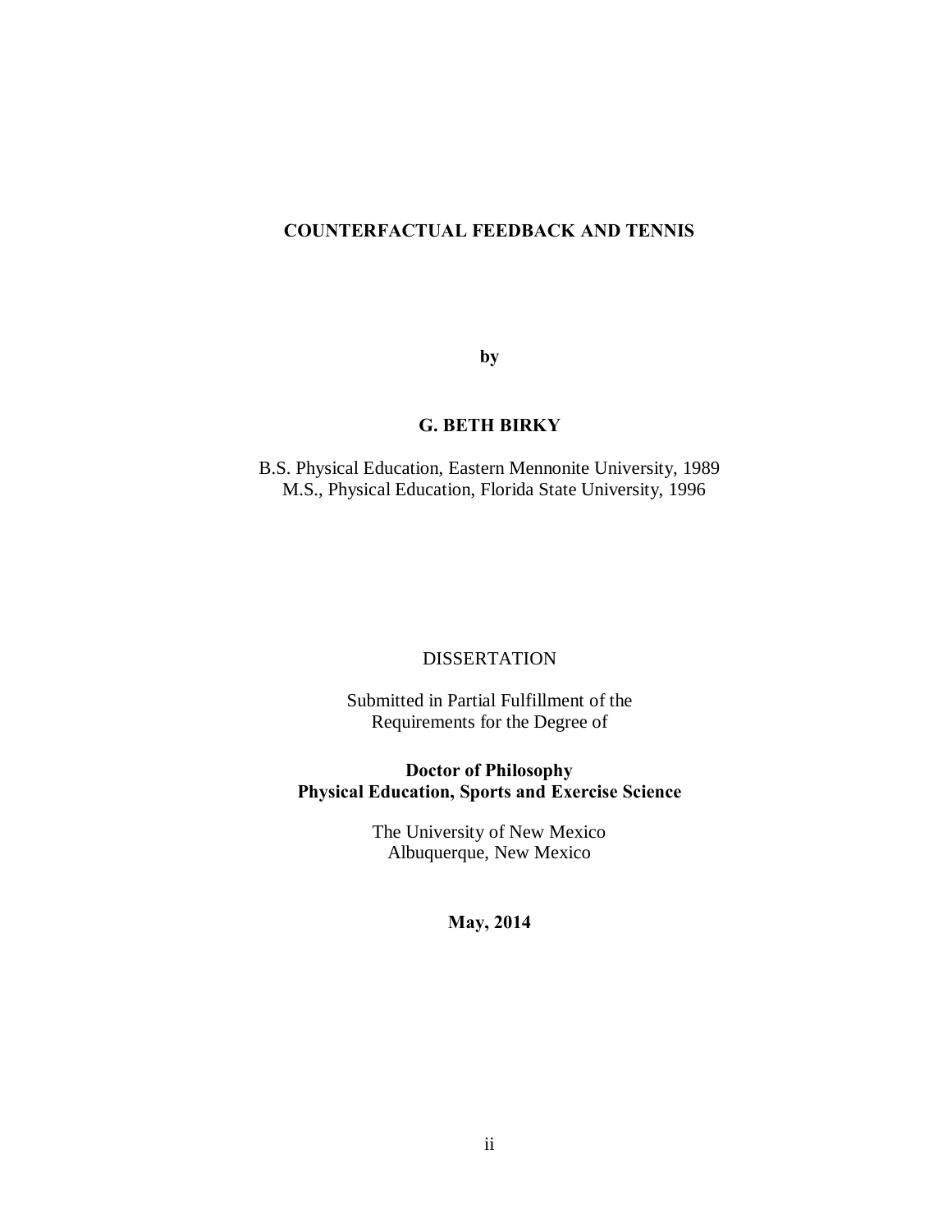**COUNTERFACTUAL FEEDBACK AND TENNIS**

**by**

**G. BETH BIRKY**

B.S. Physical Education, Eastern Mennonite University, 1989
M.S., Physical Education, Florida State University, 1996

DISSERTATION

Submitted in Partial Fulfillment of the
Requirements for the Degree of

**Doctor of Philosophy**
**Physical Education, Sports and Exercise Science**

The University of New Mexico
Albuquerque, New Mexico

**May, 2014**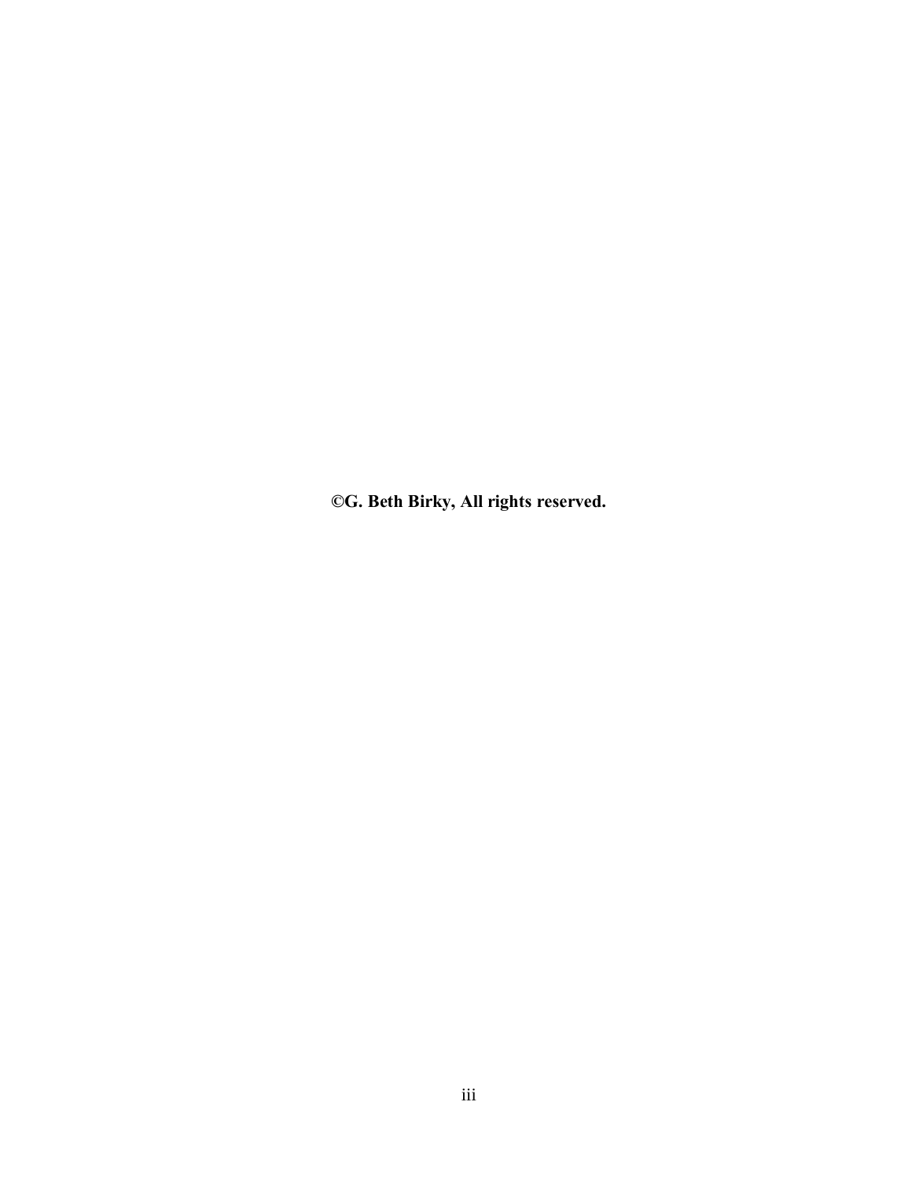**©G. Beth Birky, All rights reserved.**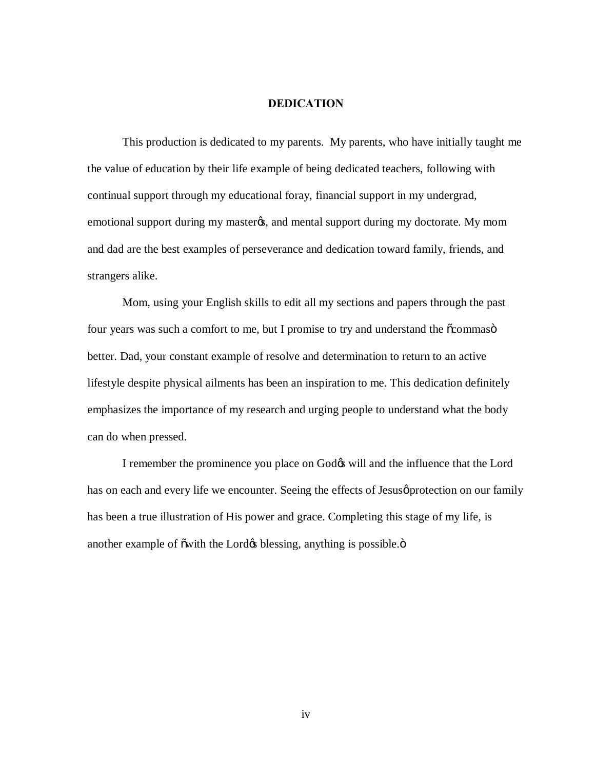# DEDICATION

This production is dedicated to my parents. My parents, who have initially taught me the value of education by their life example of being dedicated teachers, following with continual support through my educational foray, financial support in my undergrad, emotional support during my masterøs, and mental support during my doctorate. My mom and dad are the best examples of perseverance and dedication toward family, friends, and strangers alike.

Mom, using your English skills to edit all my sections and papers through the past four years was such a comfort to me, but I promise to try and understand the õcommasö better. Dad, your constant example of resolve and determination to return to an active lifestyle despite physical ailments has been an inspiration to me. This dedication definitely emphasizes the importance of my research and urging people to understand what the body can do when pressed.

I remember the prominence you place on Godøs will and the influence that the Lord has on each and every life we encounter. Seeing the effects of Jesusø protection on our family has been a true illustration of His power and grace. Completing this stage of my life, is another example of õwith the Lordøs blessing, anything is possible.ö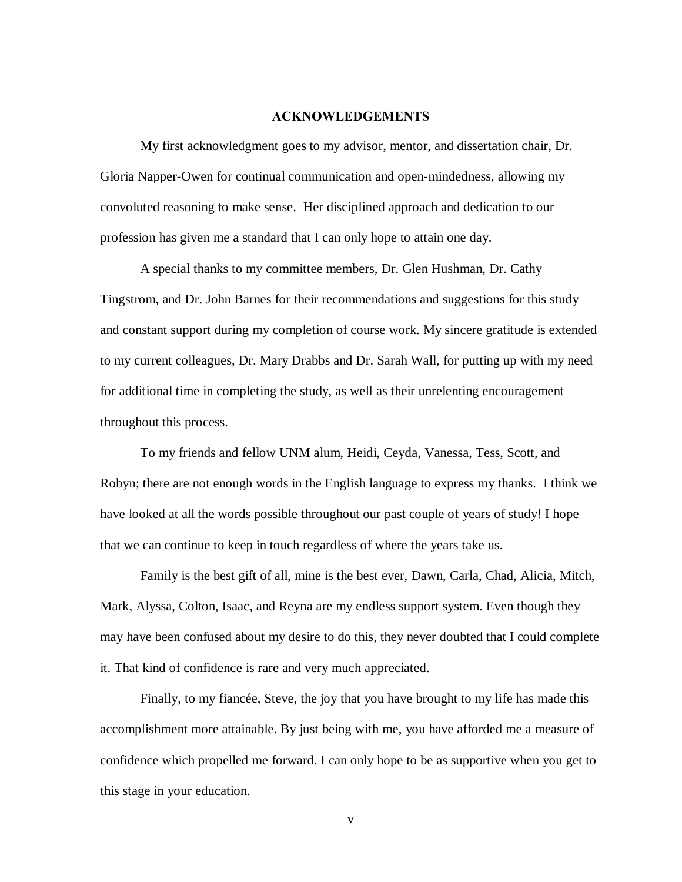# ACKNOWLEDGEMENTS

My first acknowledgment goes to my advisor, mentor, and dissertation chair, Dr. Gloria Napper-Owen for continual communication and open-mindedness, allowing my convoluted reasoning to make sense. Her disciplined approach and dedication to our profession has given me a standard that I can only hope to attain one day.

A special thanks to my committee members, Dr. Glen Hushman, Dr. Cathy Tingstrom, and Dr. John Barnes for their recommendations and suggestions for this study and constant support during my completion of course work. My sincere gratitude is extended to my current colleagues, Dr. Mary Drabbs and Dr. Sarah Wall, for putting up with my need for additional time in completing the study, as well as their unrelenting encouragement throughout this process.

To my friends and fellow UNM alum, Heidi, Ceyda, Vanessa, Tess, Scott, and Robyn; there are not enough words in the English language to express my thanks. I think we have looked at all the words possible throughout our past couple of years of study! I hope that we can continue to keep in touch regardless of where the years take us.

Family is the best gift of all, mine is the best ever, Dawn, Carla, Chad, Alicia, Mitch, Mark, Alyssa, Colton, Isaac, and Reyna are my endless support system. Even though they may have been confused about my desire to do this, they never doubted that I could complete it. That kind of confidence is rare and very much appreciated.

Finally, to my fiancée, Steve, the joy that you have brought to my life has made this accomplishment more attainable. By just being with me, you have afforded me a measure of confidence which propelled me forward. I can only hope to be as supportive when you get to this stage in your education.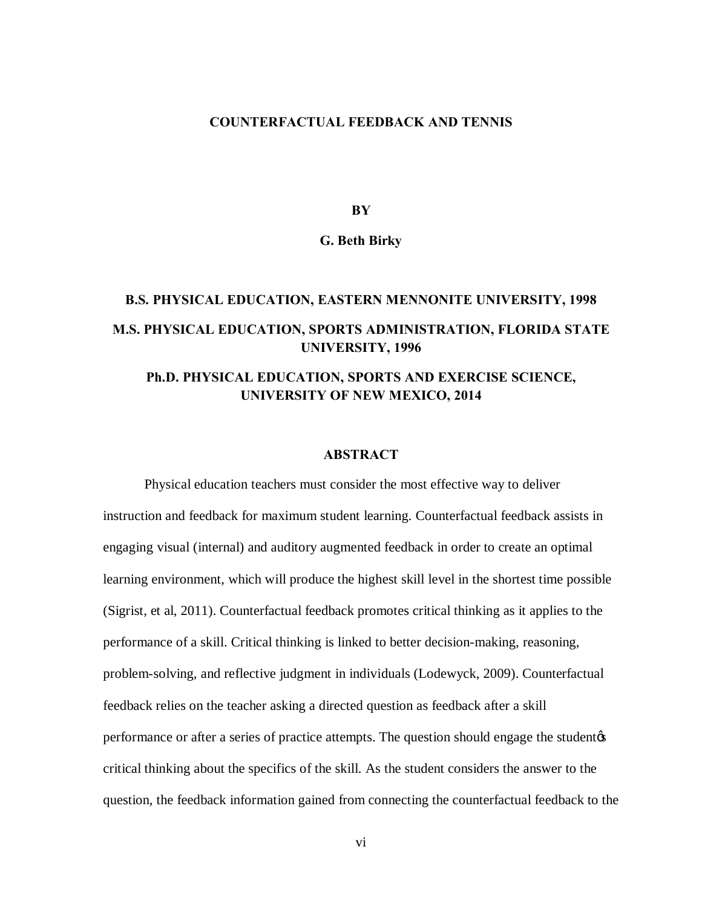**COUNTERFACTUAL FEEDBACK AND TENNIS**

**BY**

**G. Beth Birky**

**B.S. PHYSICAL EDUCATION, EASTERN MENNONITE UNIVERSITY, 1998**

**M.S. PHYSICAL EDUCATION, SPORTS ADMINISTRATION, FLORIDA STATE UNIVERSITY, 1996**

**Ph.D. PHYSICAL EDUCATION, SPORTS AND EXERCISE SCIENCE, UNIVERSITY OF NEW MEXICO, 2014**

## ABSTRACT

Physical education teachers must consider the most effective way to deliver instruction and feedback for maximum student learning. Counterfactual feedback assists in engaging visual (internal) and auditory augmented feedback in order to create an optimal learning environment, which will produce the highest skill level in the shortest time possible (Sigrist, et al, 2011). Counterfactual feedback promotes critical thinking as it applies to the performance of a skill. Critical thinking is linked to better decision-making, reasoning, problem-solving, and reflective judgment in individuals (Lodewyck, 2009). Counterfactual feedback relies on the teacher asking a directed question as feedback after a skill performance or after a series of practice attempts. The question should engage the studentӱs critical thinking about the specifics of the skill. As the student considers the answer to the question, the feedback information gained from connecting the counterfactual feedback to the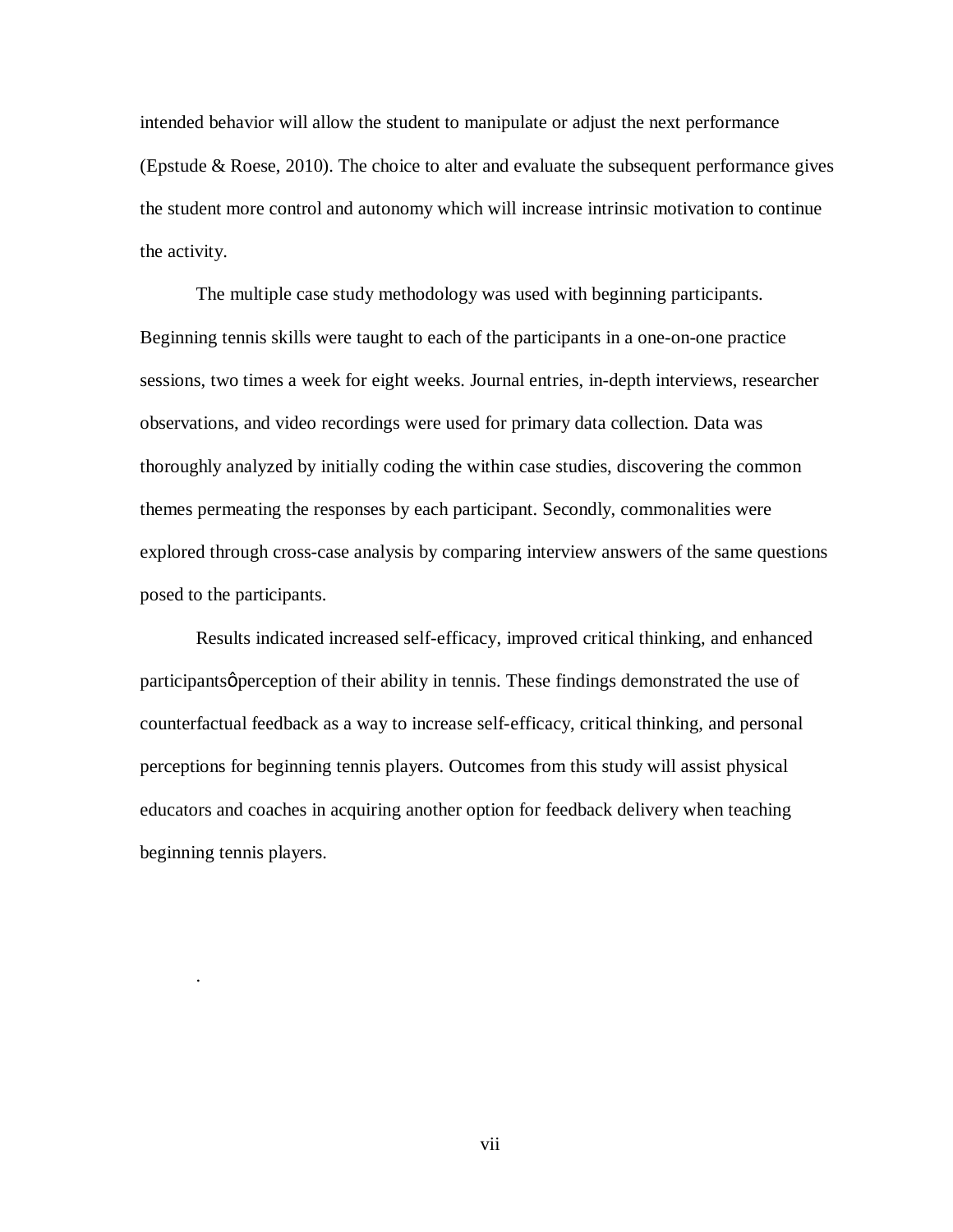intended behavior will allow the student to manipulate or adjust the next performance (Epstude & Roese, 2010). The choice to alter and evaluate the subsequent performance gives the student more control and autonomy which will increase intrinsic motivation to continue the activity.

The multiple case study methodology was used with beginning participants. Beginning tennis skills were taught to each of the participants in a one-on-one practice sessions, two times a week for eight weeks. Journal entries, in-depth interviews, researcher observations, and video recordings were used for primary data collection. Data was thoroughly analyzed by initially coding the within case studies, discovering the common themes permeating the responses by each participant. Secondly, commonalities were explored through cross-case analysis by comparing interview answers of the same questions posed to the participants.

Results indicated increased self-efficacy, improved critical thinking, and enhanced participantsǿ perception of their ability in tennis. These findings demonstrated the use of counterfactual feedback as a way to increase self-efficacy, critical thinking, and personal perceptions for beginning tennis players. Outcomes from this study will assist physical educators and coaches in acquiring another option for feedback delivery when teaching beginning tennis players.

.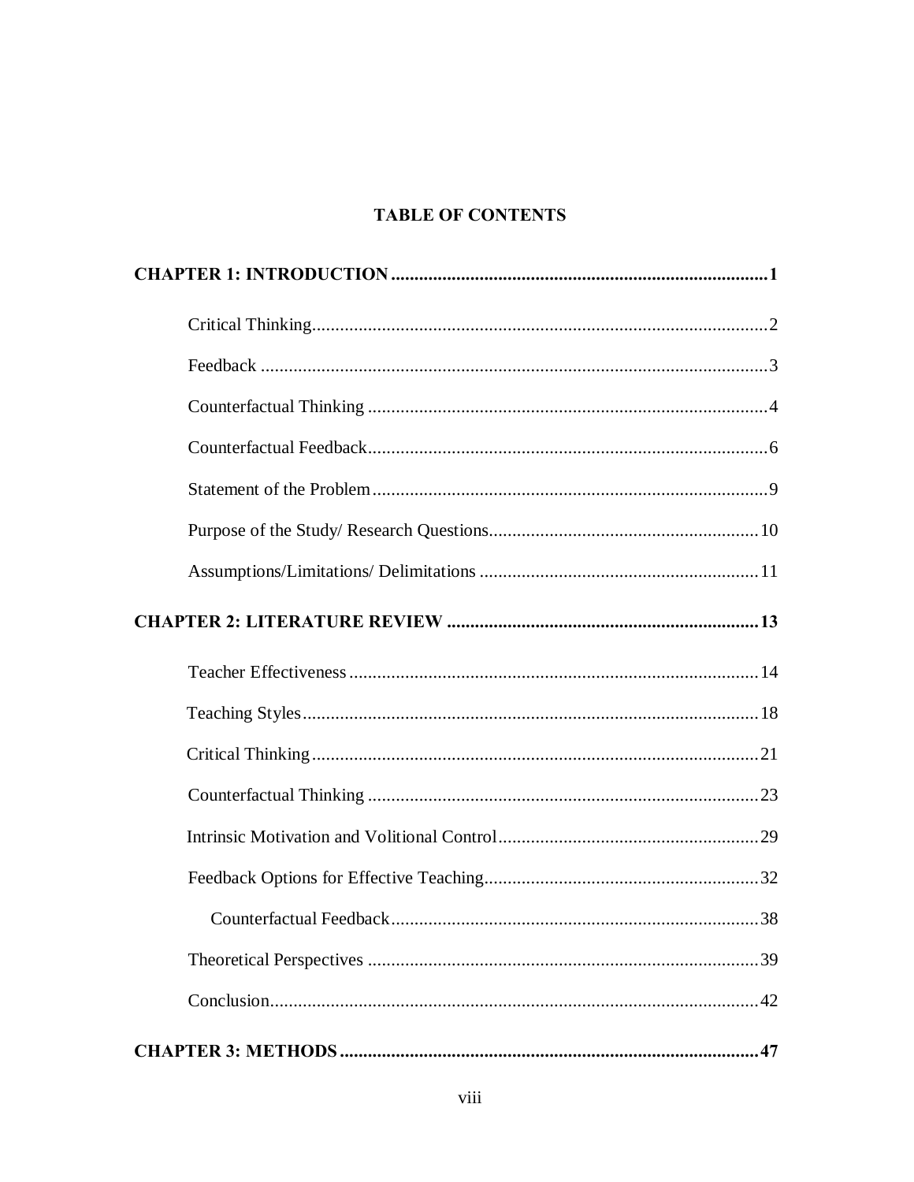# TABLE OF CONTENTS

**CHAPTER 1: INTRODUCTION ................................................................................ 1**

Critical Thinking................................................................................................. 2

Feedback ............................................................................................................ 3

Counterfactual Thinking ..................................................................................... 4

Counterfactual Feedback..................................................................................... 6

Statement of the Problem .................................................................................... 9

Purpose of the Study/ Research Questions......................................................... 10

Assumptions/Limitations/ Delimitations ........................................................... 11

**CHAPTER 2: LITERATURE REVIEW ................................................................... 13**

Teacher Effectiveness ....................................................................................... 14

Teaching Styles ................................................................................................. 18

Critical Thinking ............................................................................................... 21

Counterfactual Thinking ................................................................................... 23

Intrinsic Motivation and Volitional Control ....................................................... 29

Feedback Options for Effective Teaching.......................................................... 32

&nbsp;&nbsp;&nbsp;&nbsp;Counterfactual Feedback .............................................................................. 38

Theoretical Perspectives ................................................................................... 39

Conclusion ........................................................................................................ 42

**CHAPTER 3: METHODS ......................................................................................... 47**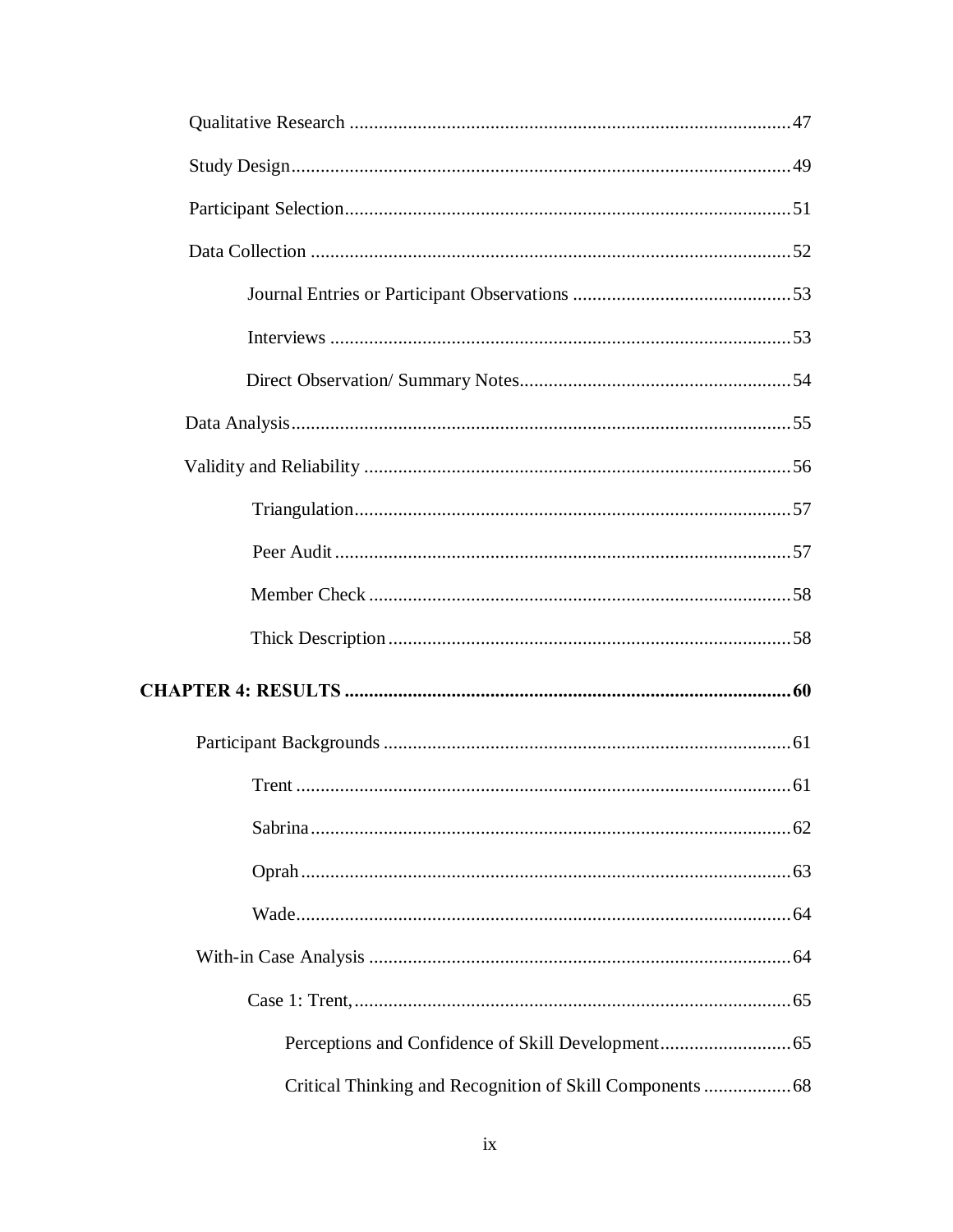Qualitative Research ........................................................................................... 47

Study Design........................................................................................................ 49

Participant Selection............................................................................................. 51

Data Collection ..................................................................................................... 52

Journal Entries or Participant Observations ............................................. 53

Interviews ............................................................................................... 53

Direct Observation/ Summary Notes........................................................ 54

Data Analysis........................................................................................................ 55

Validity and Reliability ......................................................................................... 56

Triangulation........................................................................................... 57

Peer Audit ............................................................................................... 57

Member Check ........................................................................................ 58

Thick Description .................................................................................... 58

**CHAPTER 4: RESULTS ............................................................................................ 60**

Participant Backgrounds ...................................................................................... 61

Trent ....................................................................................................... 61

Sabrina .................................................................................................... 62

Oprah ...................................................................................................... 63

Wade....................................................................................................... 64

With-in Case Analysis .......................................................................................... 64

Case 1: Trent,........................................................................................... 65

Perceptions and Confidence of Skill Development........................... 65

Critical Thinking and Recognition of Skill Components .................. 68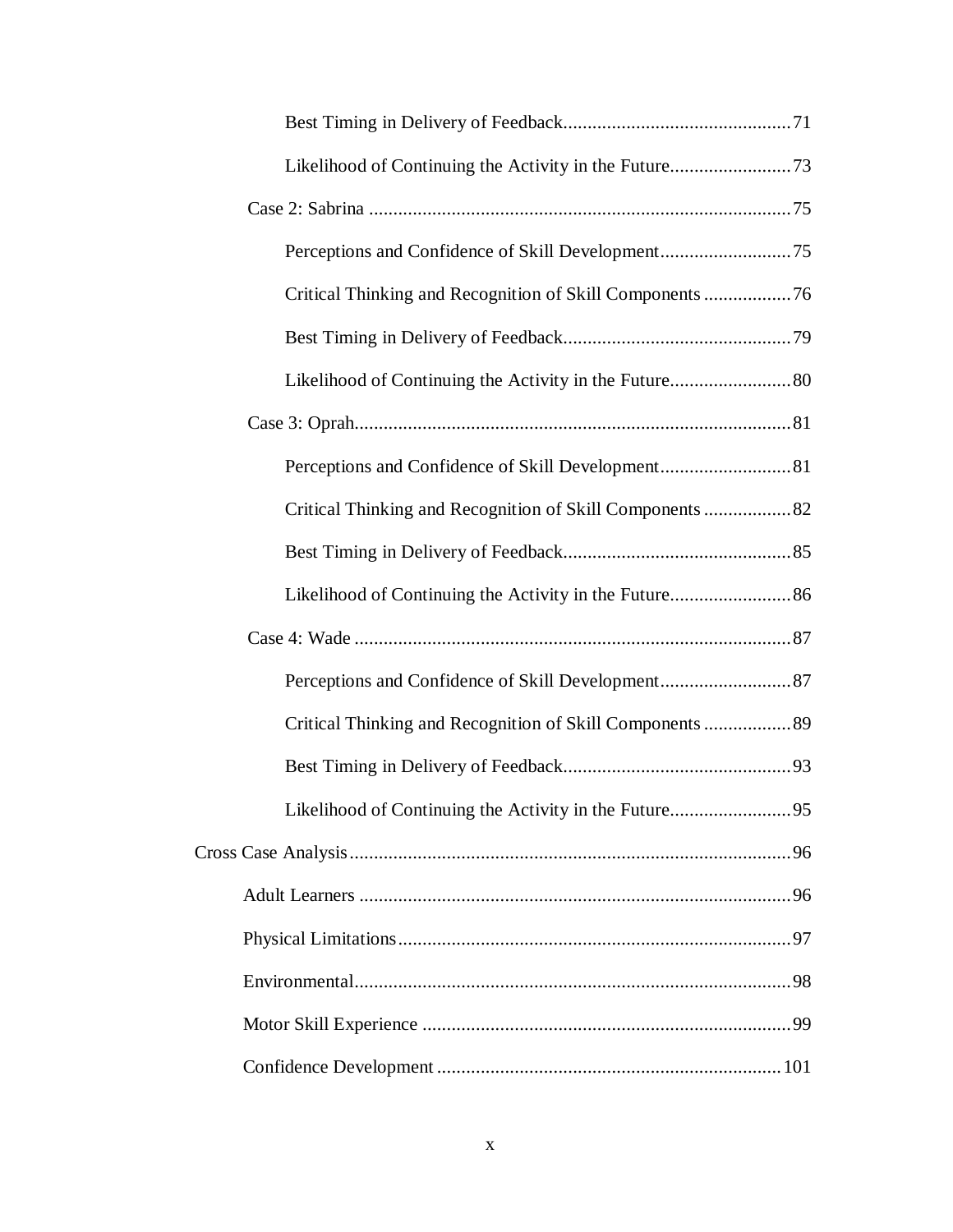Best Timing in Delivery of Feedback ........................................ 71

Likelihood of Continuing the Activity in the Future ........................ 73

Case 2: Sabrina ........................................................................ 75

Perceptions and Confidence of Skill Development .......................... 75

Critical Thinking and Recognition of Skill Components .................. 76

Best Timing in Delivery of Feedback ........................................ 79

Likelihood of Continuing the Activity in the Future ........................ 80

Case 3: Oprah ........................................................................... 81

Perceptions and Confidence of Skill Development .......................... 81

Critical Thinking and Recognition of Skill Components .................. 82

Best Timing in Delivery of Feedback ........................................ 85

Likelihood of Continuing the Activity in the Future ........................ 86

Case 4: Wade ............................................................................ 87

Perceptions and Confidence of Skill Development .......................... 87

Critical Thinking and Recognition of Skill Components .................. 89

Best Timing in Delivery of Feedback ........................................ 93

Likelihood of Continuing the Activity in the Future ........................ 95

Cross Case Analysis ........................................................................ 96

Adult Learners ............................................................................ 96

Physical Limitations .................................................................... 97

Environmental ............................................................................ 98

Motor Skill Experience ................................................................ 99

Confidence Development ............................................................ 101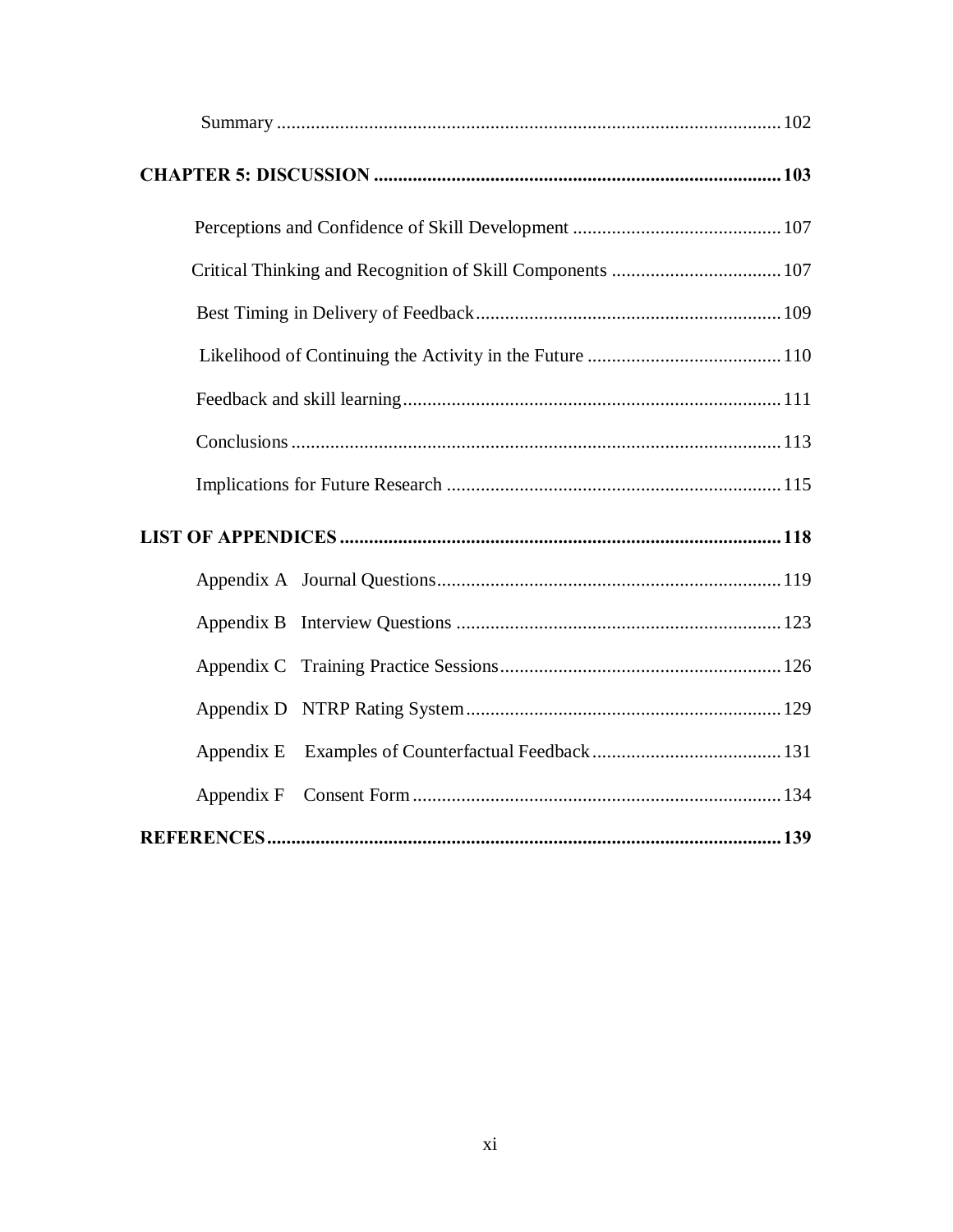Summary ........................................................................................................ 102

**CHAPTER 5: DISCUSSION ................................................................................... 103**

Perceptions and Confidence of Skill Development ........................................... 107

Critical Thinking and Recognition of Skill Components .................................. 107

Best Timing in Delivery of Feedback ............................................................... 109

Likelihood of Continuing the Activity in the Future ........................................ 110

Feedback and skill learning ............................................................................. 111

Conclusions ..................................................................................................... 113

Implications for Future Research .................................................................... 115

**LIST OF APPENDICES ........................................................................................... 118**

Appendix A Journal Questions ....................................................................... 119

Appendix B Interview Questions .................................................................. 123

Appendix C Training Practice Sessions .......................................................... 126

Appendix D NTRP Rating System ................................................................. 129

Appendix E Examples of Counterfactual Feedback ....................................... 131

Appendix F Consent Form ........................................................................... 134

**REFERENCES ......................................................................................................... 139**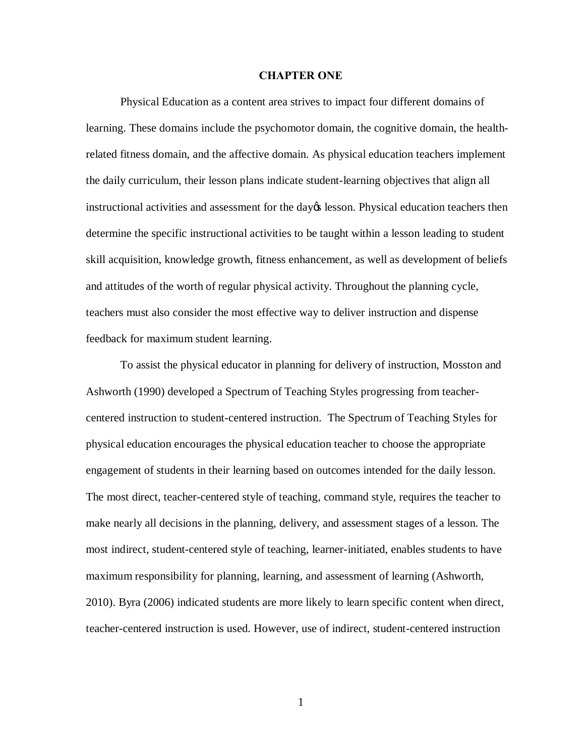# CHAPTER ONE

Physical Education as a content area strives to impact four different domains of learning. These domains include the psychomotor domain, the cognitive domain, the health-related fitness domain, and the affective domain. As physical education teachers implement the daily curriculum, their lesson plans indicate student-learning objectives that align all instructional activities and assessment for the day's lesson. Physical education teachers then determine the specific instructional activities to be taught within a lesson leading to student skill acquisition, knowledge growth, fitness enhancement, as well as development of beliefs and attitudes of the worth of regular physical activity. Throughout the planning cycle, teachers must also consider the most effective way to deliver instruction and dispense feedback for maximum student learning.

To assist the physical educator in planning for delivery of instruction, Mosston and Ashworth (1990) developed a Spectrum of Teaching Styles progressing from teacher-centered instruction to student-centered instruction. The Spectrum of Teaching Styles for physical education encourages the physical education teacher to choose the appropriate engagement of students in their learning based on outcomes intended for the daily lesson. The most direct, teacher-centered style of teaching, command style, requires the teacher to make nearly all decisions in the planning, delivery, and assessment stages of a lesson. The most indirect, student-centered style of teaching, learner-initiated, enables students to have maximum responsibility for planning, learning, and assessment of learning (Ashworth, 2010). Byra (2006) indicated students are more likely to learn specific content when direct, teacher-centered instruction is used. However, use of indirect, student-centered instruction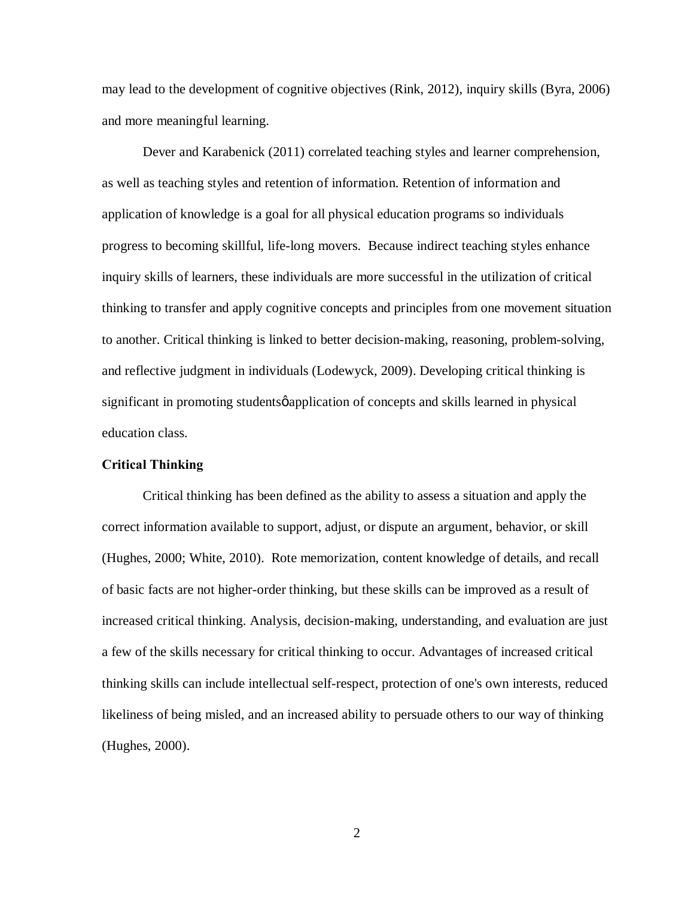may lead to the development of cognitive objectives (Rink, 2012), inquiry skills (Byra, 2006) and more meaningful learning.

Dever and Karabenick (2011) correlated teaching styles and learner comprehension, as well as teaching styles and retention of information. Retention of information and application of knowledge is a goal for all physical education programs so individuals progress to becoming skillful, life-long movers. Because indirect teaching styles enhance inquiry skills of learners, these individuals are more successful in the utilization of critical thinking to transfer and apply cognitive concepts and principles from one movement situation to another. Critical thinking is linked to better decision-making, reasoning, problem-solving, and reflective judgment in individuals (Lodewyck, 2009). Developing critical thinking is significant in promoting studentsǿ application of concepts and skills learned in physical education class.

**Critical Thinking**

Critical thinking has been defined as the ability to assess a situation and apply the correct information available to support, adjust, or dispute an argument, behavior, or skill (Hughes, 2000; White, 2010). Rote memorization, content knowledge of details, and recall of basic facts are not higher-order thinking, but these skills can be improved as a result of increased critical thinking. Analysis, decision-making, understanding, and evaluation are just a few of the skills necessary for critical thinking to occur. Advantages of increased critical thinking skills can include intellectual self-respect, protection of one's own interests, reduced likeliness of being misled, and an increased ability to persuade others to our way of thinking (Hughes, 2000).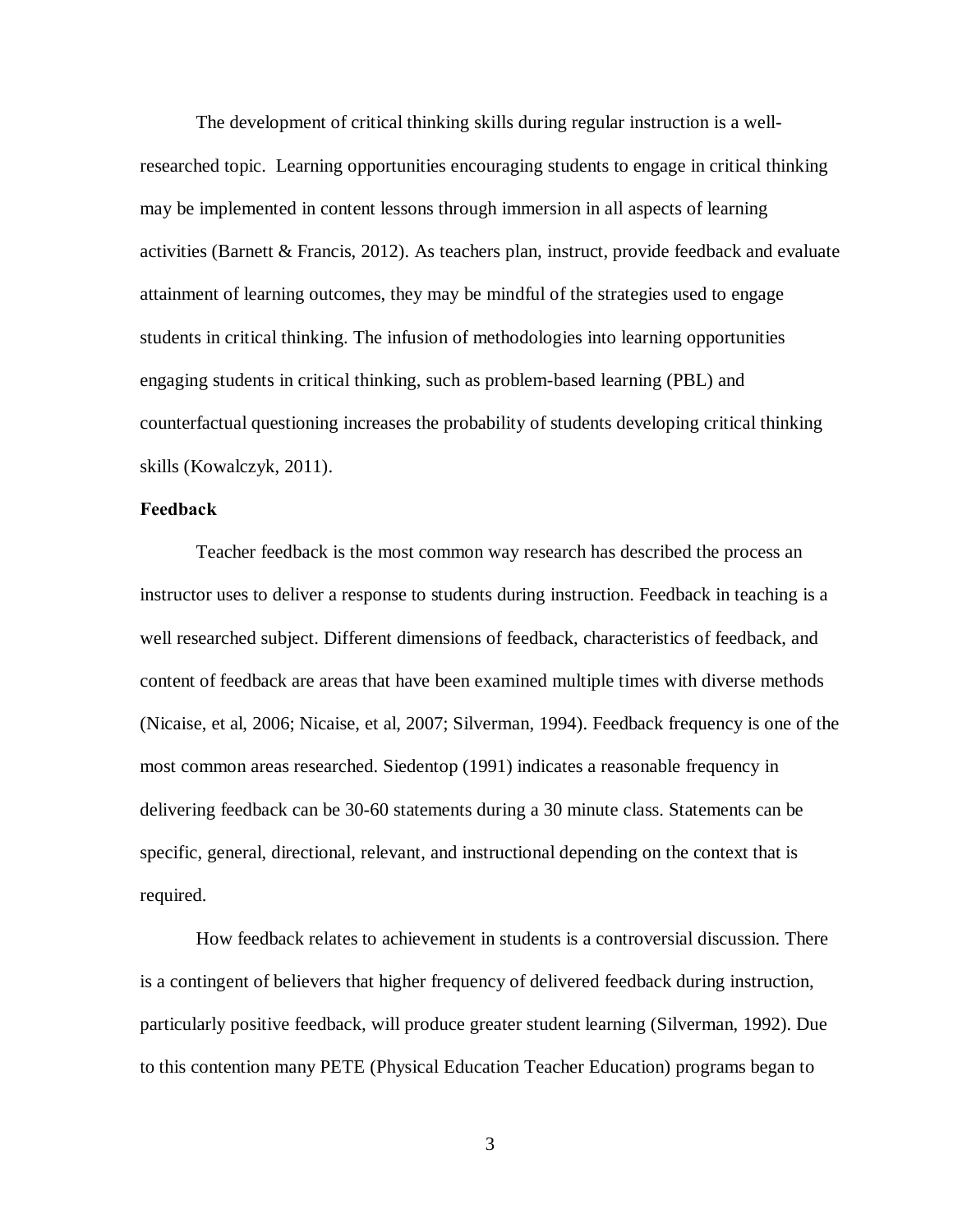The development of critical thinking skills during regular instruction is a well-researched topic. Learning opportunities encouraging students to engage in critical thinking may be implemented in content lessons through immersion in all aspects of learning activities (Barnett & Francis, 2012). As teachers plan, instruct, provide feedback and evaluate attainment of learning outcomes, they may be mindful of the strategies used to engage students in critical thinking. The infusion of methodologies into learning opportunities engaging students in critical thinking, such as problem-based learning (PBL) and counterfactual questioning increases the probability of students developing critical thinking skills (Kowalczyk, 2011).

**Feedback**

Teacher feedback is the most common way research has described the process an instructor uses to deliver a response to students during instruction. Feedback in teaching is a well researched subject. Different dimensions of feedback, characteristics of feedback, and content of feedback are areas that have been examined multiple times with diverse methods (Nicaise, et al, 2006; Nicaise, et al, 2007; Silverman, 1994). Feedback frequency is one of the most common areas researched. Siedentop (1991) indicates a reasonable frequency in delivering feedback can be 30-60 statements during a 30 minute class. Statements can be specific, general, directional, relevant, and instructional depending on the context that is required.

How feedback relates to achievement in students is a controversial discussion. There is a contingent of believers that higher frequency of delivered feedback during instruction, particularly positive feedback, will produce greater student learning (Silverman, 1992). Due to this contention many PETE (Physical Education Teacher Education) programs began to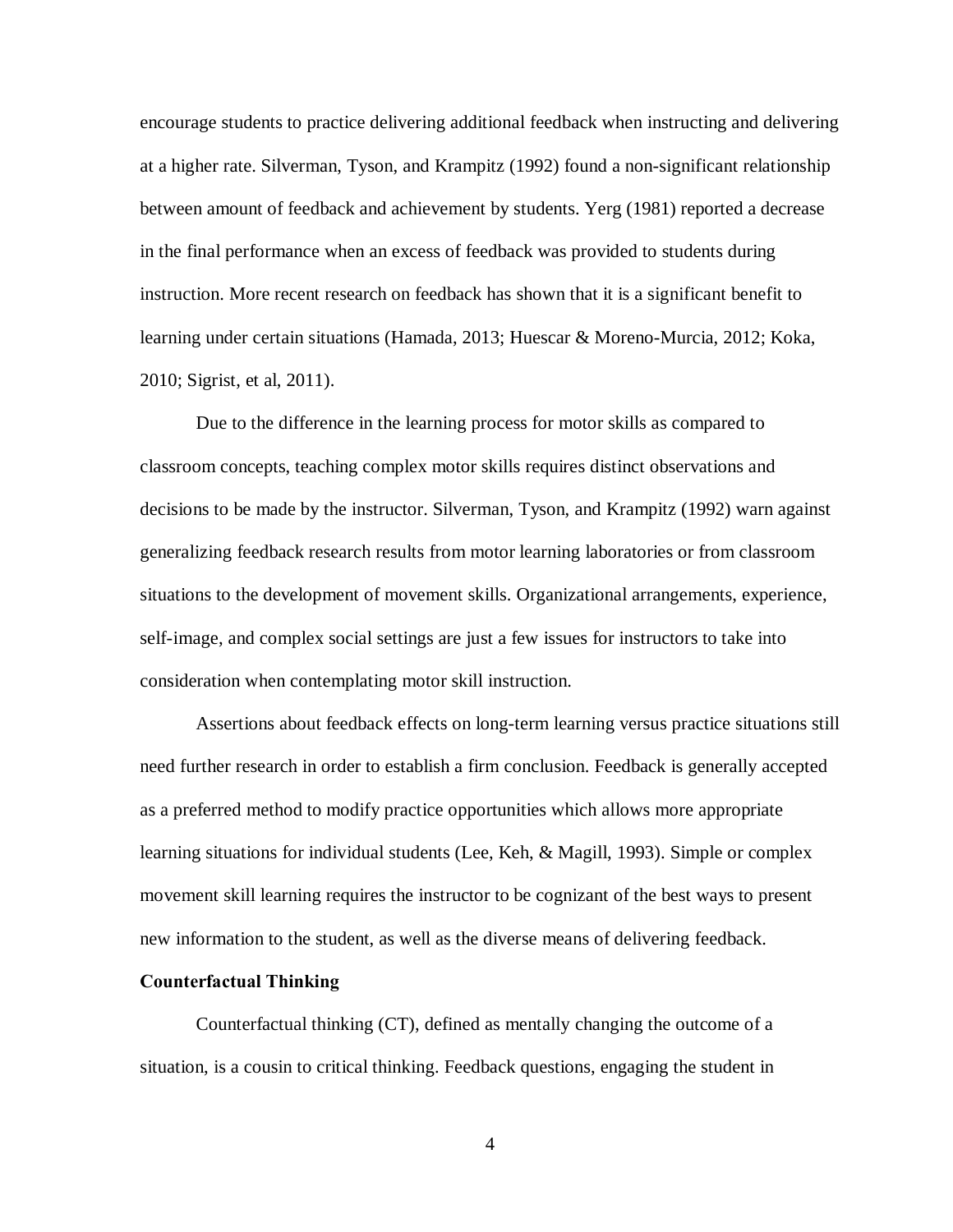encourage students to practice delivering additional feedback when instructing and delivering at a higher rate. Silverman, Tyson, and Krampitz (1992) found a non-significant relationship between amount of feedback and achievement by students. Yerg (1981) reported a decrease in the final performance when an excess of feedback was provided to students during instruction. More recent research on feedback has shown that it is a significant benefit to learning under certain situations (Hamada, 2013; Huescar & Moreno-Murcia, 2012; Koka, 2010; Sigrist, et al, 2011).

Due to the difference in the learning process for motor skills as compared to classroom concepts, teaching complex motor skills requires distinct observations and decisions to be made by the instructor. Silverman, Tyson, and Krampitz (1992) warn against generalizing feedback research results from motor learning laboratories or from classroom situations to the development of movement skills. Organizational arrangements, experience, self-image, and complex social settings are just a few issues for instructors to take into consideration when contemplating motor skill instruction.

Assertions about feedback effects on long-term learning versus practice situations still need further research in order to establish a firm conclusion. Feedback is generally accepted as a preferred method to modify practice opportunities which allows more appropriate learning situations for individual students (Lee, Keh, & Magill, 1993). Simple or complex movement skill learning requires the instructor to be cognizant of the best ways to present new information to the student, as well as the diverse means of delivering feedback.

**Counterfactual Thinking**

Counterfactual thinking (CT), defined as mentally changing the outcome of a situation, is a cousin to critical thinking. Feedback questions, engaging the student in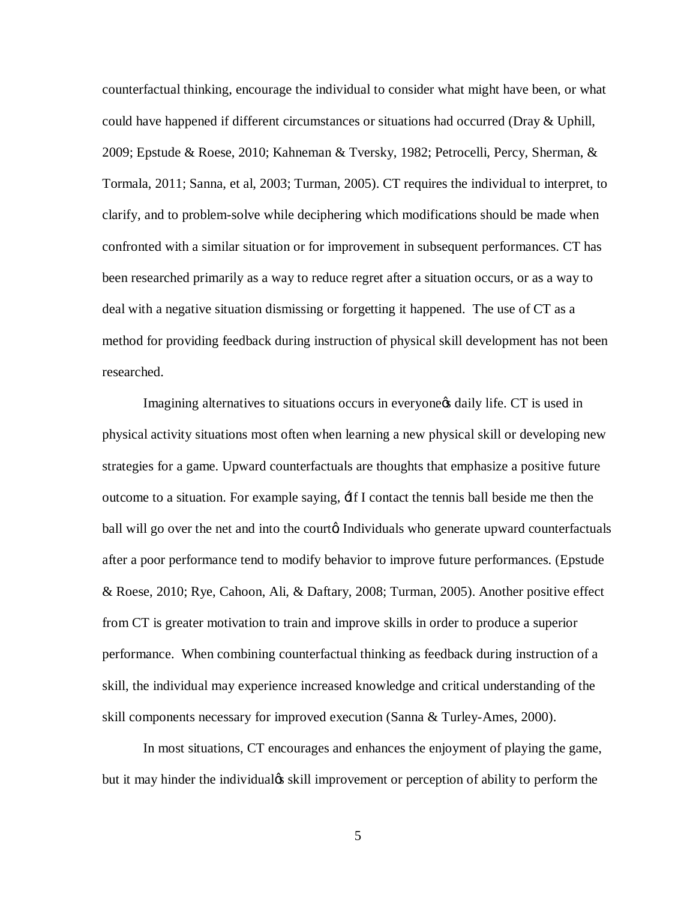counterfactual thinking, encourage the individual to consider what might have been, or what could have happened if different circumstances or situations had occurred (Dray & Uphill, 2009; Epstude & Roese, 2010; Kahneman & Tversky, 1982; Petrocelli, Percy, Sherman, & Tormala, 2011; Sanna, et al, 2003; Turman, 2005). CT requires the individual to interpret, to clarify, and to problem-solve while deciphering which modifications should be made when confronted with a similar situation or for improvement in subsequent performances. CT has been researched primarily as a way to reduce regret after a situation occurs, or as a way to deal with a negative situation dismissing or forgetting it happened. The use of CT as a method for providing feedback during instruction of physical skill development has not been researched.

Imagining alternatives to situations occurs in everyone's daily life. CT is used in physical activity situations most often when learning a new physical skill or developing new strategies for a game. Upward counterfactuals are thoughts that emphasize a positive future outcome to a situation. For example saying, "If I contact the tennis ball beside me then the ball will go over the net and into the court" Individuals who generate upward counterfactuals after a poor performance tend to modify behavior to improve future performances. (Epstude & Roese, 2010; Rye, Cahoon, Ali, & Daftary, 2008; Turman, 2005). Another positive effect from CT is greater motivation to train and improve skills in order to produce a superior performance. When combining counterfactual thinking as feedback during instruction of a skill, the individual may experience increased knowledge and critical understanding of the skill components necessary for improved execution (Sanna & Turley-Ames, 2000).

In most situations, CT encourages and enhances the enjoyment of playing the game, but it may hinder the individual's skill improvement or perception of ability to perform the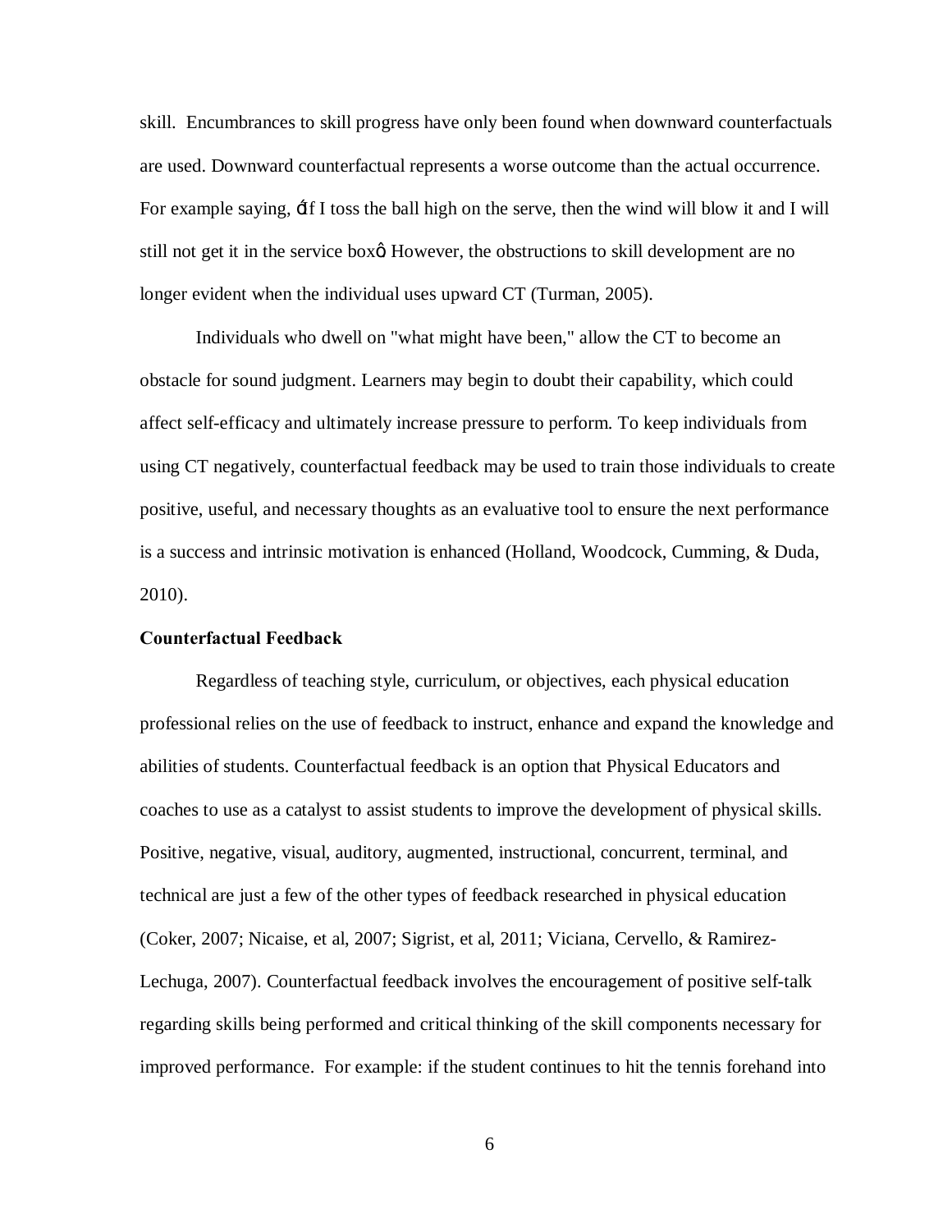skill. Encumbrances to skill progress have only been found when downward counterfactuals are used. Downward counterfactual represents a worse outcome than the actual occurrence. For example saying, "If I toss the ball high on the serve, then the wind will blow it and I will still not get it in the service box." However, the obstructions to skill development are no longer evident when the individual uses upward CT (Turman, 2005).

Individuals who dwell on "what might have been," allow the CT to become an obstacle for sound judgment. Learners may begin to doubt their capability, which could affect self-efficacy and ultimately increase pressure to perform. To keep individuals from using CT negatively, counterfactual feedback may be used to train those individuals to create positive, useful, and necessary thoughts as an evaluative tool to ensure the next performance is a success and intrinsic motivation is enhanced (Holland, Woodcock, Cumming, & Duda, 2010).

**Counterfactual Feedback**

Regardless of teaching style, curriculum, or objectives, each physical education professional relies on the use of feedback to instruct, enhance and expand the knowledge and abilities of students. Counterfactual feedback is an option that Physical Educators and coaches to use as a catalyst to assist students to improve the development of physical skills. Positive, negative, visual, auditory, augmented, instructional, concurrent, terminal, and technical are just a few of the other types of feedback researched in physical education (Coker, 2007; Nicaise, et al, 2007; Sigrist, et al, 2011; Viciana, Cervello, & Ramirez-Lechuga, 2007). Counterfactual feedback involves the encouragement of positive self-talk regarding skills being performed and critical thinking of the skill components necessary for improved performance. For example: if the student continues to hit the tennis forehand into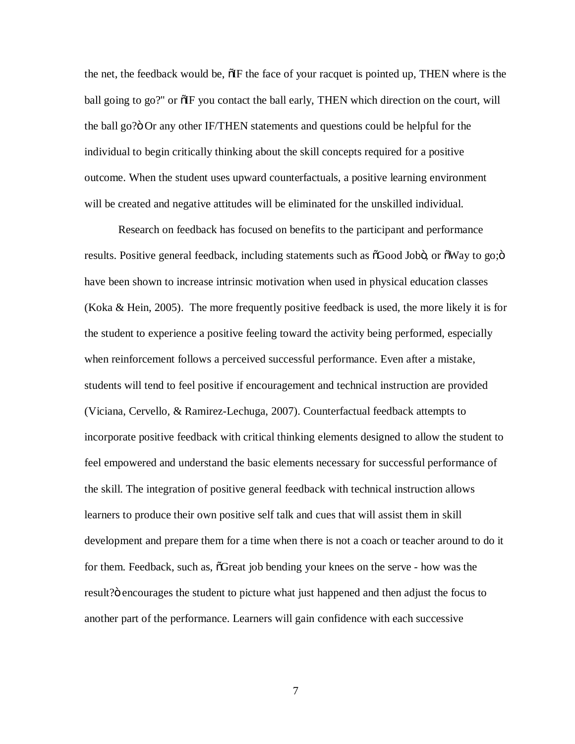the net, the feedback would be, õIF the face of your racquet is pointed up, THEN where is the ball going to go?" or õIF you contact the ball early, THEN which direction on the court, will the ball go?ö Or any other IF/THEN statements and questions could be helpful for the individual to begin critically thinking about the skill concepts required for a positive outcome. When the student uses upward counterfactuals, a positive learning environment will be created and negative attitudes will be eliminated for the unskilled individual.

Research on feedback has focused on benefits to the participant and performance results. Positive general feedback, including statements such as õGood Jobö, or õWay to go;ö have been shown to increase intrinsic motivation when used in physical education classes (Koka & Hein, 2005). The more frequently positive feedback is used, the more likely it is for the student to experience a positive feeling toward the activity being performed, especially when reinforcement follows a perceived successful performance. Even after a mistake, students will tend to feel positive if encouragement and technical instruction are provided (Viciana, Cervello, & Ramirez-Lechuga, 2007). Counterfactual feedback attempts to incorporate positive feedback with critical thinking elements designed to allow the student to feel empowered and understand the basic elements necessary for successful performance of the skill. The integration of positive general feedback with technical instruction allows learners to produce their own positive self talk and cues that will assist them in skill development and prepare them for a time when there is not a coach or teacher around to do it for them. Feedback, such as, õGreat job bending your knees on the serve - how was the result?ö encourages the student to picture what just happened and then adjust the focus to another part of the performance. Learners will gain confidence with each successive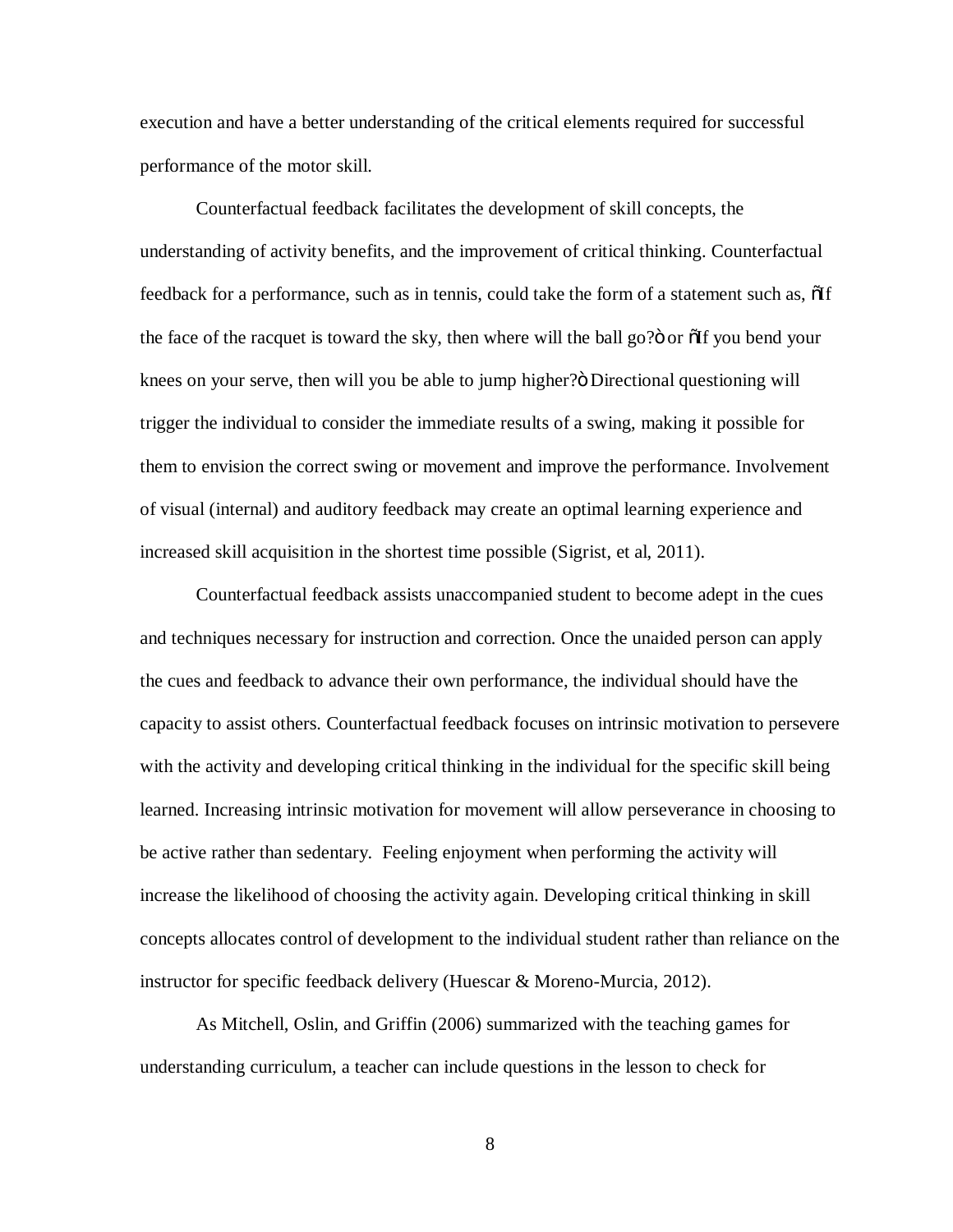execution and have a better understanding of the critical elements required for successful performance of the motor skill.

Counterfactual feedback facilitates the development of skill concepts, the understanding of activity benefits, and the improvement of critical thinking. Counterfactual feedback for a performance, such as in tennis, could take the form of a statement such as, "If the face of the racquet is toward the sky, then where will the ball go?" or "If you bend your knees on your serve, then will you be able to jump higher?" Directional questioning will trigger the individual to consider the immediate results of a swing, making it possible for them to envision the correct swing or movement and improve the performance. Involvement of visual (internal) and auditory feedback may create an optimal learning experience and increased skill acquisition in the shortest time possible (Sigrist, et al, 2011).

Counterfactual feedback assists unaccompanied student to become adept in the cues and techniques necessary for instruction and correction. Once the unaided person can apply the cues and feedback to advance their own performance, the individual should have the capacity to assist others. Counterfactual feedback focuses on intrinsic motivation to persevere with the activity and developing critical thinking in the individual for the specific skill being learned. Increasing intrinsic motivation for movement will allow perseverance in choosing to be active rather than sedentary. Feeling enjoyment when performing the activity will increase the likelihood of choosing the activity again. Developing critical thinking in skill concepts allocates control of development to the individual student rather than reliance on the instructor for specific feedback delivery (Huescar & Moreno-Murcia, 2012).

As Mitchell, Oslin, and Griffin (2006) summarized with the teaching games for understanding curriculum, a teacher can include questions in the lesson to check for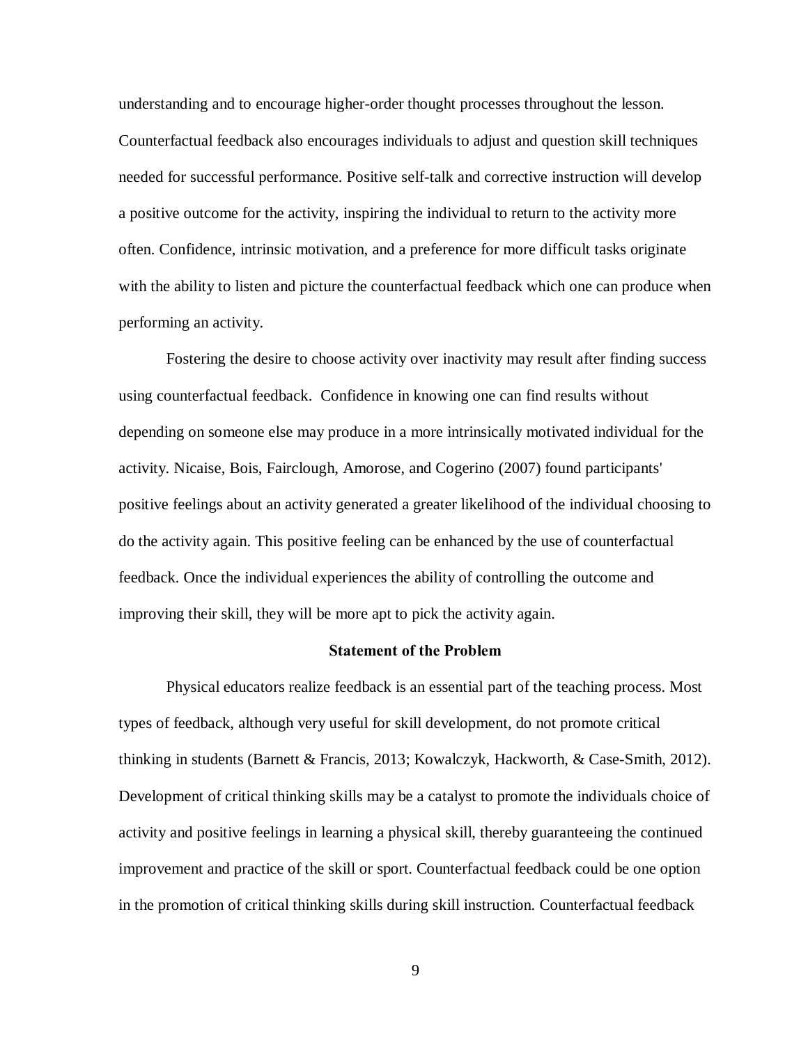understanding and to encourage higher-order thought processes throughout the lesson. Counterfactual feedback also encourages individuals to adjust and question skill techniques needed for successful performance. Positive self-talk and corrective instruction will develop a positive outcome for the activity, inspiring the individual to return to the activity more often. Confidence, intrinsic motivation, and a preference for more difficult tasks originate with the ability to listen and picture the counterfactual feedback which one can produce when performing an activity.

Fostering the desire to choose activity over inactivity may result after finding success using counterfactual feedback. Confidence in knowing one can find results without depending on someone else may produce in a more intrinsically motivated individual for the activity. Nicaise, Bois, Fairclough, Amorose, and Cogerino (2007) found participants' positive feelings about an activity generated a greater likelihood of the individual choosing to do the activity again. This positive feeling can be enhanced by the use of counterfactual feedback. Once the individual experiences the ability of controlling the outcome and improving their skill, they will be more apt to pick the activity again.

## Statement of the Problem

Physical educators realize feedback is an essential part of the teaching process. Most types of feedback, although very useful for skill development, do not promote critical thinking in students (Barnett & Francis, 2013; Kowalczyk, Hackworth, & Case-Smith, 2012). Development of critical thinking skills may be a catalyst to promote the individuals choice of activity and positive feelings in learning a physical skill, thereby guaranteeing the continued improvement and practice of the skill or sport. Counterfactual feedback could be one option in the promotion of critical thinking skills during skill instruction. Counterfactual feedback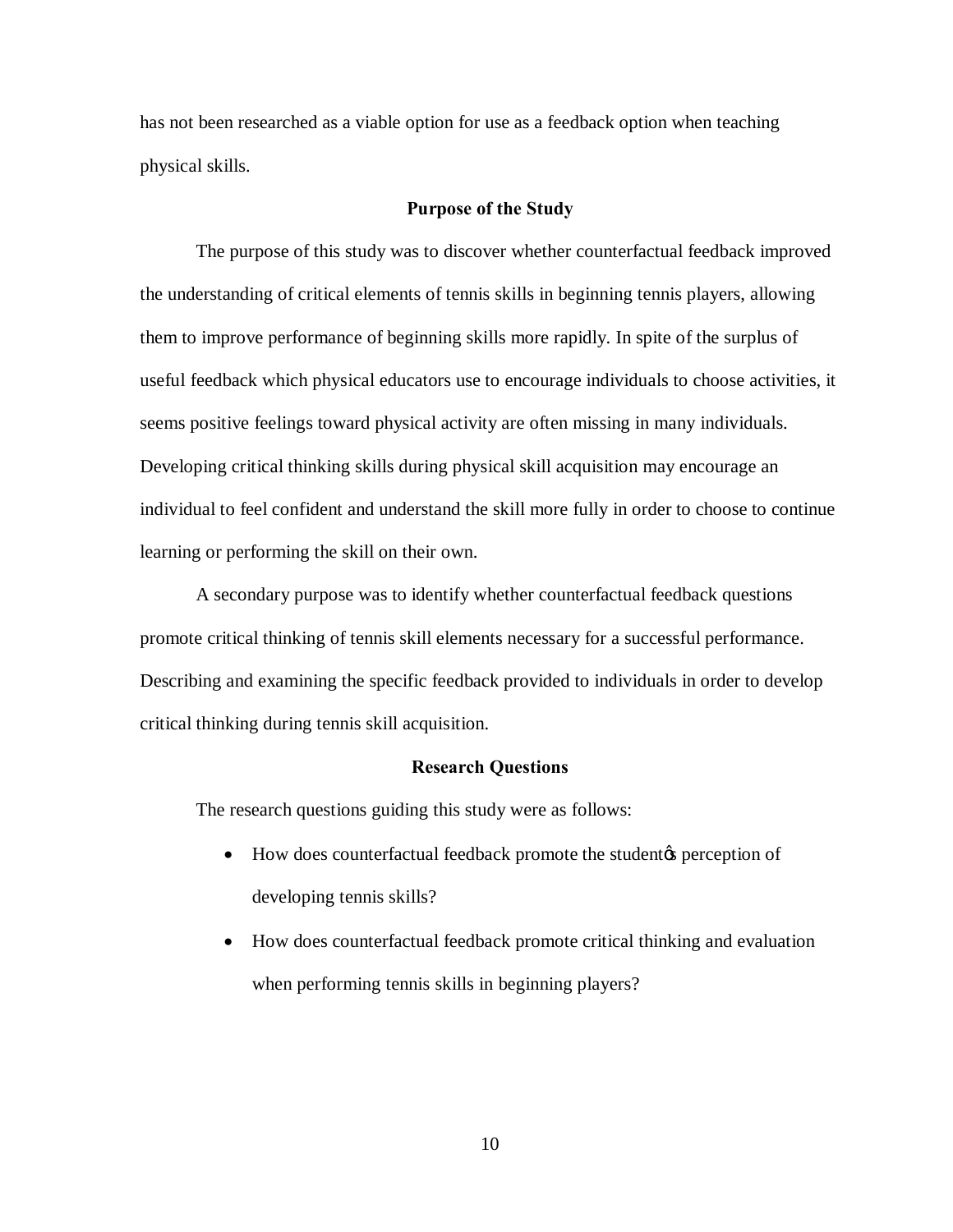has not been researched as a viable option for use as a feedback option when teaching physical skills.

## Purpose of the Study

The purpose of this study was to discover whether counterfactual feedback improved the understanding of critical elements of tennis skills in beginning tennis players, allowing them to improve performance of beginning skills more rapidly. In spite of the surplus of useful feedback which physical educators use to encourage individuals to choose activities, it seems positive feelings toward physical activity are often missing in many individuals. Developing critical thinking skills during physical skill acquisition may encourage an individual to feel confident and understand the skill more fully in order to choose to continue learning or performing the skill on their own.

A secondary purpose was to identify whether counterfactual feedback questions promote critical thinking of tennis skill elements necessary for a successful performance. Describing and examining the specific feedback provided to individuals in order to develop critical thinking during tennis skill acquisition.

## Research Questions

The research questions guiding this study were as follows:

- How does counterfactual feedback promote the student's perception of developing tennis skills?
- How does counterfactual feedback promote critical thinking and evaluation when performing tennis skills in beginning players?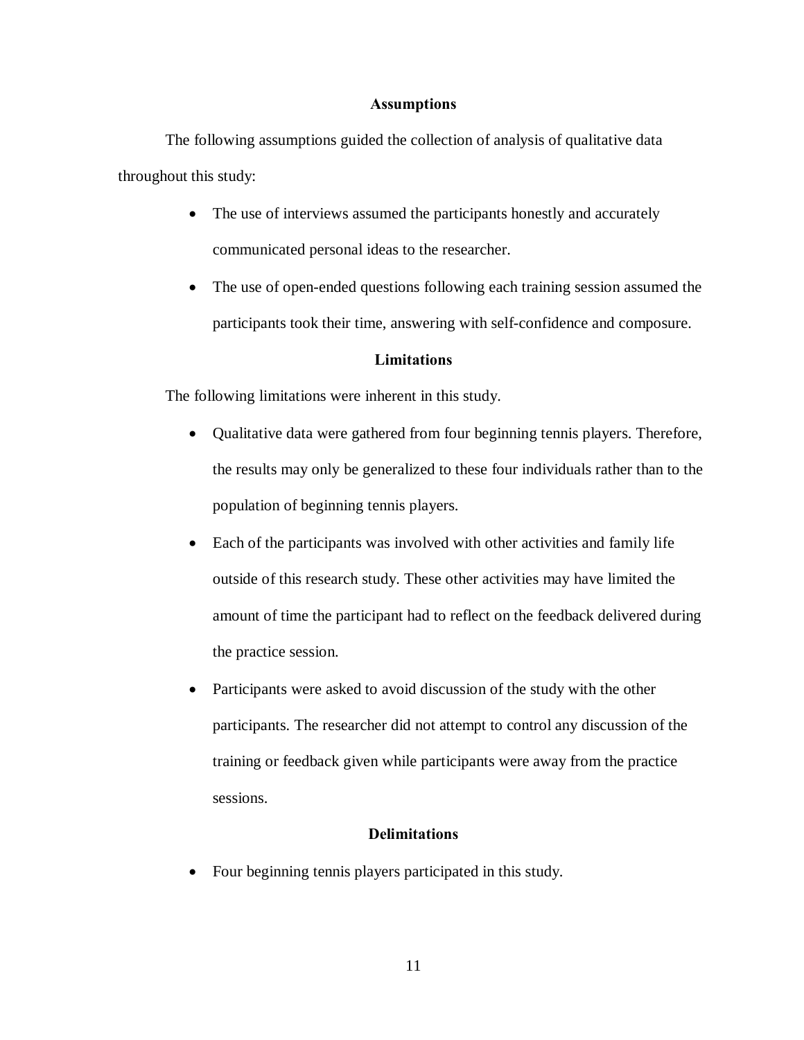## Assumptions

The following assumptions guided the collection of analysis of qualitative data throughout this study:

- The use of interviews assumed the participants honestly and accurately communicated personal ideas to the researcher.
- The use of open-ended questions following each training session assumed the participants took their time, answering with self-confidence and composure.

## Limitations

The following limitations were inherent in this study.

- Qualitative data were gathered from four beginning tennis players. Therefore, the results may only be generalized to these four individuals rather than to the population of beginning tennis players.
- Each of the participants was involved with other activities and family life outside of this research study. These other activities may have limited the amount of time the participant had to reflect on the feedback delivered during the practice session.
- Participants were asked to avoid discussion of the study with the other participants. The researcher did not attempt to control any discussion of the training or feedback given while participants were away from the practice sessions.

## Delimitations

- Four beginning tennis players participated in this study.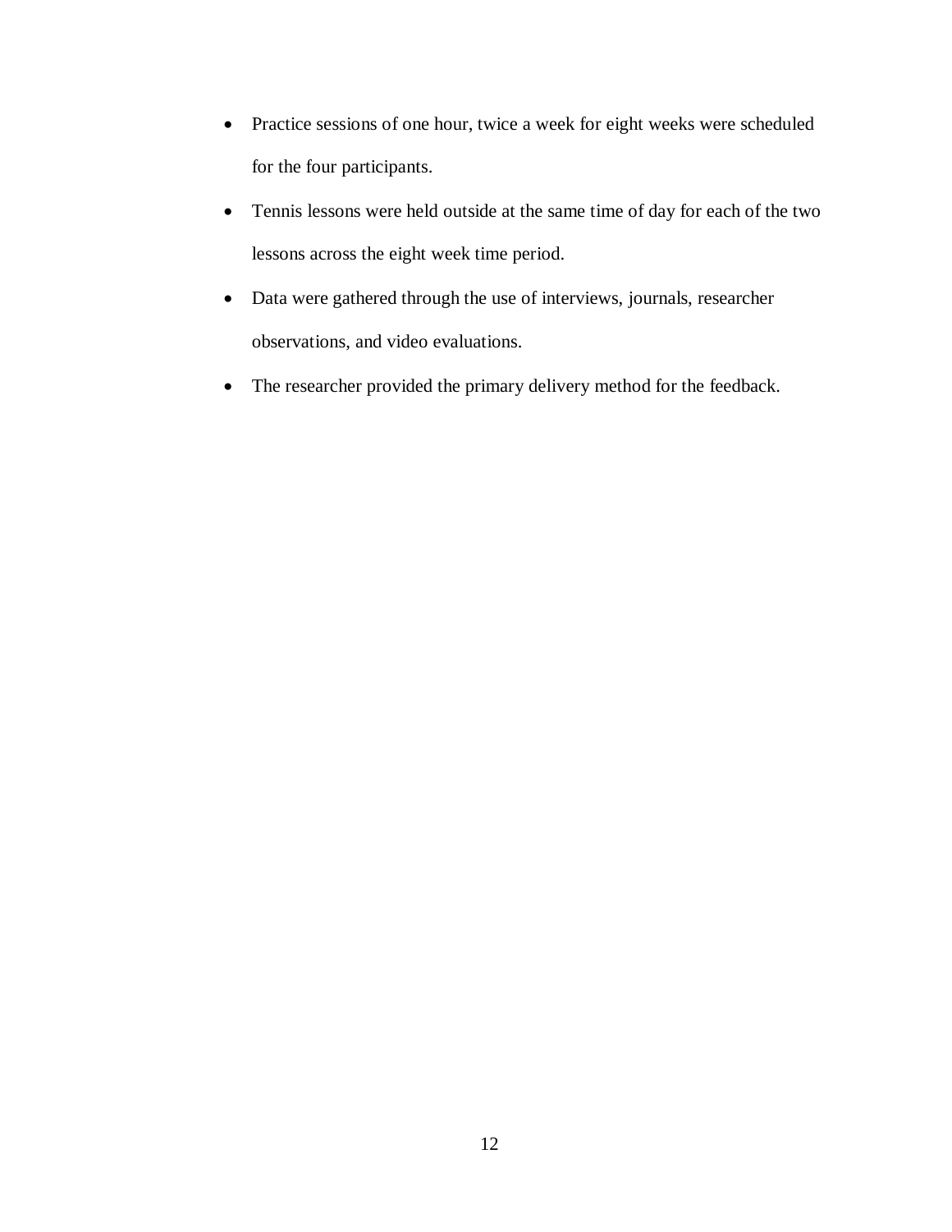- Practice sessions of one hour, twice a week for eight weeks were scheduled for the four participants.
- Tennis lessons were held outside at the same time of day for each of the two lessons across the eight week time period.
- Data were gathered through the use of interviews, journals, researcher observations, and video evaluations.
- The researcher provided the primary delivery method for the feedback.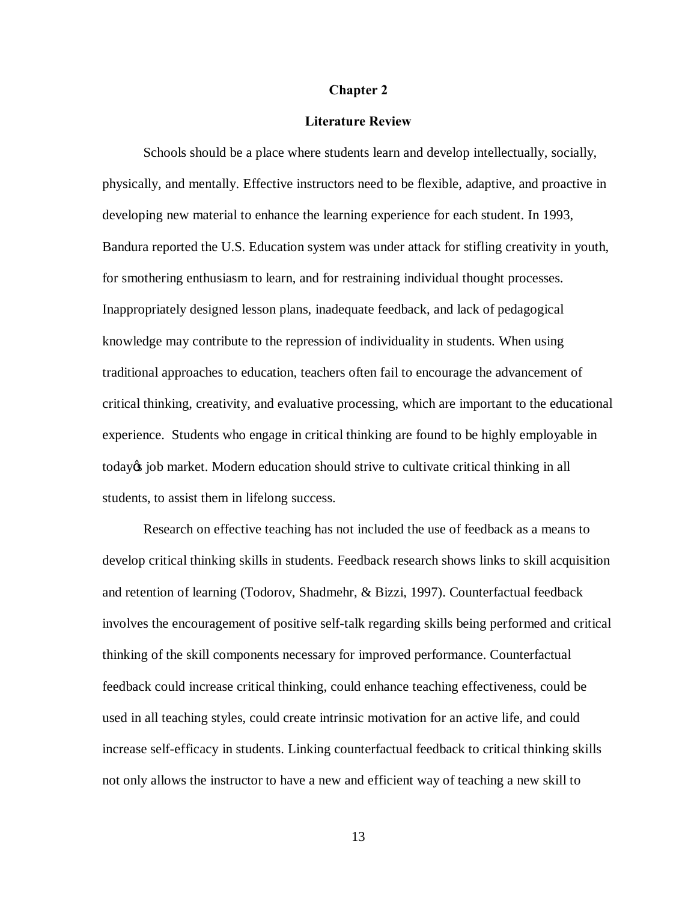# Chapter 2

## Literature Review

Schools should be a place where students learn and develop intellectually, socially, physically, and mentally. Effective instructors need to be flexible, adaptive, and proactive in developing new material to enhance the learning experience for each student. In 1993, Bandura reported the U.S. Education system was under attack for stifling creativity in youth, for smothering enthusiasm to learn, and for restraining individual thought processes. Inappropriately designed lesson plans, inadequate feedback, and lack of pedagogical knowledge may contribute to the repression of individuality in students. When using traditional approaches to education, teachers often fail to encourage the advancement of critical thinking, creativity, and evaluative processing, which are important to the educational experience. Students who engage in critical thinking are found to be highly employable in today's job market. Modern education should strive to cultivate critical thinking in all students, to assist them in lifelong success.

Research on effective teaching has not included the use of feedback as a means to develop critical thinking skills in students. Feedback research shows links to skill acquisition and retention of learning (Todorov, Shadmehr, & Bizzi, 1997). Counterfactual feedback involves the encouragement of positive self-talk regarding skills being performed and critical thinking of the skill components necessary for improved performance. Counterfactual feedback could increase critical thinking, could enhance teaching effectiveness, could be used in all teaching styles, could create intrinsic motivation for an active life, and could increase self-efficacy in students. Linking counterfactual feedback to critical thinking skills not only allows the instructor to have a new and efficient way of teaching a new skill to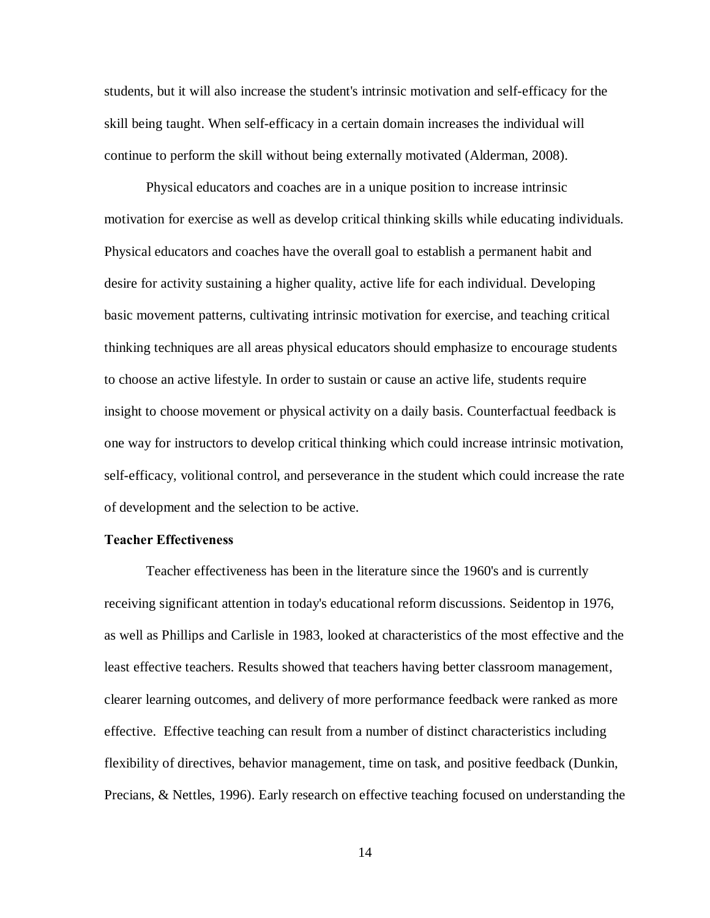students, but it will also increase the student's intrinsic motivation and self-efficacy for the skill being taught. When self-efficacy in a certain domain increases the individual will continue to perform the skill without being externally motivated (Alderman, 2008).

Physical educators and coaches are in a unique position to increase intrinsic motivation for exercise as well as develop critical thinking skills while educating individuals. Physical educators and coaches have the overall goal to establish a permanent habit and desire for activity sustaining a higher quality, active life for each individual. Developing basic movement patterns, cultivating intrinsic motivation for exercise, and teaching critical thinking techniques are all areas physical educators should emphasize to encourage students to choose an active lifestyle. In order to sustain or cause an active life, students require insight to choose movement or physical activity on a daily basis. Counterfactual feedback is one way for instructors to develop critical thinking which could increase intrinsic motivation, self-efficacy, volitional control, and perseverance in the student which could increase the rate of development and the selection to be active.

**Teacher Effectiveness**

Teacher effectiveness has been in the literature since the 1960's and is currently receiving significant attention in today's educational reform discussions. Seidentop in 1976, as well as Phillips and Carlisle in 1983, looked at characteristics of the most effective and the least effective teachers. Results showed that teachers having better classroom management, clearer learning outcomes, and delivery of more performance feedback were ranked as more effective. Effective teaching can result from a number of distinct characteristics including flexibility of directives, behavior management, time on task, and positive feedback (Dunkin, Precians, & Nettles, 1996). Early research on effective teaching focused on understanding the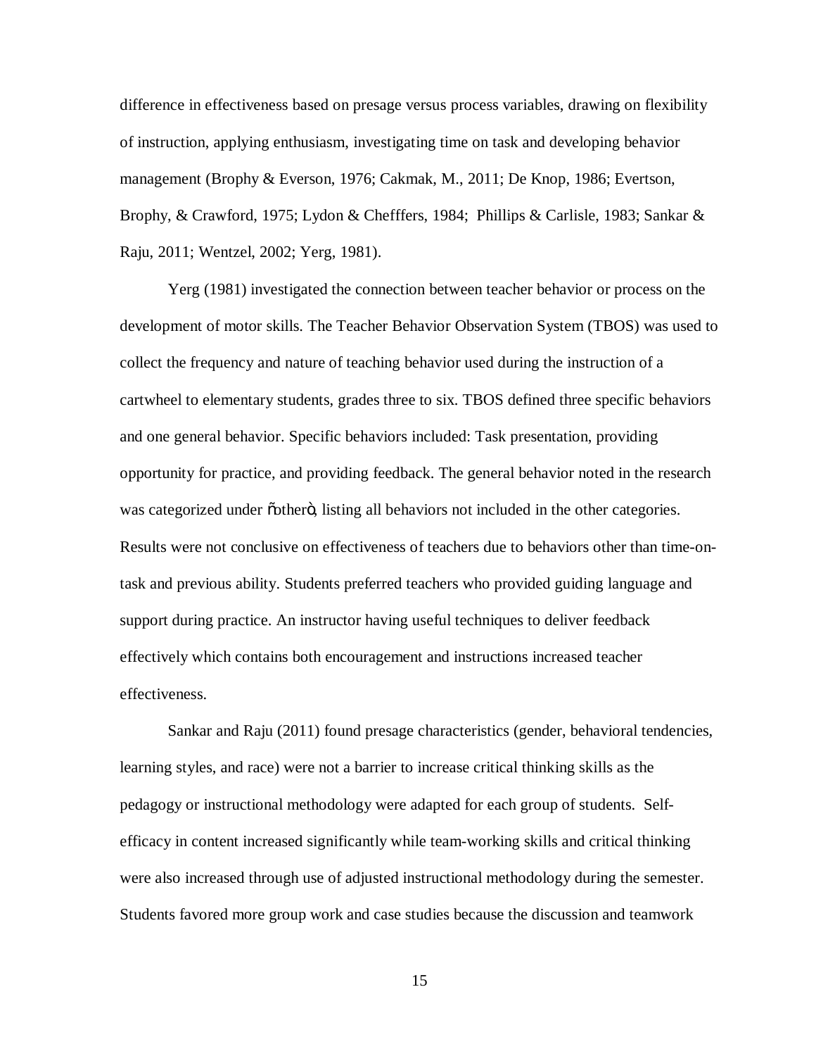difference in effectiveness based on presage versus process variables, drawing on flexibility of instruction, applying enthusiasm, investigating time on task and developing behavior management (Brophy & Everson, 1976; Cakmak, M., 2011; De Knop, 1986; Evertson, Brophy, & Crawford, 1975; Lydon & Chefffers, 1984;  Phillips & Carlisle, 1983; Sankar & Raju, 2011; Wentzel, 2002; Yerg, 1981).

Yerg (1981) investigated the connection between teacher behavior or process on the development of motor skills. The Teacher Behavior Observation System (TBOS) was used to collect the frequency and nature of teaching behavior used during the instruction of a cartwheel to elementary students, grades three to six. TBOS defined three specific behaviors and one general behavior. Specific behaviors included: Task presentation, providing opportunity for practice, and providing feedback. The general behavior noted in the research was categorized under õotherö, listing all behaviors not included in the other categories. Results were not conclusive on effectiveness of teachers due to behaviors other than time-on-task and previous ability. Students preferred teachers who provided guiding language and support during practice. An instructor having useful techniques to deliver feedback effectively which contains both encouragement and instructions increased teacher effectiveness.

Sankar and Raju (2011) found presage characteristics (gender, behavioral tendencies, learning styles, and race) were not a barrier to increase critical thinking skills as the pedagogy or instructional methodology were adapted for each group of students.  Self-efficacy in content increased significantly while team-working skills and critical thinking were also increased through use of adjusted instructional methodology during the semester. Students favored more group work and case studies because the discussion and teamwork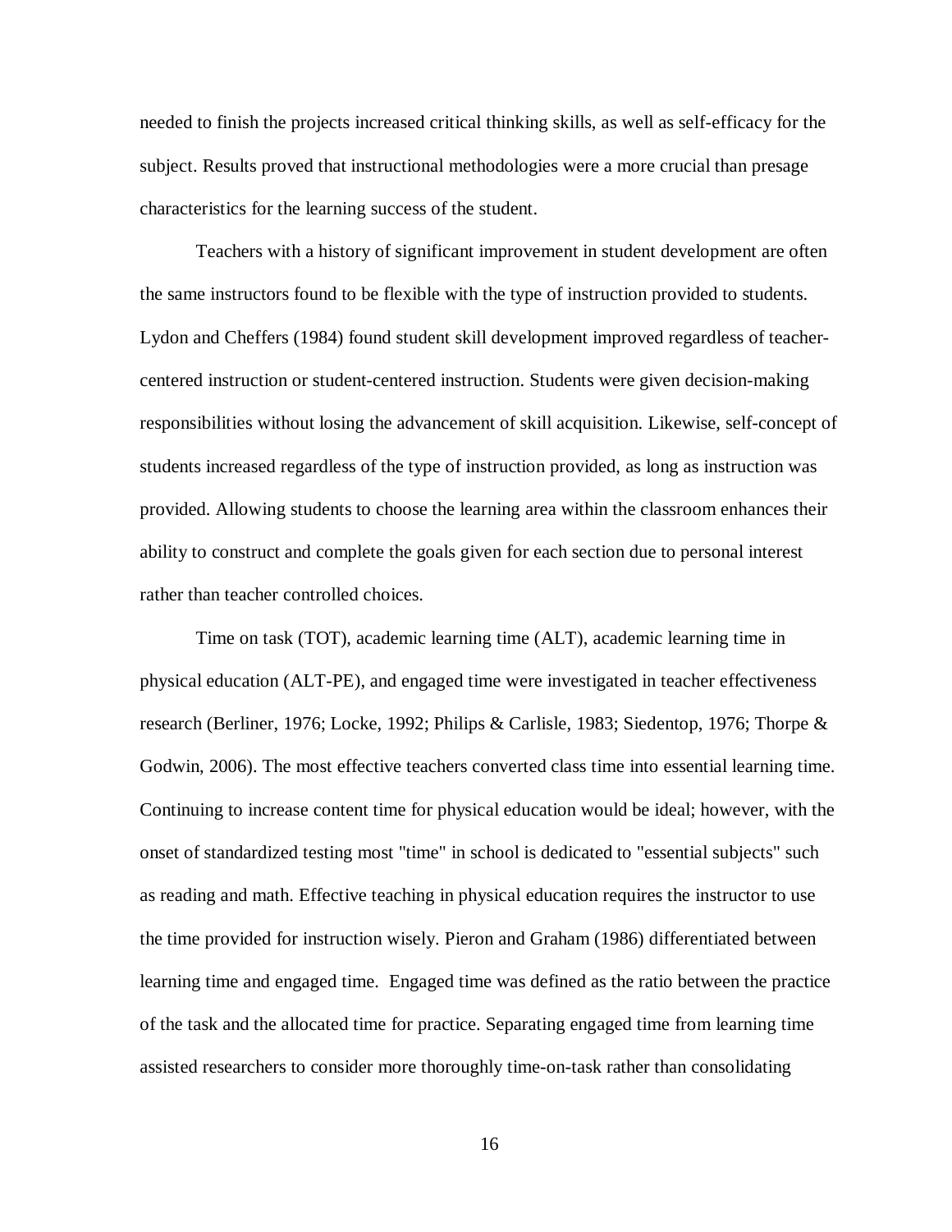needed to finish the projects increased critical thinking skills, as well as self-efficacy for the subject. Results proved that instructional methodologies were a more crucial than presage characteristics for the learning success of the student.

Teachers with a history of significant improvement in student development are often the same instructors found to be flexible with the type of instruction provided to students. Lydon and Cheffers (1984) found student skill development improved regardless of teacher-centered instruction or student-centered instruction. Students were given decision-making responsibilities without losing the advancement of skill acquisition. Likewise, self-concept of students increased regardless of the type of instruction provided, as long as instruction was provided. Allowing students to choose the learning area within the classroom enhances their ability to construct and complete the goals given for each section due to personal interest rather than teacher controlled choices.

Time on task (TOT), academic learning time (ALT), academic learning time in physical education (ALT-PE), and engaged time were investigated in teacher effectiveness research (Berliner, 1976; Locke, 1992; Philips & Carlisle, 1983; Siedentop, 1976; Thorpe & Godwin, 2006). The most effective teachers converted class time into essential learning time. Continuing to increase content time for physical education would be ideal; however, with the onset of standardized testing most "time" in school is dedicated to "essential subjects" such as reading and math. Effective teaching in physical education requires the instructor to use the time provided for instruction wisely. Pieron and Graham (1986) differentiated between learning time and engaged time. Engaged time was defined as the ratio between the practice of the task and the allocated time for practice. Separating engaged time from learning time assisted researchers to consider more thoroughly time-on-task rather than consolidating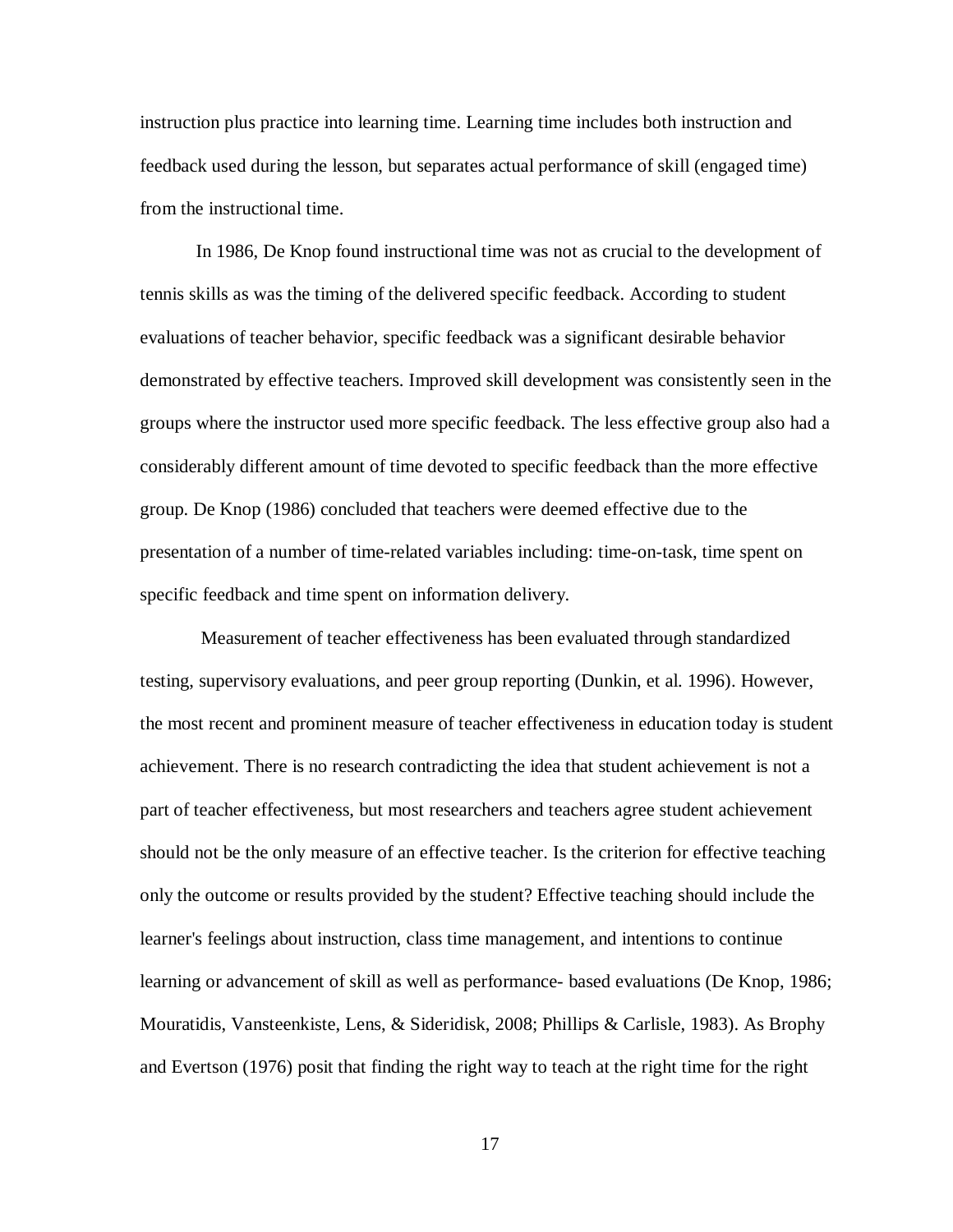instruction plus practice into learning time. Learning time includes both instruction and feedback used during the lesson, but separates actual performance of skill (engaged time) from the instructional time.

In 1986, De Knop found instructional time was not as crucial to the development of tennis skills as was the timing of the delivered specific feedback. According to student evaluations of teacher behavior, specific feedback was a significant desirable behavior demonstrated by effective teachers. Improved skill development was consistently seen in the groups where the instructor used more specific feedback. The less effective group also had a considerably different amount of time devoted to specific feedback than the more effective group. De Knop (1986) concluded that teachers were deemed effective due to the presentation of a number of time-related variables including: time-on-task, time spent on specific feedback and time spent on information delivery.

Measurement of teacher effectiveness has been evaluated through standardized testing, supervisory evaluations, and peer group reporting (Dunkin, et al. 1996). However, the most recent and prominent measure of teacher effectiveness in education today is student achievement. There is no research contradicting the idea that student achievement is not a part of teacher effectiveness, but most researchers and teachers agree student achievement should not be the only measure of an effective teacher. Is the criterion for effective teaching only the outcome or results provided by the student? Effective teaching should include the learner's feelings about instruction, class time management, and intentions to continue learning or advancement of skill as well as performance- based evaluations (De Knop, 1986; Mouratidis, Vansteenkiste, Lens, & Sideridisk, 2008; Phillips & Carlisle, 1983). As Brophy and Evertson (1976) posit that finding the right way to teach at the right time for the right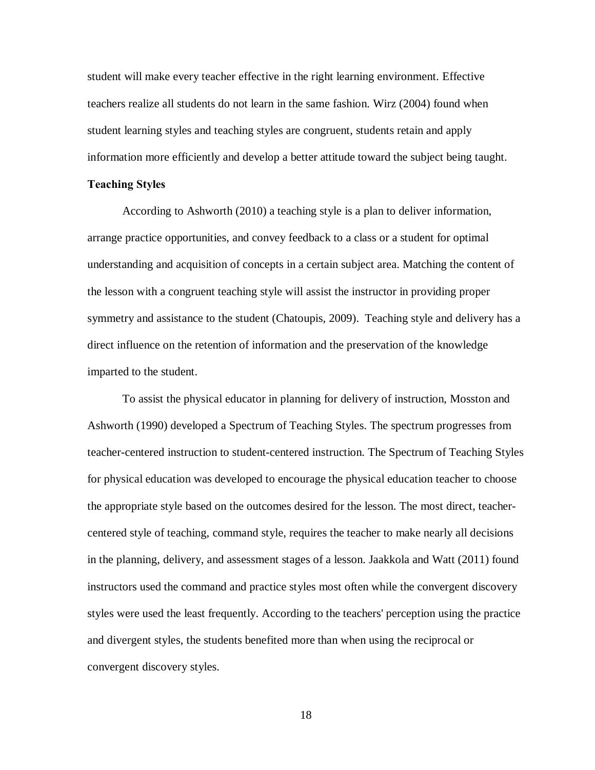student will make every teacher effective in the right learning environment. Effective teachers realize all students do not learn in the same fashion. Wirz (2004) found when student learning styles and teaching styles are congruent, students retain and apply information more efficiently and develop a better attitude toward the subject being taught.

### Teaching Styles

According to Ashworth (2010) a teaching style is a plan to deliver information, arrange practice opportunities, and convey feedback to a class or a student for optimal understanding and acquisition of concepts in a certain subject area. Matching the content of the lesson with a congruent teaching style will assist the instructor in providing proper symmetry and assistance to the student (Chatoupis, 2009). Teaching style and delivery has a direct influence on the retention of information and the preservation of the knowledge imparted to the student.

To assist the physical educator in planning for delivery of instruction, Mosston and Ashworth (1990) developed a Spectrum of Teaching Styles. The spectrum progresses from teacher-centered instruction to student-centered instruction. The Spectrum of Teaching Styles for physical education was developed to encourage the physical education teacher to choose the appropriate style based on the outcomes desired for the lesson. The most direct, teacher-centered style of teaching, command style, requires the teacher to make nearly all decisions in the planning, delivery, and assessment stages of a lesson. Jaakkola and Watt (2011) found instructors used the command and practice styles most often while the convergent discovery styles were used the least frequently. According to the teachers' perception using the practice and divergent styles, the students benefited more than when using the reciprocal or convergent discovery styles.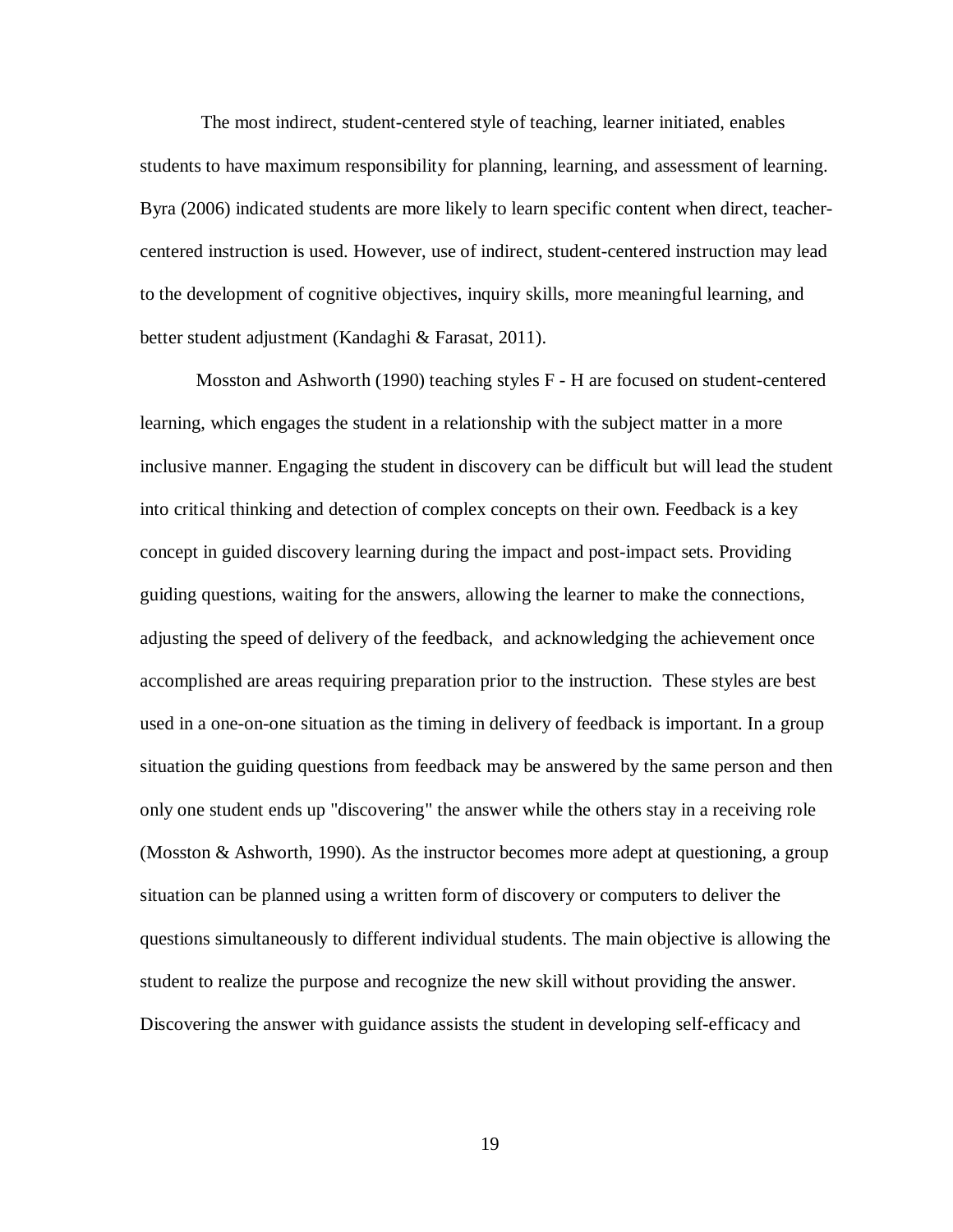The most indirect, student-centered style of teaching, learner initiated, enables students to have maximum responsibility for planning, learning, and assessment of learning. Byra (2006) indicated students are more likely to learn specific content when direct, teacher-centered instruction is used. However, use of indirect, student-centered instruction may lead to the development of cognitive objectives, inquiry skills, more meaningful learning, and better student adjustment (Kandaghi & Farasat, 2011).

Mosston and Ashworth (1990) teaching styles F - H are focused on student-centered learning, which engages the student in a relationship with the subject matter in a more inclusive manner. Engaging the student in discovery can be difficult but will lead the student into critical thinking and detection of complex concepts on their own. Feedback is a key concept in guided discovery learning during the impact and post-impact sets. Providing guiding questions, waiting for the answers, allowing the learner to make the connections, adjusting the speed of delivery of the feedback, and acknowledging the achievement once accomplished are areas requiring preparation prior to the instruction. These styles are best used in a one-on-one situation as the timing in delivery of feedback is important. In a group situation the guiding questions from feedback may be answered by the same person and then only one student ends up "discovering" the answer while the others stay in a receiving role (Mosston & Ashworth, 1990). As the instructor becomes more adept at questioning, a group situation can be planned using a written form of discovery or computers to deliver the questions simultaneously to different individual students. The main objective is allowing the student to realize the purpose and recognize the new skill without providing the answer. Discovering the answer with guidance assists the student in developing self-efficacy and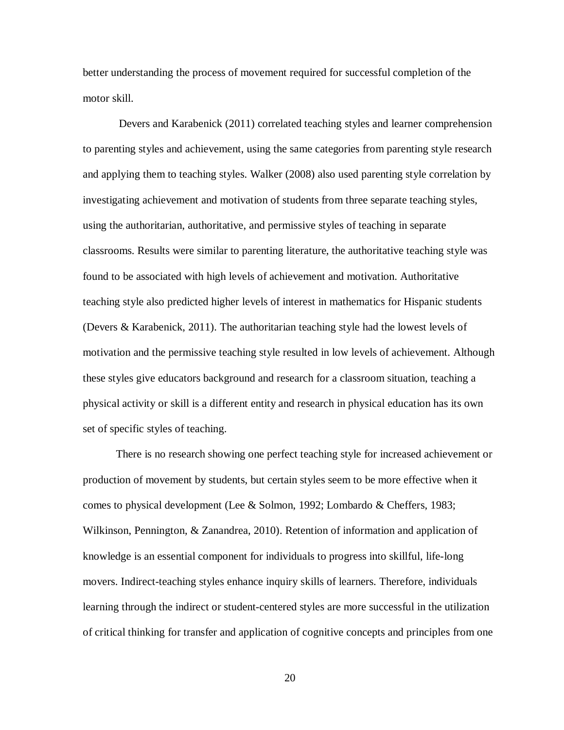better understanding the process of movement required for successful completion of the motor skill.

Devers and Karabenick (2011) correlated teaching styles and learner comprehension to parenting styles and achievement, using the same categories from parenting style research and applying them to teaching styles. Walker (2008) also used parenting style correlation by investigating achievement and motivation of students from three separate teaching styles, using the authoritarian, authoritative, and permissive styles of teaching in separate classrooms. Results were similar to parenting literature, the authoritative teaching style was found to be associated with high levels of achievement and motivation. Authoritative teaching style also predicted higher levels of interest in mathematics for Hispanic students (Devers & Karabenick, 2011). The authoritarian teaching style had the lowest levels of motivation and the permissive teaching style resulted in low levels of achievement. Although these styles give educators background and research for a classroom situation, teaching a physical activity or skill is a different entity and research in physical education has its own set of specific styles of teaching.

There is no research showing one perfect teaching style for increased achievement or production of movement by students, but certain styles seem to be more effective when it comes to physical development (Lee & Solmon, 1992; Lombardo & Cheffers, 1983; Wilkinson, Pennington, & Zanandrea, 2010). Retention of information and application of knowledge is an essential component for individuals to progress into skillful, life-long movers. Indirect-teaching styles enhance inquiry skills of learners. Therefore, individuals learning through the indirect or student-centered styles are more successful in the utilization of critical thinking for transfer and application of cognitive concepts and principles from one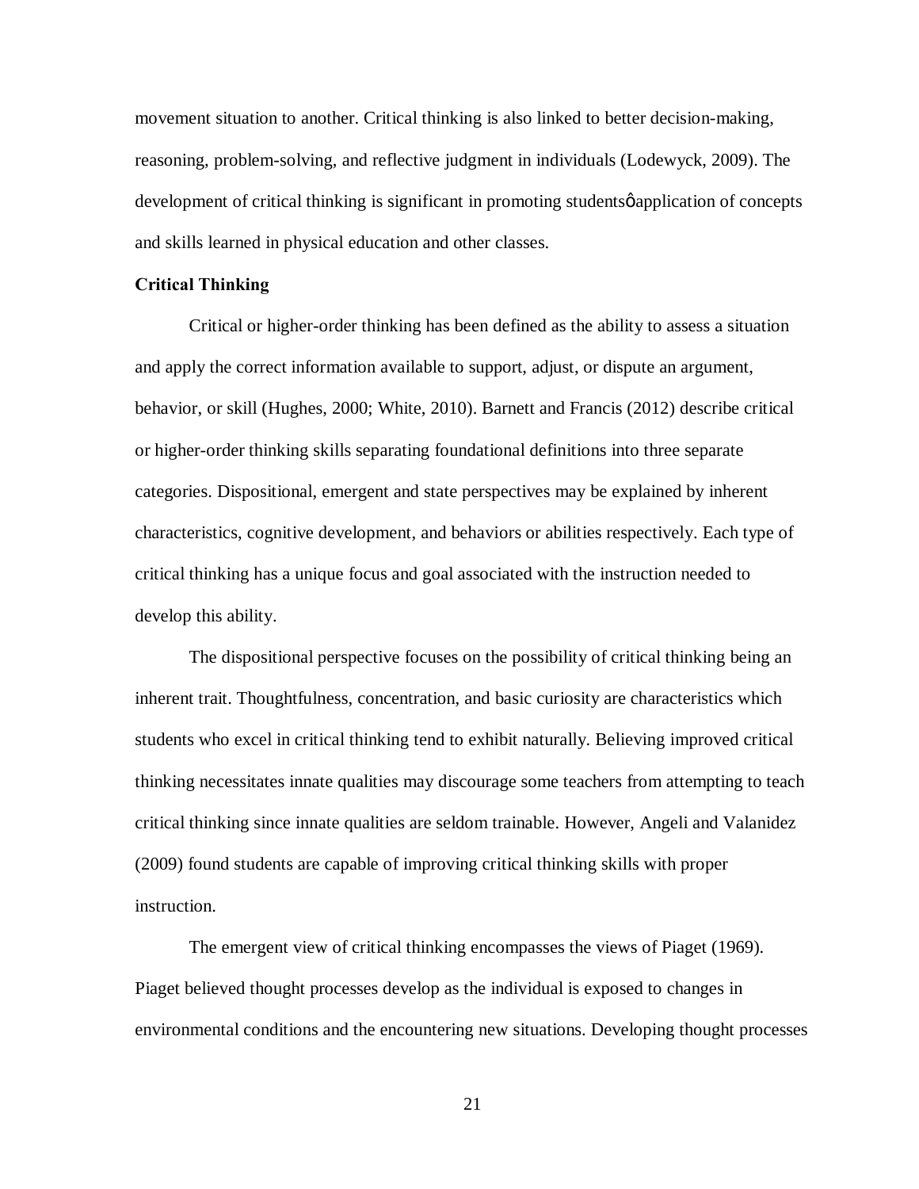movement situation to another. Critical thinking is also linked to better decision-making, reasoning, problem-solving, and reflective judgment in individuals (Lodewyck, 2009). The development of critical thinking is significant in promoting studentsǿ application of concepts and skills learned in physical education and other classes.

**Critical Thinking**

Critical or higher-order thinking has been defined as the ability to assess a situation and apply the correct information available to support, adjust, or dispute an argument, behavior, or skill (Hughes, 2000; White, 2010). Barnett and Francis (2012) describe critical or higher-order thinking skills separating foundational definitions into three separate categories. Dispositional, emergent and state perspectives may be explained by inherent characteristics, cognitive development, and behaviors or abilities respectively. Each type of critical thinking has a unique focus and goal associated with the instruction needed to develop this ability.

The dispositional perspective focuses on the possibility of critical thinking being an inherent trait. Thoughtfulness, concentration, and basic curiosity are characteristics which students who excel in critical thinking tend to exhibit naturally. Believing improved critical thinking necessitates innate qualities may discourage some teachers from attempting to teach critical thinking since innate qualities are seldom trainable. However, Angeli and Valanidez (2009) found students are capable of improving critical thinking skills with proper instruction.

The emergent view of critical thinking encompasses the views of Piaget (1969). Piaget believed thought processes develop as the individual is exposed to changes in environmental conditions and the encountering new situations. Developing thought processes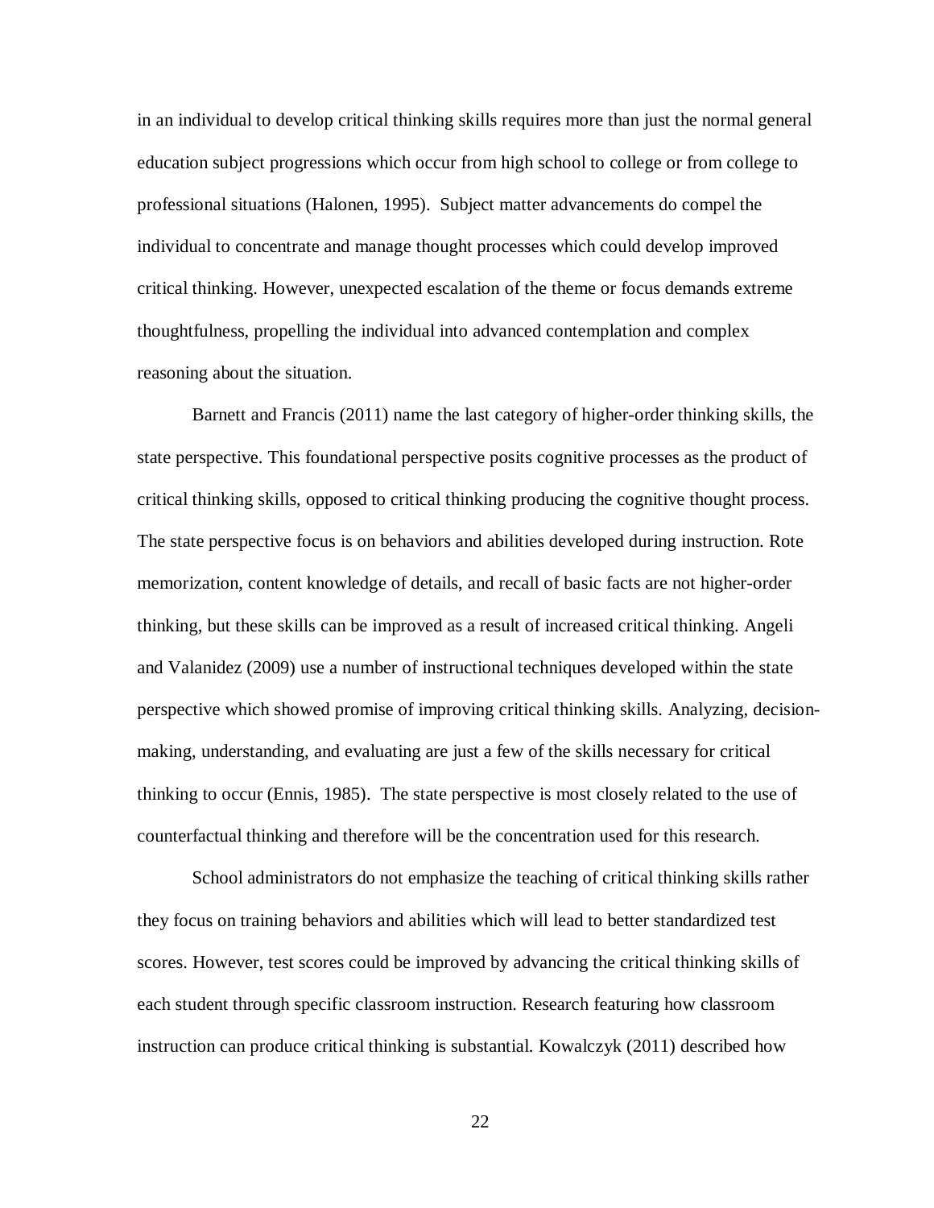in an individual to develop critical thinking skills requires more than just the normal general education subject progressions which occur from high school to college or from college to professional situations (Halonen, 1995). Subject matter advancements do compel the individual to concentrate and manage thought processes which could develop improved critical thinking. However, unexpected escalation of the theme or focus demands extreme thoughtfulness, propelling the individual into advanced contemplation and complex reasoning about the situation.

Barnett and Francis (2011) name the last category of higher-order thinking skills, the state perspective. This foundational perspective posits cognitive processes as the product of critical thinking skills, opposed to critical thinking producing the cognitive thought process. The state perspective focus is on behaviors and abilities developed during instruction. Rote memorization, content knowledge of details, and recall of basic facts are not higher-order thinking, but these skills can be improved as a result of increased critical thinking. Angeli and Valanidez (2009) use a number of instructional techniques developed within the state perspective which showed promise of improving critical thinking skills. Analyzing, decision-making, understanding, and evaluating are just a few of the skills necessary for critical thinking to occur (Ennis, 1985). The state perspective is most closely related to the use of counterfactual thinking and therefore will be the concentration used for this research.

School administrators do not emphasize the teaching of critical thinking skills rather they focus on training behaviors and abilities which will lead to better standardized test scores. However, test scores could be improved by advancing the critical thinking skills of each student through specific classroom instruction. Research featuring how classroom instruction can produce critical thinking is substantial. Kowalczyk (2011) described how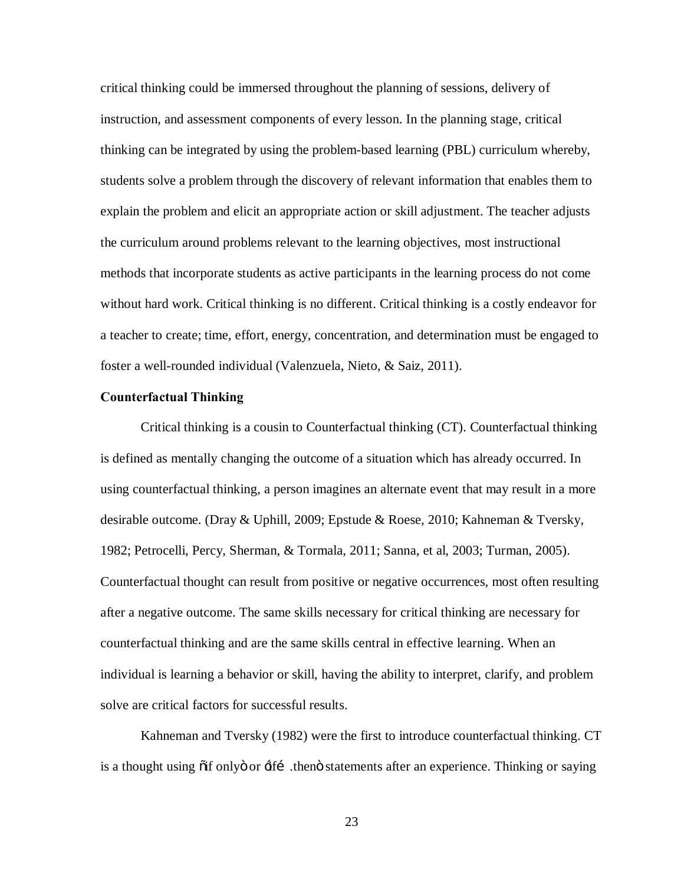critical thinking could be immersed throughout the planning of sessions, delivery of instruction, and assessment components of every lesson. In the planning stage, critical thinking can be integrated by using the problem-based learning (PBL) curriculum whereby, students solve a problem through the discovery of relevant information that enables them to explain the problem and elicit an appropriate action or skill adjustment. The teacher adjusts the curriculum around problems relevant to the learning objectives, most instructional methods that incorporate students as active participants in the learning process do not come without hard work. Critical thinking is no different. Critical thinking is a costly endeavor for a teacher to create; time, effort, energy, concentration, and determination must be engaged to foster a well-rounded individual (Valenzuela, Nieto, & Saiz, 2011).

**Counterfactual Thinking**

Critical thinking is a cousin to Counterfactual thinking (CT). Counterfactual thinking is defined as mentally changing the outcome of a situation which has already occurred. In using counterfactual thinking, a person imagines an alternate event that may result in a more desirable outcome. (Dray & Uphill, 2009; Epstude & Roese, 2010; Kahneman & Tversky, 1982; Petrocelli, Percy, Sherman, & Tormala, 2011; Sanna, et al, 2003; Turman, 2005). Counterfactual thought can result from positive or negative occurrences, most often resulting after a negative outcome. The same skills necessary for critical thinking are necessary for counterfactual thinking and are the same skills central in effective learning. When an individual is learning a behavior or skill, having the ability to interpret, clarify, and problem solve are critical factors for successful results.

Kahneman and Tversky (1982) were the first to introduce counterfactual thinking. CT is a thought using õif onlyò or ÷ifé .thenò statements after an experience. Thinking or saying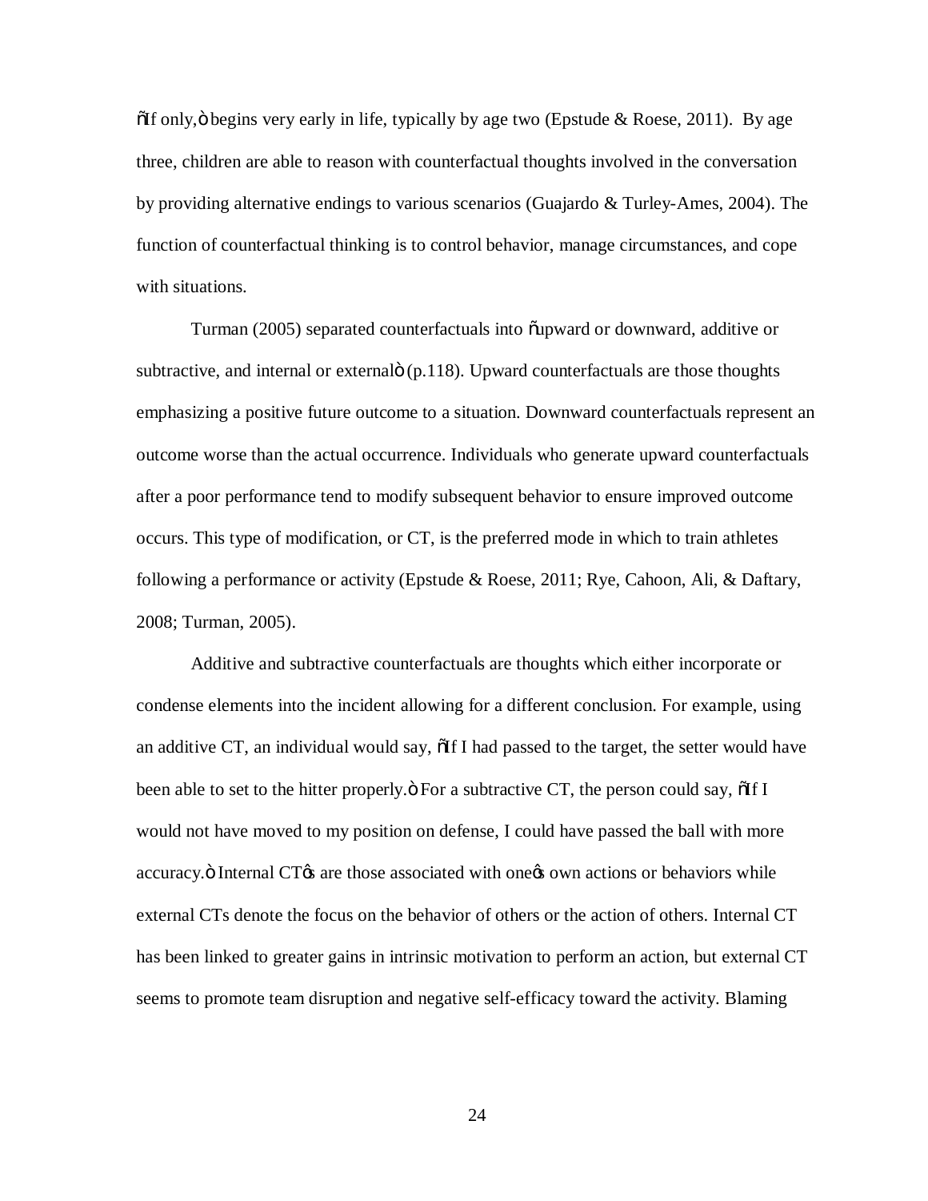õIf only,ö begins very early in life, typically by age two (Epstude & Roese, 2011). By age three, children are able to reason with counterfactual thoughts involved in the conversation by providing alternative endings to various scenarios (Guajardo & Turley-Ames, 2004). The function of counterfactual thinking is to control behavior, manage circumstances, and cope with situations.

Turman (2005) separated counterfactuals into õupward or downward, additive or subtractive, and internal or externalö (p.118). Upward counterfactuals are those thoughts emphasizing a positive future outcome to a situation. Downward counterfactuals represent an outcome worse than the actual occurrence. Individuals who generate upward counterfactuals after a poor performance tend to modify subsequent behavior to ensure improved outcome occurs. This type of modification, or CT, is the preferred mode in which to train athletes following a performance or activity (Epstude & Roese, 2011; Rye, Cahoon, Ali, & Daftary, 2008; Turman, 2005).

Additive and subtractive counterfactuals are thoughts which either incorporate or condense elements into the incident allowing for a different conclusion. For example, using an additive CT, an individual would say, õIf I had passed to the target, the setter would have been able to set to the hitter properly.ö For a subtractive CT, the person could say, õIf I would not have moved to my position on defense, I could have passed the ball with more accuracy.ö Internal CTøs are those associated with oneøs own actions or behaviors while external CTs denote the focus on the behavior of others or the action of others. Internal CT has been linked to greater gains in intrinsic motivation to perform an action, but external CT seems to promote team disruption and negative self-efficacy toward the activity. Blaming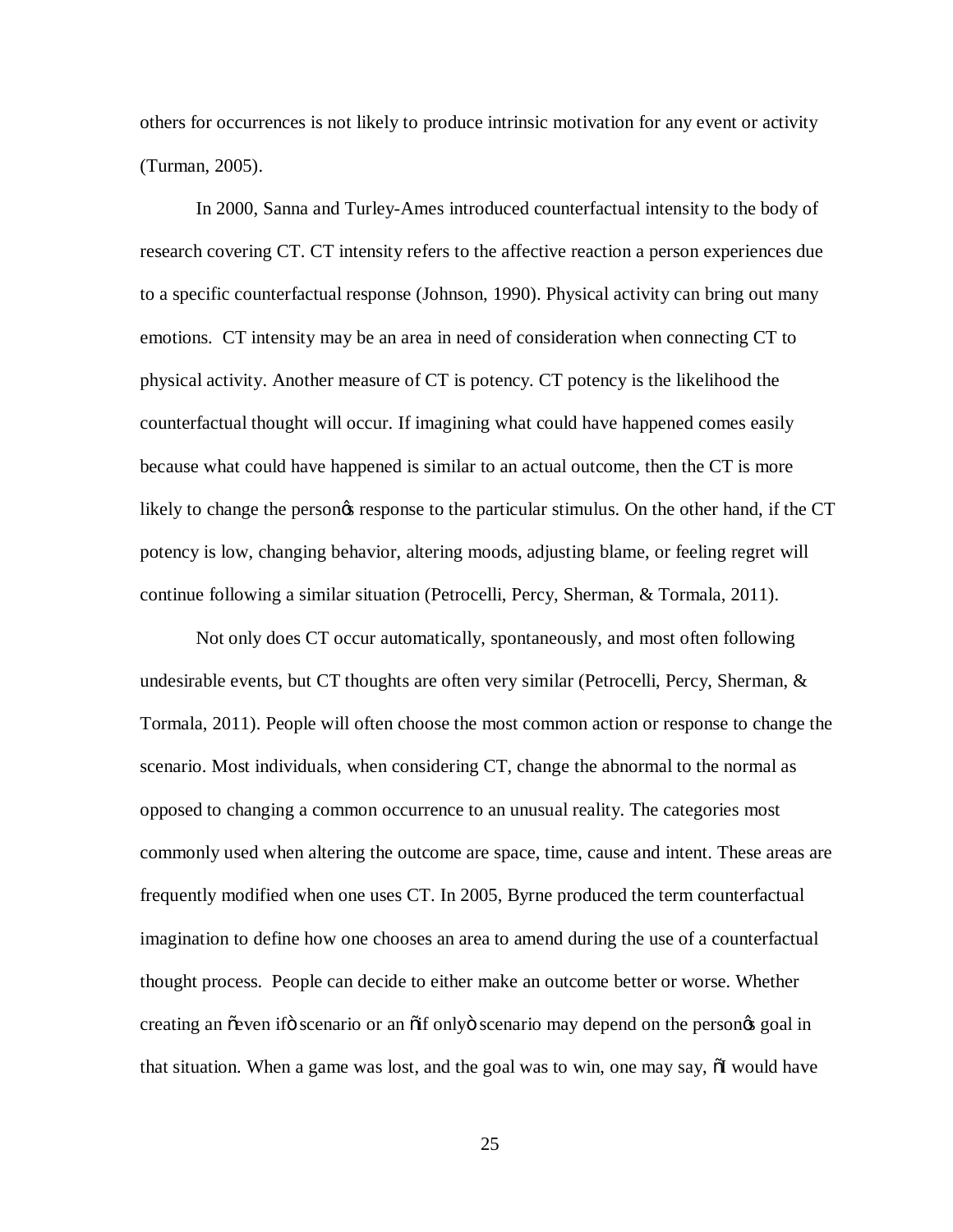others for occurrences is not likely to produce intrinsic motivation for any event or activity (Turman, 2005).

In 2000, Sanna and Turley-Ames introduced counterfactual intensity to the body of research covering CT. CT intensity refers to the affective reaction a person experiences due to a specific counterfactual response (Johnson, 1990). Physical activity can bring out many emotions. CT intensity may be an area in need of consideration when connecting CT to physical activity. Another measure of CT is potency. CT potency is the likelihood the counterfactual thought will occur. If imagining what could have happened comes easily because what could have happened is similar to an actual outcome, then the CT is more likely to change the personꞌs response to the particular stimulus. On the other hand, if the CT potency is low, changing behavior, altering moods, adjusting blame, or feeling regret will continue following a similar situation (Petrocelli, Percy, Sherman, & Tormala, 2011).

Not only does CT occur automatically, spontaneously, and most often following undesirable events, but CT thoughts are often very similar (Petrocelli, Percy, Sherman, & Tormala, 2011). People will often choose the most common action or response to change the scenario. Most individuals, when considering CT, change the abnormal to the normal as opposed to changing a common occurrence to an unusual reality. The categories most commonly used when altering the outcome are space, time, cause and intent. These areas are frequently modified when one uses CT. In 2005, Byrne produced the term counterfactual imagination to define how one chooses an area to amend during the use of a counterfactual thought process. People can decide to either make an outcome better or worse. Whether creating an "even if" scenario or an "if only" scenario may depend on the personꞌs goal in that situation. When a game was lost, and the goal was to win, one may say, "I would have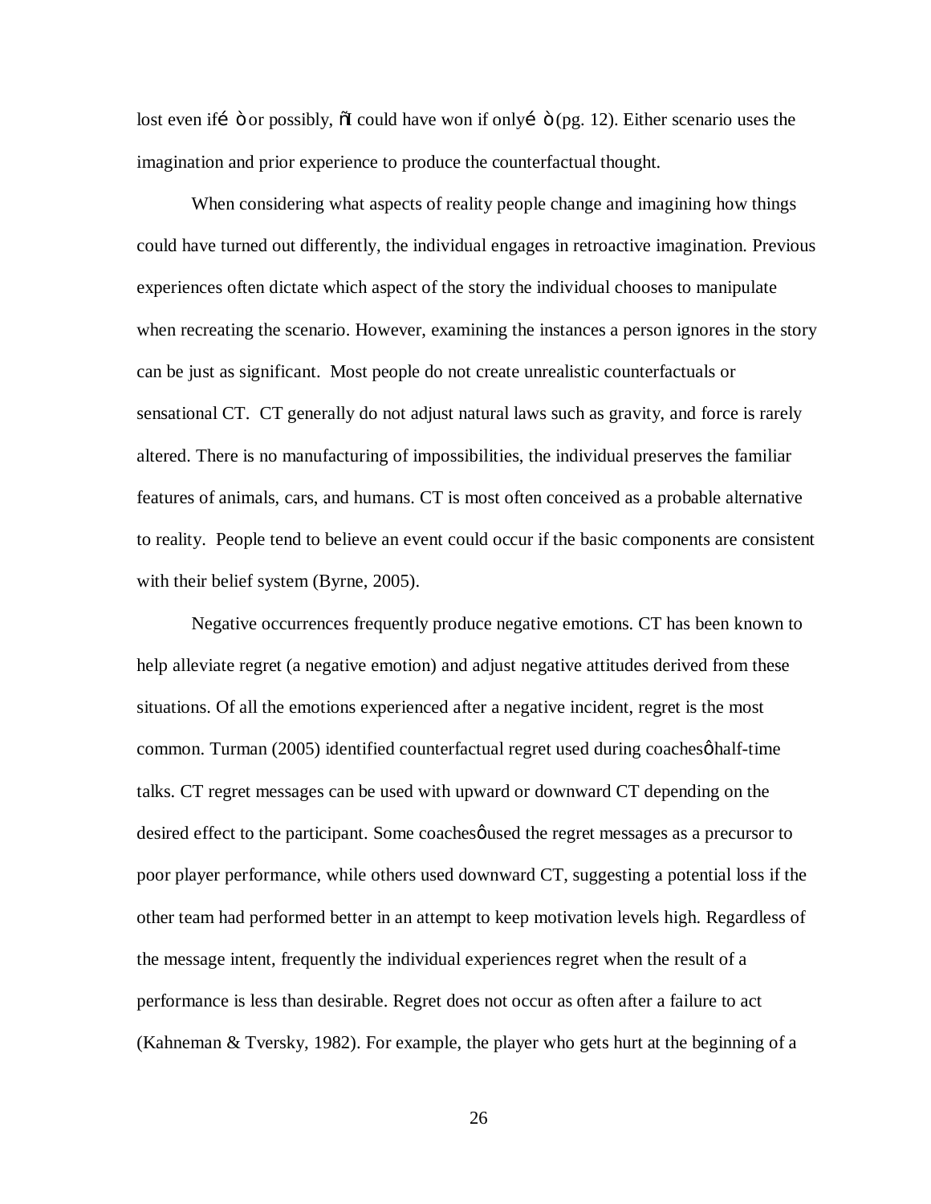lost even if… ” or possibly, "I could have won if only… " (pg. 12). Either scenario uses the imagination and prior experience to produce the counterfactual thought.

When considering what aspects of reality people change and imagining how things could have turned out differently, the individual engages in retroactive imagination. Previous experiences often dictate which aspect of the story the individual chooses to manipulate when recreating the scenario. However, examining the instances a person ignores in the story can be just as significant. Most people do not create unrealistic counterfactuals or sensational CT. CT generally do not adjust natural laws such as gravity, and force is rarely altered. There is no manufacturing of impossibilities, the individual preserves the familiar features of animals, cars, and humans. CT is most often conceived as a probable alternative to reality. People tend to believe an event could occur if the basic components are consistent with their belief system (Byrne, 2005).

Negative occurrences frequently produce negative emotions. CT has been known to help alleviate regret (a negative emotion) and adjust negative attitudes derived from these situations. Of all the emotions experienced after a negative incident, regret is the most common. Turman (2005) identified counterfactual regret used during coaches' half-time talks. CT regret messages can be used with upward or downward CT depending on the desired effect to the participant. Some coaches' used the regret messages as a precursor to poor player performance, while others used downward CT, suggesting a potential loss if the other team had performed better in an attempt to keep motivation levels high. Regardless of the message intent, frequently the individual experiences regret when the result of a performance is less than desirable. Regret does not occur as often after a failure to act (Kahneman & Tversky, 1982). For example, the player who gets hurt at the beginning of a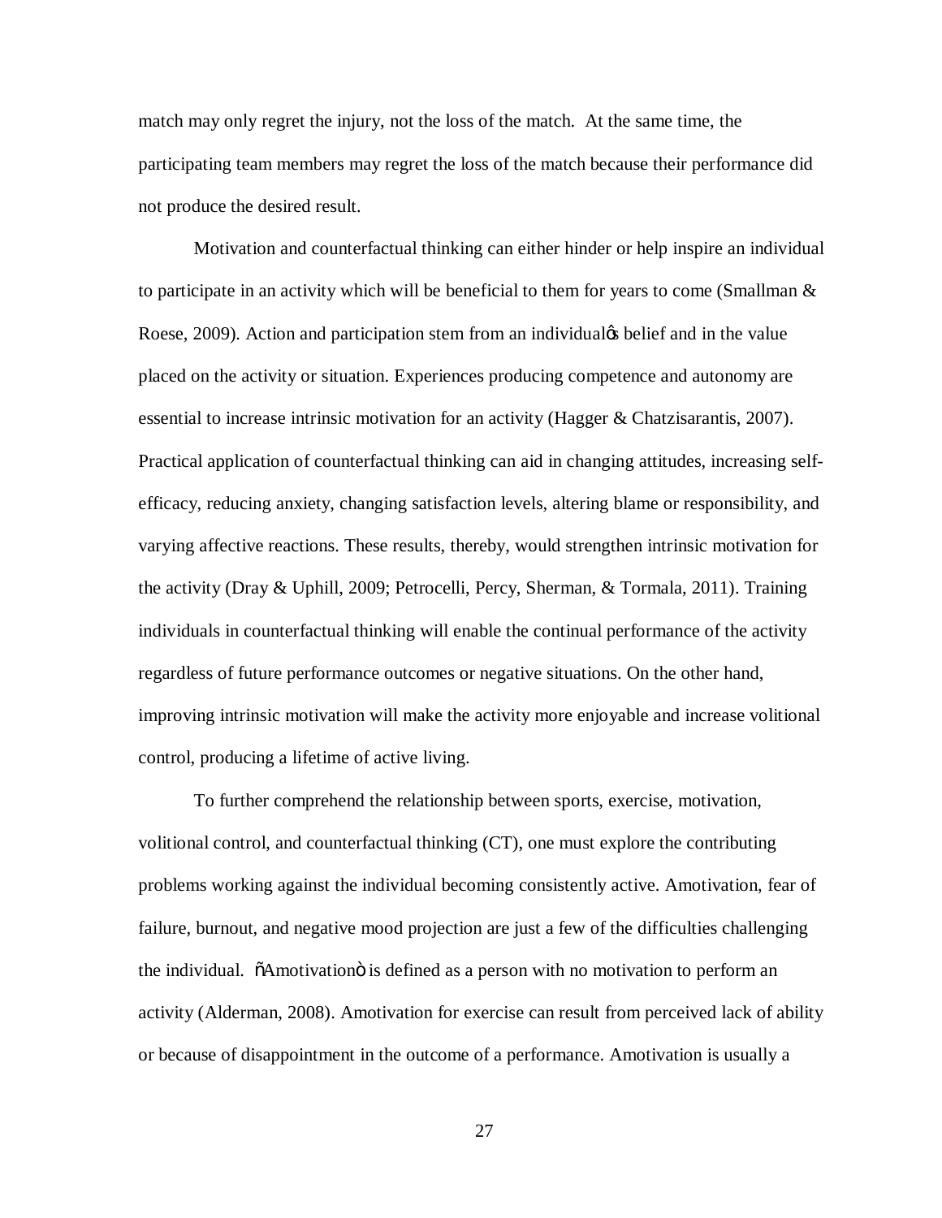match may only regret the injury, not the loss of the match. At the same time, the participating team members may regret the loss of the match because their performance did not produce the desired result.

Motivation and counterfactual thinking can either hinder or help inspire an individual to participate in an activity which will be beneficial to them for years to come (Smallman & Roese, 2009). Action and participation stem from an individual's belief and in the value placed on the activity or situation. Experiences producing competence and autonomy are essential to increase intrinsic motivation for an activity (Hagger & Chatzisarantis, 2007). Practical application of counterfactual thinking can aid in changing attitudes, increasing self-efficacy, reducing anxiety, changing satisfaction levels, altering blame or responsibility, and varying affective reactions. These results, thereby, would strengthen intrinsic motivation for the activity (Dray & Uphill, 2009; Petrocelli, Percy, Sherman, & Tormala, 2011). Training individuals in counterfactual thinking will enable the continual performance of the activity regardless of future performance outcomes or negative situations. On the other hand, improving intrinsic motivation will make the activity more enjoyable and increase volitional control, producing a lifetime of active living.

To further comprehend the relationship between sports, exercise, motivation, volitional control, and counterfactual thinking (CT), one must explore the contributing problems working against the individual becoming consistently active. Amotivation, fear of failure, burnout, and negative mood projection are just a few of the difficulties challenging the individual. "Amotivation" is defined as a person with no motivation to perform an activity (Alderman, 2008). Amotivation for exercise can result from perceived lack of ability or because of disappointment in the outcome of a performance. Amotivation is usually a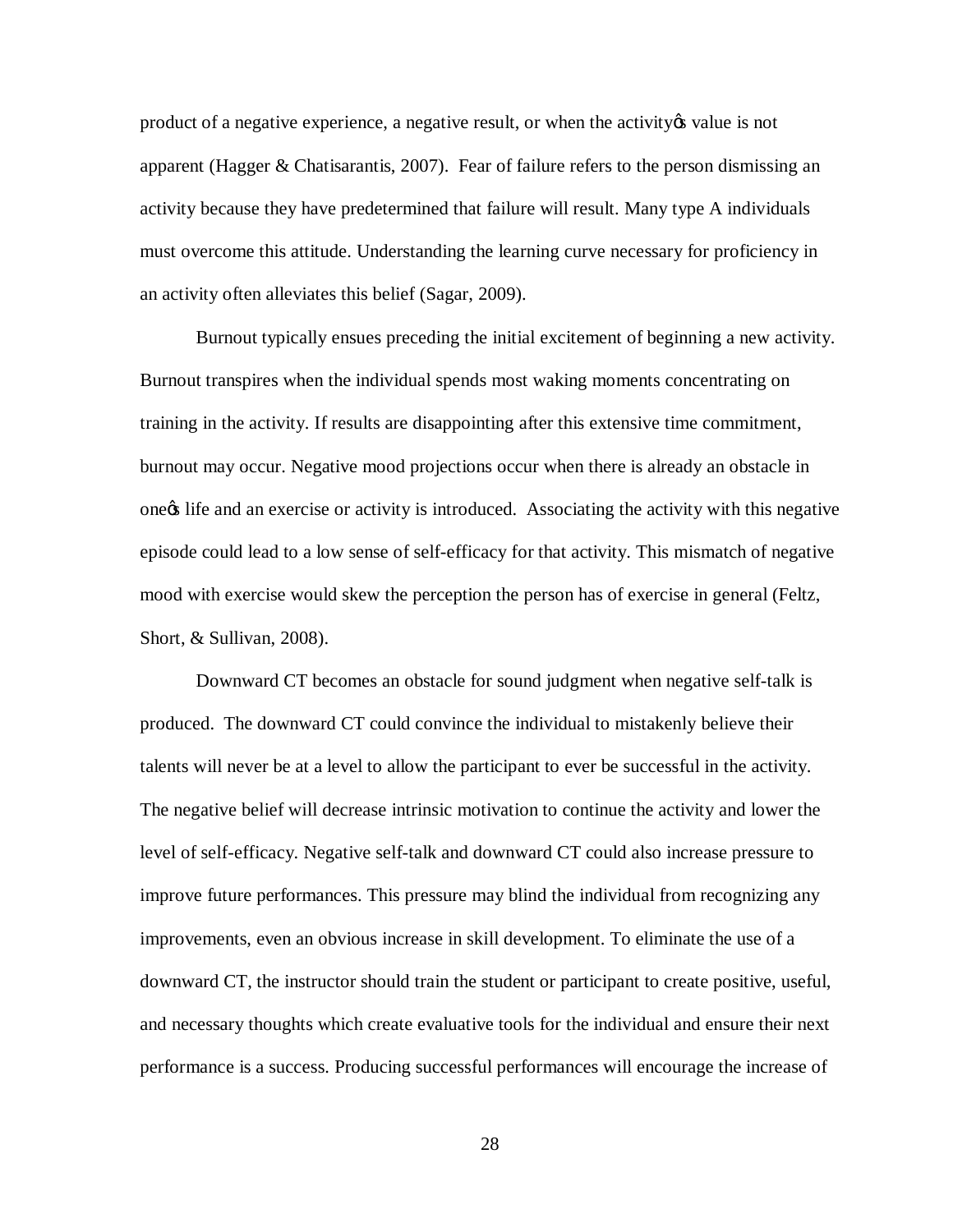product of a negative experience, a negative result, or when the activityφs value is not apparent (Hagger & Chatisarantis, 2007). Fear of failure refers to the person dismissing an activity because they have predetermined that failure will result. Many type A individuals must overcome this attitude. Understanding the learning curve necessary for proficiency in an activity often alleviates this belief (Sagar, 2009).

Burnout typically ensues preceding the initial excitement of beginning a new activity. Burnout transpires when the individual spends most waking moments concentrating on training in the activity. If results are disappointing after this extensive time commitment, burnout may occur. Negative mood projections occur when there is already an obstacle in oneφs life and an exercise or activity is introduced. Associating the activity with this negative episode could lead to a low sense of self-efficacy for that activity. This mismatch of negative mood with exercise would skew the perception the person has of exercise in general (Feltz, Short, & Sullivan, 2008).

Downward CT becomes an obstacle for sound judgment when negative self-talk is produced. The downward CT could convince the individual to mistakenly believe their talents will never be at a level to allow the participant to ever be successful in the activity. The negative belief will decrease intrinsic motivation to continue the activity and lower the level of self-efficacy. Negative self-talk and downward CT could also increase pressure to improve future performances. This pressure may blind the individual from recognizing any improvements, even an obvious increase in skill development. To eliminate the use of a downward CT, the instructor should train the student or participant to create positive, useful, and necessary thoughts which create evaluative tools for the individual and ensure their next performance is a success. Producing successful performances will encourage the increase of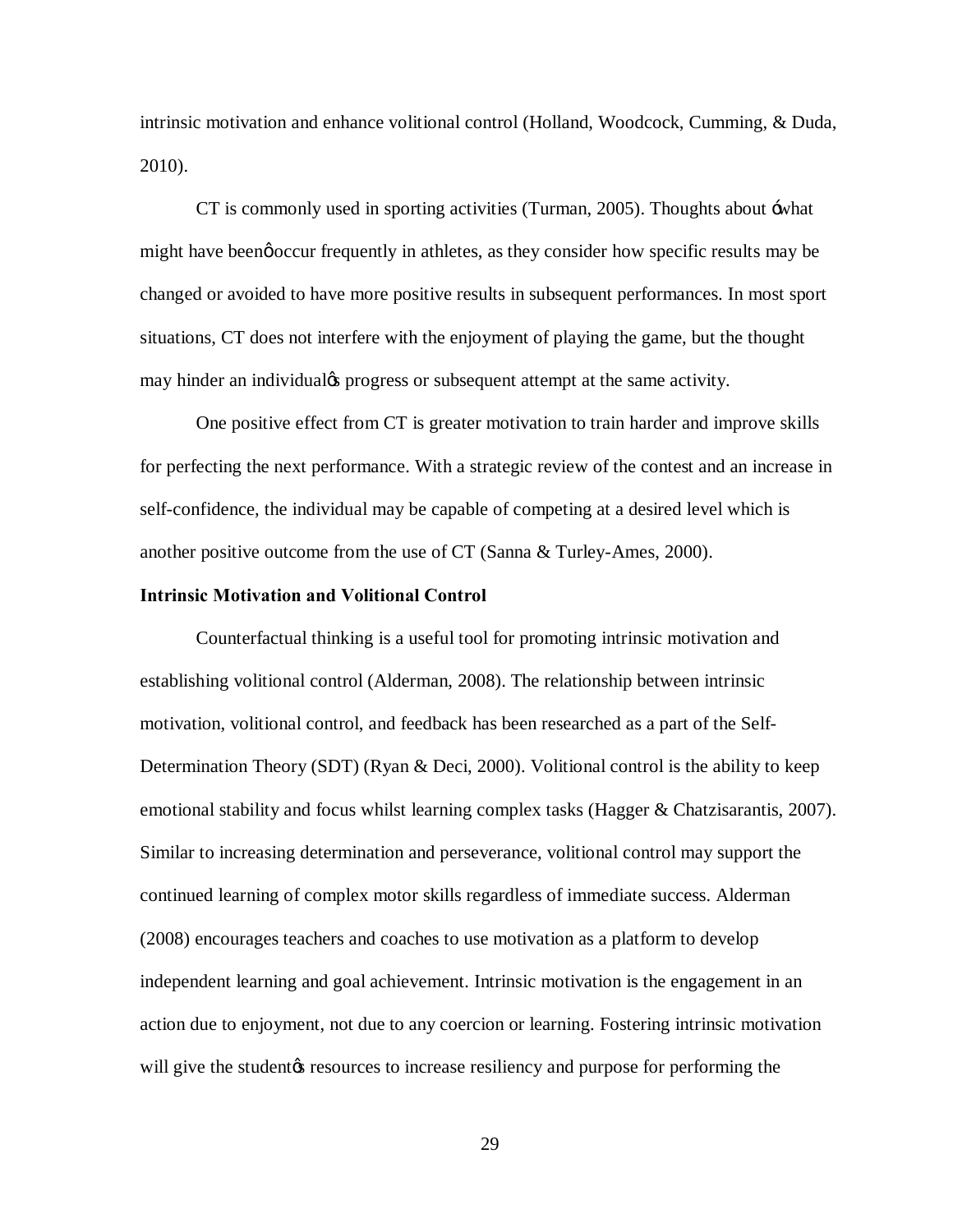intrinsic motivation and enhance volitional control (Holland, Woodcock, Cumming, & Duda, 2010).

CT is commonly used in sporting activities (Turman, 2005). Thoughts about ‘what might have been’ occur frequently in athletes, as they consider how specific results may be changed or avoided to have more positive results in subsequent performances. In most sport situations, CT does not interfere with the enjoyment of playing the game, but the thought may hinder an individual’s progress or subsequent attempt at the same activity.

One positive effect from CT is greater motivation to train harder and improve skills for perfecting the next performance. With a strategic review of the contest and an increase in self-confidence, the individual may be capable of competing at a desired level which is another positive outcome from the use of CT (Sanna & Turley-Ames, 2000).

**Intrinsic Motivation and Volitional Control**

Counterfactual thinking is a useful tool for promoting intrinsic motivation and establishing volitional control (Alderman, 2008). The relationship between intrinsic motivation, volitional control, and feedback has been researched as a part of the Self-Determination Theory (SDT) (Ryan & Deci, 2000). Volitional control is the ability to keep emotional stability and focus whilst learning complex tasks (Hagger & Chatzisarantis, 2007). Similar to increasing determination and perseverance, volitional control may support the continued learning of complex motor skills regardless of immediate success. Alderman (2008) encourages teachers and coaches to use motivation as a platform to develop independent learning and goal achievement. Intrinsic motivation is the engagement in an action due to enjoyment, not due to any coercion or learning. Fostering intrinsic motivation will give the student’s resources to increase resiliency and purpose for performing the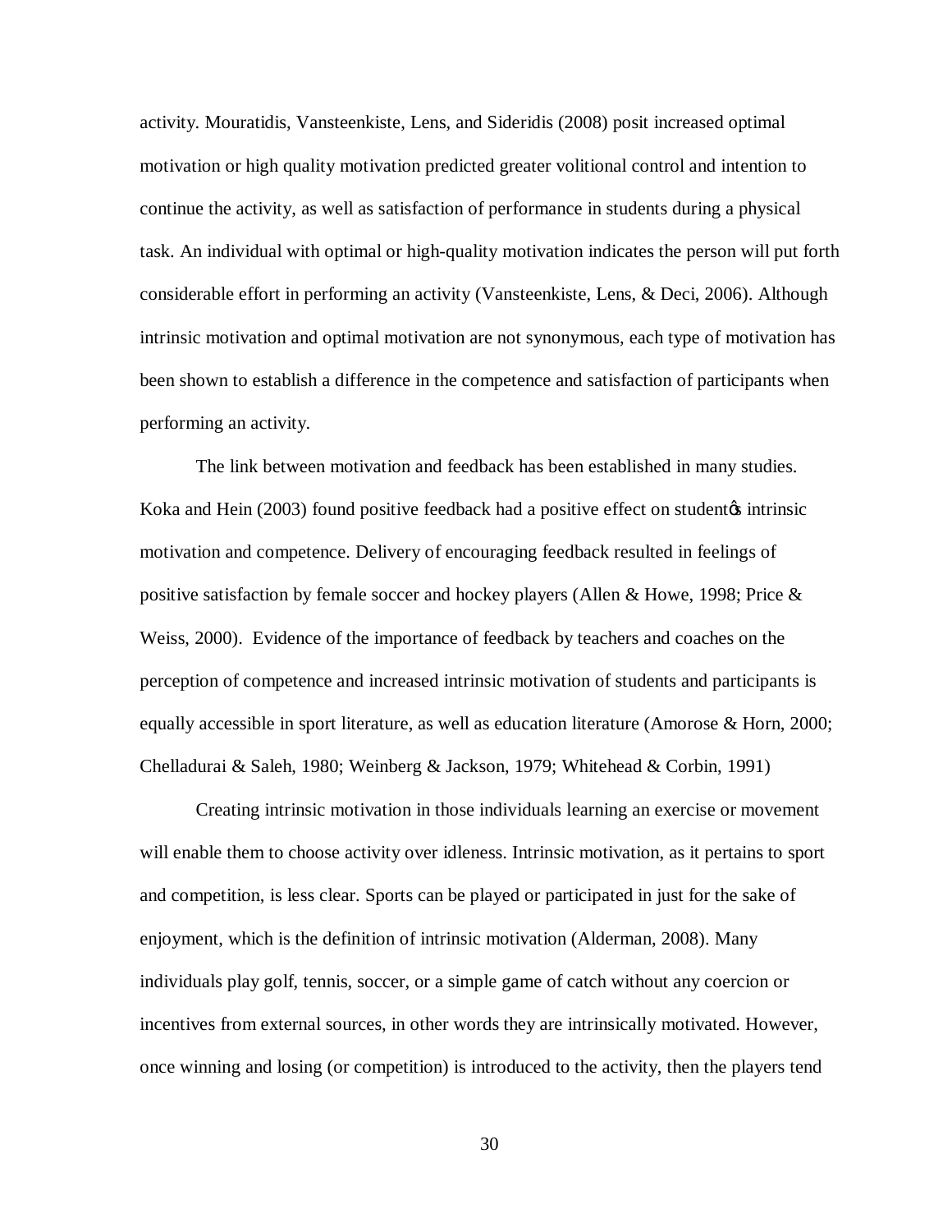activity. Mouratidis, Vansteenkiste, Lens, and Sideridis (2008) posit increased optimal motivation or high quality motivation predicted greater volitional control and intention to continue the activity, as well as satisfaction of performance in students during a physical task. An individual with optimal or high-quality motivation indicates the person will put forth considerable effort in performing an activity (Vansteenkiste, Lens, & Deci, 2006). Although intrinsic motivation and optimal motivation are not synonymous, each type of motivation has been shown to establish a difference in the competence and satisfaction of participants when performing an activity.

The link between motivation and feedback has been established in many studies. Koka and Hein (2003) found positive feedback had a positive effect on studentǿs intrinsic motivation and competence. Delivery of encouraging feedback resulted in feelings of positive satisfaction by female soccer and hockey players (Allen & Howe, 1998; Price & Weiss, 2000). Evidence of the importance of feedback by teachers and coaches on the perception of competence and increased intrinsic motivation of students and participants is equally accessible in sport literature, as well as education literature (Amorose & Horn, 2000; Chelladurai & Saleh, 1980; Weinberg & Jackson, 1979; Whitehead & Corbin, 1991)

Creating intrinsic motivation in those individuals learning an exercise or movement will enable them to choose activity over idleness. Intrinsic motivation, as it pertains to sport and competition, is less clear. Sports can be played or participated in just for the sake of enjoyment, which is the definition of intrinsic motivation (Alderman, 2008). Many individuals play golf, tennis, soccer, or a simple game of catch without any coercion or incentives from external sources, in other words they are intrinsically motivated. However, once winning and losing (or competition) is introduced to the activity, then the players tend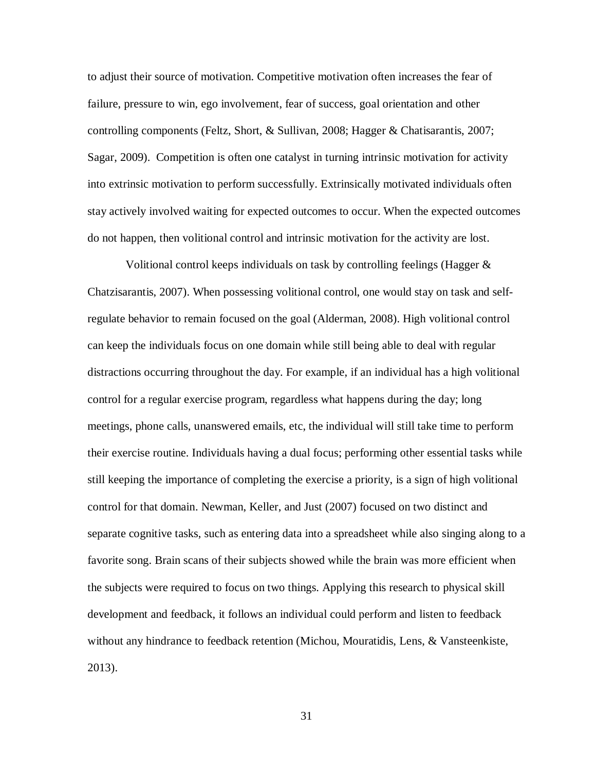to adjust their source of motivation. Competitive motivation often increases the fear of failure, pressure to win, ego involvement, fear of success, goal orientation and other controlling components (Feltz, Short, & Sullivan, 2008; Hagger & Chatisarantis, 2007; Sagar, 2009). Competition is often one catalyst in turning intrinsic motivation for activity into extrinsic motivation to perform successfully. Extrinsically motivated individuals often stay actively involved waiting for expected outcomes to occur. When the expected outcomes do not happen, then volitional control and intrinsic motivation for the activity are lost.

Volitional control keeps individuals on task by controlling feelings (Hagger & Chatzisarantis, 2007). When possessing volitional control, one would stay on task and self-regulate behavior to remain focused on the goal (Alderman, 2008). High volitional control can keep the individuals focus on one domain while still being able to deal with regular distractions occurring throughout the day. For example, if an individual has a high volitional control for a regular exercise program, regardless what happens during the day; long meetings, phone calls, unanswered emails, etc, the individual will still take time to perform their exercise routine. Individuals having a dual focus; performing other essential tasks while still keeping the importance of completing the exercise a priority, is a sign of high volitional control for that domain. Newman, Keller, and Just (2007) focused on two distinct and separate cognitive tasks, such as entering data into a spreadsheet while also singing along to a favorite song. Brain scans of their subjects showed while the brain was more efficient when the subjects were required to focus on two things. Applying this research to physical skill development and feedback, it follows an individual could perform and listen to feedback without any hindrance to feedback retention (Michou, Mouratidis, Lens, & Vansteenkiste, 2013).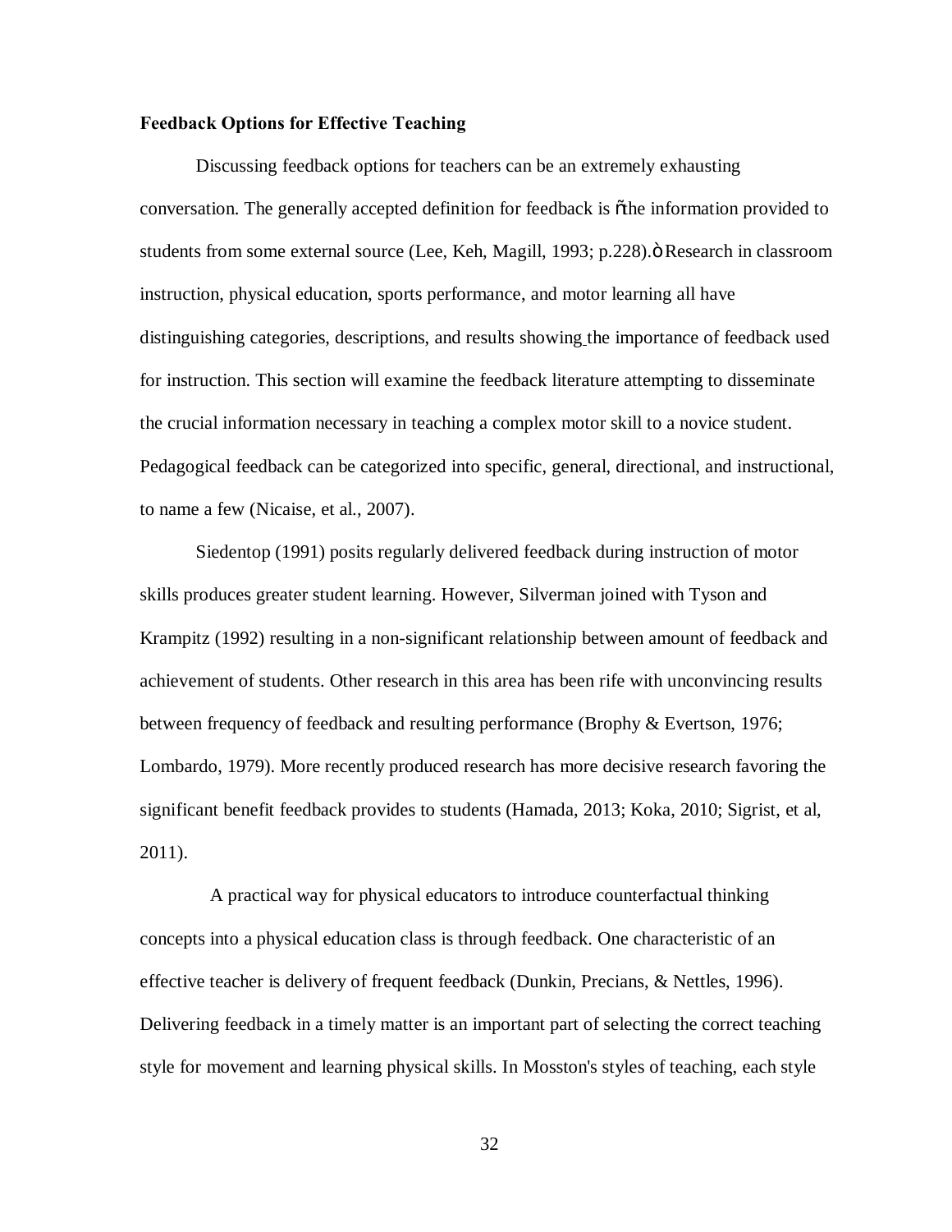**Feedback Options for Effective Teaching**

Discussing feedback options for teachers can be an extremely exhausting conversation. The generally accepted definition for feedback is õthe information provided to students from some external source (Lee, Keh, Magill, 1993; p.228).ö Research in classroom instruction, physical education, sports performance, and motor learning all have distinguishing categories, descriptions, and results showing the importance of feedback used for instruction. This section will examine the feedback literature attempting to disseminate the crucial information necessary in teaching a complex motor skill to a novice student. Pedagogical feedback can be categorized into specific, general, directional, and instructional, to name a few (Nicaise, et al., 2007).

Siedentop (1991) posits regularly delivered feedback during instruction of motor skills produces greater student learning. However, Silverman joined with Tyson and Krampitz (1992) resulting in a non-significant relationship between amount of feedback and achievement of students. Other research in this area has been rife with unconvincing results between frequency of feedback and resulting performance (Brophy & Evertson, 1976; Lombardo, 1979). More recently produced research has more decisive research favoring the significant benefit feedback provides to students (Hamada, 2013; Koka, 2010; Sigrist, et al, 2011).

A practical way for physical educators to introduce counterfactual thinking concepts into a physical education class is through feedback. One characteristic of an effective teacher is delivery of frequent feedback (Dunkin, Precians, & Nettles, 1996). Delivering feedback in a timely matter is an important part of selecting the correct teaching style for movement and learning physical skills. In Mosston's styles of teaching, each style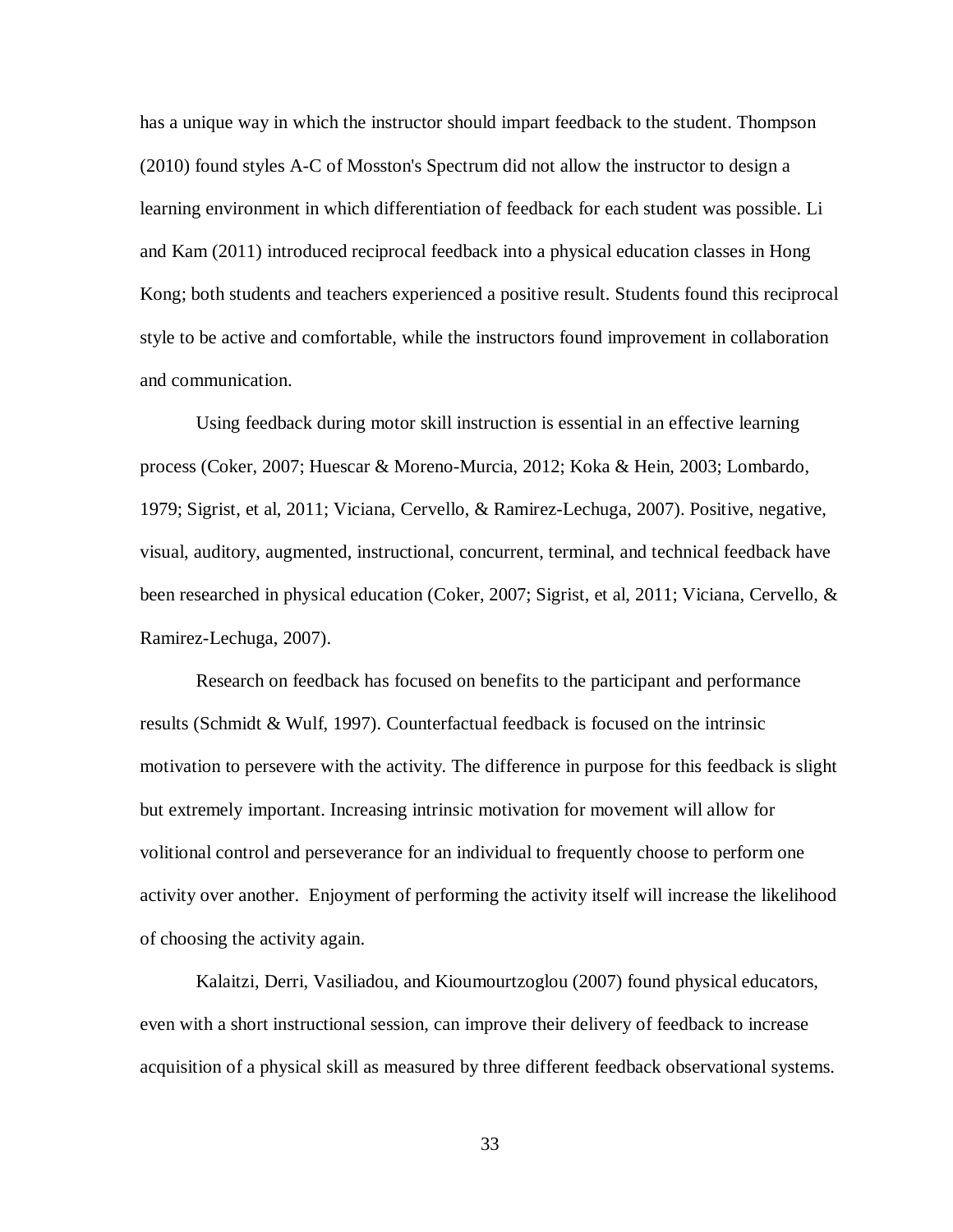has a unique way in which the instructor should impart feedback to the student. Thompson (2010) found styles A-C of Mosston's Spectrum did not allow the instructor to design a learning environment in which differentiation of feedback for each student was possible. Li and Kam (2011) introduced reciprocal feedback into a physical education classes in Hong Kong; both students and teachers experienced a positive result. Students found this reciprocal style to be active and comfortable, while the instructors found improvement in collaboration and communication.

Using feedback during motor skill instruction is essential in an effective learning process (Coker, 2007; Huescar & Moreno-Murcia, 2012; Koka & Hein, 2003; Lombardo, 1979; Sigrist, et al, 2011; Viciana, Cervello, & Ramirez-Lechuga, 2007). Positive, negative, visual, auditory, augmented, instructional, concurrent, terminal, and technical feedback have been researched in physical education (Coker, 2007; Sigrist, et al, 2011; Viciana, Cervello, & Ramirez-Lechuga, 2007).

Research on feedback has focused on benefits to the participant and performance results (Schmidt & Wulf, 1997). Counterfactual feedback is focused on the intrinsic motivation to persevere with the activity. The difference in purpose for this feedback is slight but extremely important. Increasing intrinsic motivation for movement will allow for volitional control and perseverance for an individual to frequently choose to perform one activity over another. Enjoyment of performing the activity itself will increase the likelihood of choosing the activity again.

Kalaitzi, Derri, Vasiliadou, and Kioumourtzoglou (2007) found physical educators, even with a short instructional session, can improve their delivery of feedback to increase acquisition of a physical skill as measured by three different feedback observational systems.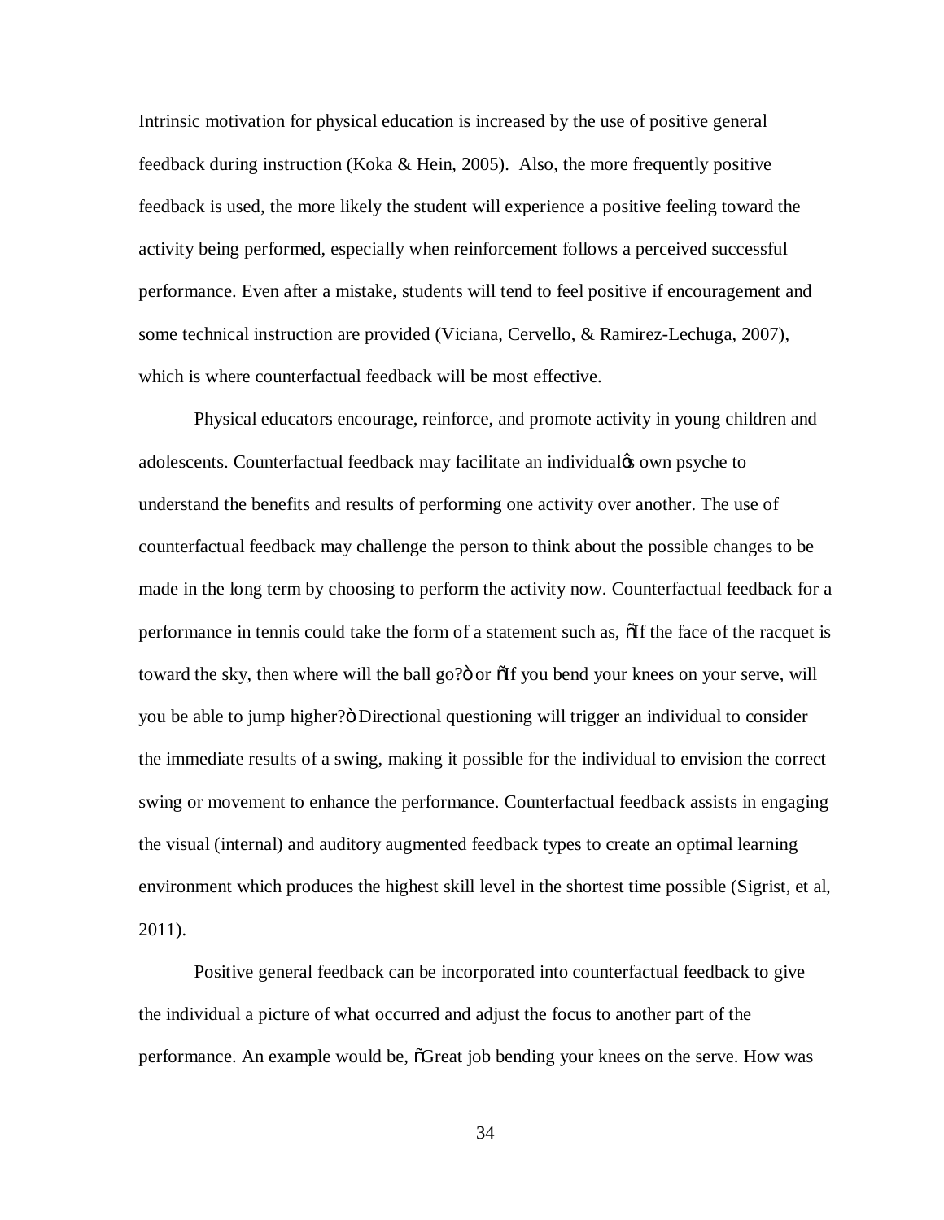Intrinsic motivation for physical education is increased by the use of positive general feedback during instruction (Koka & Hein, 2005). Also, the more frequently positive feedback is used, the more likely the student will experience a positive feeling toward the activity being performed, especially when reinforcement follows a perceived successful performance. Even after a mistake, students will tend to feel positive if encouragement and some technical instruction are provided (Viciana, Cervello, & Ramirez-Lechuga, 2007), which is where counterfactual feedback will be most effective.

Physical educators encourage, reinforce, and promote activity in young children and adolescents. Counterfactual feedback may facilitate an individual's own psyche to understand the benefits and results of performing one activity over another. The use of counterfactual feedback may challenge the person to think about the possible changes to be made in the long term by choosing to perform the activity now. Counterfactual feedback for a performance in tennis could take the form of a statement such as, "If the face of the racquet is toward the sky, then where will the ball go?" or "If you bend your knees on your serve, will you be able to jump higher?" Directional questioning will trigger an individual to consider the immediate results of a swing, making it possible for the individual to envision the correct swing or movement to enhance the performance. Counterfactual feedback assists in engaging the visual (internal) and auditory augmented feedback types to create an optimal learning environment which produces the highest skill level in the shortest time possible (Sigrist, et al, 2011).

Positive general feedback can be incorporated into counterfactual feedback to give the individual a picture of what occurred and adjust the focus to another part of the performance. An example would be, "Great job bending your knees on the serve. How was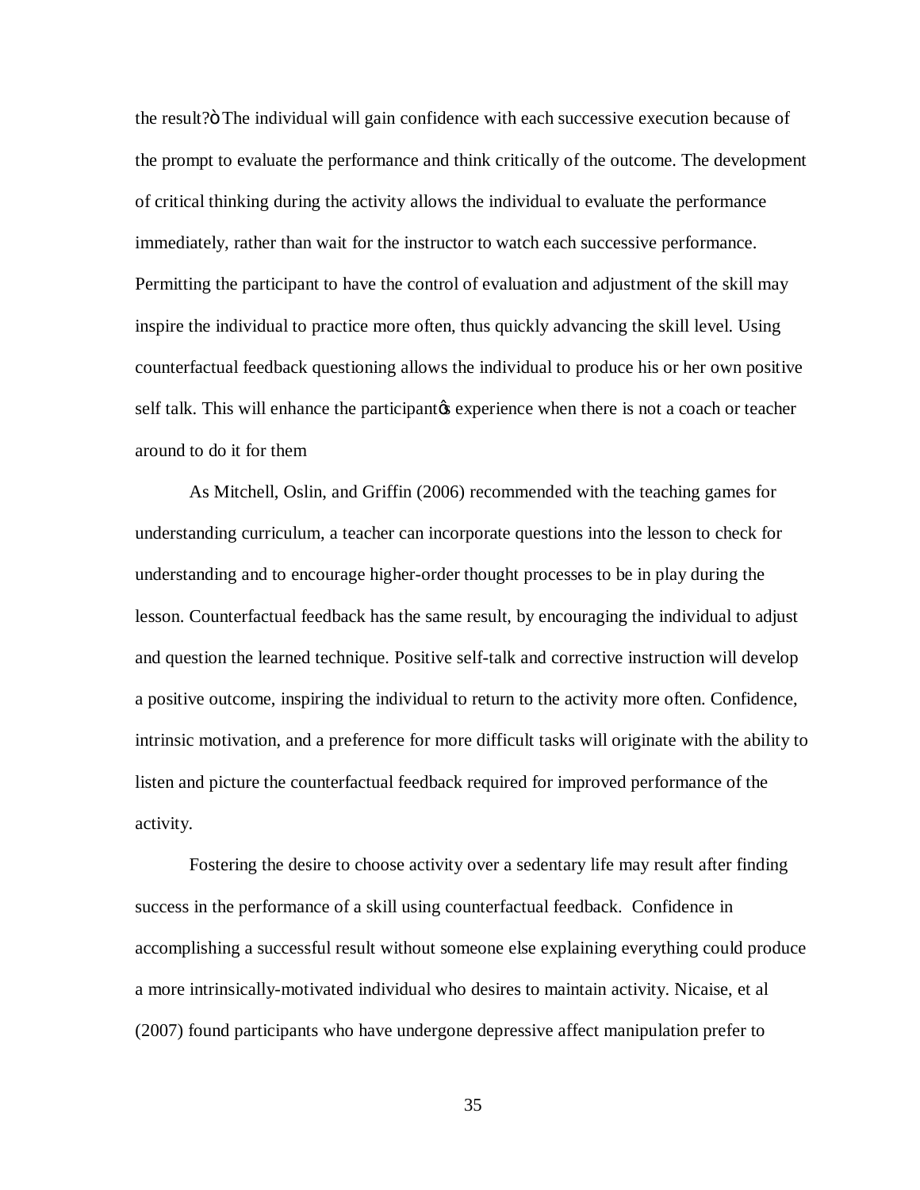the result?ö The individual will gain confidence with each successive execution because of the prompt to evaluate the performance and think critically of the outcome. The development of critical thinking during the activity allows the individual to evaluate the performance immediately, rather than wait for the instructor to watch each successive performance. Permitting the participant to have the control of evaluation and adjustment of the skill may inspire the individual to practice more often, thus quickly advancing the skill level. Using counterfactual feedback questioning allows the individual to produce his or her own positive self talk. This will enhance the participantøs experience when there is not a coach or teacher around to do it for them

As Mitchell, Oslin, and Griffin (2006) recommended with the teaching games for understanding curriculum, a teacher can incorporate questions into the lesson to check for understanding and to encourage higher-order thought processes to be in play during the lesson. Counterfactual feedback has the same result, by encouraging the individual to adjust and question the learned technique. Positive self-talk and corrective instruction will develop a positive outcome, inspiring the individual to return to the activity more often. Confidence, intrinsic motivation, and a preference for more difficult tasks will originate with the ability to listen and picture the counterfactual feedback required for improved performance of the activity.

Fostering the desire to choose activity over a sedentary life may result after finding success in the performance of a skill using counterfactual feedback. Confidence in accomplishing a successful result without someone else explaining everything could produce a more intrinsically-motivated individual who desires to maintain activity. Nicaise, et al (2007) found participants who have undergone depressive affect manipulation prefer to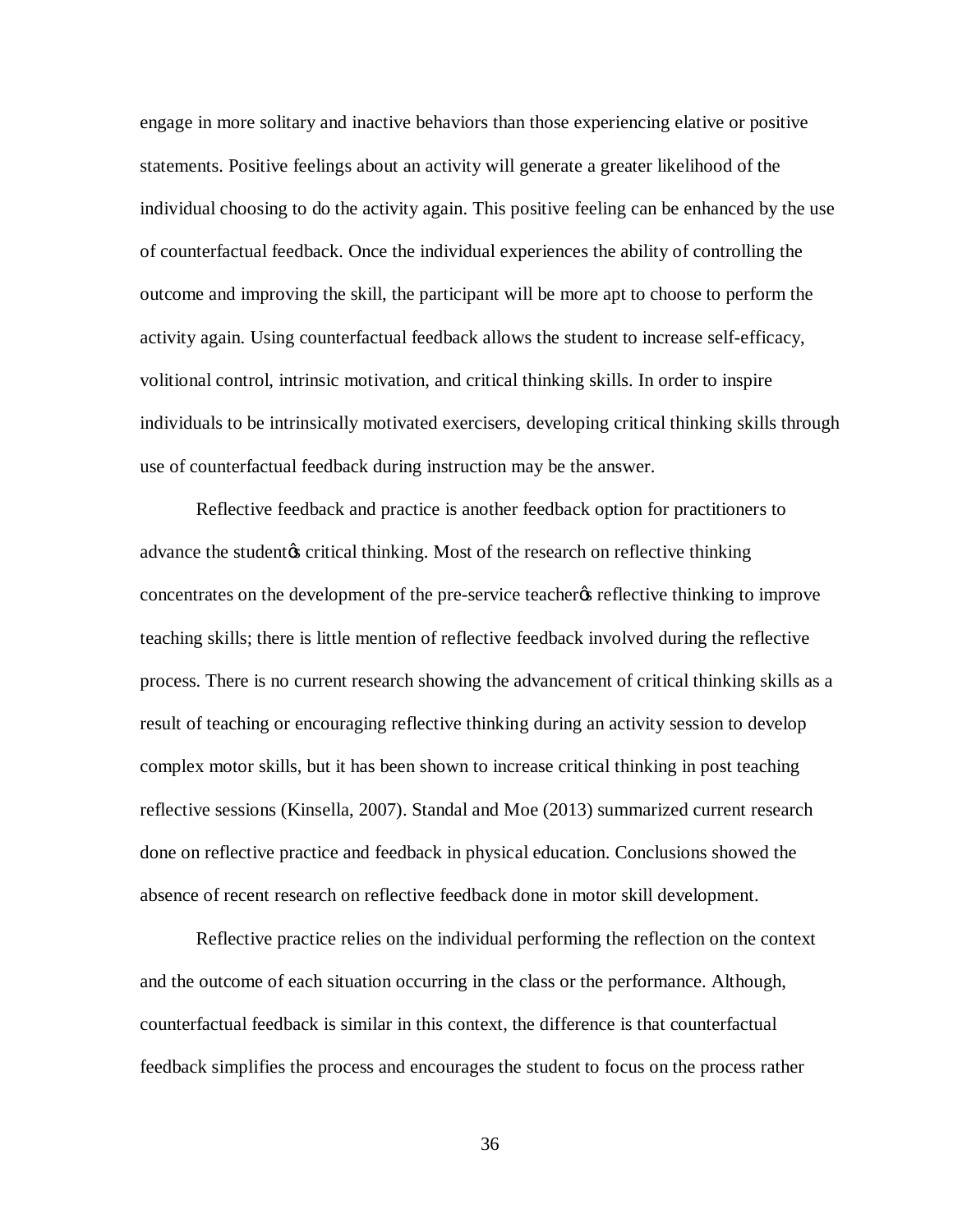engage in more solitary and inactive behaviors than those experiencing elative or positive statements. Positive feelings about an activity will generate a greater likelihood of the individual choosing to do the activity again. This positive feeling can be enhanced by the use of counterfactual feedback. Once the individual experiences the ability of controlling the outcome and improving the skill, the participant will be more apt to choose to perform the activity again. Using counterfactual feedback allows the student to increase self-efficacy, volitional control, intrinsic motivation, and critical thinking skills. In order to inspire individuals to be intrinsically motivated exercisers, developing critical thinking skills through use of counterfactual feedback during instruction may be the answer.

Reflective feedback and practice is another feedback option for practitioners to advance the studentǿs critical thinking. Most of the research on reflective thinking concentrates on the development of the pre-service teacherǿs reflective thinking to improve teaching skills; there is little mention of reflective feedback involved during the reflective process. There is no current research showing the advancement of critical thinking skills as a result of teaching or encouraging reflective thinking during an activity session to develop complex motor skills, but it has been shown to increase critical thinking in post teaching reflective sessions (Kinsella, 2007). Standal and Moe (2013) summarized current research done on reflective practice and feedback in physical education. Conclusions showed the absence of recent research on reflective feedback done in motor skill development.

Reflective practice relies on the individual performing the reflection on the context and the outcome of each situation occurring in the class or the performance. Although, counterfactual feedback is similar in this context, the difference is that counterfactual feedback simplifies the process and encourages the student to focus on the process rather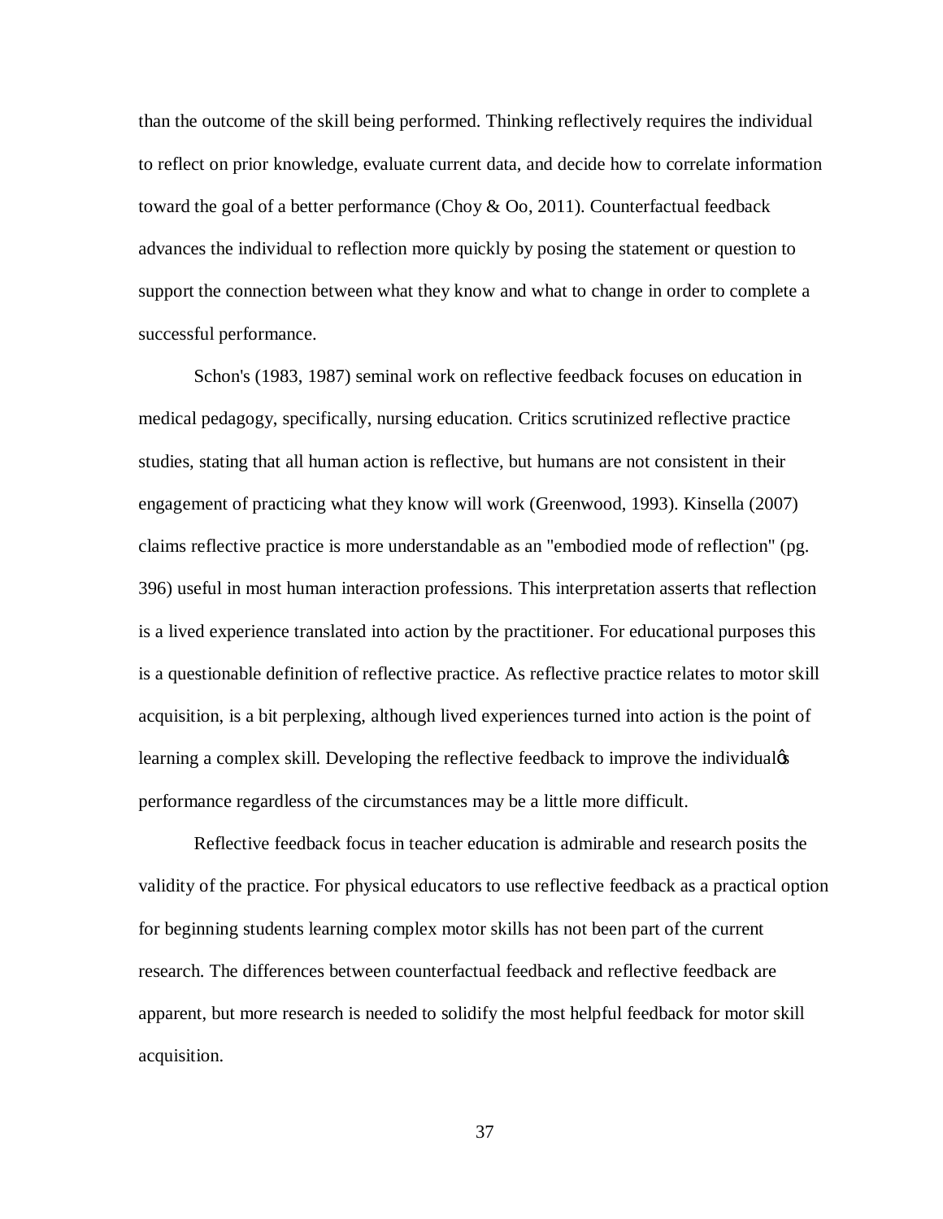than the outcome of the skill being performed. Thinking reflectively requires the individual to reflect on prior knowledge, evaluate current data, and decide how to correlate information toward the goal of a better performance (Choy & Oo, 2011). Counterfactual feedback advances the individual to reflection more quickly by posing the statement or question to support the connection between what they know and what to change in order to complete a successful performance.

Schon's (1983, 1987) seminal work on reflective feedback focuses on education in medical pedagogy, specifically, nursing education. Critics scrutinized reflective practice studies, stating that all human action is reflective, but humans are not consistent in their engagement of practicing what they know will work (Greenwood, 1993). Kinsella (2007) claims reflective practice is more understandable as an "embodied mode of reflection" (pg. 396) useful in most human interaction professions. This interpretation asserts that reflection is a lived experience translated into action by the practitioner. For educational purposes this is a questionable definition of reflective practice. As reflective practice relates to motor skill acquisition, is a bit perplexing, although lived experiences turned into action is the point of learning a complex skill. Developing the reflective feedback to improve the individual's performance regardless of the circumstances may be a little more difficult.

Reflective feedback focus in teacher education is admirable and research posits the validity of the practice. For physical educators to use reflective feedback as a practical option for beginning students learning complex motor skills has not been part of the current research. The differences between counterfactual feedback and reflective feedback are apparent, but more research is needed to solidify the most helpful feedback for motor skill acquisition.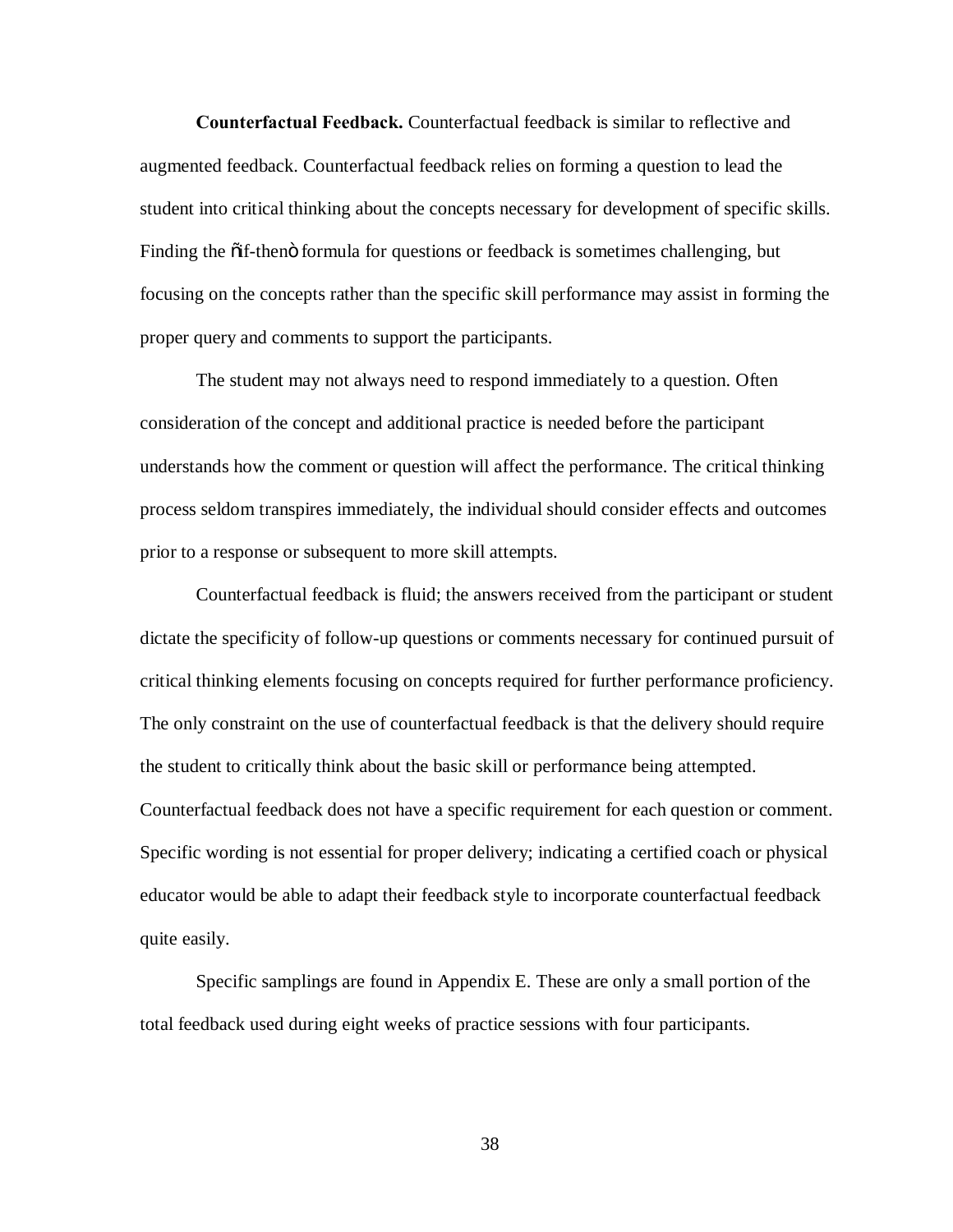**Counterfactual Feedback.** Counterfactual feedback is similar to reflective and augmented feedback. Counterfactual feedback relies on forming a question to lead the student into critical thinking about the concepts necessary for development of specific skills. Finding the "if-then" formula for questions or feedback is sometimes challenging, but focusing on the concepts rather than the specific skill performance may assist in forming the proper query and comments to support the participants.

The student may not always need to respond immediately to a question. Often consideration of the concept and additional practice is needed before the participant understands how the comment or question will affect the performance. The critical thinking process seldom transpires immediately, the individual should consider effects and outcomes prior to a response or subsequent to more skill attempts.

Counterfactual feedback is fluid; the answers received from the participant or student dictate the specificity of follow-up questions or comments necessary for continued pursuit of critical thinking elements focusing on concepts required for further performance proficiency. The only constraint on the use of counterfactual feedback is that the delivery should require the student to critically think about the basic skill or performance being attempted. Counterfactual feedback does not have a specific requirement for each question or comment. Specific wording is not essential for proper delivery; indicating a certified coach or physical educator would be able to adapt their feedback style to incorporate counterfactual feedback quite easily.

Specific samplings are found in Appendix E. These are only a small portion of the total feedback used during eight weeks of practice sessions with four participants.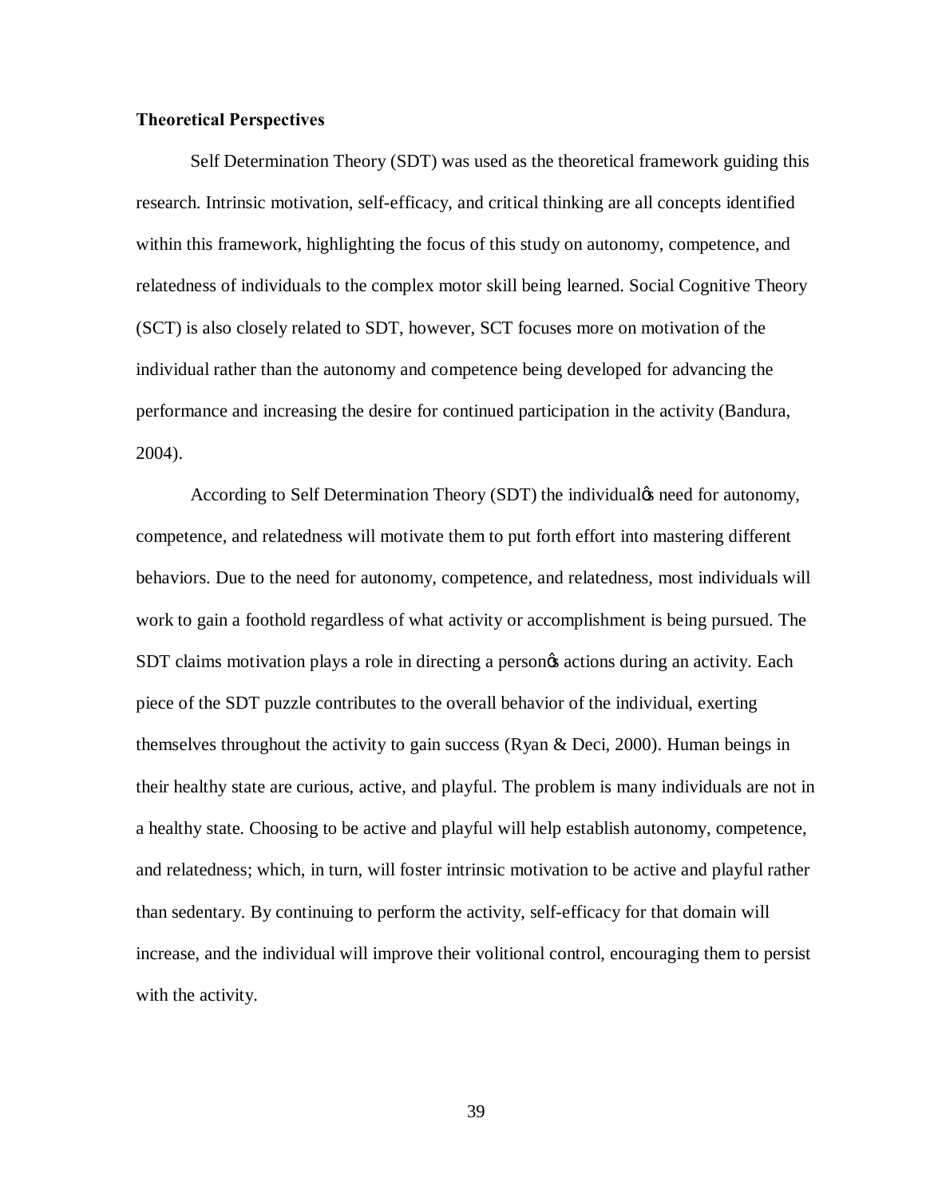**Theoretical Perspectives**

Self Determination Theory (SDT) was used as the theoretical framework guiding this research. Intrinsic motivation, self-efficacy, and critical thinking are all concepts identified within this framework, highlighting the focus of this study on autonomy, competence, and relatedness of individuals to the complex motor skill being learned. Social Cognitive Theory (SCT) is also closely related to SDT, however, SCT focuses more on motivation of the individual rather than the autonomy and competence being developed for advancing the performance and increasing the desire for continued participation in the activity (Bandura, 2004).

According to Self Determination Theory (SDT) the individual's need for autonomy, competence, and relatedness will motivate them to put forth effort into mastering different behaviors. Due to the need for autonomy, competence, and relatedness, most individuals will work to gain a foothold regardless of what activity or accomplishment is being pursued. The SDT claims motivation plays a role in directing a person's actions during an activity. Each piece of the SDT puzzle contributes to the overall behavior of the individual, exerting themselves throughout the activity to gain success (Ryan & Deci, 2000). Human beings in their healthy state are curious, active, and playful. The problem is many individuals are not in a healthy state. Choosing to be active and playful will help establish autonomy, competence, and relatedness; which, in turn, will foster intrinsic motivation to be active and playful rather than sedentary. By continuing to perform the activity, self-efficacy for that domain will increase, and the individual will improve their volitional control, encouraging them to persist with the activity.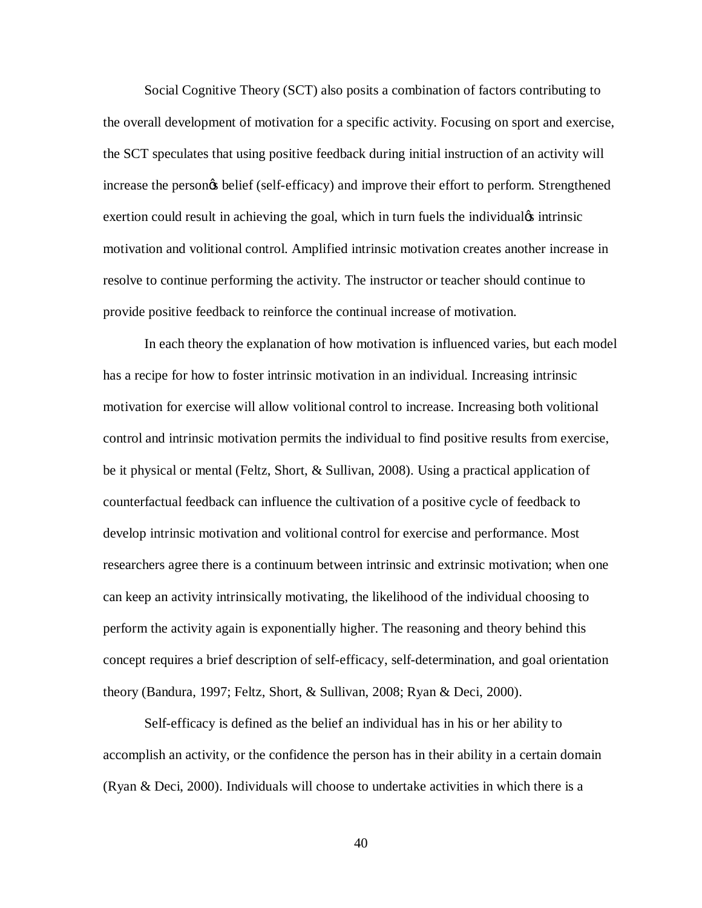Social Cognitive Theory (SCT) also posits a combination of factors contributing to the overall development of motivation for a specific activity. Focusing on sport and exercise, the SCT speculates that using positive feedback during initial instruction of an activity will increase the personꞌs belief (self-efficacy) and improve their effort to perform. Strengthened exertion could result in achieving the goal, which in turn fuels the individualꞌs intrinsic motivation and volitional control. Amplified intrinsic motivation creates another increase in resolve to continue performing the activity. The instructor or teacher should continue to provide positive feedback to reinforce the continual increase of motivation.

In each theory the explanation of how motivation is influenced varies, but each model has a recipe for how to foster intrinsic motivation in an individual. Increasing intrinsic motivation for exercise will allow volitional control to increase. Increasing both volitional control and intrinsic motivation permits the individual to find positive results from exercise, be it physical or mental (Feltz, Short, & Sullivan, 2008). Using a practical application of counterfactual feedback can influence the cultivation of a positive cycle of feedback to develop intrinsic motivation and volitional control for exercise and performance. Most researchers agree there is a continuum between intrinsic and extrinsic motivation; when one can keep an activity intrinsically motivating, the likelihood of the individual choosing to perform the activity again is exponentially higher. The reasoning and theory behind this concept requires a brief description of self-efficacy, self-determination, and goal orientation theory (Bandura, 1997; Feltz, Short, & Sullivan, 2008; Ryan & Deci, 2000).

Self-efficacy is defined as the belief an individual has in his or her ability to accomplish an activity, or the confidence the person has in their ability in a certain domain (Ryan & Deci, 2000). Individuals will choose to undertake activities in which there is a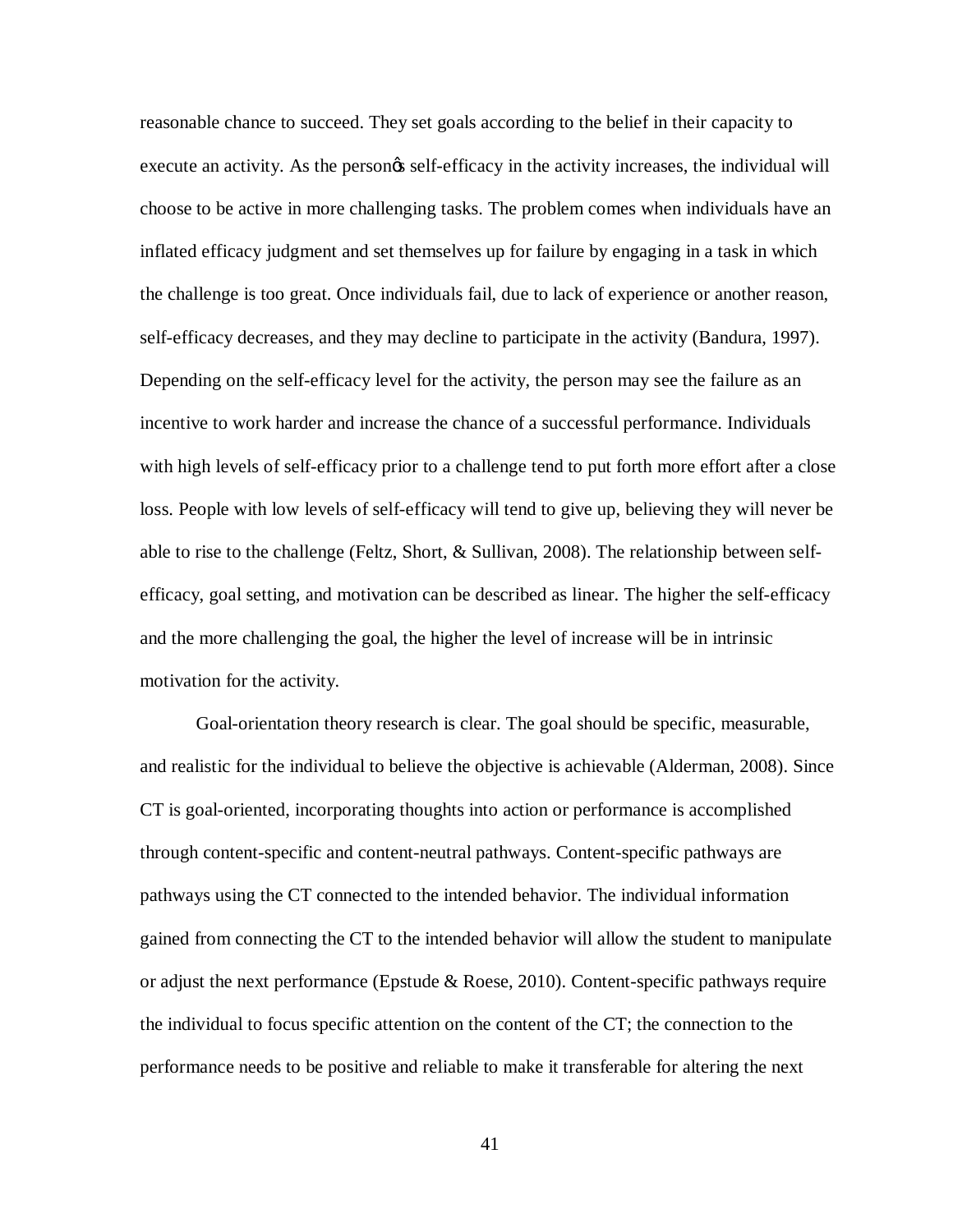reasonable chance to succeed. They set goals according to the belief in their capacity to execute an activity. As the personǿs self-efficacy in the activity increases, the individual will choose to be active in more challenging tasks. The problem comes when individuals have an inflated efficacy judgment and set themselves up for failure by engaging in a task in which the challenge is too great. Once individuals fail, due to lack of experience or another reason, self-efficacy decreases, and they may decline to participate in the activity (Bandura, 1997). Depending on the self-efficacy level for the activity, the person may see the failure as an incentive to work harder and increase the chance of a successful performance. Individuals with high levels of self-efficacy prior to a challenge tend to put forth more effort after a close loss. People with low levels of self-efficacy will tend to give up, believing they will never be able to rise to the challenge (Feltz, Short, & Sullivan, 2008). The relationship between self-efficacy, goal setting, and motivation can be described as linear. The higher the self-efficacy and the more challenging the goal, the higher the level of increase will be in intrinsic motivation for the activity.

Goal-orientation theory research is clear. The goal should be specific, measurable, and realistic for the individual to believe the objective is achievable (Alderman, 2008). Since CT is goal-oriented, incorporating thoughts into action or performance is accomplished through content-specific and content-neutral pathways. Content-specific pathways are pathways using the CT connected to the intended behavior. The individual information gained from connecting the CT to the intended behavior will allow the student to manipulate or adjust the next performance (Epstude & Roese, 2010). Content-specific pathways require the individual to focus specific attention on the content of the CT; the connection to the performance needs to be positive and reliable to make it transferable for altering the next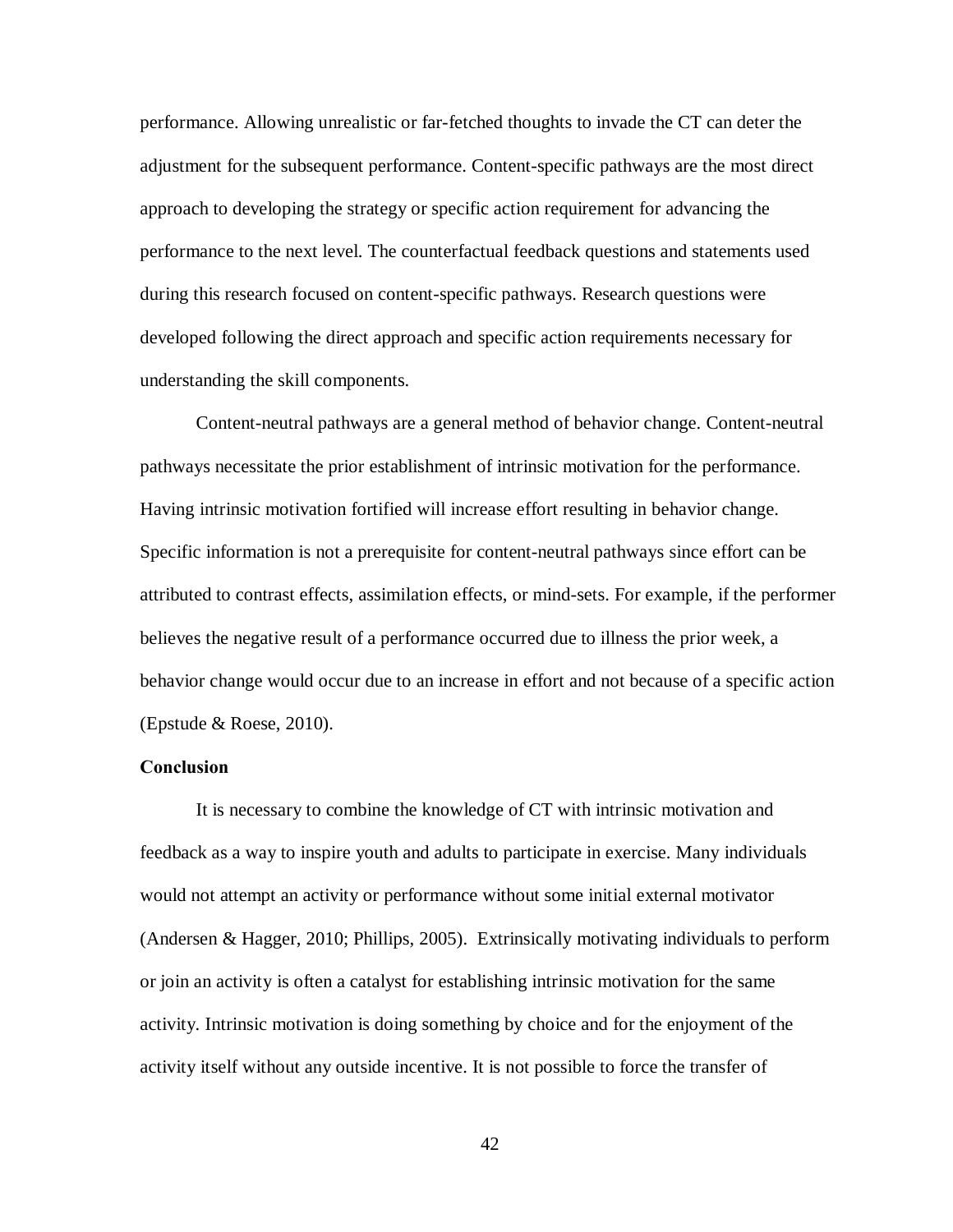performance. Allowing unrealistic or far-fetched thoughts to invade the CT can deter the adjustment for the subsequent performance. Content-specific pathways are the most direct approach to developing the strategy or specific action requirement for advancing the performance to the next level. The counterfactual feedback questions and statements used during this research focused on content-specific pathways. Research questions were developed following the direct approach and specific action requirements necessary for understanding the skill components.

Content-neutral pathways are a general method of behavior change. Content-neutral pathways necessitate the prior establishment of intrinsic motivation for the performance. Having intrinsic motivation fortified will increase effort resulting in behavior change. Specific information is not a prerequisite for content-neutral pathways since effort can be attributed to contrast effects, assimilation effects, or mind-sets. For example, if the performer believes the negative result of a performance occurred due to illness the prior week, a behavior change would occur due to an increase in effort and not because of a specific action (Epstude & Roese, 2010).

**Conclusion**

It is necessary to combine the knowledge of CT with intrinsic motivation and feedback as a way to inspire youth and adults to participate in exercise. Many individuals would not attempt an activity or performance without some initial external motivator (Andersen & Hagger, 2010; Phillips, 2005). Extrinsically motivating individuals to perform or join an activity is often a catalyst for establishing intrinsic motivation for the same activity. Intrinsic motivation is doing something by choice and for the enjoyment of the activity itself without any outside incentive. It is not possible to force the transfer of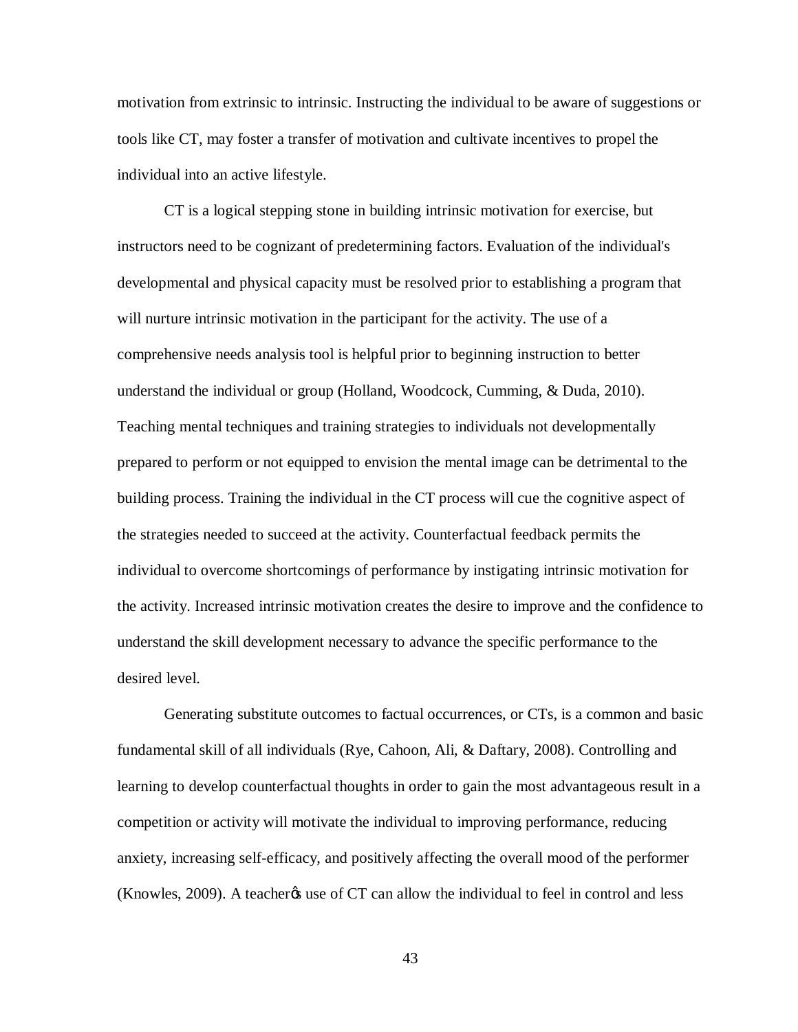motivation from extrinsic to intrinsic. Instructing the individual to be aware of suggestions or tools like CT, may foster a transfer of motivation and cultivate incentives to propel the individual into an active lifestyle.

CT is a logical stepping stone in building intrinsic motivation for exercise, but instructors need to be cognizant of predetermining factors. Evaluation of the individual's developmental and physical capacity must be resolved prior to establishing a program that will nurture intrinsic motivation in the participant for the activity. The use of a comprehensive needs analysis tool is helpful prior to beginning instruction to better understand the individual or group (Holland, Woodcock, Cumming, & Duda, 2010). Teaching mental techniques and training strategies to individuals not developmentally prepared to perform or not equipped to envision the mental image can be detrimental to the building process. Training the individual in the CT process will cue the cognitive aspect of the strategies needed to succeed at the activity. Counterfactual feedback permits the individual to overcome shortcomings of performance by instigating intrinsic motivation for the activity. Increased intrinsic motivation creates the desire to improve and the confidence to understand the skill development necessary to advance the specific performance to the desired level.

Generating substitute outcomes to factual occurrences, or CTs, is a common and basic fundamental skill of all individuals (Rye, Cahoon, Ali, & Daftary, 2008). Controlling and learning to develop counterfactual thoughts in order to gain the most advantageous result in a competition or activity will motivate the individual to improving performance, reducing anxiety, increasing self-efficacy, and positively affecting the overall mood of the performer (Knowles, 2009). A teacher's use of CT can allow the individual to feel in control and less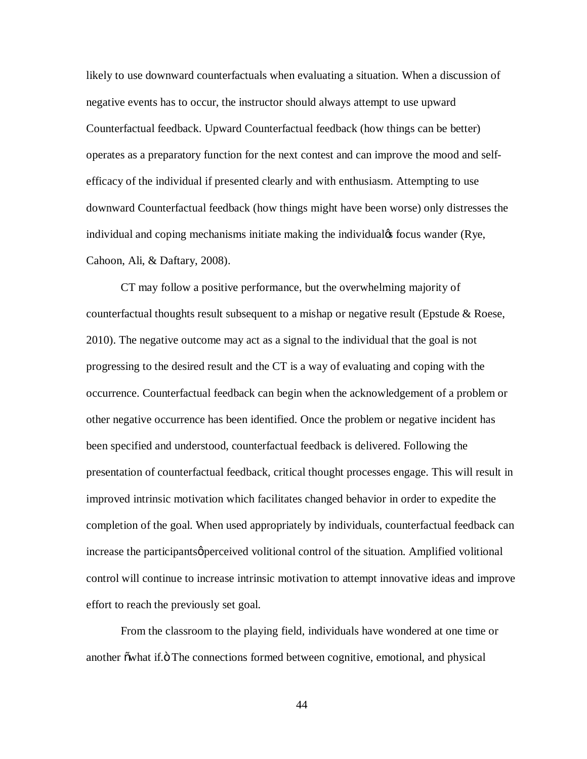likely to use downward counterfactuals when evaluating a situation. When a discussion of negative events has to occur, the instructor should always attempt to use upward Counterfactual feedback. Upward Counterfactual feedback (how things can be better) operates as a preparatory function for the next contest and can improve the mood and self-efficacy of the individual if presented clearly and with enthusiasm. Attempting to use downward Counterfactual feedback (how things might have been worse) only distresses the individual and coping mechanisms initiate making the individual's focus wander (Rye, Cahoon, Ali, & Daftary, 2008).

CT may follow a positive performance, but the overwhelming majority of counterfactual thoughts result subsequent to a mishap or negative result (Epstude & Roese, 2010). The negative outcome may act as a signal to the individual that the goal is not progressing to the desired result and the CT is a way of evaluating and coping with the occurrence. Counterfactual feedback can begin when the acknowledgement of a problem or other negative occurrence has been identified. Once the problem or negative incident has been specified and understood, counterfactual feedback is delivered. Following the presentation of counterfactual feedback, critical thought processes engage. This will result in improved intrinsic motivation which facilitates changed behavior in order to expedite the completion of the goal. When used appropriately by individuals, counterfactual feedback can increase the participants' perceived volitional control of the situation. Amplified volitional control will continue to increase intrinsic motivation to attempt innovative ideas and improve effort to reach the previously set goal.

From the classroom to the playing field, individuals have wondered at one time or another "what if." The connections formed between cognitive, emotional, and physical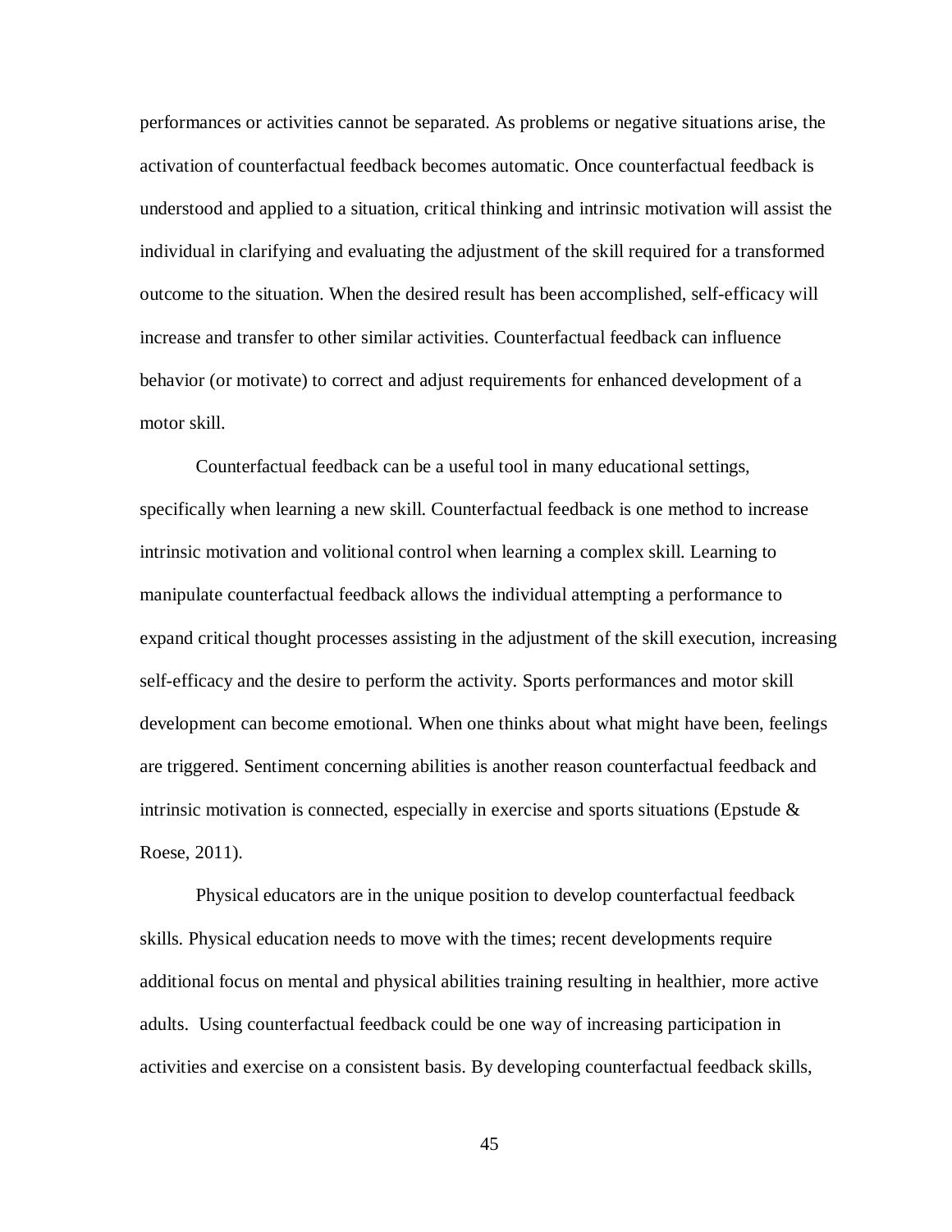performances or activities cannot be separated. As problems or negative situations arise, the activation of counterfactual feedback becomes automatic. Once counterfactual feedback is understood and applied to a situation, critical thinking and intrinsic motivation will assist the individual in clarifying and evaluating the adjustment of the skill required for a transformed outcome to the situation. When the desired result has been accomplished, self-efficacy will increase and transfer to other similar activities. Counterfactual feedback can influence behavior (or motivate) to correct and adjust requirements for enhanced development of a motor skill.

Counterfactual feedback can be a useful tool in many educational settings, specifically when learning a new skill. Counterfactual feedback is one method to increase intrinsic motivation and volitional control when learning a complex skill. Learning to manipulate counterfactual feedback allows the individual attempting a performance to expand critical thought processes assisting in the adjustment of the skill execution, increasing self-efficacy and the desire to perform the activity. Sports performances and motor skill development can become emotional. When one thinks about what might have been, feelings are triggered. Sentiment concerning abilities is another reason counterfactual feedback and intrinsic motivation is connected, especially in exercise and sports situations (Epstude & Roese, 2011).

Physical educators are in the unique position to develop counterfactual feedback skills. Physical education needs to move with the times; recent developments require additional focus on mental and physical abilities training resulting in healthier, more active adults. Using counterfactual feedback could be one way of increasing participation in activities and exercise on a consistent basis. By developing counterfactual feedback skills,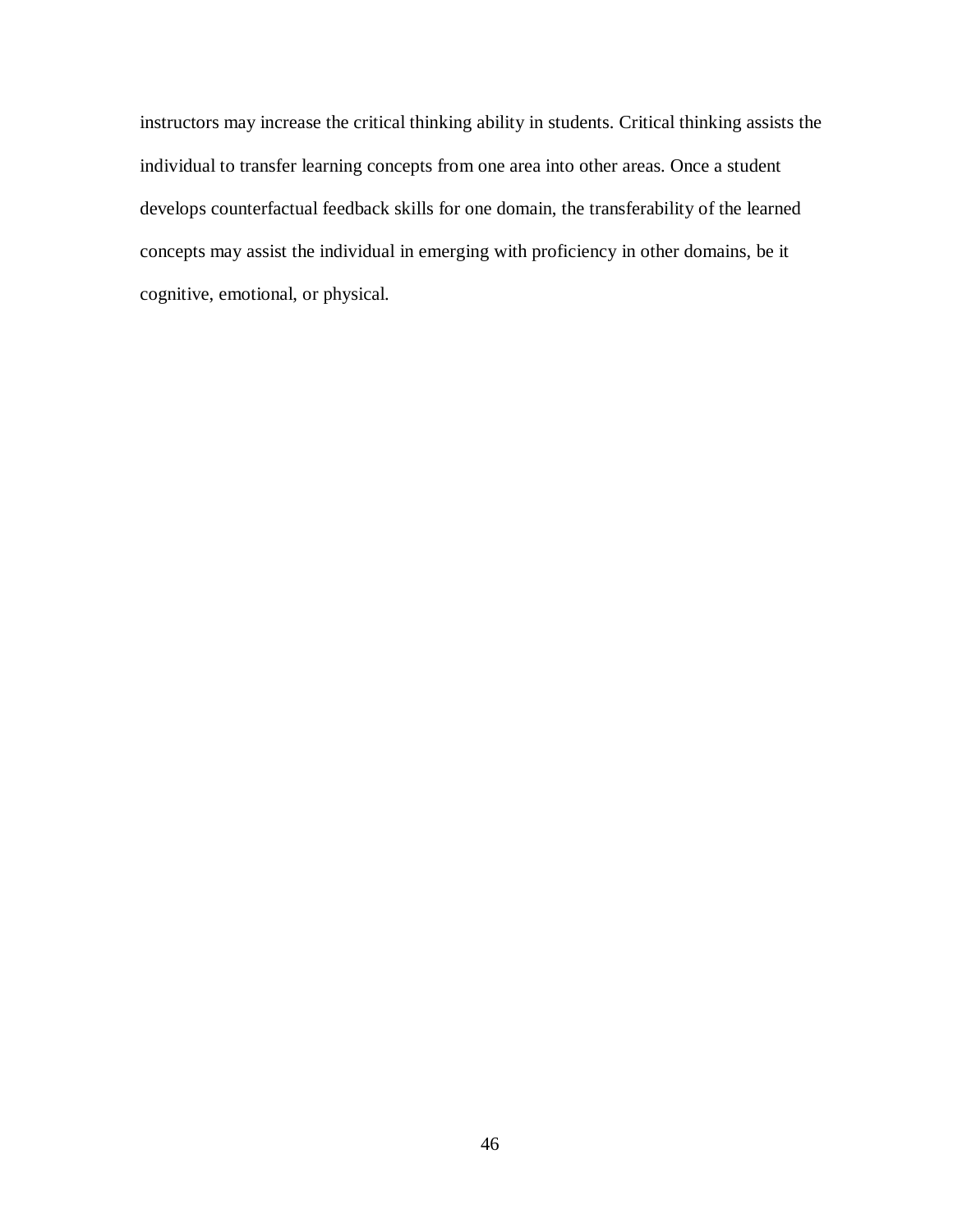instructors may increase the critical thinking ability in students. Critical thinking assists the individual to transfer learning concepts from one area into other areas. Once a student develops counterfactual feedback skills for one domain, the transferability of the learned concepts may assist the individual in emerging with proficiency in other domains, be it cognitive, emotional, or physical.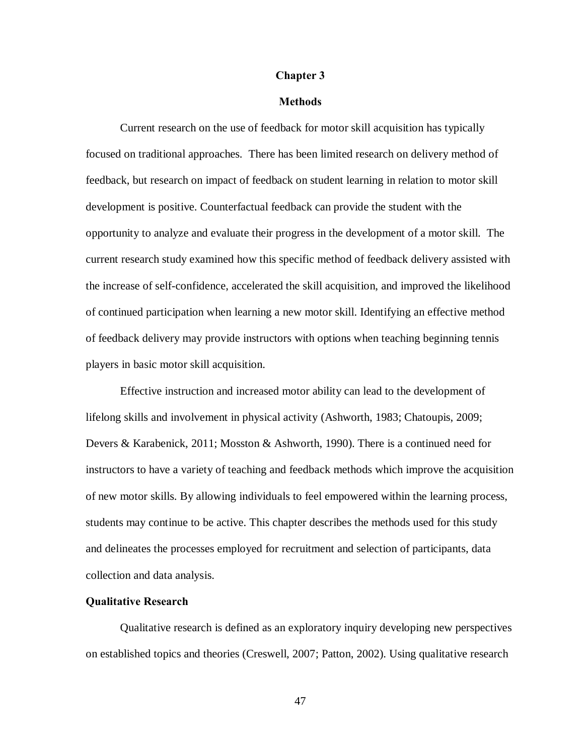# Chapter 3

## Methods

Current research on the use of feedback for motor skill acquisition has typically focused on traditional approaches. There has been limited research on delivery method of feedback, but research on impact of feedback on student learning in relation to motor skill development is positive. Counterfactual feedback can provide the student with the opportunity to analyze and evaluate their progress in the development of a motor skill. The current research study examined how this specific method of feedback delivery assisted with the increase of self-confidence, accelerated the skill acquisition, and improved the likelihood of continued participation when learning a new motor skill. Identifying an effective method of feedback delivery may provide instructors with options when teaching beginning tennis players in basic motor skill acquisition.

Effective instruction and increased motor ability can lead to the development of lifelong skills and involvement in physical activity (Ashworth, 1983; Chatoupis, 2009; Devers & Karabenick, 2011; Mosston & Ashworth, 1990). There is a continued need for instructors to have a variety of teaching and feedback methods which improve the acquisition of new motor skills. By allowing individuals to feel empowered within the learning process, students may continue to be active. This chapter describes the methods used for this study and delineates the processes employed for recruitment and selection of participants, data collection and data analysis.

### Qualitative Research

Qualitative research is defined as an exploratory inquiry developing new perspectives on established topics and theories (Creswell, 2007; Patton, 2002). Using qualitative research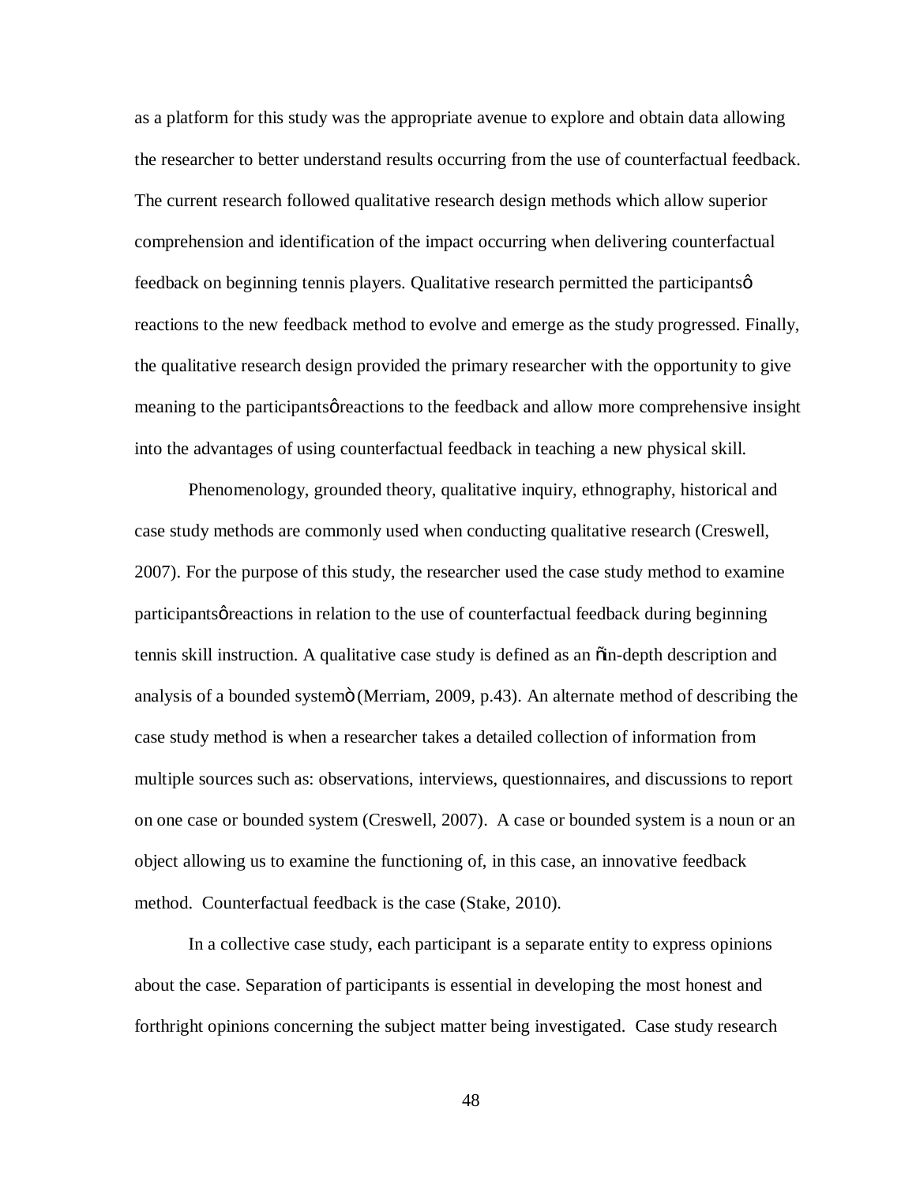as a platform for this study was the appropriate avenue to explore and obtain data allowing the researcher to better understand results occurring from the use of counterfactual feedback. The current research followed qualitative research design methods which allow superior comprehension and identification of the impact occurring when delivering counterfactual feedback on beginning tennis players. Qualitative research permitted the participants' reactions to the new feedback method to evolve and emerge as the study progressed. Finally, the qualitative research design provided the primary researcher with the opportunity to give meaning to the participants' reactions to the feedback and allow more comprehensive insight into the advantages of using counterfactual feedback in teaching a new physical skill.

Phenomenology, grounded theory, qualitative inquiry, ethnography, historical and case study methods are commonly used when conducting qualitative research (Creswell, 2007). For the purpose of this study, the researcher used the case study method to examine participants' reactions in relation to the use of counterfactual feedback during beginning tennis skill instruction. A qualitative case study is defined as an "in-depth description and analysis of a bounded system" (Merriam, 2009, p.43). An alternate method of describing the case study method is when a researcher takes a detailed collection of information from multiple sources such as: observations, interviews, questionnaires, and discussions to report on one case or bounded system (Creswell, 2007). A case or bounded system is a noun or an object allowing us to examine the functioning of, in this case, an innovative feedback method. Counterfactual feedback is the case (Stake, 2010).

In a collective case study, each participant is a separate entity to express opinions about the case. Separation of participants is essential in developing the most honest and forthright opinions concerning the subject matter being investigated. Case study research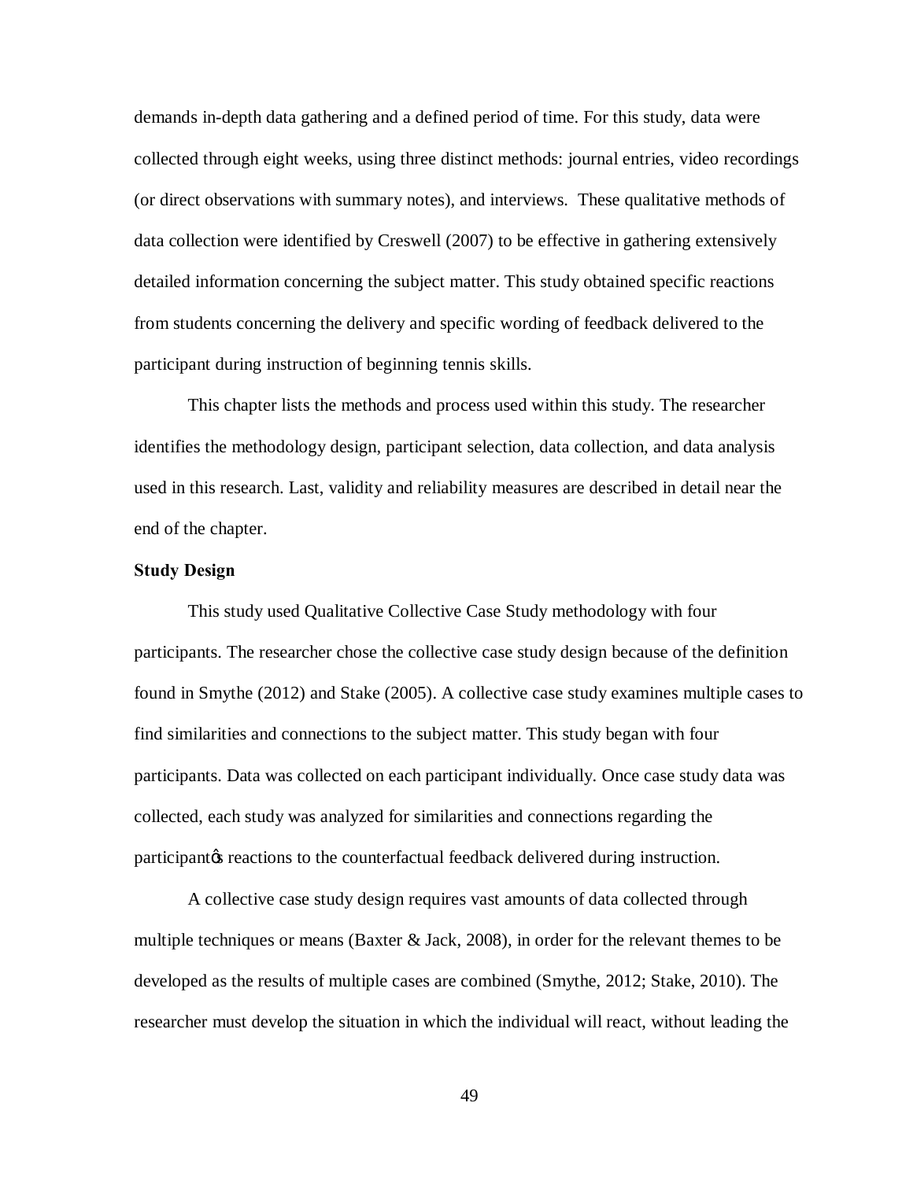demands in-depth data gathering and a defined period of time. For this study, data were collected through eight weeks, using three distinct methods: journal entries, video recordings (or direct observations with summary notes), and interviews. These qualitative methods of data collection were identified by Creswell (2007) to be effective in gathering extensively detailed information concerning the subject matter. This study obtained specific reactions from students concerning the delivery and specific wording of feedback delivered to the participant during instruction of beginning tennis skills.

This chapter lists the methods and process used within this study. The researcher identifies the methodology design, participant selection, data collection, and data analysis used in this research. Last, validity and reliability measures are described in detail near the end of the chapter.

**Study Design**

This study used Qualitative Collective Case Study methodology with four participants. The researcher chose the collective case study design because of the definition found in Smythe (2012) and Stake (2005). A collective case study examines multiple cases to find similarities and connections to the subject matter. This study began with four participants. Data was collected on each participant individually. Once case study data was collected, each study was analyzed for similarities and connections regarding the participant's reactions to the counterfactual feedback delivered during instruction.

A collective case study design requires vast amounts of data collected through multiple techniques or means (Baxter & Jack, 2008), in order for the relevant themes to be developed as the results of multiple cases are combined (Smythe, 2012; Stake, 2010). The researcher must develop the situation in which the individual will react, without leading the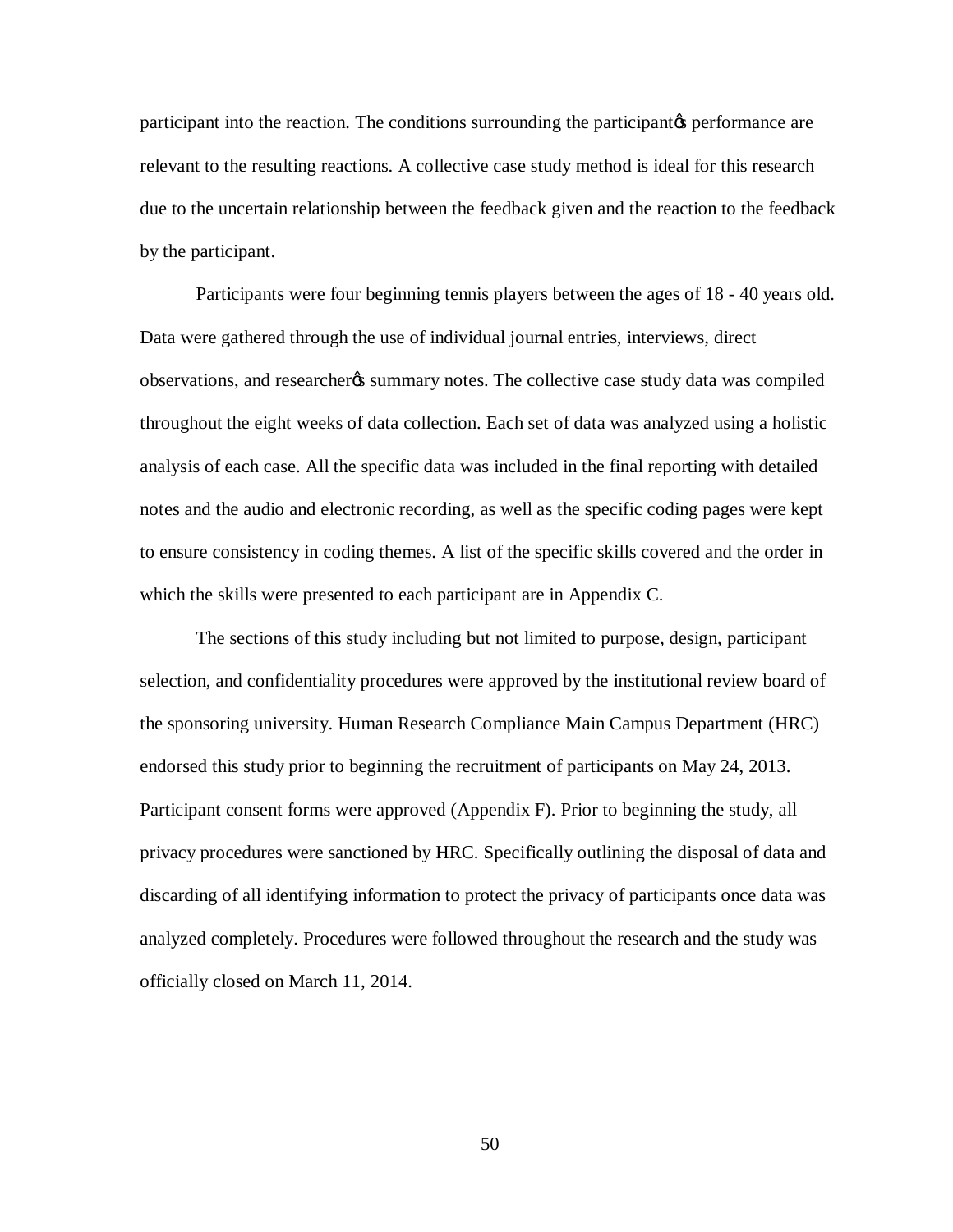participant into the reaction. The conditions surrounding the participant's performance are relevant to the resulting reactions. A collective case study method is ideal for this research due to the uncertain relationship between the feedback given and the reaction to the feedback by the participant.

Participants were four beginning tennis players between the ages of 18 - 40 years old. Data were gathered through the use of individual journal entries, interviews, direct observations, and researcher's summary notes. The collective case study data was compiled throughout the eight weeks of data collection. Each set of data was analyzed using a holistic analysis of each case. All the specific data was included in the final reporting with detailed notes and the audio and electronic recording, as well as the specific coding pages were kept to ensure consistency in coding themes. A list of the specific skills covered and the order in which the skills were presented to each participant are in Appendix C.

The sections of this study including but not limited to purpose, design, participant selection, and confidentiality procedures were approved by the institutional review board of the sponsoring university. Human Research Compliance Main Campus Department (HRC) endorsed this study prior to beginning the recruitment of participants on May 24, 2013. Participant consent forms were approved (Appendix F). Prior to beginning the study, all privacy procedures were sanctioned by HRC. Specifically outlining the disposal of data and discarding of all identifying information to protect the privacy of participants once data was analyzed completely. Procedures were followed throughout the research and the study was officially closed on March 11, 2014.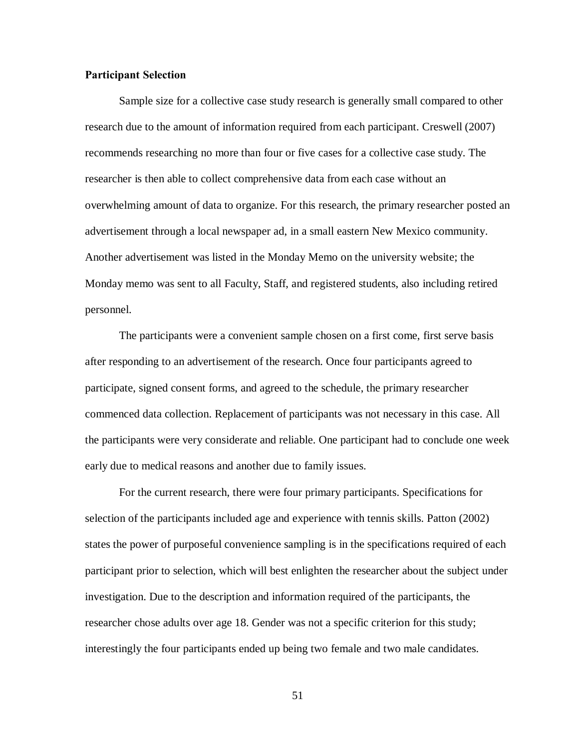**Participant Selection**

Sample size for a collective case study research is generally small compared to other research due to the amount of information required from each participant. Creswell (2007) recommends researching no more than four or five cases for a collective case study. The researcher is then able to collect comprehensive data from each case without an overwhelming amount of data to organize. For this research, the primary researcher posted an advertisement through a local newspaper ad, in a small eastern New Mexico community. Another advertisement was listed in the Monday Memo on the university website; the Monday memo was sent to all Faculty, Staff, and registered students, also including retired personnel.

The participants were a convenient sample chosen on a first come, first serve basis after responding to an advertisement of the research. Once four participants agreed to participate, signed consent forms, and agreed to the schedule, the primary researcher commenced data collection. Replacement of participants was not necessary in this case. All the participants were very considerate and reliable. One participant had to conclude one week early due to medical reasons and another due to family issues.

For the current research, there were four primary participants. Specifications for selection of the participants included age and experience with tennis skills. Patton (2002) states the power of purposeful convenience sampling is in the specifications required of each participant prior to selection, which will best enlighten the researcher about the subject under investigation. Due to the description and information required of the participants, the researcher chose adults over age 18. Gender was not a specific criterion for this study; interestingly the four participants ended up being two female and two male candidates.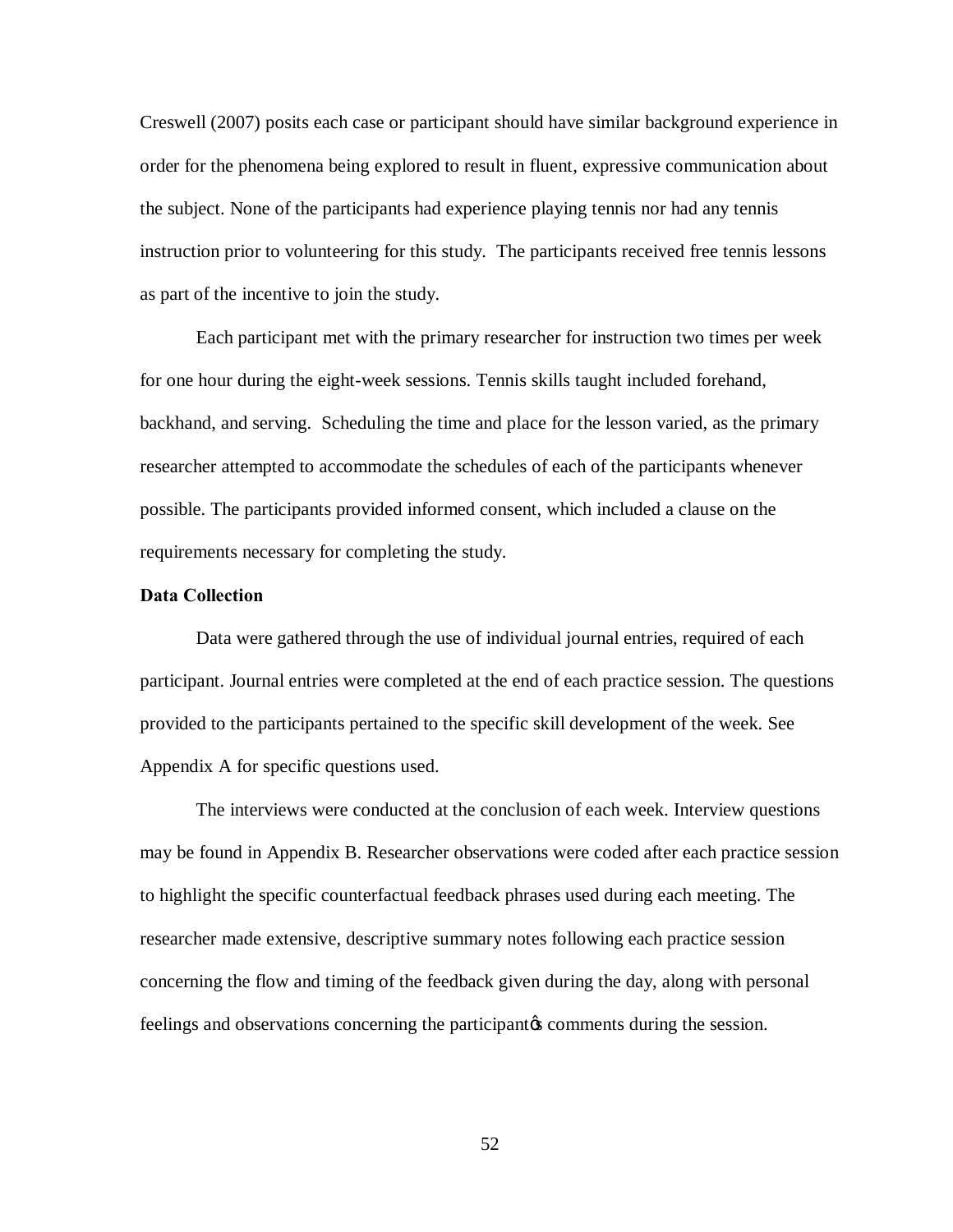Creswell (2007) posits each case or participant should have similar background experience in order for the phenomena being explored to result in fluent, expressive communication about the subject. None of the participants had experience playing tennis nor had any tennis instruction prior to volunteering for this study. The participants received free tennis lessons as part of the incentive to join the study.

Each participant met with the primary researcher for instruction two times per week for one hour during the eight-week sessions. Tennis skills taught included forehand, backhand, and serving. Scheduling the time and place for the lesson varied, as the primary researcher attempted to accommodate the schedules of each of the participants whenever possible. The participants provided informed consent, which included a clause on the requirements necessary for completing the study.

**Data Collection**

Data were gathered through the use of individual journal entries, required of each participant. Journal entries were completed at the end of each practice session. The questions provided to the participants pertained to the specific skill development of the week. See Appendix A for specific questions used.

The interviews were conducted at the conclusion of each week. Interview questions may be found in Appendix B. Researcher observations were coded after each practice session to highlight the specific counterfactual feedback phrases used during each meeting. The researcher made extensive, descriptive summary notes following each practice session concerning the flow and timing of the feedback given during the day, along with personal feelings and observations concerning the participant's comments during the session.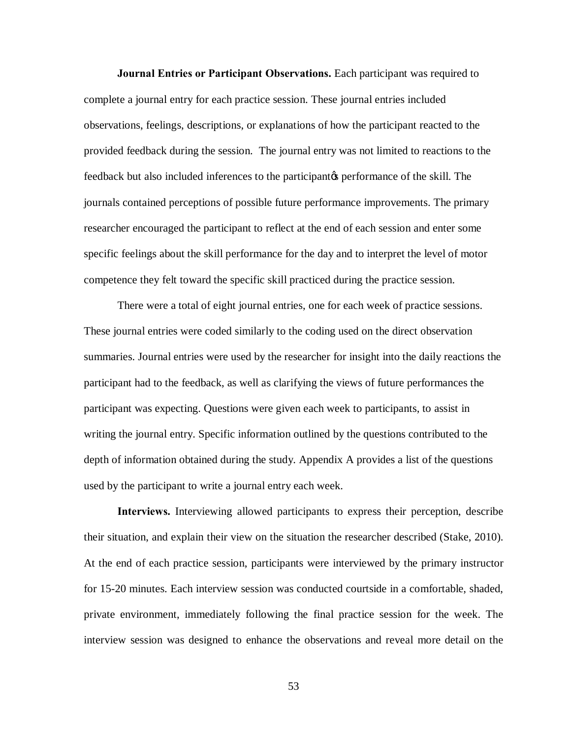**Journal Entries or Participant Observations.** Each participant was required to complete a journal entry for each practice session. These journal entries included observations, feelings, descriptions, or explanations of how the participant reacted to the provided feedback during the session. The journal entry was not limited to reactions to the feedback but also included inferences to the participantö performance of the skill. The journals contained perceptions of possible future performance improvements. The primary researcher encouraged the participant to reflect at the end of each session and enter some specific feelings about the skill performance for the day and to interpret the level of motor competence they felt toward the specific skill practiced during the practice session.

There were a total of eight journal entries, one for each week of practice sessions. These journal entries were coded similarly to the coding used on the direct observation summaries. Journal entries were used by the researcher for insight into the daily reactions the participant had to the feedback, as well as clarifying the views of future performances the participant was expecting. Questions were given each week to participants, to assist in writing the journal entry. Specific information outlined by the questions contributed to the depth of information obtained during the study. Appendix A provides a list of the questions used by the participant to write a journal entry each week.

**Interviews.** Interviewing allowed participants to express their perception, describe their situation, and explain their view on the situation the researcher described (Stake, 2010). At the end of each practice session, participants were interviewed by the primary instructor for 15-20 minutes. Each interview session was conducted courtside in a comfortable, shaded, private environment, immediately following the final practice session for the week. The interview session was designed to enhance the observations and reveal more detail on the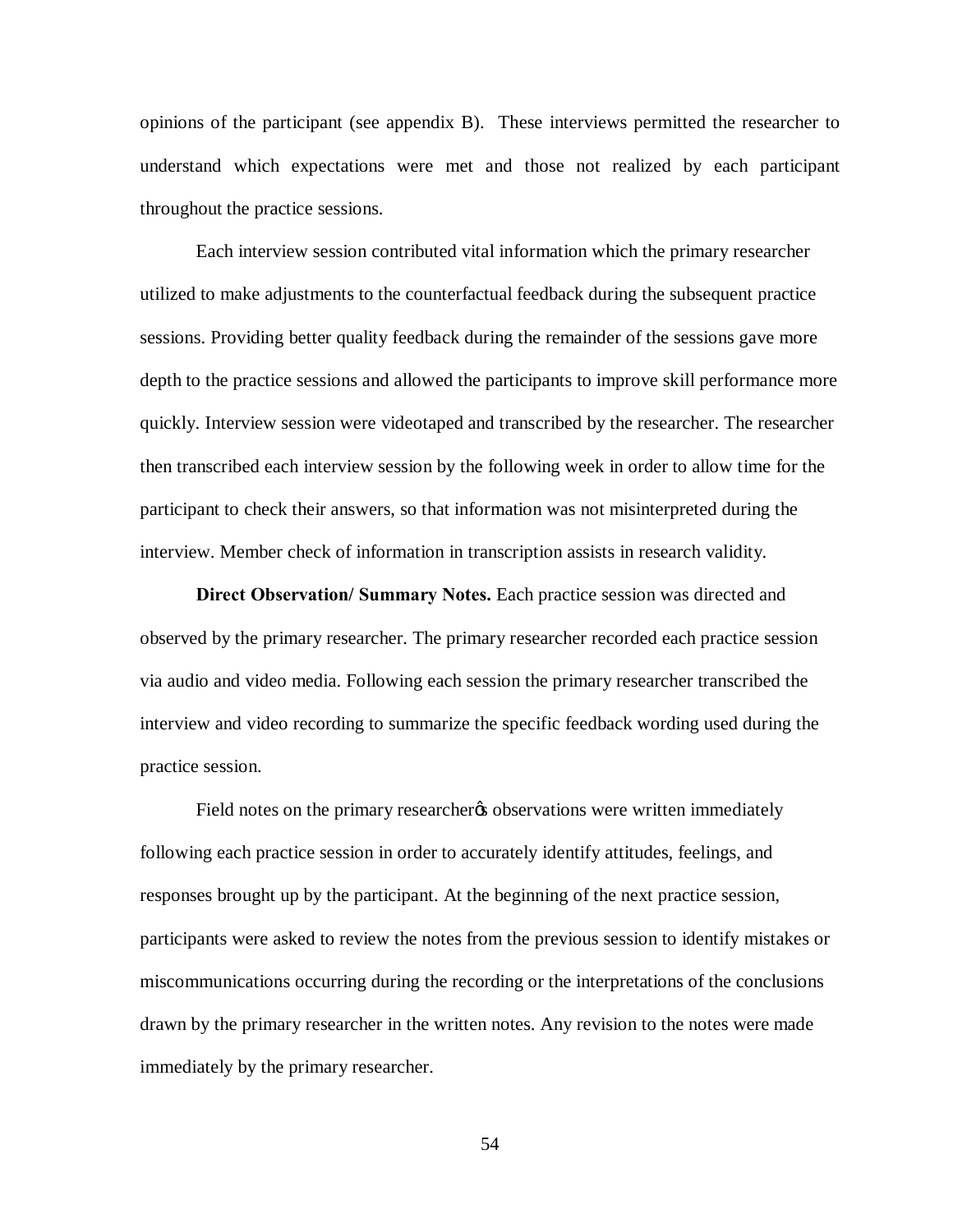opinions of the participant (see appendix B). These interviews permitted the researcher to understand which expectations were met and those not realized by each participant throughout the practice sessions.

Each interview session contributed vital information which the primary researcher utilized to make adjustments to the counterfactual feedback during the subsequent practice sessions. Providing better quality feedback during the remainder of the sessions gave more depth to the practice sessions and allowed the participants to improve skill performance more quickly. Interview session were videotaped and transcribed by the researcher. The researcher then transcribed each interview session by the following week in order to allow time for the participant to check their answers, so that information was not misinterpreted during the interview. Member check of information in transcription assists in research validity.

**Direct Observation/ Summary Notes.** Each practice session was directed and observed by the primary researcher. The primary researcher recorded each practice session via audio and video media. Following each session the primary researcher transcribed the interview and video recording to summarize the specific feedback wording used during the practice session.

Field notes on the primary researcher's observations were written immediately following each practice session in order to accurately identify attitudes, feelings, and responses brought up by the participant. At the beginning of the next practice session, participants were asked to review the notes from the previous session to identify mistakes or miscommunications occurring during the recording or the interpretations of the conclusions drawn by the primary researcher in the written notes. Any revision to the notes were made immediately by the primary researcher.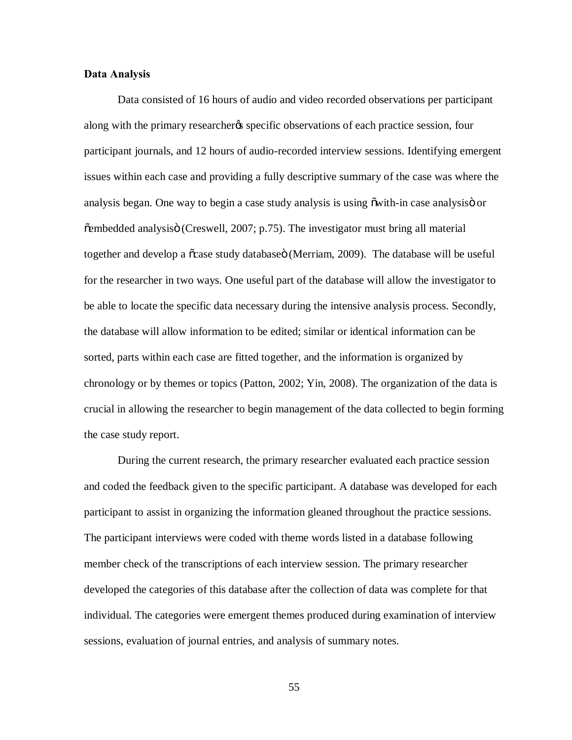**Data Analysis**

Data consisted of 16 hours of audio and video recorded observations per participant along with the primary researcher's specific observations of each practice session, four participant journals, and 12 hours of audio-recorded interview sessions. Identifying emergent issues within each case and providing a fully descriptive summary of the case was where the analysis began. One way to begin a case study analysis is using "with-in case analysis" or "embedded analysis" (Creswell, 2007; p.75). The investigator must bring all material together and develop a "case study database" (Merriam, 2009). The database will be useful for the researcher in two ways. One useful part of the database will allow the investigator to be able to locate the specific data necessary during the intensive analysis process. Secondly, the database will allow information to be edited; similar or identical information can be sorted, parts within each case are fitted together, and the information is organized by chronology or by themes or topics (Patton, 2002; Yin, 2008). The organization of the data is crucial in allowing the researcher to begin management of the data collected to begin forming the case study report.

During the current research, the primary researcher evaluated each practice session and coded the feedback given to the specific participant. A database was developed for each participant to assist in organizing the information gleaned throughout the practice sessions. The participant interviews were coded with theme words listed in a database following member check of the transcriptions of each interview session. The primary researcher developed the categories of this database after the collection of data was complete for that individual. The categories were emergent themes produced during examination of interview sessions, evaluation of journal entries, and analysis of summary notes.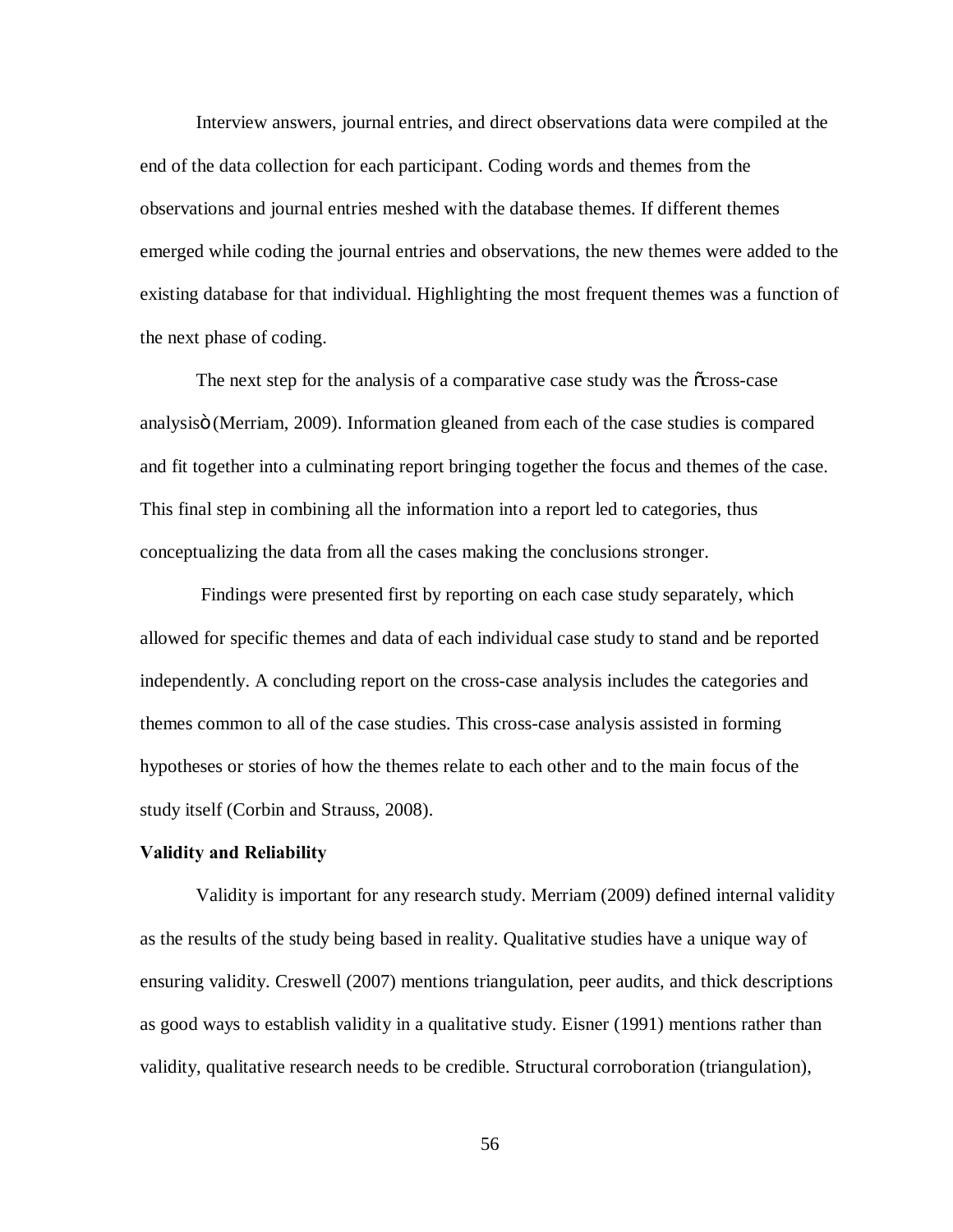Interview answers, journal entries, and direct observations data were compiled at the end of the data collection for each participant. Coding words and themes from the observations and journal entries meshed with the database themes. If different themes emerged while coding the journal entries and observations, the new themes were added to the existing database for that individual. Highlighting the most frequent themes was a function of the next phase of coding.

The next step for the analysis of a comparative case study was the "cross-case analysis" (Merriam, 2009). Information gleaned from each of the case studies is compared and fit together into a culminating report bringing together the focus and themes of the case. This final step in combining all the information into a report led to categories, thus conceptualizing the data from all the cases making the conclusions stronger.

Findings were presented first by reporting on each case study separately, which allowed for specific themes and data of each individual case study to stand and be reported independently. A concluding report on the cross-case analysis includes the categories and themes common to all of the case studies. This cross-case analysis assisted in forming hypotheses or stories of how the themes relate to each other and to the main focus of the study itself (Corbin and Strauss, 2008).

**Validity and Reliability**

Validity is important for any research study. Merriam (2009) defined internal validity as the results of the study being based in reality. Qualitative studies have a unique way of ensuring validity. Creswell (2007) mentions triangulation, peer audits, and thick descriptions as good ways to establish validity in a qualitative study. Eisner (1991) mentions rather than validity, qualitative research needs to be credible. Structural corroboration (triangulation),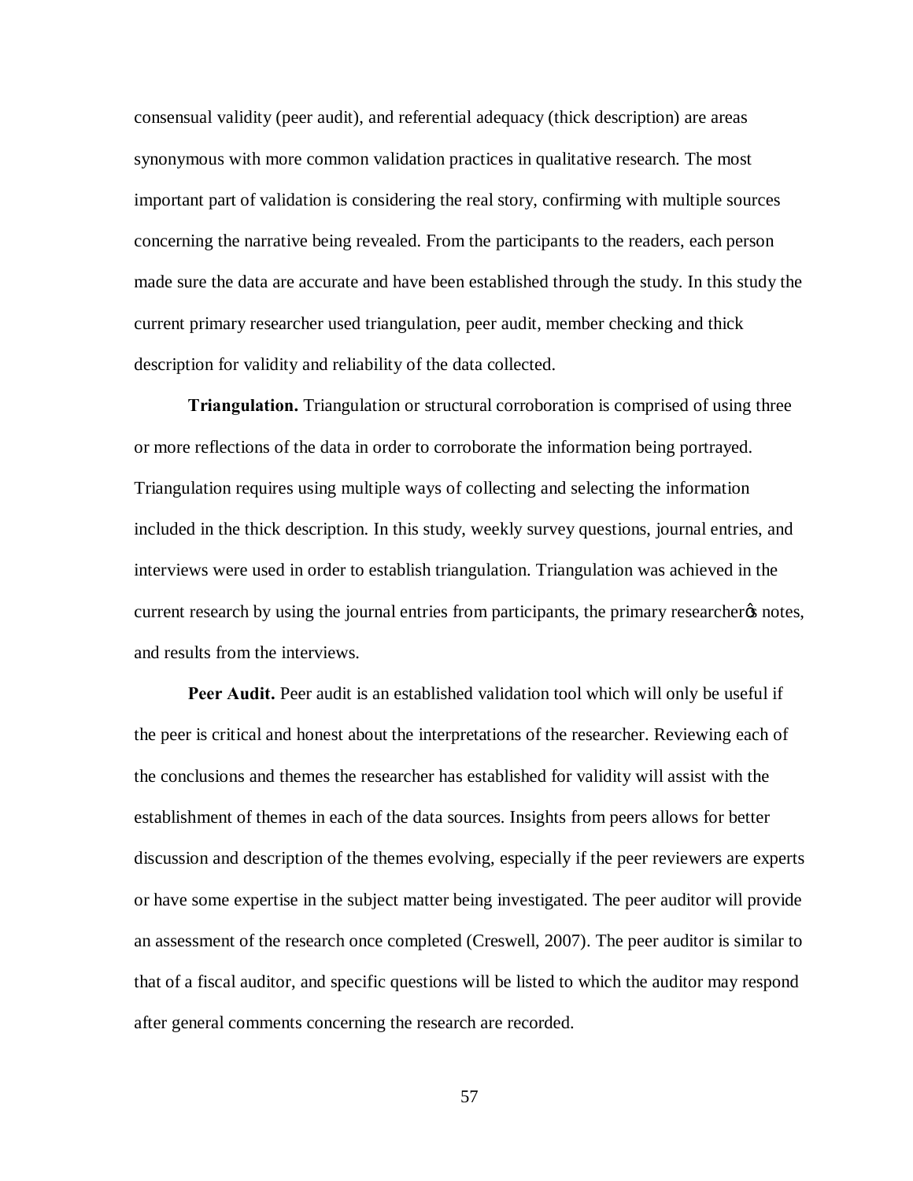consensual validity (peer audit), and referential adequacy (thick description) are areas synonymous with more common validation practices in qualitative research. The most important part of validation is considering the real story, confirming with multiple sources concerning the narrative being revealed. From the participants to the readers, each person made sure the data are accurate and have been established through the study. In this study the current primary researcher used triangulation, peer audit, member checking and thick description for validity and reliability of the data collected.

**Triangulation.** Triangulation or structural corroboration is comprised of using three or more reflections of the data in order to corroborate the information being portrayed. Triangulation requires using multiple ways of collecting and selecting the information included in the thick description. In this study, weekly survey questions, journal entries, and interviews were used in order to establish triangulation. Triangulation was achieved in the current research by using the journal entries from participants, the primary researcher's notes, and results from the interviews.

**Peer Audit.** Peer audit is an established validation tool which will only be useful if the peer is critical and honest about the interpretations of the researcher. Reviewing each of the conclusions and themes the researcher has established for validity will assist with the establishment of themes in each of the data sources. Insights from peers allows for better discussion and description of the themes evolving, especially if the peer reviewers are experts or have some expertise in the subject matter being investigated. The peer auditor will provide an assessment of the research once completed (Creswell, 2007). The peer auditor is similar to that of a fiscal auditor, and specific questions will be listed to which the auditor may respond after general comments concerning the research are recorded.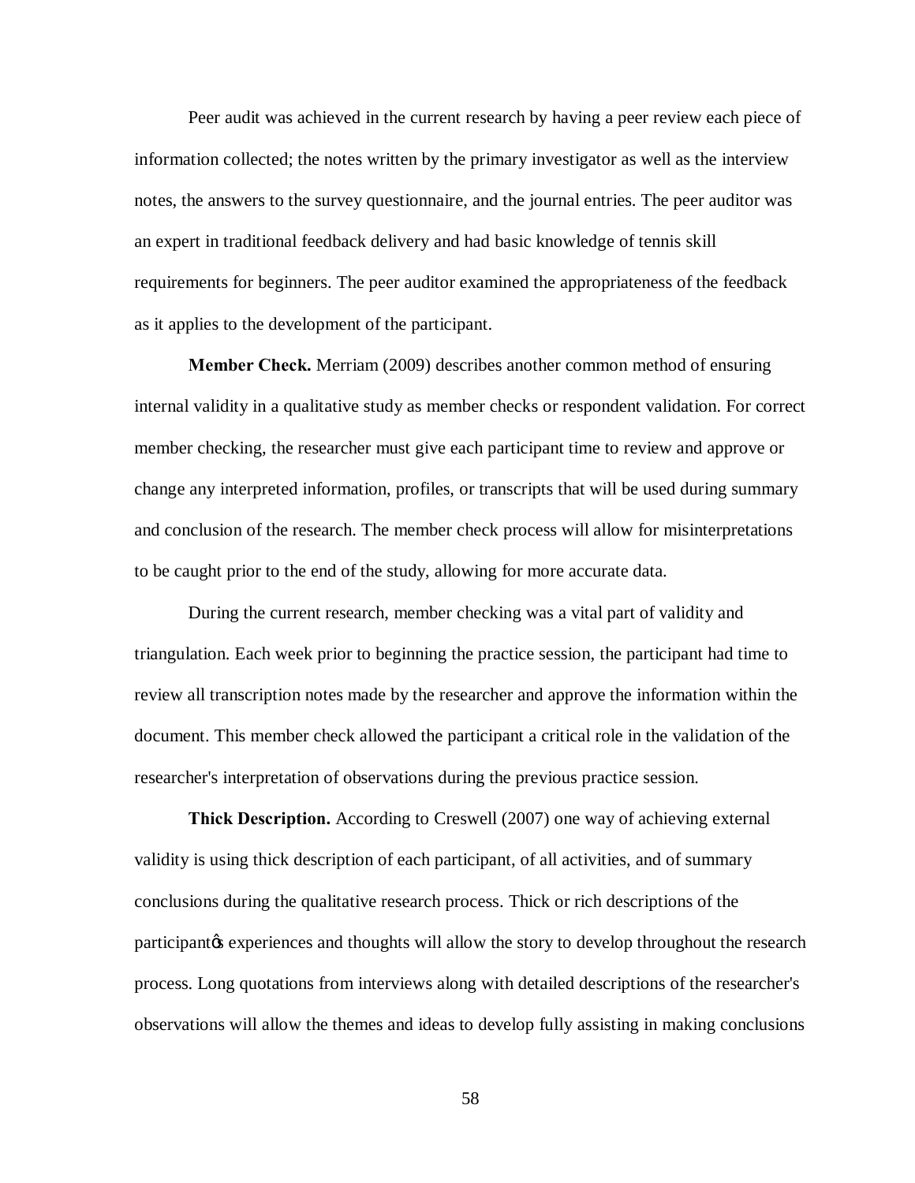Peer audit was achieved in the current research by having a peer review each piece of information collected; the notes written by the primary investigator as well as the interview notes, the answers to the survey questionnaire, and the journal entries. The peer auditor was an expert in traditional feedback delivery and had basic knowledge of tennis skill requirements for beginners. The peer auditor examined the appropriateness of the feedback as it applies to the development of the participant.

**Member Check.** Merriam (2009) describes another common method of ensuring internal validity in a qualitative study as member checks or respondent validation. For correct member checking, the researcher must give each participant time to review and approve or change any interpreted information, profiles, or transcripts that will be used during summary and conclusion of the research. The member check process will allow for misinterpretations to be caught prior to the end of the study, allowing for more accurate data.

During the current research, member checking was a vital part of validity and triangulation. Each week prior to beginning the practice session, the participant had time to review all transcription notes made by the researcher and approve the information within the document. This member check allowed the participant a critical role in the validation of the researcher's interpretation of observations during the previous practice session.

**Thick Description.** According to Creswell (2007) one way of achieving external validity is using thick description of each participant, of all activities, and of summary conclusions during the qualitative research process. Thick or rich descriptions of the participantǿs experiences and thoughts will allow the story to develop throughout the research process. Long quotations from interviews along with detailed descriptions of the researcher's observations will allow the themes and ideas to develop fully assisting in making conclusions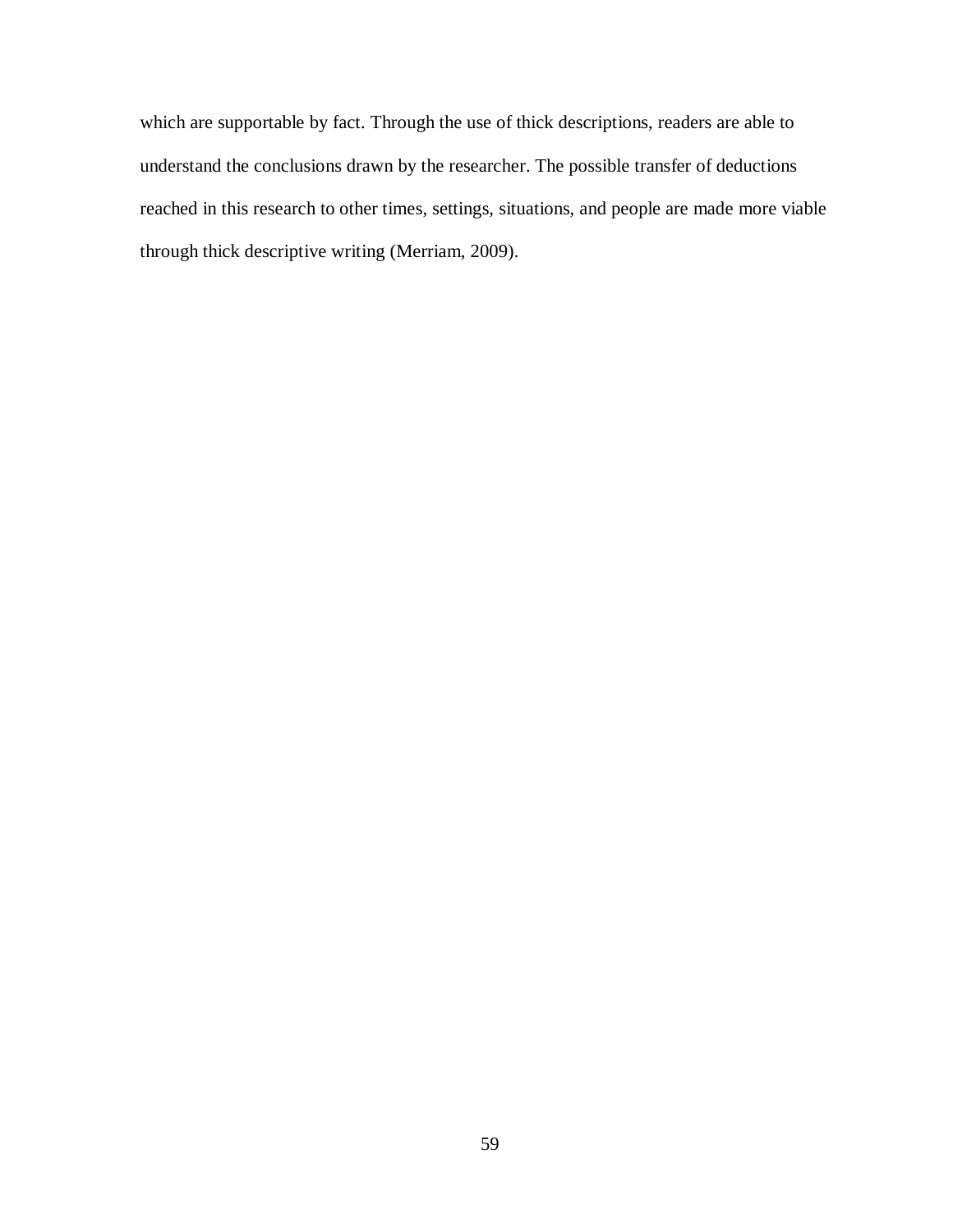which are supportable by fact. Through the use of thick descriptions, readers are able to understand the conclusions drawn by the researcher. The possible transfer of deductions reached in this research to other times, settings, situations, and people are made more viable through thick descriptive writing (Merriam, 2009).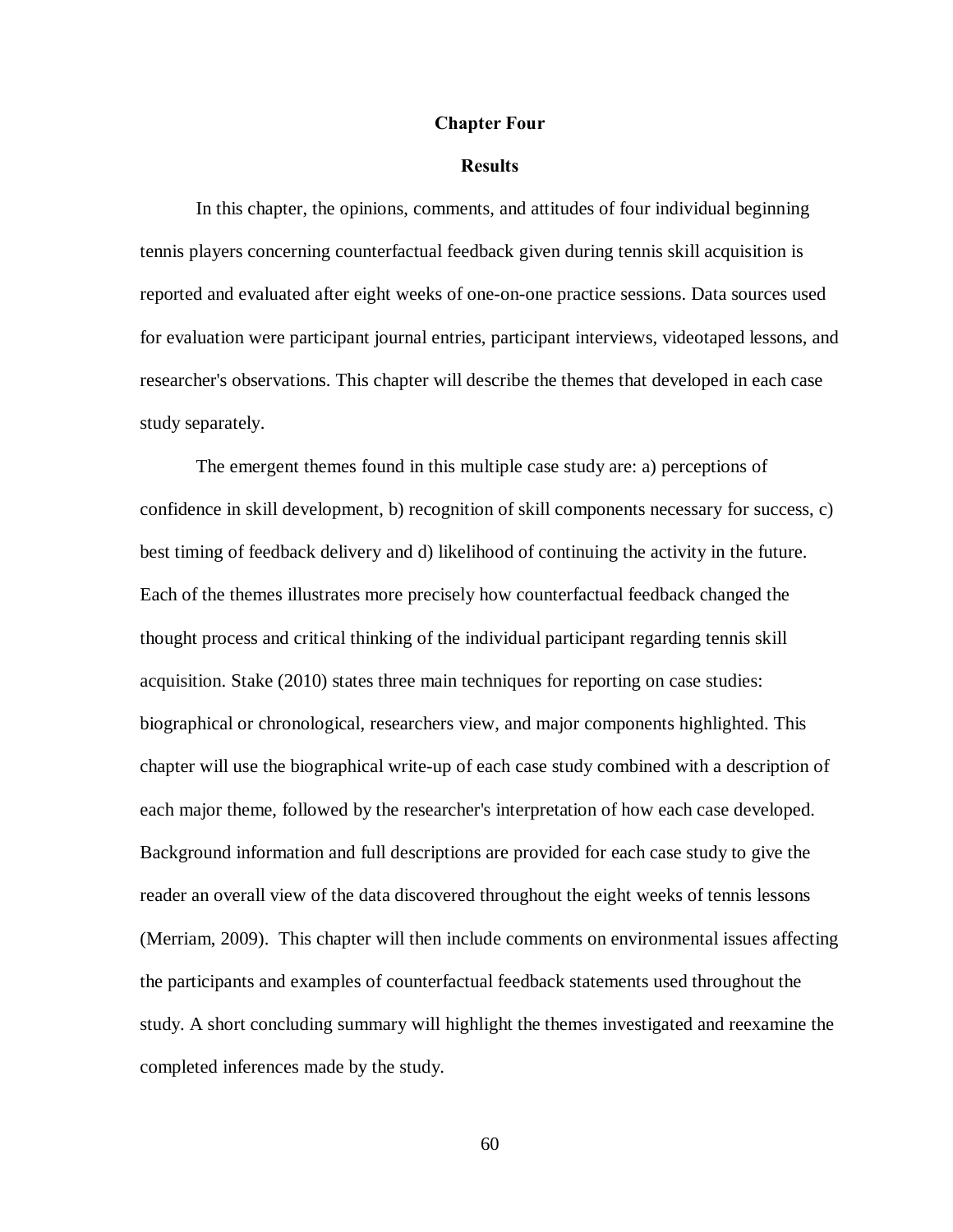# Chapter Four

## Results

In this chapter, the opinions, comments, and attitudes of four individual beginning tennis players concerning counterfactual feedback given during tennis skill acquisition is reported and evaluated after eight weeks of one-on-one practice sessions. Data sources used for evaluation were participant journal entries, participant interviews, videotaped lessons, and researcher's observations. This chapter will describe the themes that developed in each case study separately.

The emergent themes found in this multiple case study are: a) perceptions of confidence in skill development, b) recognition of skill components necessary for success, c) best timing of feedback delivery and d) likelihood of continuing the activity in the future. Each of the themes illustrates more precisely how counterfactual feedback changed the thought process and critical thinking of the individual participant regarding tennis skill acquisition. Stake (2010) states three main techniques for reporting on case studies: biographical or chronological, researchers view, and major components highlighted. This chapter will use the biographical write-up of each case study combined with a description of each major theme, followed by the researcher's interpretation of how each case developed. Background information and full descriptions are provided for each case study to give the reader an overall view of the data discovered throughout the eight weeks of tennis lessons (Merriam, 2009). This chapter will then include comments on environmental issues affecting the participants and examples of counterfactual feedback statements used throughout the study. A short concluding summary will highlight the themes investigated and reexamine the completed inferences made by the study.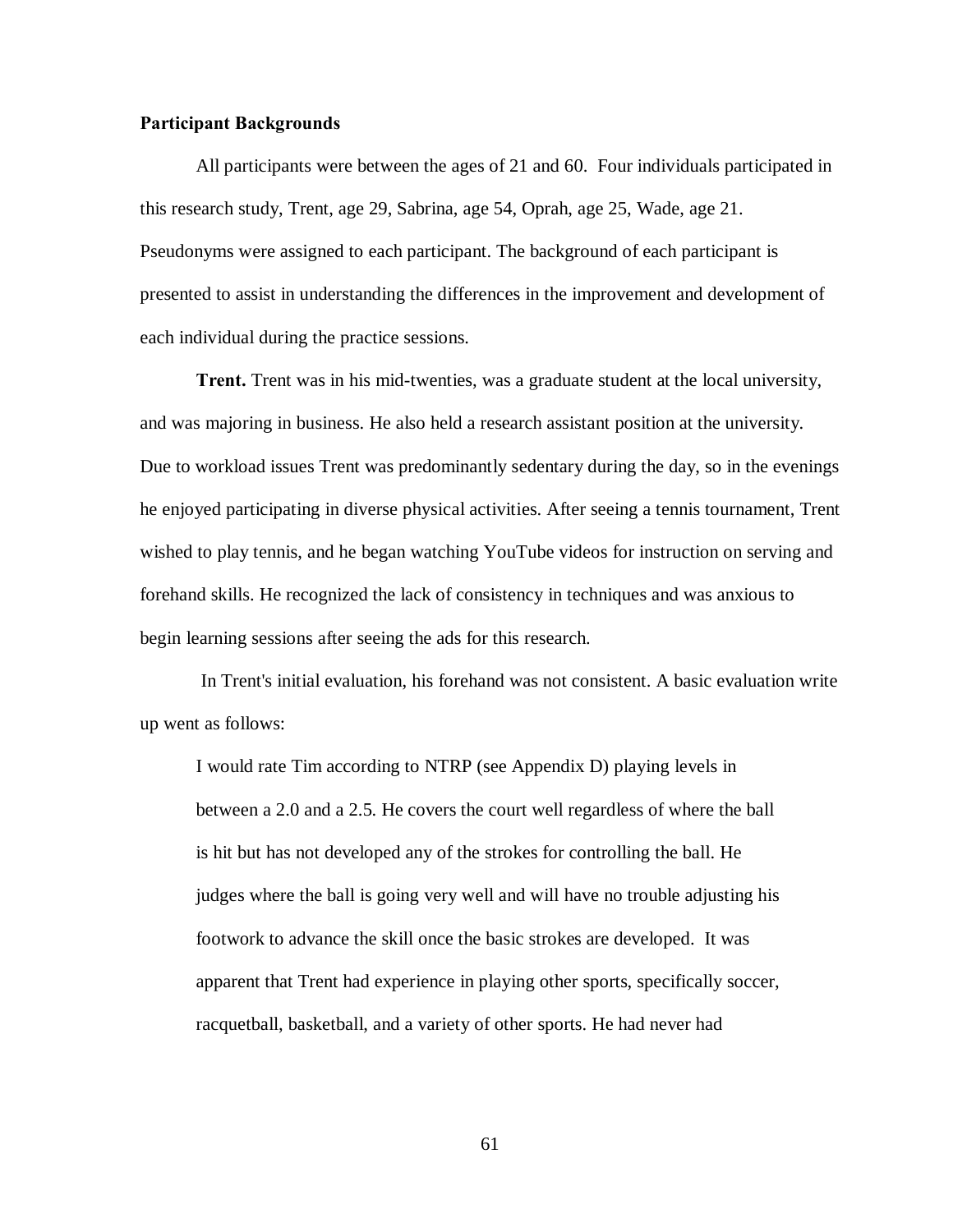**Participant Backgrounds**

All participants were between the ages of 21 and 60. Four individuals participated in this research study, Trent, age 29, Sabrina, age 54, Oprah, age 25, Wade, age 21. Pseudonyms were assigned to each participant. The background of each participant is presented to assist in understanding the differences in the improvement and development of each individual during the practice sessions.

**Trent.** Trent was in his mid-twenties, was a graduate student at the local university, and was majoring in business. He also held a research assistant position at the university. Due to workload issues Trent was predominantly sedentary during the day, so in the evenings he enjoyed participating in diverse physical activities. After seeing a tennis tournament, Trent wished to play tennis, and he began watching YouTube videos for instruction on serving and forehand skills. He recognized the lack of consistency in techniques and was anxious to begin learning sessions after seeing the ads for this research.

In Trent's initial evaluation, his forehand was not consistent. A basic evaluation write up went as follows:

> I would rate Tim according to NTRP (see Appendix D) playing levels in between a 2.0 and a 2.5. He covers the court well regardless of where the ball is hit but has not developed any of the strokes for controlling the ball. He judges where the ball is going very well and will have no trouble adjusting his footwork to advance the skill once the basic strokes are developed. It was apparent that Trent had experience in playing other sports, specifically soccer, racquetball, basketball, and a variety of other sports. He had never had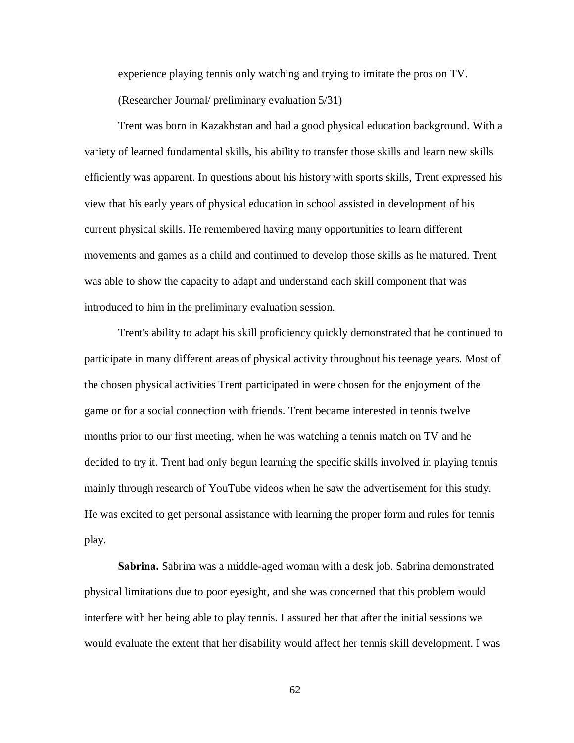experience playing tennis only watching and trying to imitate the pros on TV.

(Researcher Journal/ preliminary evaluation 5/31)

Trent was born in Kazakhstan and had a good physical education background. With a variety of learned fundamental skills, his ability to transfer those skills and learn new skills efficiently was apparent. In questions about his history with sports skills, Trent expressed his view that his early years of physical education in school assisted in development of his current physical skills. He remembered having many opportunities to learn different movements and games as a child and continued to develop those skills as he matured. Trent was able to show the capacity to adapt and understand each skill component that was introduced to him in the preliminary evaluation session.

Trent's ability to adapt his skill proficiency quickly demonstrated that he continued to participate in many different areas of physical activity throughout his teenage years. Most of the chosen physical activities Trent participated in were chosen for the enjoyment of the game or for a social connection with friends. Trent became interested in tennis twelve months prior to our first meeting, when he was watching a tennis match on TV and he decided to try it. Trent had only begun learning the specific skills involved in playing tennis mainly through research of YouTube videos when he saw the advertisement for this study. He was excited to get personal assistance with learning the proper form and rules for tennis play.

**Sabrina.** Sabrina was a middle-aged woman with a desk job. Sabrina demonstrated physical limitations due to poor eyesight, and she was concerned that this problem would interfere with her being able to play tennis. I assured her that after the initial sessions we would evaluate the extent that her disability would affect her tennis skill development. I was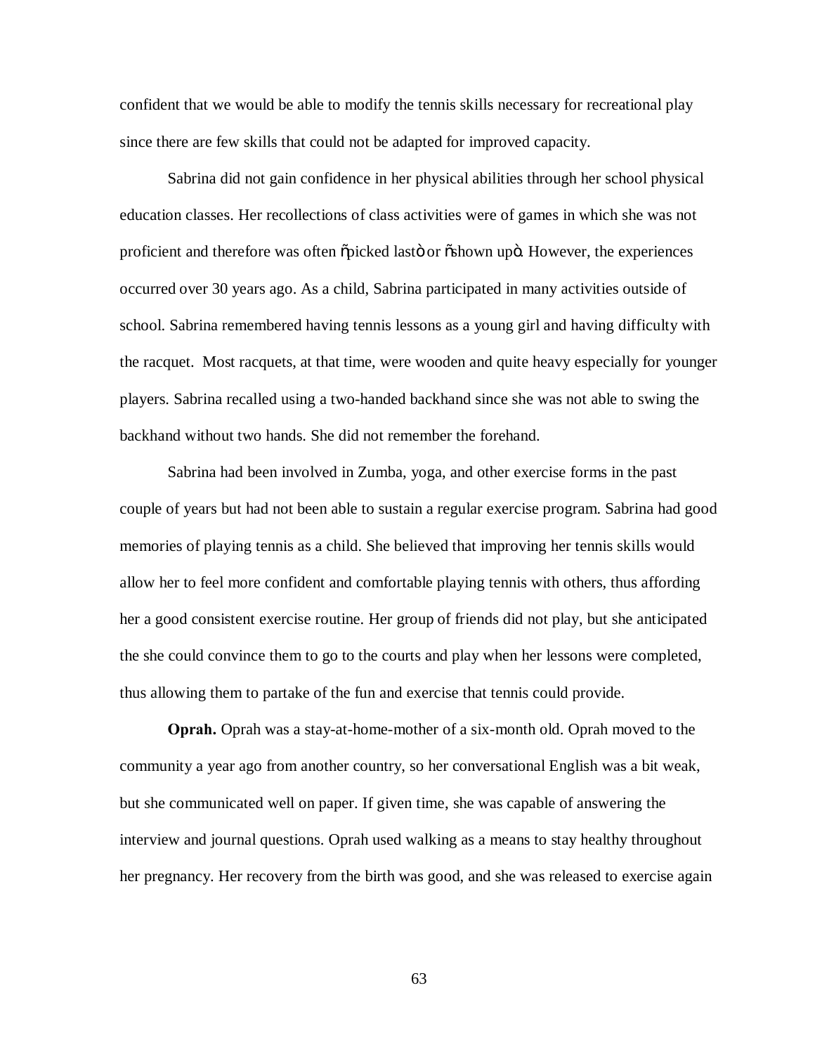confident that we would be able to modify the tennis skills necessary for recreational play since there are few skills that could not be adapted for improved capacity.

Sabrina did not gain confidence in her physical abilities through her school physical education classes. Her recollections of class activities were of games in which she was not proficient and therefore was often "picked last" or "shown up". However, the experiences occurred over 30 years ago. As a child, Sabrina participated in many activities outside of school. Sabrina remembered having tennis lessons as a young girl and having difficulty with the racquet. Most racquets, at that time, were wooden and quite heavy especially for younger players. Sabrina recalled using a two-handed backhand since she was not able to swing the backhand without two hands. She did not remember the forehand.

Sabrina had been involved in Zumba, yoga, and other exercise forms in the past couple of years but had not been able to sustain a regular exercise program. Sabrina had good memories of playing tennis as a child. She believed that improving her tennis skills would allow her to feel more confident and comfortable playing tennis with others, thus affording her a good consistent exercise routine. Her group of friends did not play, but she anticipated the she could convince them to go to the courts and play when her lessons were completed, thus allowing them to partake of the fun and exercise that tennis could provide.

**Oprah.** Oprah was a stay-at-home-mother of a six-month old. Oprah moved to the community a year ago from another country, so her conversational English was a bit weak, but she communicated well on paper. If given time, she was capable of answering the interview and journal questions. Oprah used walking as a means to stay healthy throughout her pregnancy. Her recovery from the birth was good, and she was released to exercise again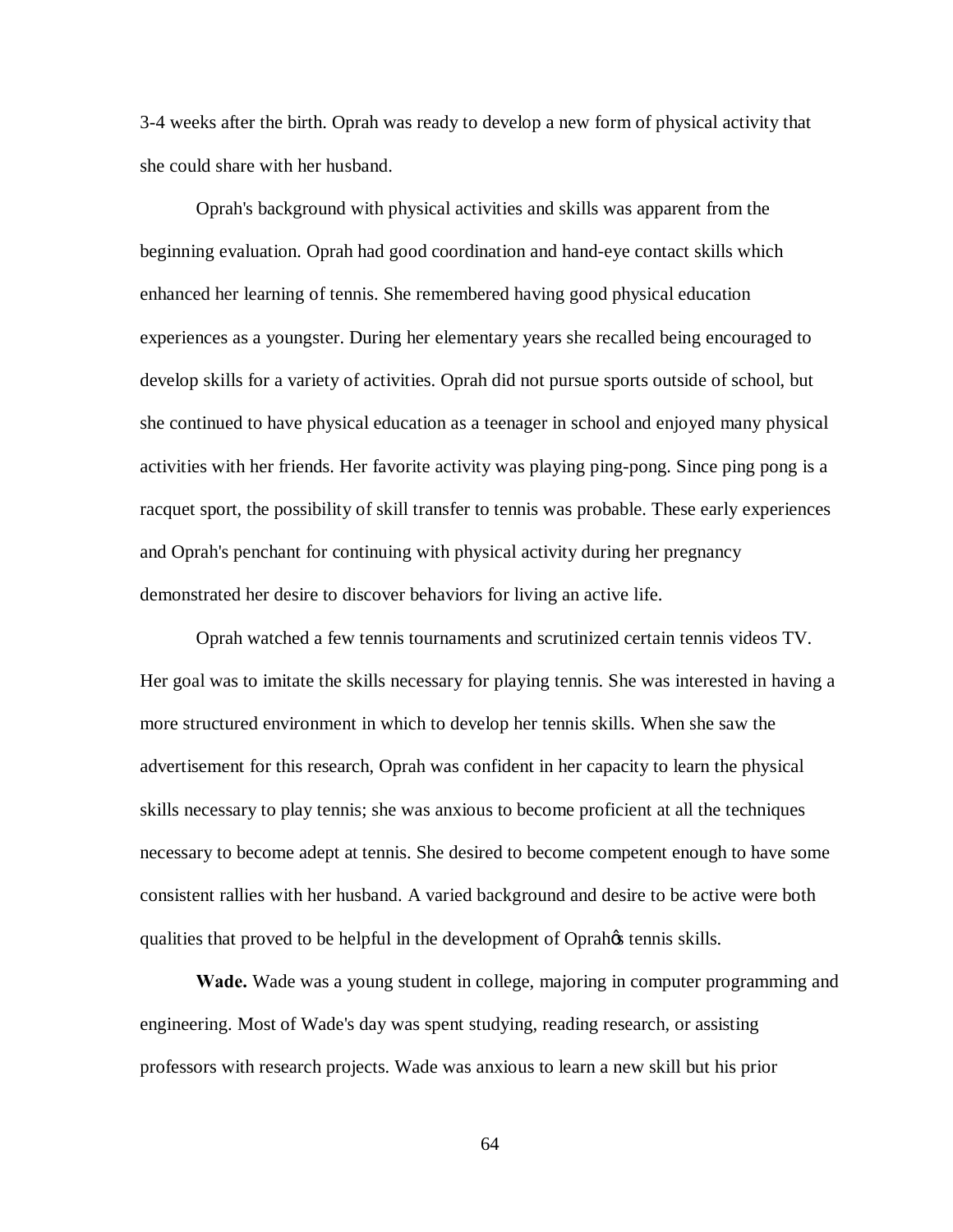3-4 weeks after the birth. Oprah was ready to develop a new form of physical activity that she could share with her husband.

Oprah's background with physical activities and skills was apparent from the beginning evaluation. Oprah had good coordination and hand-eye contact skills which enhanced her learning of tennis. She remembered having good physical education experiences as a youngster. During her elementary years she recalled being encouraged to develop skills for a variety of activities. Oprah did not pursue sports outside of school, but she continued to have physical education as a teenager in school and enjoyed many physical activities with her friends. Her favorite activity was playing ping-pong. Since ping pong is a racquet sport, the possibility of skill transfer to tennis was probable. These early experiences and Oprah's penchant for continuing with physical activity during her pregnancy demonstrated her desire to discover behaviors for living an active life.

Oprah watched a few tennis tournaments and scrutinized certain tennis videos TV. Her goal was to imitate the skills necessary for playing tennis. She was interested in having a more structured environment in which to develop her tennis skills. When she saw the advertisement for this research, Oprah was confident in her capacity to learn the physical skills necessary to play tennis; she was anxious to become proficient at all the techniques necessary to become adept at tennis. She desired to become competent enough to have some consistent rallies with her husband. A varied background and desire to be active were both qualities that proved to be helpful in the development of Oprahꞌs tennis skills.

**Wade.** Wade was a young student in college, majoring in computer programming and engineering. Most of Wade's day was spent studying, reading research, or assisting professors with research projects. Wade was anxious to learn a new skill but his prior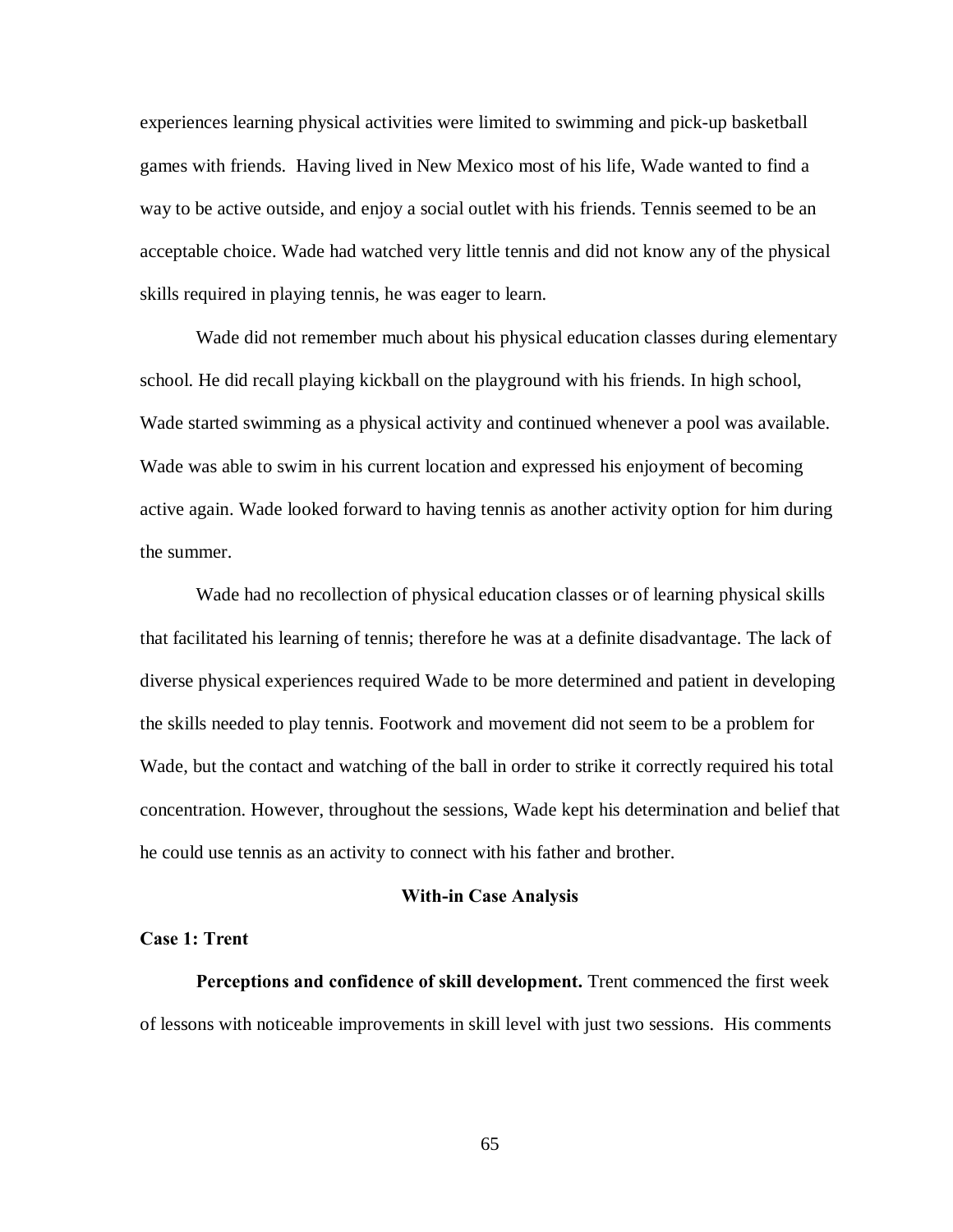experiences learning physical activities were limited to swimming and pick-up basketball games with friends. Having lived in New Mexico most of his life, Wade wanted to find a way to be active outside, and enjoy a social outlet with his friends. Tennis seemed to be an acceptable choice. Wade had watched very little tennis and did not know any of the physical skills required in playing tennis, he was eager to learn.

Wade did not remember much about his physical education classes during elementary school. He did recall playing kickball on the playground with his friends. In high school, Wade started swimming as a physical activity and continued whenever a pool was available. Wade was able to swim in his current location and expressed his enjoyment of becoming active again. Wade looked forward to having tennis as another activity option for him during the summer.

Wade had no recollection of physical education classes or of learning physical skills that facilitated his learning of tennis; therefore he was at a definite disadvantage. The lack of diverse physical experiences required Wade to be more determined and patient in developing the skills needed to play tennis. Footwork and movement did not seem to be a problem for Wade, but the contact and watching of the ball in order to strike it correctly required his total concentration. However, throughout the sessions, Wade kept his determination and belief that he could use tennis as an activity to connect with his father and brother.

## With-in Case Analysis

### Case 1: Trent

**Perceptions and confidence of skill development.** Trent commenced the first week of lessons with noticeable improvements in skill level with just two sessions. His comments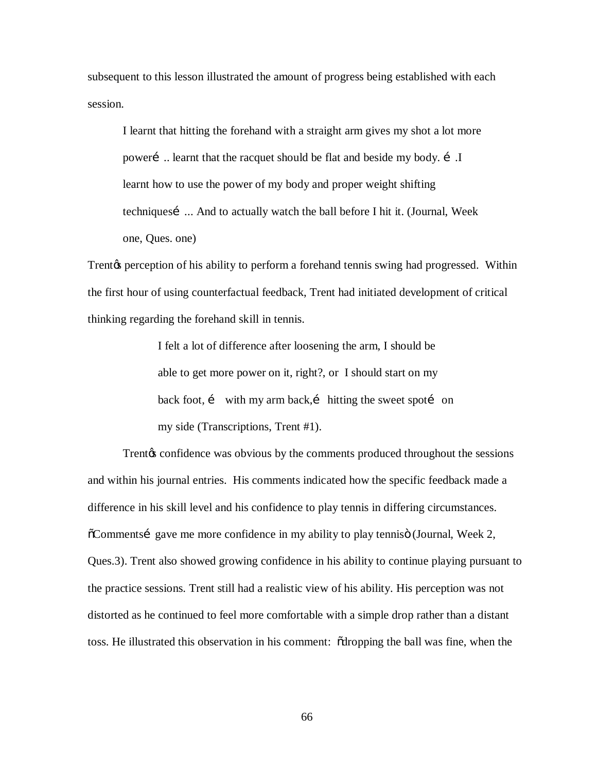subsequent to this lesson illustrated the amount of progress being established with each session.

> I learnt that hitting the forehand with a straight arm gives my shot a lot more powerí .. learnt that the racquet should be flat and beside my body. í .I learnt how to use the power of my body and proper weight shifting techniquesí ... And to actually watch the ball before I hit it. (Journal, Week one, Ques. one)

Trentøs perception of his ability to perform a forehand tennis swing had progressed. Within the first hour of using counterfactual feedback, Trent had initiated development of critical thinking regarding the forehand skill in tennis.

> I felt a lot of difference after loosening the arm, I should be able to get more power on it, right?, or I should start on my back foot, í with my arm back,í hitting the sweet spotí on my side (Transcriptions, Trent #1).

Trentøs confidence was obvious by the comments produced throughout the sessions and within his journal entries. His comments indicated how the specific feedback made a difference in his skill level and his confidence to play tennis in differing circumstances. õCommentsí gave me more confidence in my ability to play tennisö (Journal, Week 2, Ques.3). Trent also showed growing confidence in his ability to continue playing pursuant to the practice sessions. Trent still had a realistic view of his ability. His perception was not distorted as he continued to feel more comfortable with a simple drop rather than a distant toss. He illustrated this observation in his comment: õdropping the ball was fine, when the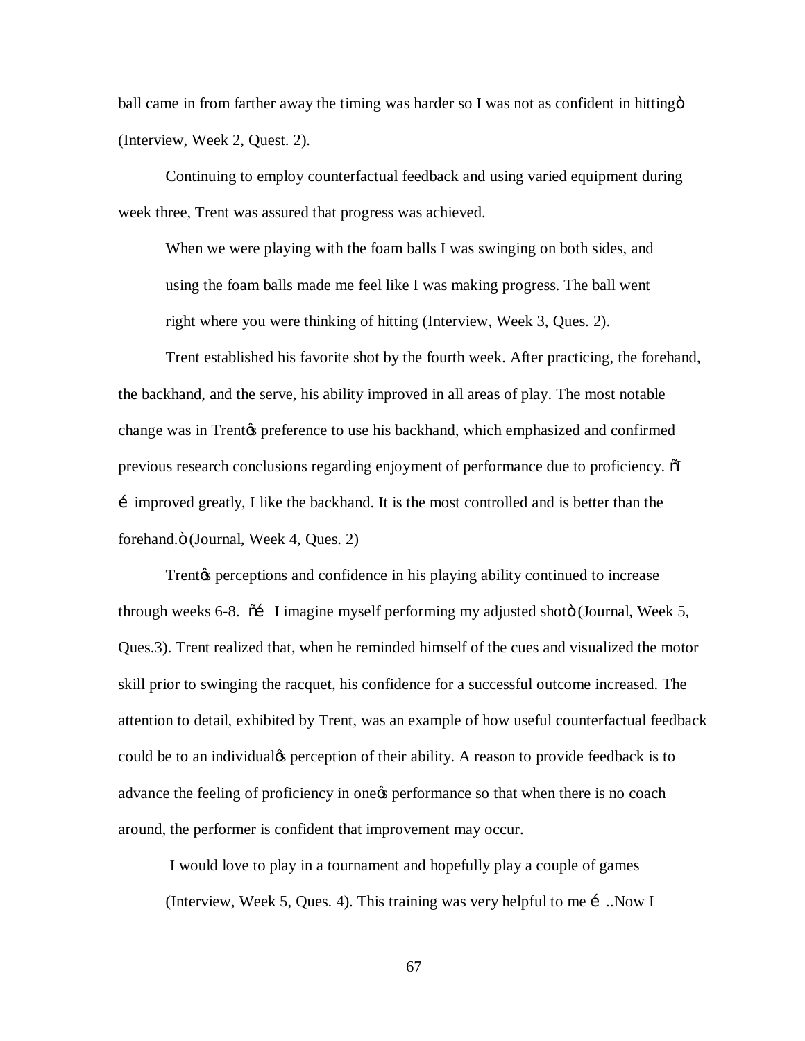ball came in from farther away the timing was harder so I was not as confident in hittingö (Interview, Week 2, Quest. 2).

Continuing to employ counterfactual feedback and using varied equipment during week three, Trent was assured that progress was achieved.

> When we were playing with the foam balls I was swinging on both sides, and using the foam balls made me feel like I was making progress. The ball went right where you were thinking of hitting (Interview, Week 3, Ques. 2).

Trent established his favorite shot by the fourth week. After practicing, the forehand, the backhand, and the serve, his ability improved in all areas of play. The most notable change was in Trentøs preference to use his backhand, which emphasized and confirmed previous research conclusions regarding enjoyment of performance due to proficiency. õI é improved greatly, I like the backhand. It is the most controlled and is better than the forehand.ö (Journal, Week 4, Ques. 2)

Trentøs perceptions and confidence in his playing ability continued to increase through weeks 6-8. õé I imagine myself performing my adjusted shotö (Journal, Week 5, Ques.3). Trent realized that, when he reminded himself of the cues and visualized the motor skill prior to swinging the racquet, his confidence for a successful outcome increased. The attention to detail, exhibited by Trent, was an example of how useful counterfactual feedback could be to an individualøs perception of their ability. A reason to provide feedback is to advance the feeling of proficiency in oneøs performance so that when there is no coach around, the performer is confident that improvement may occur.

> I would love to play in a tournament and hopefully play a couple of games (Interview, Week 5, Ques. 4). This training was very helpful to me é ..Now I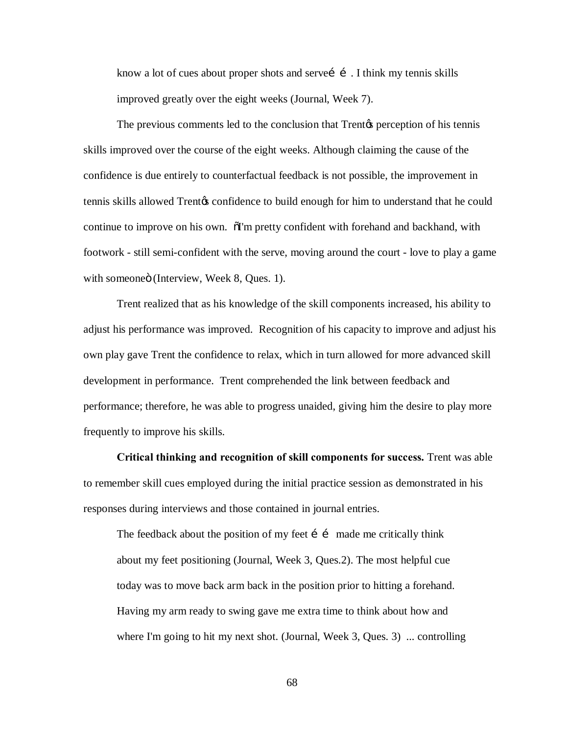know a lot of cues about proper shots and serveé é . I think my tennis skills improved greatly over the eight weeks (Journal, Week 7).

The previous comments led to the conclusion that Trentøs perception of his tennis skills improved over the course of the eight weeks. Although claiming the cause of the confidence is due entirely to counterfactual feedback is not possible, the improvement in tennis skills allowed Trentøs confidence to build enough for him to understand that he could continue to improve on his own. õI'm pretty confident with forehand and backhand, with footwork - still semi-confident with the serve, moving around the court - love to play a game with someoneö (Interview, Week 8, Ques. 1).

Trent realized that as his knowledge of the skill components increased, his ability to adjust his performance was improved. Recognition of his capacity to improve and adjust his own play gave Trent the confidence to relax, which in turn allowed for more advanced skill development in performance. Trent comprehended the link between feedback and performance; therefore, he was able to progress unaided, giving him the desire to play more frequently to improve his skills.

**Critical thinking and recognition of skill components for success.** Trent was able to remember skill cues employed during the initial practice session as demonstrated in his responses during interviews and those contained in journal entries.

> The feedback about the position of my feet é é made me critically think about my feet positioning (Journal, Week 3, Ques.2). The most helpful cue today was to move back arm back in the position prior to hitting a forehand. Having my arm ready to swing gave me extra time to think about how and where I'm going to hit my next shot. (Journal, Week 3, Ques. 3) ... controlling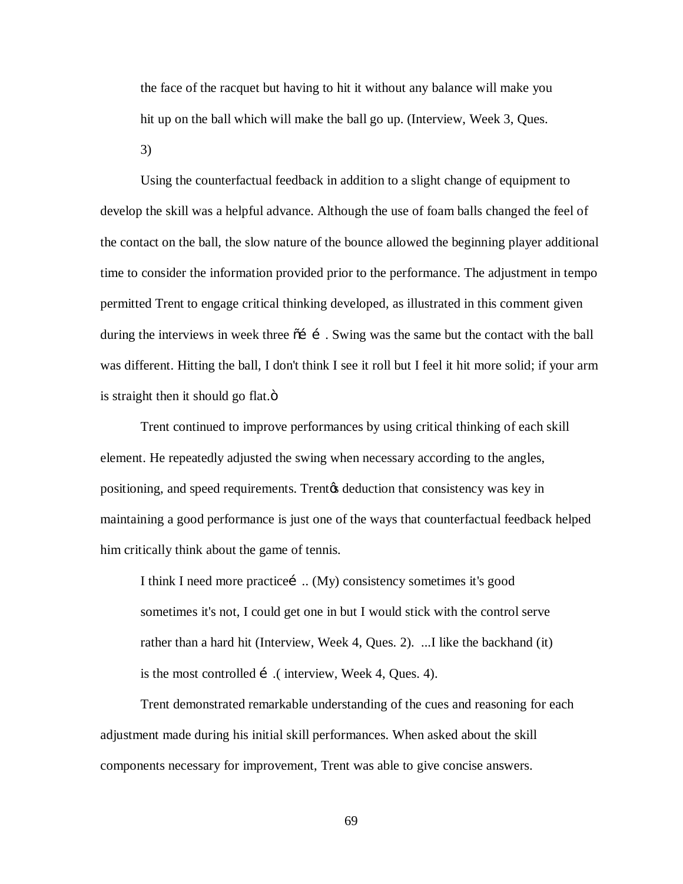the face of the racquet but having to hit it without any balance will make you hit up on the ball which will make the ball go up. (Interview, Week 3, Ques. 3)

Using the counterfactual feedback in addition to a slight change of equipment to develop the skill was a helpful advance. Although the use of foam balls changed the feel of the contact on the ball, the slow nature of the bounce allowed the beginning player additional time to consider the information provided prior to the performance. The adjustment in tempo permitted Trent to engage critical thinking developed, as illustrated in this comment given during the interviews in week three õé é . Swing was the same but the contact with the ball was different. Hitting the ball, I don't think I see it roll but I feel it hit more solid; if your arm is straight then it should go flat.ö

Trent continued to improve performances by using critical thinking of each skill element. He repeatedly adjusted the swing when necessary according to the angles, positioning, and speed requirements. Trentøs deduction that consistency was key in maintaining a good performance is just one of the ways that counterfactual feedback helped him critically think about the game of tennis.

> I think I need more practiceé .. (My) consistency sometimes it's good sometimes it's not, I could get one in but I would stick with the control serve rather than a hard hit (Interview, Week 4, Ques. 2). ...I like the backhand (it) is the most controlled é .( interview, Week 4, Ques. 4).

Trent demonstrated remarkable understanding of the cues and reasoning for each adjustment made during his initial skill performances. When asked about the skill components necessary for improvement, Trent was able to give concise answers.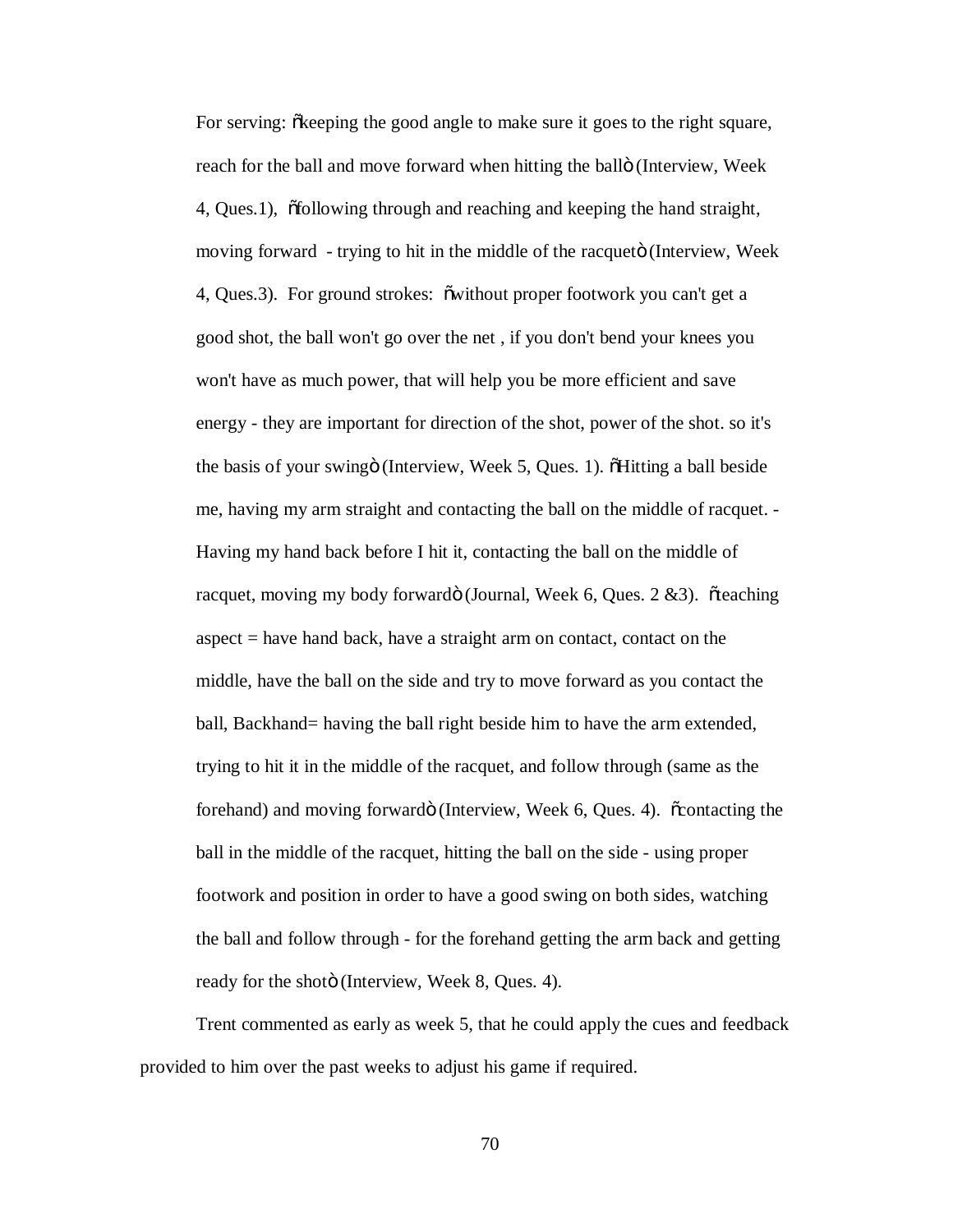For serving: õkeeping the good angle to make sure it goes to the right square, reach for the ball and move forward when hitting the ballö (Interview, Week 4, Ques.1), õfollowing through and reaching and keeping the hand straight, moving forward - trying to hit in the middle of the racquetö (Interview, Week 4, Ques.3). For ground strokes: õwithout proper footwork you can't get a good shot, the ball won't go over the net , if you don't bend your knees you won't have as much power, that will help you be more efficient and save energy - they are important for direction of the shot, power of the shot. so it's the basis of your swingö (Interview, Week 5, Ques. 1). õHitting a ball beside me, having my arm straight and contacting the ball on the middle of racquet. - Having my hand back before I hit it, contacting the ball on the middle of racquet, moving my body forwardö (Journal, Week 6, Ques. 2 &3). õteaching aspect = have hand back, have a straight arm on contact, contact on the middle, have the ball on the side and try to move forward as you contact the ball, Backhand= having the ball right beside him to have the arm extended, trying to hit it in the middle of the racquet, and follow through (same as the forehand) and moving forwardö (Interview, Week 6, Ques. 4). õcontacting the ball in the middle of the racquet, hitting the ball on the side - using proper footwork and position in order to have a good swing on both sides, watching the ball and follow through - for the forehand getting the arm back and getting ready for the shotö (Interview, Week 8, Ques. 4).

Trent commented as early as week 5, that he could apply the cues and feedback provided to him over the past weeks to adjust his game if required.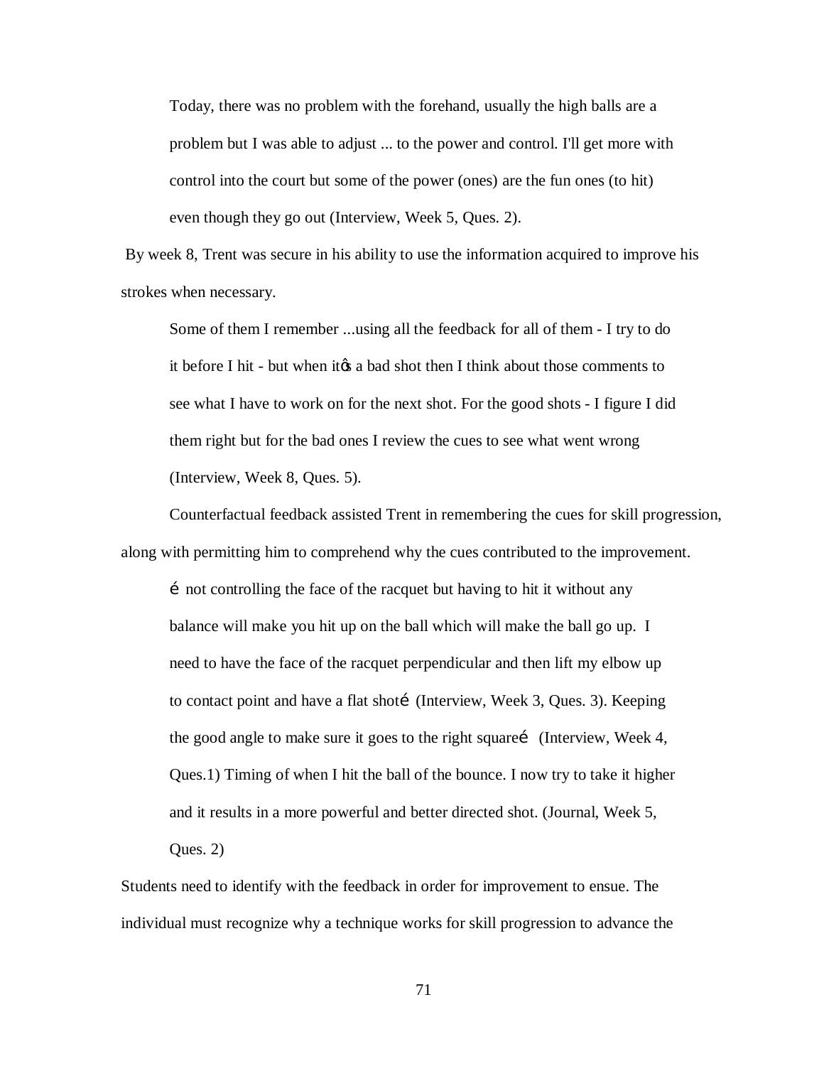> Today, there was no problem with the forehand, usually the high balls are a problem but I was able to adjust ... to the power and control. I'll get more with control into the court but some of the power (ones) are the fun ones (to hit) even though they go out (Interview, Week 5, Ques. 2).

By week 8, Trent was secure in his ability to use the information acquired to improve his strokes when necessary.

> Some of them I remember ...using all the feedback for all of them - I try to do it before I hit - but when itøs a bad shot then I think about those comments to see what I have to work on for the next shot. For the good shots - I figure I did them right but for the bad ones I review the cues to see what went wrong (Interview, Week 8, Ques. 5).

Counterfactual feedback assisted Trent in remembering the cues for skill progression, along with permitting him to comprehend why the cues contributed to the improvement.

> í not controlling the face of the racquet but having to hit it without any balance will make you hit up on the ball which will make the ball go up. I need to have the face of the racquet perpendicular and then lift my elbow up to contact point and have a flat shotí (Interview, Week 3, Ques. 3). Keeping the good angle to make sure it goes to the right squareí (Interview, Week 4, Ques.1) Timing of when I hit the ball of the bounce. I now try to take it higher and it results in a more powerful and better directed shot. (Journal, Week 5, Ques. 2)

Students need to identify with the feedback in order for improvement to ensue. The individual must recognize why a technique works for skill progression to advance the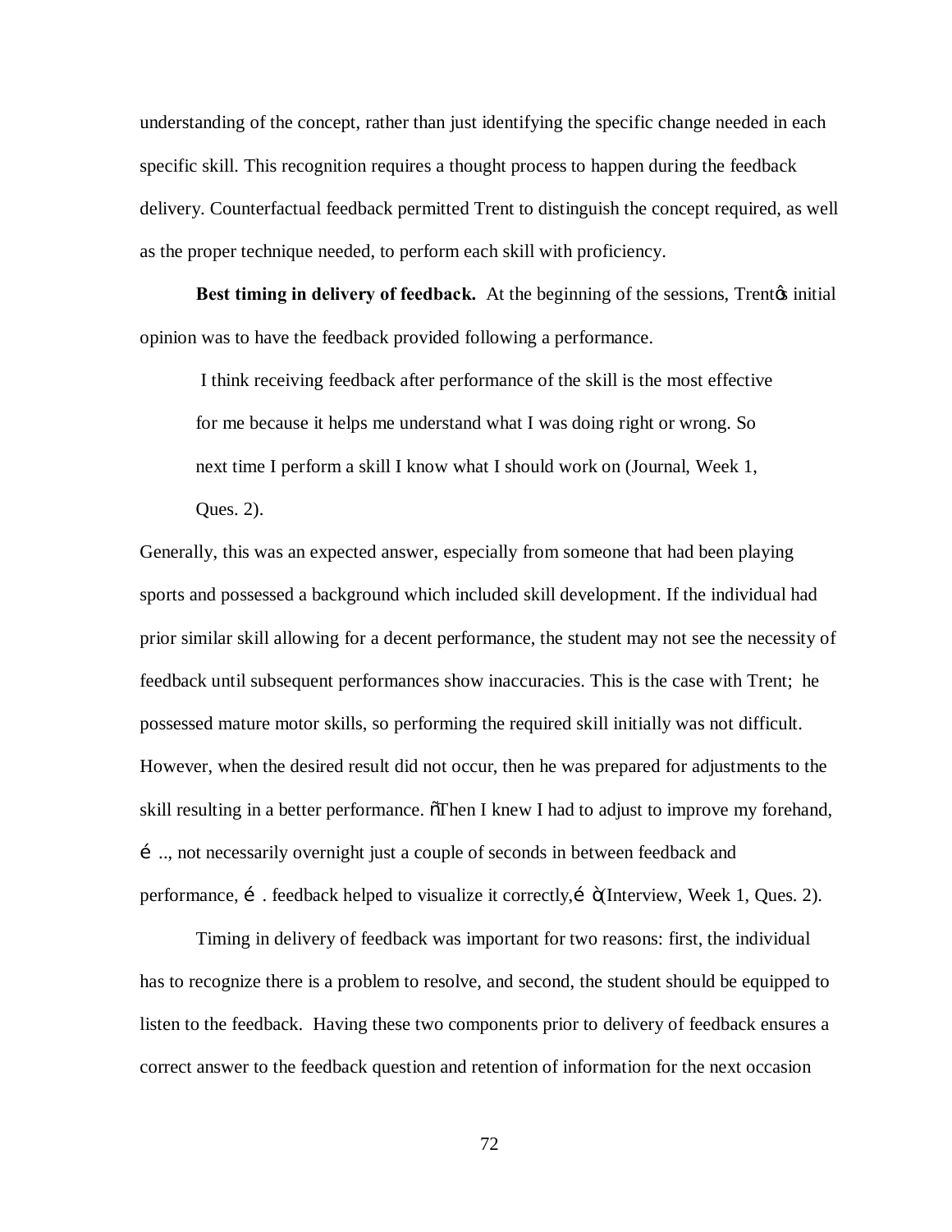understanding of the concept, rather than just identifying the specific change needed in each specific skill. This recognition requires a thought process to happen during the feedback delivery. Counterfactual feedback permitted Trent to distinguish the concept required, as well as the proper technique needed, to perform each skill with proficiency.

**Best timing in delivery of feedback.** At the beginning of the sessions, Trentǿs initial opinion was to have the feedback provided following a performance.

> I think receiving feedback after performance of the skill is the most effective for me because it helps me understand what I was doing right or wrong. So next time I perform a skill I know what I should work on (Journal, Week 1, Ques. 2).

Generally, this was an expected answer, especially from someone that had been playing sports and possessed a background which included skill development. If the individual had prior similar skill allowing for a decent performance, the student may not see the necessity of feedback until subsequent performances show inaccuracies. This is the case with Trent; he possessed mature motor skills, so performing the required skill initially was not difficult. However, when the desired result did not occur, then he was prepared for adjustments to the skill resulting in a better performance. ōThen I knew I had to adjust to improve my forehand, é .., not necessarily overnight just a couple of seconds in between feedback and performance, é . feedback helped to visualize it correctly,é ò(Interview, Week 1, Ques. 2).

Timing in delivery of feedback was important for two reasons: first, the individual has to recognize there is a problem to resolve, and second, the student should be equipped to listen to the feedback. Having these two components prior to delivery of feedback ensures a correct answer to the feedback question and retention of information for the next occasion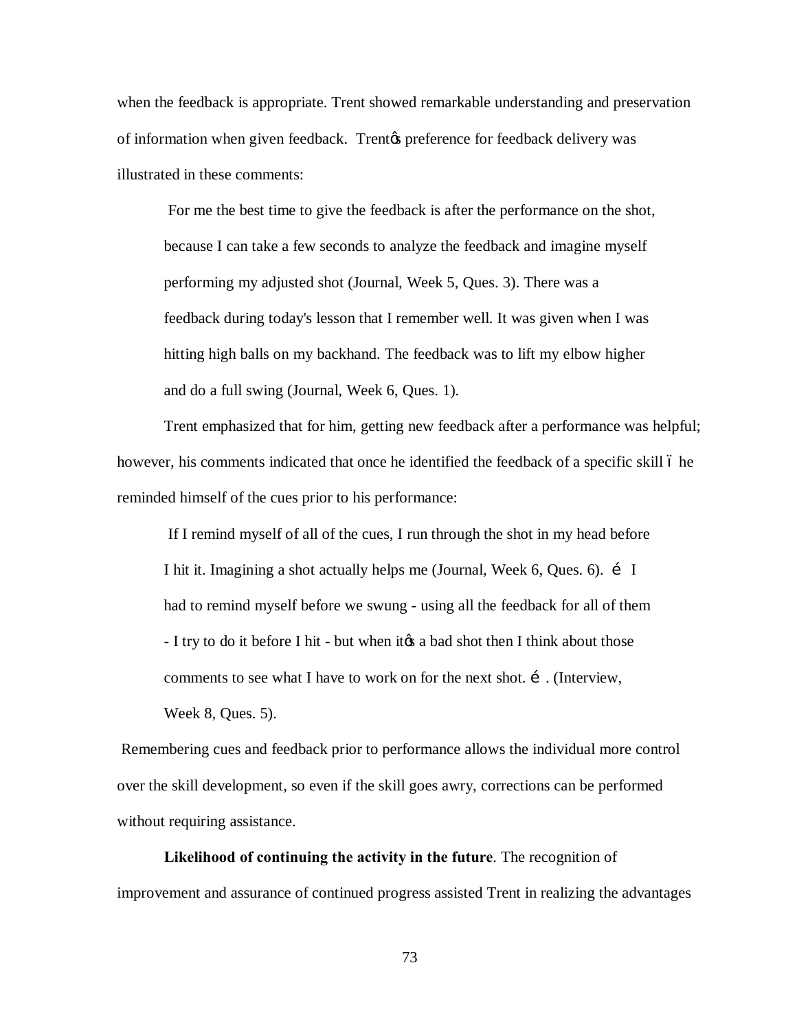when the feedback is appropriate. Trent showed remarkable understanding and preservation of information when given feedback. Trent's preference for feedback delivery was illustrated in these comments:

> For me the best time to give the feedback is after the performance on the shot, because I can take a few seconds to analyze the feedback and imagine myself performing my adjusted shot (Journal, Week 5, Ques. 3). There was a feedback during today's lesson that I remember well. It was given when I was hitting high balls on my backhand. The feedback was to lift my elbow higher and do a full swing (Journal, Week 6, Ques. 1).

Trent emphasized that for him, getting new feedback after a performance was helpful; however, his comments indicated that once he identified the feedback of a specific skill – he reminded himself of the cues prior to his performance:

> If I remind myself of all of the cues, I run through the shot in my head before I hit it. Imagining a shot actually helps me (Journal, Week 6, Ques. 6). … I had to remind myself before we swung - using all the feedback for all of them - I try to do it before I hit - but when it's a bad shot then I think about those comments to see what I have to work on for the next shot. … (Interview, Week 8, Ques. 5).

Remembering cues and feedback prior to performance allows the individual more control over the skill development, so even if the skill goes awry, corrections can be performed without requiring assistance.

**Likelihood of continuing the activity in the future**. The recognition of improvement and assurance of continued progress assisted Trent in realizing the advantages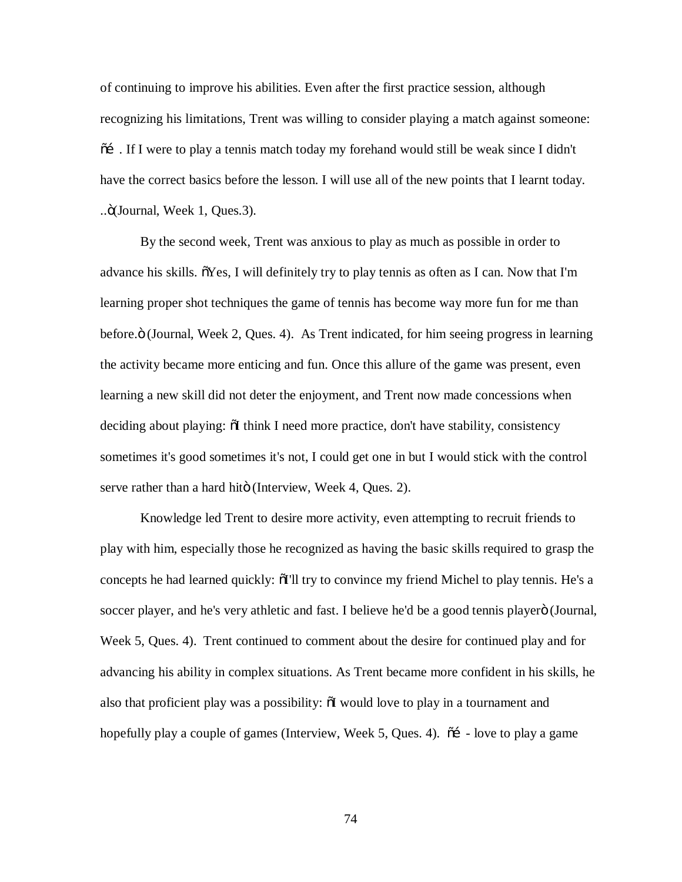of continuing to improve his abilities. Even after the first practice session, although recognizing his limitations, Trent was willing to consider playing a match against someone: õé . If I were to play a tennis match today my forehand would still be weak since I didn't have the correct basics before the lesson. I will use all of the new points that I learnt today. ..ö(Journal, Week 1, Ques.3).

By the second week, Trent was anxious to play as much as possible in order to advance his skills. õYes, I will definitely try to play tennis as often as I can. Now that I'm learning proper shot techniques the game of tennis has become way more fun for me than before.ö (Journal, Week 2, Ques. 4). As Trent indicated, for him seeing progress in learning the activity became more enticing and fun. Once this allure of the game was present, even learning a new skill did not deter the enjoyment, and Trent now made concessions when deciding about playing: õI think I need more practice, don't have stability, consistency sometimes it's good sometimes it's not, I could get one in but I would stick with the control serve rather than a hard hitö (Interview, Week 4, Ques. 2).

Knowledge led Trent to desire more activity, even attempting to recruit friends to play with him, especially those he recognized as having the basic skills required to grasp the concepts he had learned quickly: õI'll try to convince my friend Michel to play tennis. He's a soccer player, and he's very athletic and fast. I believe he'd be a good tennis playerö (Journal, Week 5, Ques. 4). Trent continued to comment about the desire for continued play and for advancing his ability in complex situations. As Trent became more confident in his skills, he also that proficient play was a possibility: õI would love to play in a tournament and hopefully play a couple of games (Interview, Week 5, Ques. 4). õé - love to play a game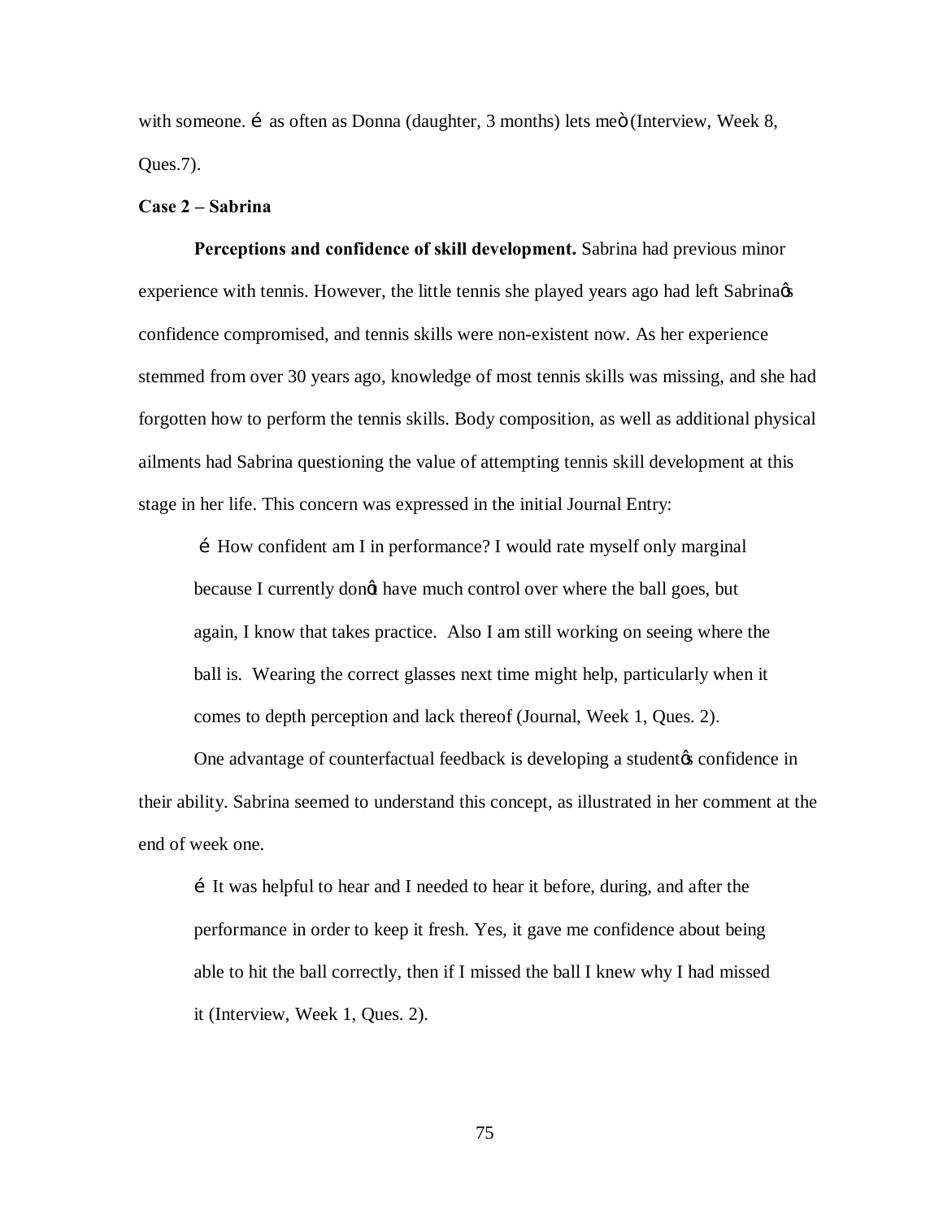with someone. é as often as Donna (daughter, 3 months) lets meö (Interview, Week 8, Ques.7).

**Case 2 – Sabrina**

**Perceptions and confidence of skill development.** Sabrina had previous minor experience with tennis. However, the little tennis she played years ago had left Sabrinaøs confidence compromised, and tennis skills were non-existent now. As her experience stemmed from over 30 years ago, knowledge of most tennis skills was missing, and she had forgotten how to perform the tennis skills. Body composition, as well as additional physical ailments had Sabrina questioning the value of attempting tennis skill development at this stage in her life. This concern was expressed in the initial Journal Entry:

> é How confident am I in performance? I would rate myself only marginal because I currently donøt have much control over where the ball goes, but again, I know that takes practice. Also I am still working on seeing where the ball is. Wearing the correct glasses next time might help, particularly when it comes to depth perception and lack thereof (Journal, Week 1, Ques. 2).

One advantage of counterfactual feedback is developing a studentøs confidence in their ability. Sabrina seemed to understand this concept, as illustrated in her comment at the end of week one.

> é It was helpful to hear and I needed to hear it before, during, and after the performance in order to keep it fresh. Yes, it gave me confidence about being able to hit the ball correctly, then if I missed the ball I knew why I had missed it (Interview, Week 1, Ques. 2).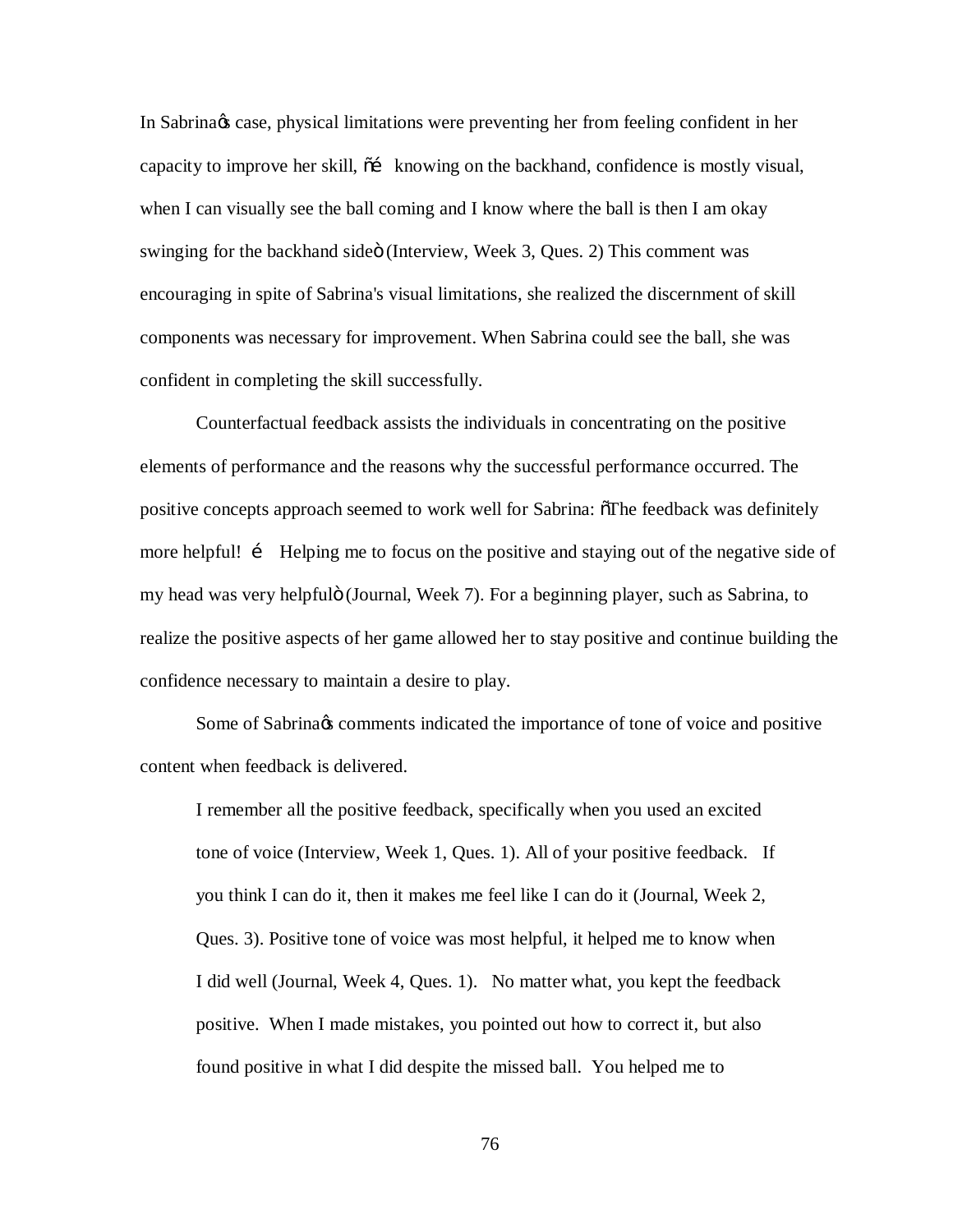In Sabrinaꞌs case, physical limitations were preventing her from feeling confident in her capacity to improve her skill, "… knowing on the backhand, confidence is mostly visual, when I can visually see the ball coming and I know where the ball is then I am okay swinging for the backhand side" (Interview, Week 3, Ques. 2) This comment was encouraging in spite of Sabrina's visual limitations, she realized the discernment of skill components was necessary for improvement. When Sabrina could see the ball, she was confident in completing the skill successfully.

Counterfactual feedback assists the individuals in concentrating on the positive elements of performance and the reasons why the successful performance occurred. The positive concepts approach seemed to work well for Sabrina: "The feedback was definitely more helpful! … Helping me to focus on the positive and staying out of the negative side of my head was very helpful" (Journal, Week 7). For a beginning player, such as Sabrina, to realize the positive aspects of her game allowed her to stay positive and continue building the confidence necessary to maintain a desire to play.

Some of Sabrinaꞌs comments indicated the importance of tone of voice and positive content when feedback is delivered.

> I remember all the positive feedback, specifically when you used an excited tone of voice (Interview, Week 1, Ques. 1). All of your positive feedback. If you think I can do it, then it makes me feel like I can do it (Journal, Week 2, Ques. 3). Positive tone of voice was most helpful, it helped me to know when I did well (Journal, Week 4, Ques. 1). No matter what, you kept the feedback positive. When I made mistakes, you pointed out how to correct it, but also found positive in what I did despite the missed ball. You helped me to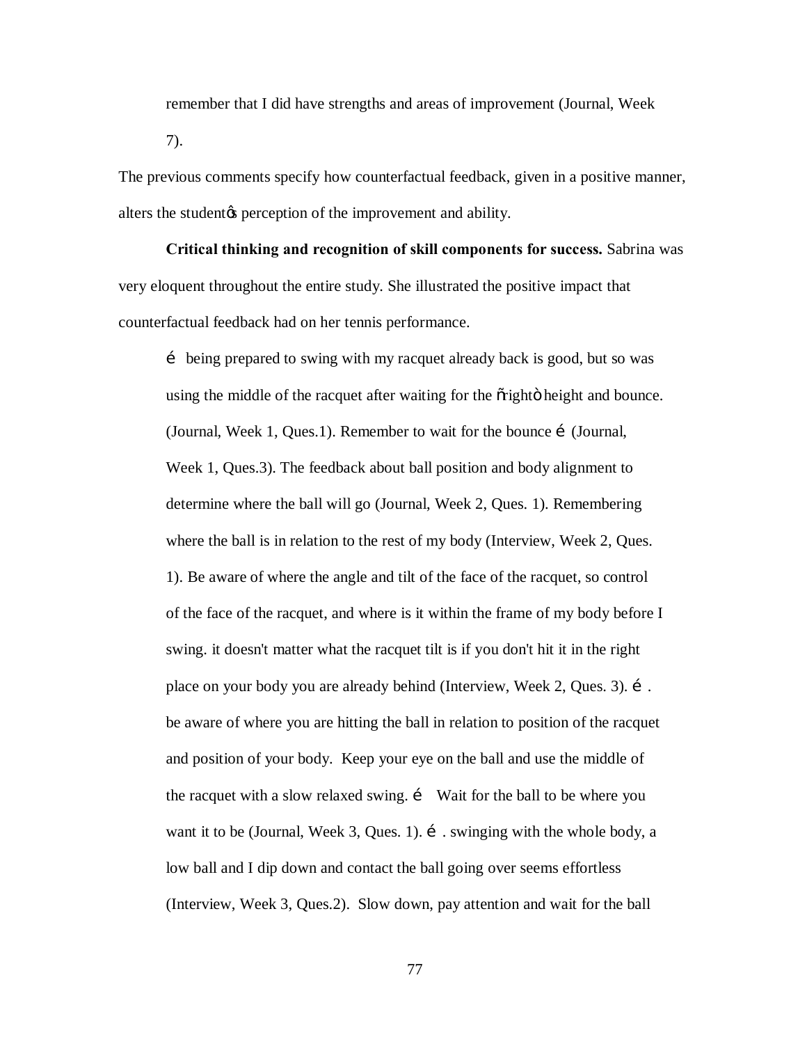remember that I did have strengths and areas of improvement (Journal, Week 7).

The previous comments specify how counterfactual feedback, given in a positive manner, alters the studentœs perception of the improvement and ability.

**Critical thinking and recognition of skill components for success.** Sabrina was very eloquent throughout the entire study. She illustrated the positive impact that counterfactual feedback had on her tennis performance.

> é being prepared to swing with my racquet already back is good, but so was using the middle of the racquet after waiting for the õrightö height and bounce. (Journal, Week 1, Ques.1). Remember to wait for the bounce é (Journal, Week 1, Ques.3). The feedback about ball position and body alignment to determine where the ball will go (Journal, Week 2, Ques. 1). Remembering where the ball is in relation to the rest of my body (Interview, Week 2, Ques. 1). Be aware of where the angle and tilt of the face of the racquet, so control of the face of the racquet, and where is it within the frame of my body before I swing. it doesn't matter what the racquet tilt is if you don't hit it in the right place on your body you are already behind (Interview, Week 2, Ques. 3). é . be aware of where you are hitting the ball in relation to position of the racquet and position of your body. Keep your eye on the ball and use the middle of the racquet with a slow relaxed swing. é Wait for the ball to be where you want it to be (Journal, Week 3, Ques. 1). é . swinging with the whole body, a low ball and I dip down and contact the ball going over seems effortless (Interview, Week 3, Ques.2). Slow down, pay attention and wait for the ball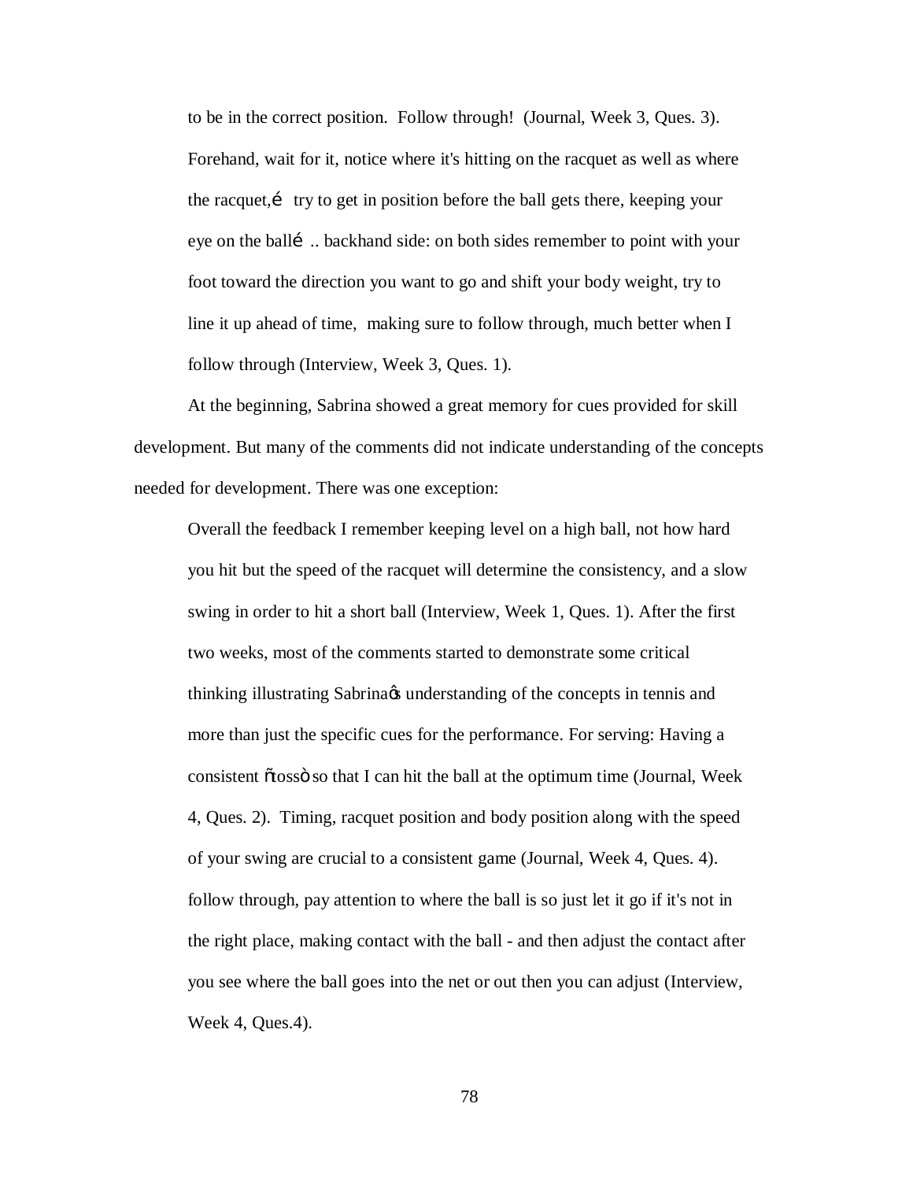> to be in the correct position. Follow through! (Journal, Week 3, Ques. 3). Forehand, wait for it, notice where it's hitting on the racquet as well as where the racquet,é try to get in position before the ball gets there, keeping your eye on the ballé .. backhand side: on both sides remember to point with your foot toward the direction you want to go and shift your body weight, try to line it up ahead of time, making sure to follow through, much better when I follow through (Interview, Week 3, Ques. 1).

At the beginning, Sabrina showed a great memory for cues provided for skill development. But many of the comments did not indicate understanding of the concepts needed for development. There was one exception:

> Overall the feedback I remember keeping level on a high ball, not how hard you hit but the speed of the racquet will determine the consistency, and a slow swing in order to hit a short ball (Interview, Week 1, Ques. 1). After the first two weeks, most of the comments started to demonstrate some critical thinking illustrating Sabrinaøs understanding of the concepts in tennis and more than just the specific cues for the performance. For serving: Having a consistent õtossö so that I can hit the ball at the optimum time (Journal, Week 4, Ques. 2). Timing, racquet position and body position along with the speed of your swing are crucial to a consistent game (Journal, Week 4, Ques. 4). follow through, pay attention to where the ball is so just let it go if it's not in the right place, making contact with the ball - and then adjust the contact after you see where the ball goes into the net or out then you can adjust (Interview, Week 4, Ques.4).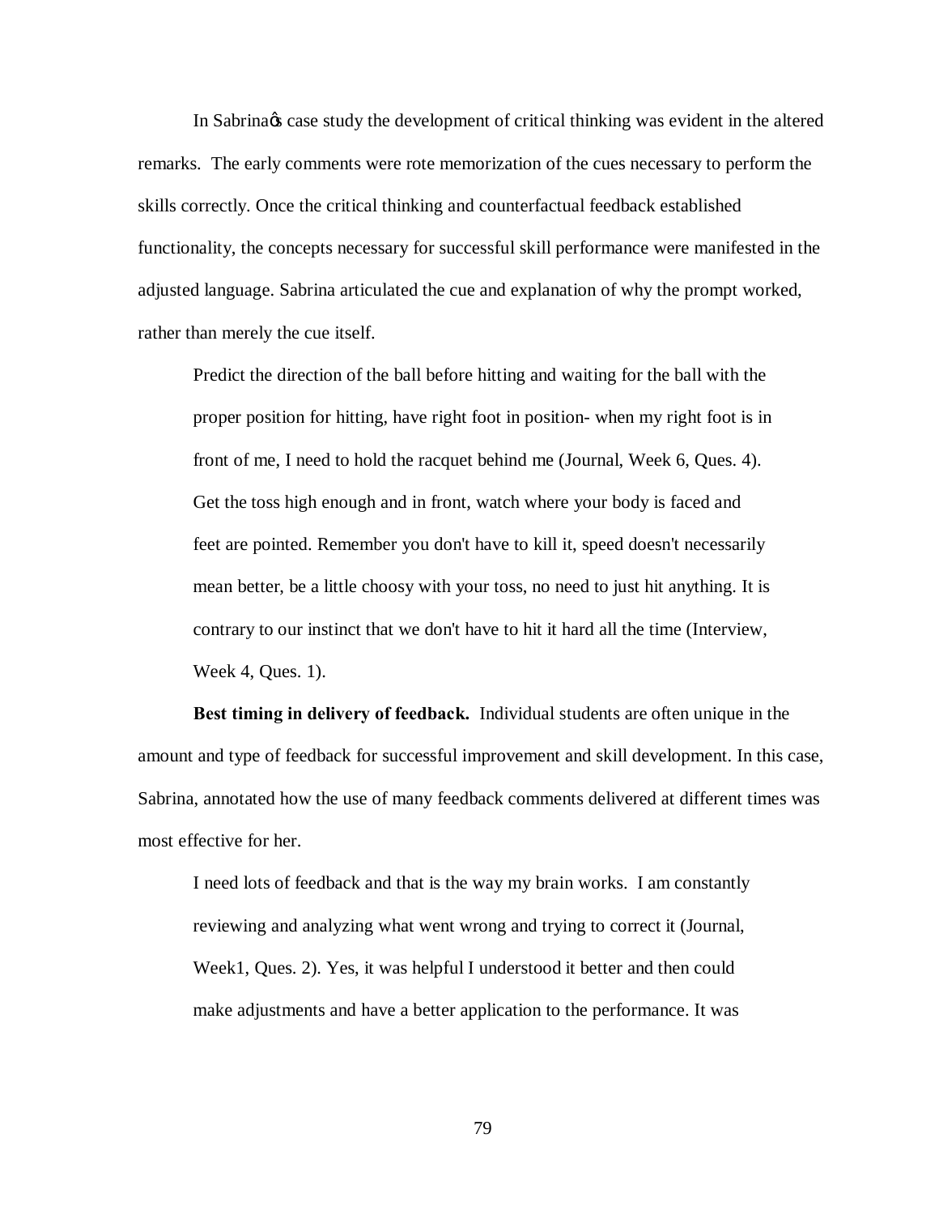In Sabrinaŝ case study the development of critical thinking was evident in the altered remarks. The early comments were rote memorization of the cues necessary to perform the skills correctly. Once the critical thinking and counterfactual feedback established functionality, the concepts necessary for successful skill performance were manifested in the adjusted language. Sabrina articulated the cue and explanation of why the prompt worked, rather than merely the cue itself.

> Predict the direction of the ball before hitting and waiting for the ball with the proper position for hitting, have right foot in position- when my right foot is in front of me, I need to hold the racquet behind me (Journal, Week 6, Ques. 4). Get the toss high enough and in front, watch where your body is faced and feet are pointed. Remember you don't have to kill it, speed doesn't necessarily mean better, be a little choosy with your toss, no need to just hit anything. It is contrary to our instinct that we don't have to hit it hard all the time (Interview, Week 4, Ques. 1).

**Best timing in delivery of feedback.** Individual students are often unique in the amount and type of feedback for successful improvement and skill development. In this case, Sabrina, annotated how the use of many feedback comments delivered at different times was most effective for her.

> I need lots of feedback and that is the way my brain works. I am constantly reviewing and analyzing what went wrong and trying to correct it (Journal, Week1, Ques. 2). Yes, it was helpful I understood it better and then could make adjustments and have a better application to the performance. It was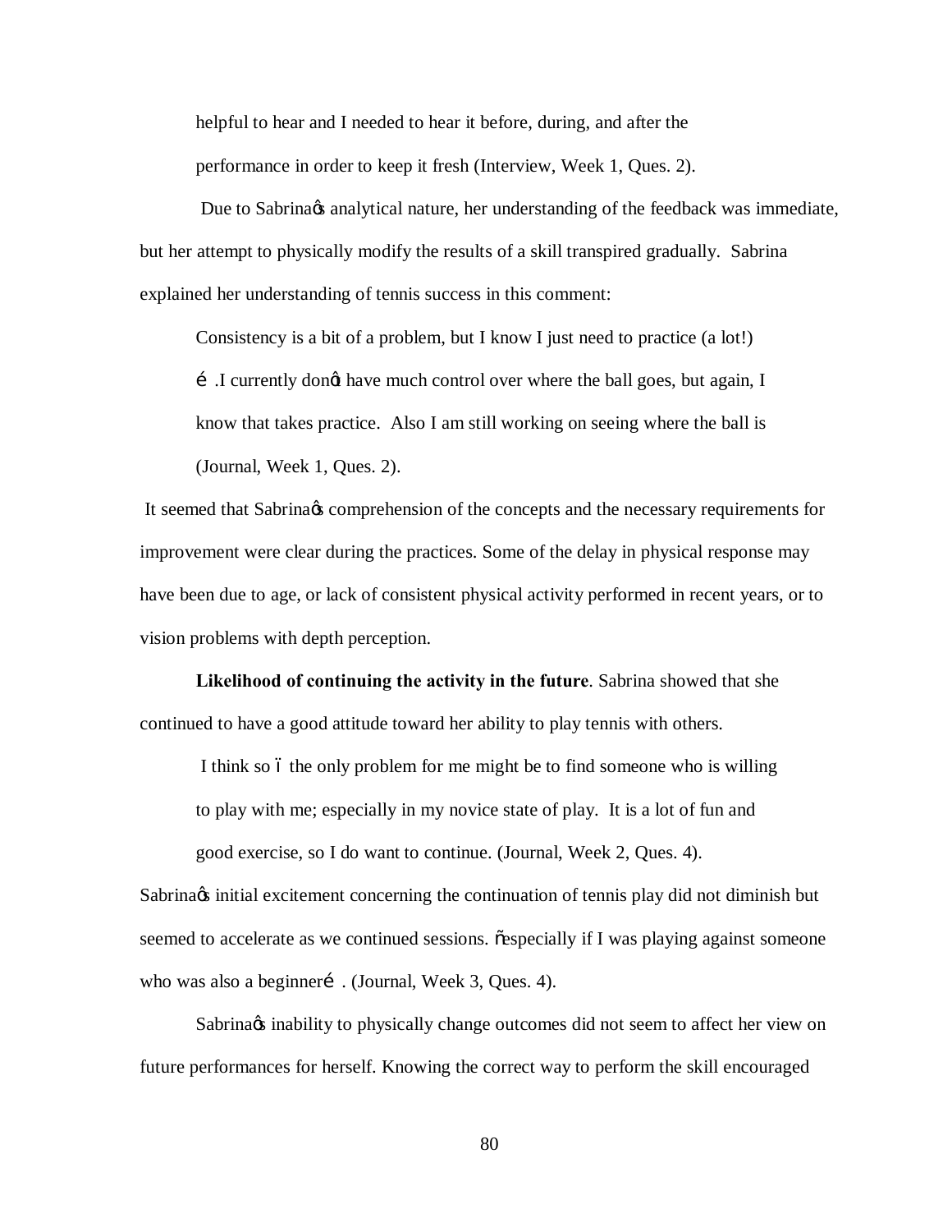helpful to hear and I needed to hear it before, during, and after the performance in order to keep it fresh (Interview, Week 1, Ques. 2).

Due to Sabrina's analytical nature, her understanding of the feedback was immediate, but her attempt to physically modify the results of a skill transpired gradually. Sabrina explained her understanding of tennis success in this comment:

> Consistency is a bit of a problem, but I know I just need to practice (a lot!) ….I currently don't have much control over where the ball goes, but again, I know that takes practice. Also I am still working on seeing where the ball is (Journal, Week 1, Ques. 2).

It seemed that Sabrina's comprehension of the concepts and the necessary requirements for improvement were clear during the practices. Some of the delay in physical response may have been due to age, or lack of consistent physical activity performed in recent years, or to vision problems with depth perception.

**Likelihood of continuing the activity in the future**. Sabrina showed that she continued to have a good attitude toward her ability to play tennis with others.

> I think so – the only problem for me might be to find someone who is willing to play with me; especially in my novice state of play. It is a lot of fun and good exercise, so I do want to continue. (Journal, Week 2, Ques. 4).

Sabrina's initial excitement concerning the continuation of tennis play did not diminish but seemed to accelerate as we continued sessions. "especially if I was playing against someone who was also a beginner… . (Journal, Week 3, Ques. 4).

Sabrina's inability to physically change outcomes did not seem to affect her view on future performances for herself. Knowing the correct way to perform the skill encouraged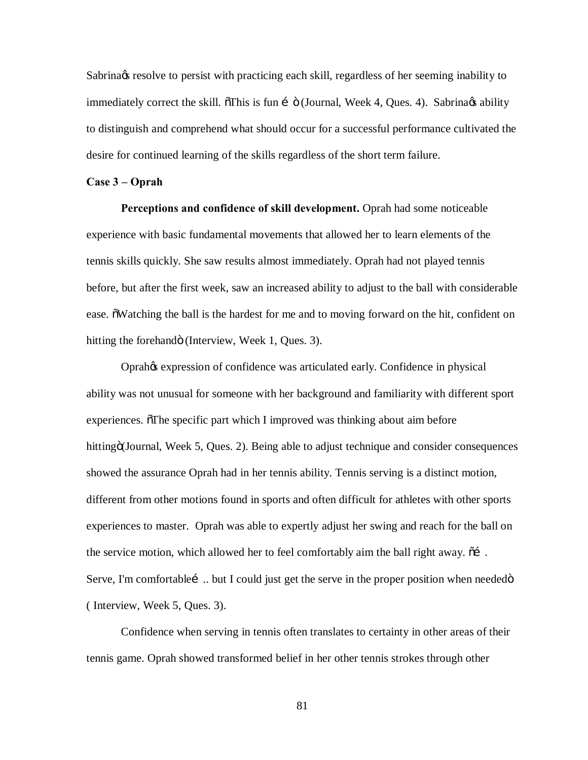Sabrina's resolve to persist with practicing each skill, regardless of her seeming inability to immediately correct the skill. "This is fun … " (Journal, Week 4, Ques. 4). Sabrina's ability to distinguish and comprehend what should occur for a successful performance cultivated the desire for continued learning of the skills regardless of the short term failure.

**Case 3 – Oprah**

**Perceptions and confidence of skill development.** Oprah had some noticeable experience with basic fundamental movements that allowed her to learn elements of the tennis skills quickly. She saw results almost immediately. Oprah had not played tennis before, but after the first week, saw an increased ability to adjust to the ball with considerable ease. "Watching the ball is the hardest for me and to moving forward on the hit, confident on hitting the forehand" (Interview, Week 1, Ques. 3).

Oprah's expression of confidence was articulated early. Confidence in physical ability was not unusual for someone with her background and familiarity with different sport experiences. "The specific part which I improved was thinking about aim before hitting" (Journal, Week 5, Ques. 2). Being able to adjust technique and consider consequences showed the assurance Oprah had in her tennis ability. Tennis serving is a distinct motion, different from other motions found in sports and often difficult for athletes with other sports experiences to master. Oprah was able to expertly adjust her swing and reach for the ball on the service motion, which allowed her to feel comfortably aim the ball right away. "… . Serve, I'm comfortable… .. but I could just get the serve in the proper position when needed" ( Interview, Week 5, Ques. 3).

Confidence when serving in tennis often translates to certainty in other areas of their tennis game. Oprah showed transformed belief in her other tennis strokes through other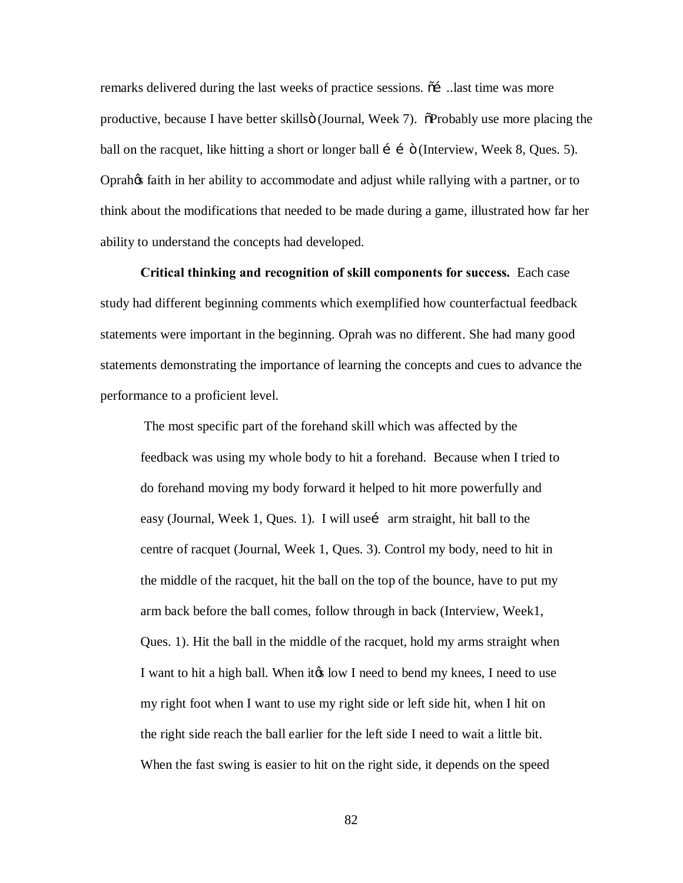remarks delivered during the last weeks of practice sessions. "… ..last time was more productive, because I have better skills" (Journal, Week 7). "Probably use more placing the ball on the racquet, like hitting a short or longer ball … …" (Interview, Week 8, Ques. 5). Oprah's faith in her ability to accommodate and adjust while rallying with a partner, or to think about the modifications that needed to be made during a game, illustrated how far her ability to understand the concepts had developed.

**Critical thinking and recognition of skill components for success.** Each case study had different beginning comments which exemplified how counterfactual feedback statements were important in the beginning. Oprah was no different. She had many good statements demonstrating the importance of learning the concepts and cues to advance the performance to a proficient level.

> The most specific part of the forehand skill which was affected by the feedback was using my whole body to hit a forehand. Because when I tried to do forehand moving my body forward it helped to hit more powerfully and easy (Journal, Week 1, Ques. 1). I will use… arm straight, hit ball to the centre of racquet (Journal, Week 1, Ques. 3). Control my body, need to hit in the middle of the racquet, hit the ball on the top of the bounce, have to put my arm back before the ball comes, follow through in back (Interview, Week1, Ques. 1). Hit the ball in the middle of the racquet, hold my arms straight when I want to hit a high ball. When it's low I need to bend my knees, I need to use my right foot when I want to use my right side or left side hit, when I hit on the right side reach the ball earlier for the left side I need to wait a little bit. When the fast swing is easier to hit on the right side, it depends on the speed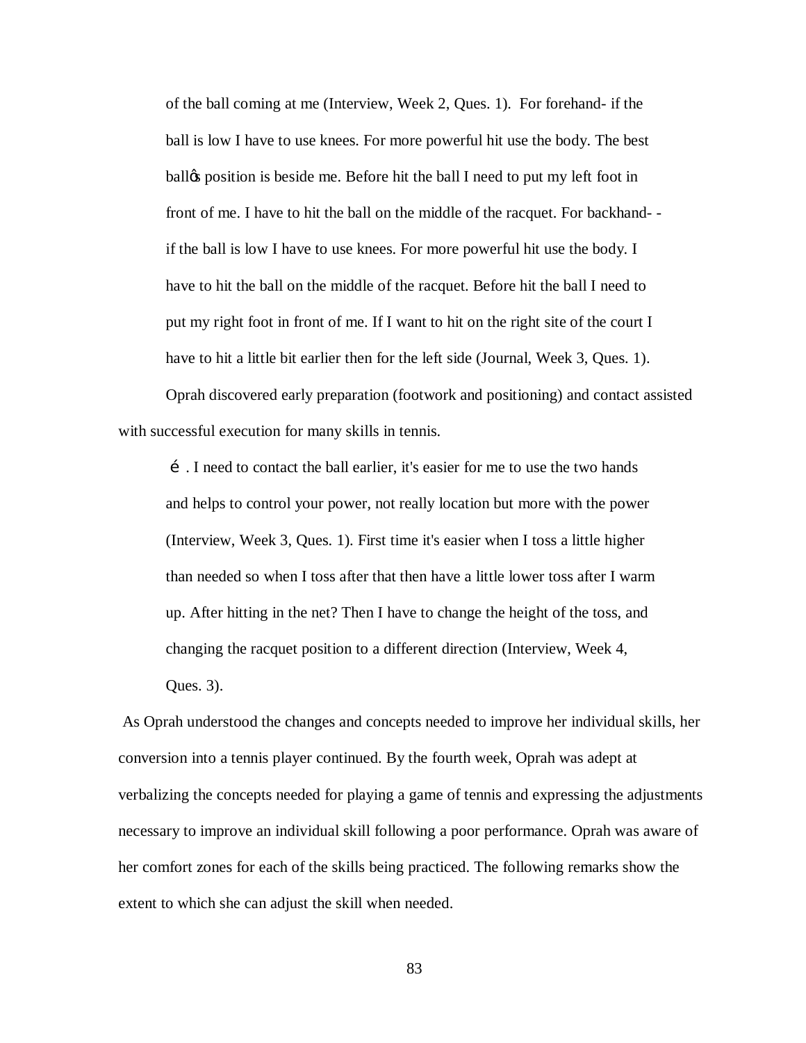> of the ball coming at me (Interview, Week 2, Ques. 1). For forehand- if the ball is low I have to use knees. For more powerful hit use the body. The best ballȣs position is beside me. Before hit the ball I need to put my left foot in front of me. I have to hit the ball on the middle of the racquet. For backhand- - if the ball is low I have to use knees. For more powerful hit use the body. I have to hit the ball on the middle of the racquet. Before hit the ball I need to put my right foot in front of me. If I want to hit on the right site of the court I have to hit a little bit earlier then for the left side (Journal, Week 3, Ques. 1).

Oprah discovered early preparation (footwork and positioning) and contact assisted with successful execution for many skills in tennis.

> é . I need to contact the ball earlier, it's easier for me to use the two hands and helps to control your power, not really location but more with the power (Interview, Week 3, Ques. 1). First time it's easier when I toss a little higher than needed so when I toss after that then have a little lower toss after I warm up. After hitting in the net? Then I have to change the height of the toss, and changing the racquet position to a different direction (Interview, Week 4, Ques. 3).

As Oprah understood the changes and concepts needed to improve her individual skills, her conversion into a tennis player continued. By the fourth week, Oprah was adept at verbalizing the concepts needed for playing a game of tennis and expressing the adjustments necessary to improve an individual skill following a poor performance. Oprah was aware of her comfort zones for each of the skills being practiced. The following remarks show the extent to which she can adjust the skill when needed.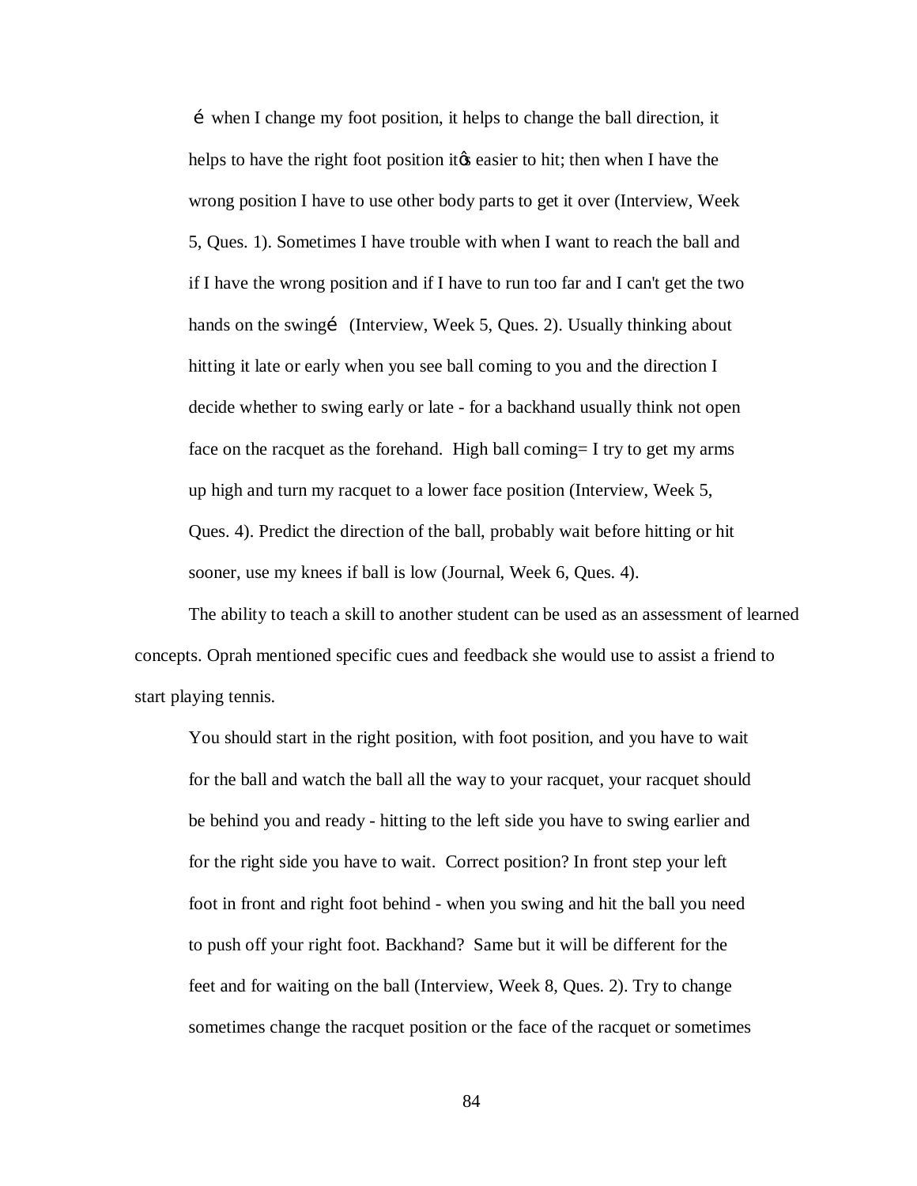> … when I change my foot position, it helps to change the ball direction, it helps to have the right foot position it's easier to hit; then when I have the wrong position I have to use other body parts to get it over (Interview, Week 5, Ques. 1). Sometimes I have trouble with when I want to reach the ball and if I have the wrong position and if I have to run too far and I can't get the two hands on the swing… (Interview, Week 5, Ques. 2). Usually thinking about hitting it late or early when you see ball coming to you and the direction I decide whether to swing early or late - for a backhand usually think not open face on the racquet as the forehand. High ball coming= I try to get my arms up high and turn my racquet to a lower face position (Interview, Week 5, Ques. 4). Predict the direction of the ball, probably wait before hitting or hit sooner, use my knees if ball is low (Journal, Week 6, Ques. 4).

The ability to teach a skill to another student can be used as an assessment of learned concepts. Oprah mentioned specific cues and feedback she would use to assist a friend to start playing tennis.

> You should start in the right position, with foot position, and you have to wait for the ball and watch the ball all the way to your racquet, your racquet should be behind you and ready - hitting to the left side you have to swing earlier and for the right side you have to wait. Correct position? In front step your left foot in front and right foot behind - when you swing and hit the ball you need to push off your right foot. Backhand? Same but it will be different for the feet and for waiting on the ball (Interview, Week 8, Ques. 2). Try to change sometimes change the racquet position or the face of the racquet or sometimes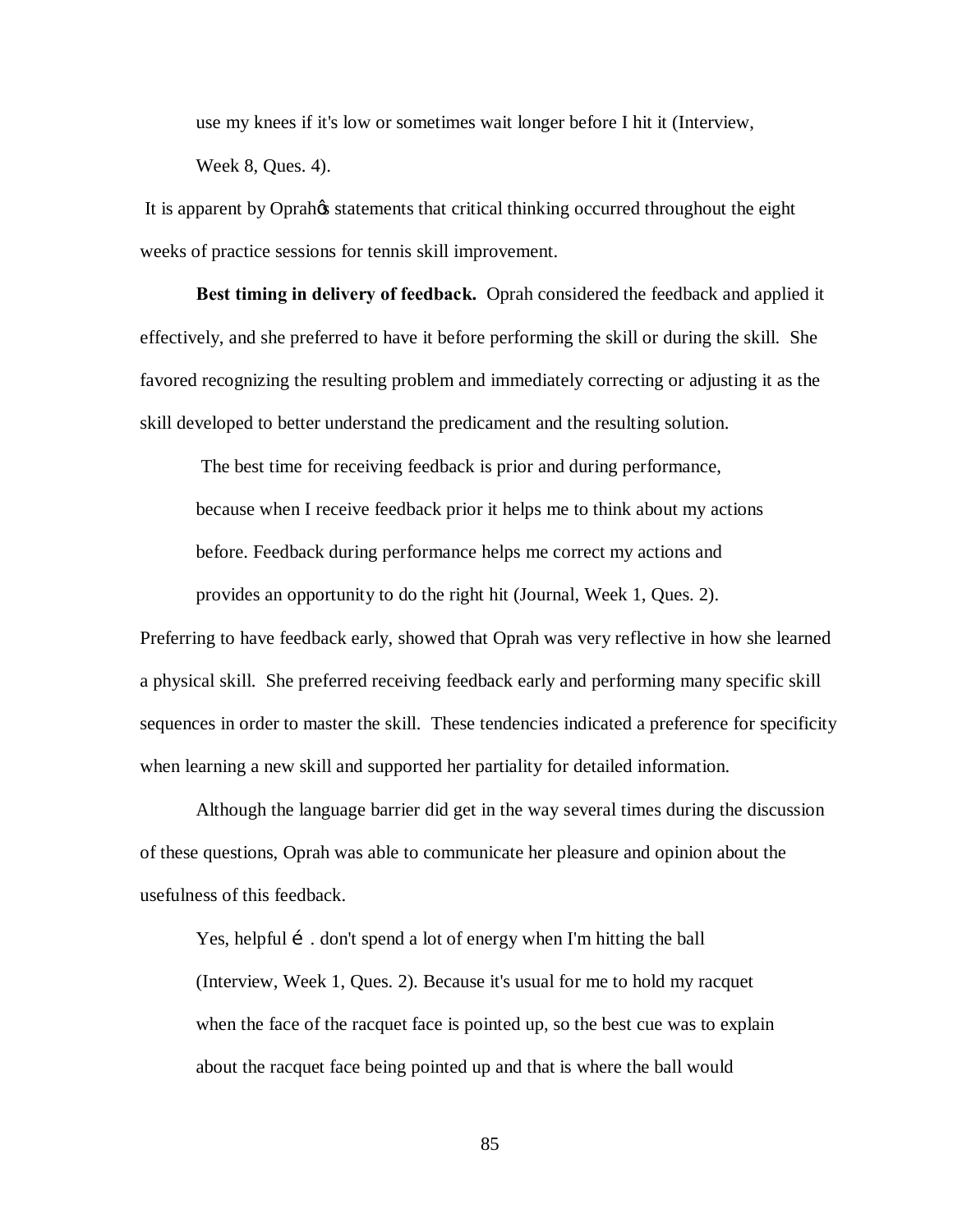use my knees if it's low or sometimes wait longer before I hit it (Interview, Week 8, Ques. 4).

It is apparent by Oprah's statements that critical thinking occurred throughout the eight weeks of practice sessions for tennis skill improvement.

**Best timing in delivery of feedback.** Oprah considered the feedback and applied it effectively, and she preferred to have it before performing the skill or during the skill. She favored recognizing the resulting problem and immediately correcting or adjusting it as the skill developed to better understand the predicament and the resulting solution.

> The best time for receiving feedback is prior and during performance, because when I receive feedback prior it helps me to think about my actions before. Feedback during performance helps me correct my actions and provides an opportunity to do the right hit (Journal, Week 1, Ques. 2).

Preferring to have feedback early, showed that Oprah was very reflective in how she learned a physical skill. She preferred receiving feedback early and performing many specific skill sequences in order to master the skill. These tendencies indicated a preference for specificity when learning a new skill and supported her partiality for detailed information.

Although the language barrier did get in the way several times during the discussion of these questions, Oprah was able to communicate her pleasure and opinion about the usefulness of this feedback.

> Yes, helpful … . don't spend a lot of energy when I'm hitting the ball (Interview, Week 1, Ques. 2). Because it's usual for me to hold my racquet when the face of the racquet face is pointed up, so the best cue was to explain about the racquet face being pointed up and that is where the ball would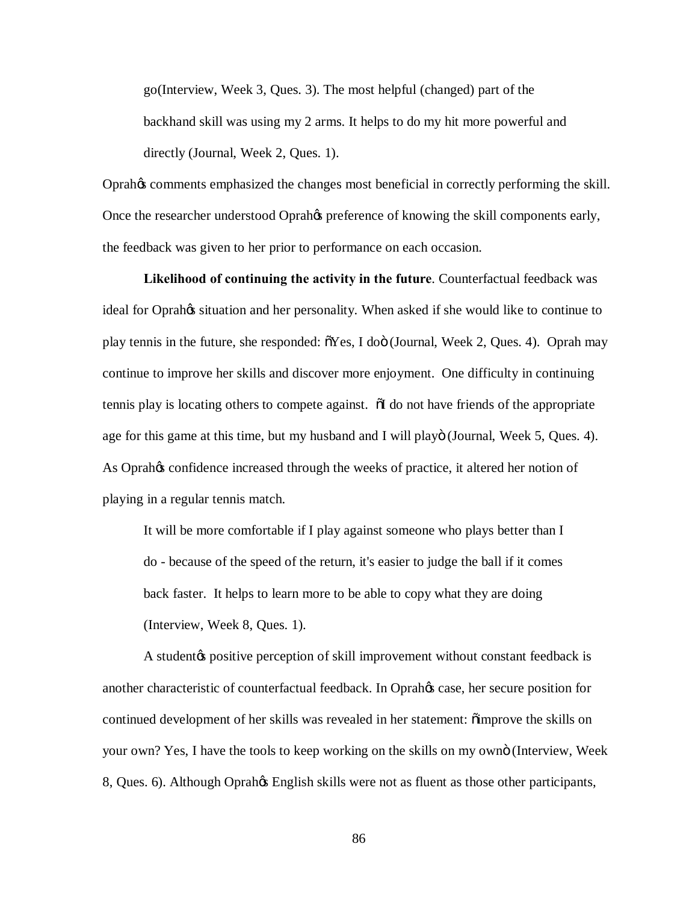go(Interview, Week 3, Ques. 3). The most helpful (changed) part of the backhand skill was using my 2 arms. It helps to do my hit more powerful and directly (Journal, Week 2, Ques. 1).

Oprah's comments emphasized the changes most beneficial in correctly performing the skill. Once the researcher understood Oprah's preference of knowing the skill components early, the feedback was given to her prior to performance on each occasion.

**Likelihood of continuing the activity in the future**. Counterfactual feedback was ideal for Oprah's situation and her personality. When asked if she would like to continue to play tennis in the future, she responded: "Yes, I do" (Journal, Week 2, Ques. 4). Oprah may continue to improve her skills and discover more enjoyment. One difficulty in continuing tennis play is locating others to compete against. "I do not have friends of the appropriate age for this game at this time, but my husband and I will play" (Journal, Week 5, Ques. 4). As Oprah's confidence increased through the weeks of practice, it altered her notion of playing in a regular tennis match.

> It will be more comfortable if I play against someone who plays better than I do - because of the speed of the return, it's easier to judge the ball if it comes back faster. It helps to learn more to be able to copy what they are doing (Interview, Week 8, Ques. 1).

A student's positive perception of skill improvement without constant feedback is another characteristic of counterfactual feedback. In Oprah's case, her secure position for continued development of her skills was revealed in her statement: "improve the skills on your own? Yes, I have the tools to keep working on the skills on my own" (Interview, Week 8, Ques. 6). Although Oprah's English skills were not as fluent as those other participants,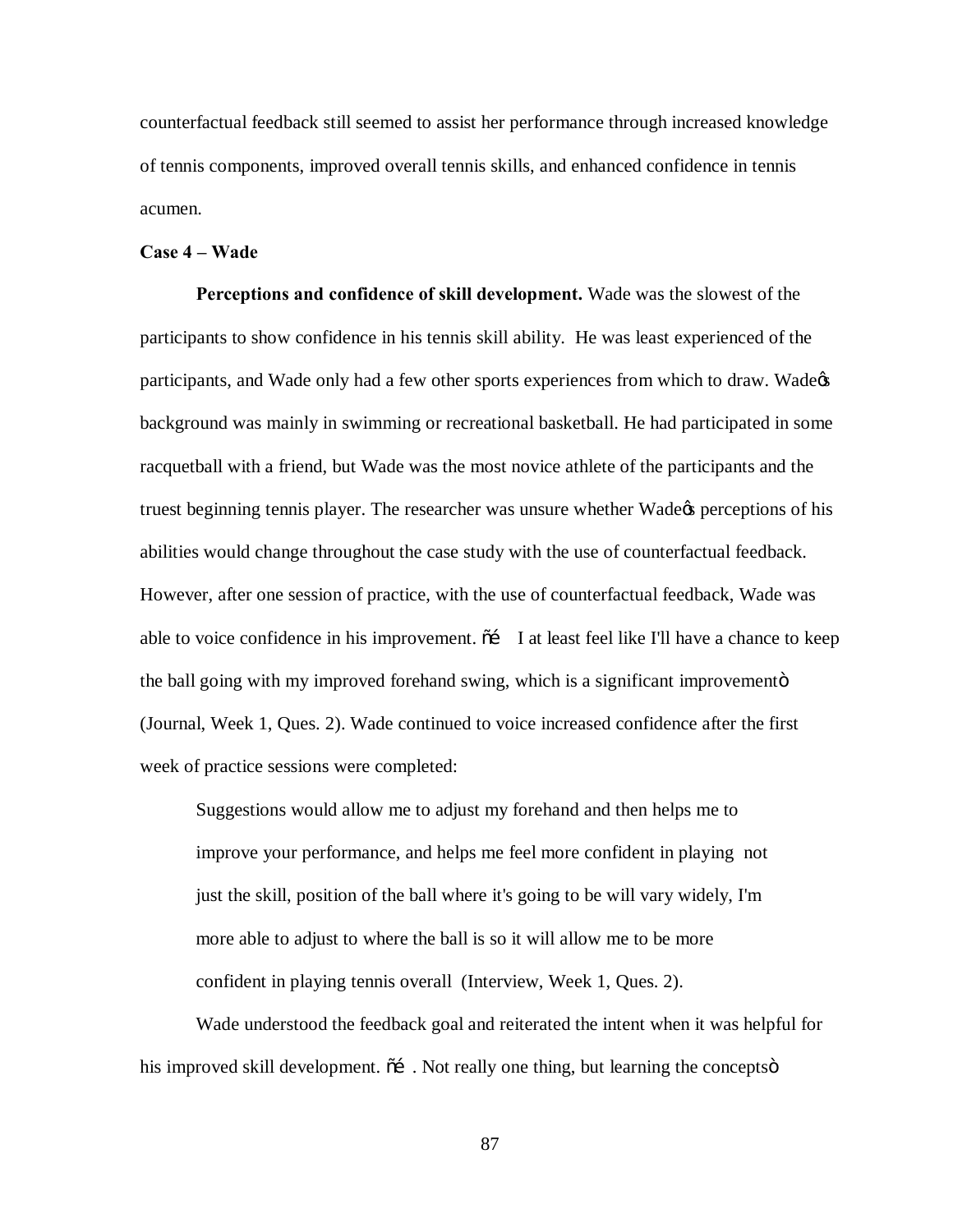counterfactual feedback still seemed to assist her performance through increased knowledge of tennis components, improved overall tennis skills, and enhanced confidence in tennis acumen.

**Case 4 – Wade**

**Perceptions and confidence of skill development.** Wade was the slowest of the participants to show confidence in his tennis skill ability. He was least experienced of the participants, and Wade only had a few other sports experiences from which to draw. Wade's background was mainly in swimming or recreational basketball. He had participated in some racquetball with a friend, but Wade was the most novice athlete of the participants and the truest beginning tennis player. The researcher was unsure whether Wade's perceptions of his abilities would change throughout the case study with the use of counterfactual feedback. However, after one session of practice, with the use of counterfactual feedback, Wade was able to voice confidence in his improvement. "… I at least feel like I'll have a chance to keep the ball going with my improved forehand swing, which is a significant improvement" (Journal, Week 1, Ques. 2). Wade continued to voice increased confidence after the first week of practice sessions were completed:

> Suggestions would allow me to adjust my forehand and then helps me to improve your performance, and helps me feel more confident in playing not just the skill, position of the ball where it's going to be will vary widely, I'm more able to adjust to where the ball is so it will allow me to be more confident in playing tennis overall (Interview, Week 1, Ques. 2).

Wade understood the feedback goal and reiterated the intent when it was helpful for his improved skill development. "… . Not really one thing, but learning the concepts"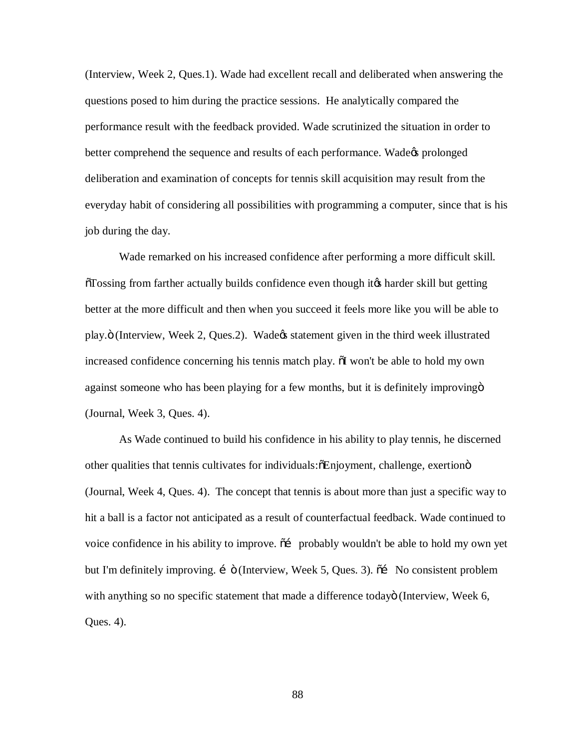(Interview, Week 2, Ques.1). Wade had excellent recall and deliberated when answering the questions posed to him during the practice sessions. He analytically compared the performance result with the feedback provided. Wade scrutinized the situation in order to better comprehend the sequence and results of each performance. Wade's prolonged deliberation and examination of concepts for tennis skill acquisition may result from the everyday habit of considering all possibilities with programming a computer, since that is his job during the day.

Wade remarked on his increased confidence after performing a more difficult skill. "Tossing from farther actually builds confidence even though it's harder skill but getting better at the more difficult and then when you succeed it feels more like you will be able to play." (Interview, Week 2, Ques.2). Wade's statement given in the third week illustrated increased confidence concerning his tennis match play. "I won't be able to hold my own against someone who has been playing for a few months, but it is definitely improving" (Journal, Week 3, Ques. 4).

As Wade continued to build his confidence in his ability to play tennis, he discerned other qualities that tennis cultivates for individuals: "Enjoyment, challenge, exertion" (Journal, Week 4, Ques. 4). The concept that tennis is about more than just a specific way to hit a ball is a factor not anticipated as a result of counterfactual feedback. Wade continued to voice confidence in his ability to improve. "… probably wouldn't be able to hold my own yet but I'm definitely improving. …" (Interview, Week 5, Ques. 3). "… No consistent problem with anything so no specific statement that made a difference today" (Interview, Week 6, Ques. 4).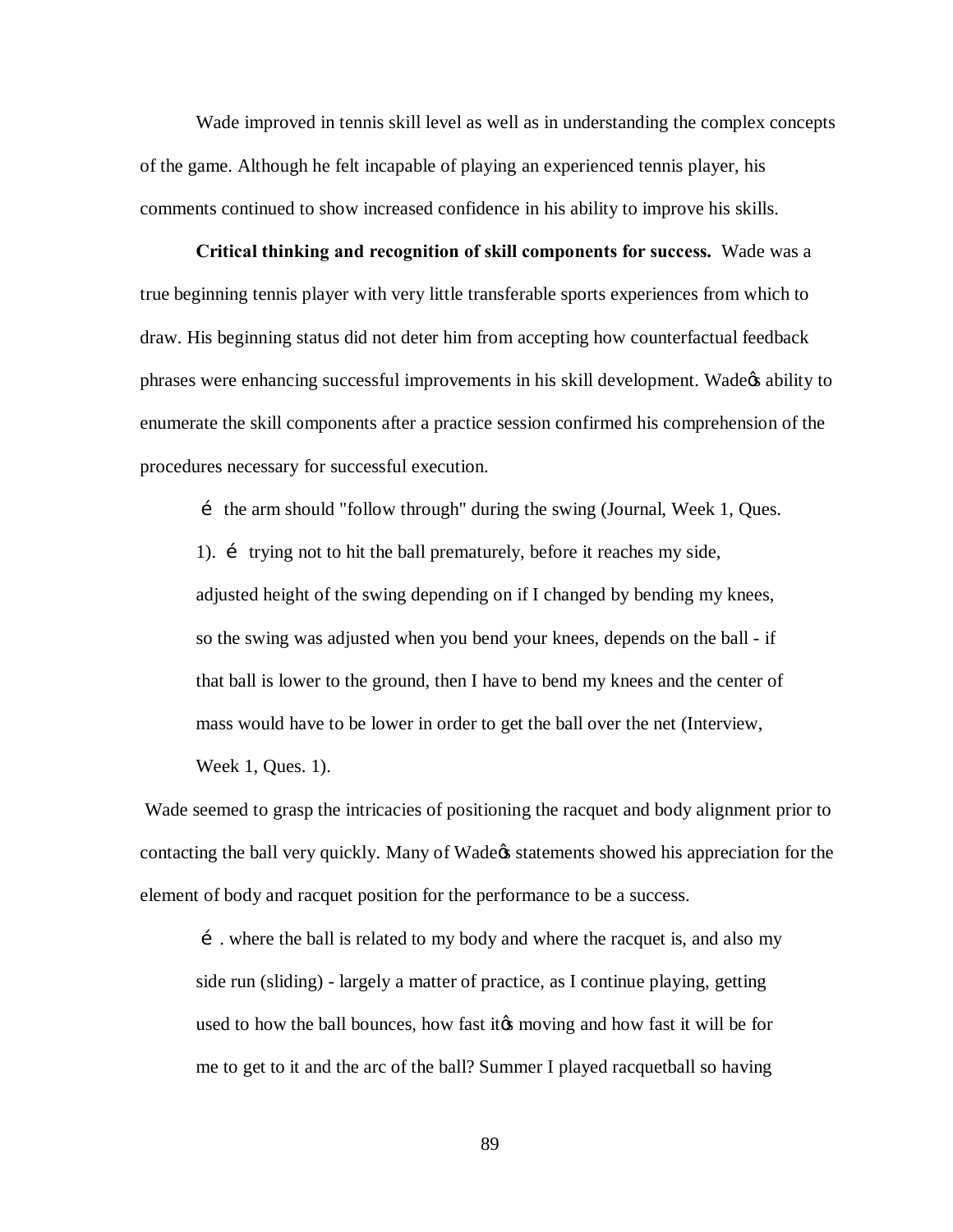Wade improved in tennis skill level as well as in understanding the complex concepts of the game. Although he felt incapable of playing an experienced tennis player, his comments continued to show increased confidence in his ability to improve his skills.

**Critical thinking and recognition of skill components for success.** Wade was a true beginning tennis player with very little transferable sports experiences from which to draw. His beginning status did not deter him from accepting how counterfactual feedback phrases were enhancing successful improvements in his skill development. Wadeøs ability to enumerate the skill components after a practice session confirmed his comprehension of the procedures necessary for successful execution.

> é the arm should "follow through" during the swing (Journal, Week 1, Ques. 1). é trying not to hit the ball prematurely, before it reaches my side, adjusted height of the swing depending on if I changed by bending my knees, so the swing was adjusted when you bend your knees, depends on the ball - if that ball is lower to the ground, then I have to bend my knees and the center of mass would have to be lower in order to get the ball over the net (Interview, Week 1, Ques. 1).

Wade seemed to grasp the intricacies of positioning the racquet and body alignment prior to contacting the ball very quickly. Many of Wadeøs statements showed his appreciation for the element of body and racquet position for the performance to be a success.

> é . where the ball is related to my body and where the racquet is, and also my side run (sliding) - largely a matter of practice, as I continue playing, getting used to how the ball bounces, how fast itøs moving and how fast it will be for me to get to it and the arc of the ball? Summer I played racquetball so having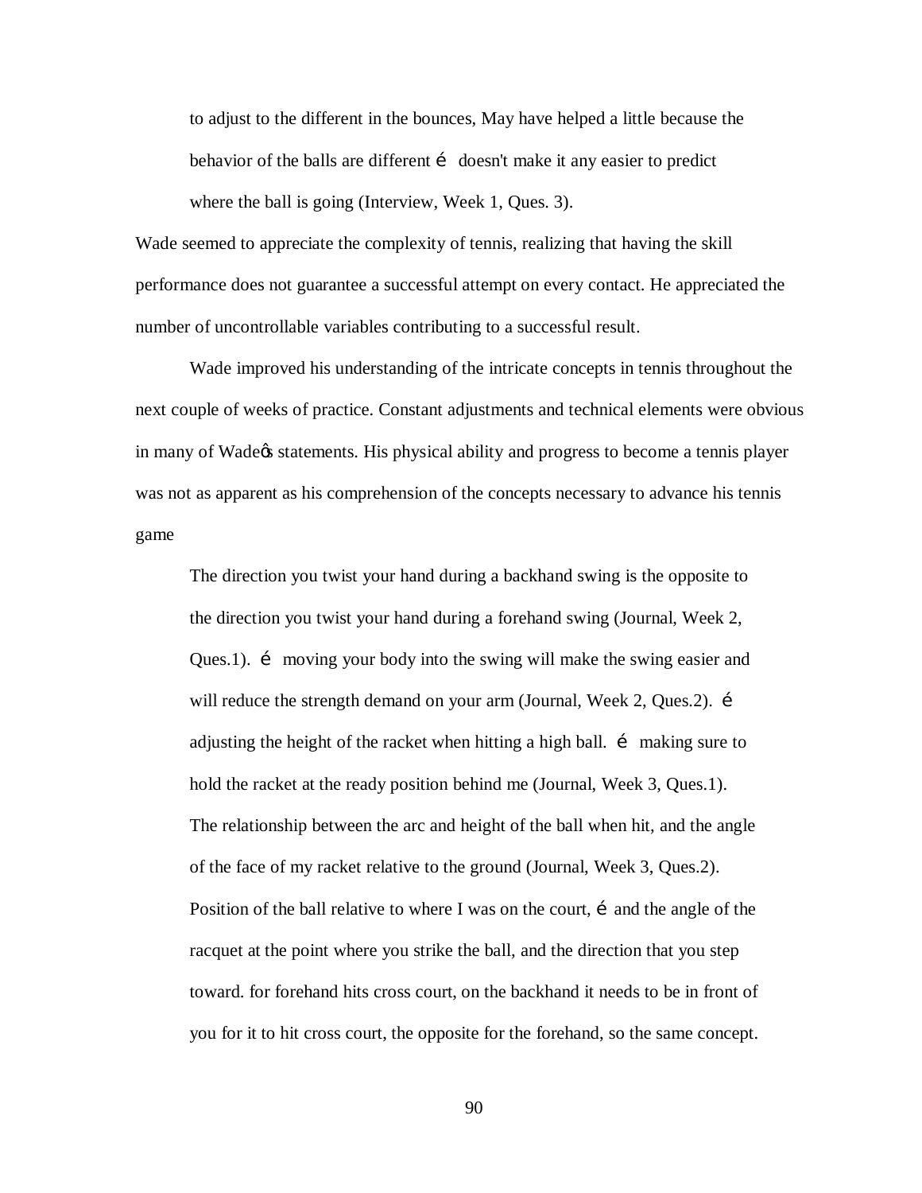to adjust to the different in the bounces, May have helped a little because the behavior of the balls are different … doesn't make it any easier to predict where the ball is going (Interview, Week 1, Ques. 3).

Wade seemed to appreciate the complexity of tennis, realizing that having the skill performance does not guarantee a successful attempt on every contact. He appreciated the number of uncontrollable variables contributing to a successful result.

Wade improved his understanding of the intricate concepts in tennis throughout the next couple of weeks of practice. Constant adjustments and technical elements were obvious in many of Wade's statements. His physical ability and progress to become a tennis player was not as apparent as his comprehension of the concepts necessary to advance his tennis game

> The direction you twist your hand during a backhand swing is the opposite to the direction you twist your hand during a forehand swing (Journal, Week 2, Ques.1). … moving your body into the swing will make the swing easier and will reduce the strength demand on your arm (Journal, Week 2, Ques.2). … adjusting the height of the racket when hitting a high ball. … making sure to hold the racket at the ready position behind me (Journal, Week 3, Ques.1). The relationship between the arc and height of the ball when hit, and the angle of the face of my racket relative to the ground (Journal, Week 3, Ques.2). Position of the ball relative to where I was on the court, … and the angle of the racquet at the point where you strike the ball, and the direction that you step toward. for forehand hits cross court, on the backhand it needs to be in front of you for it to hit cross court, the opposite for the forehand, so the same concept.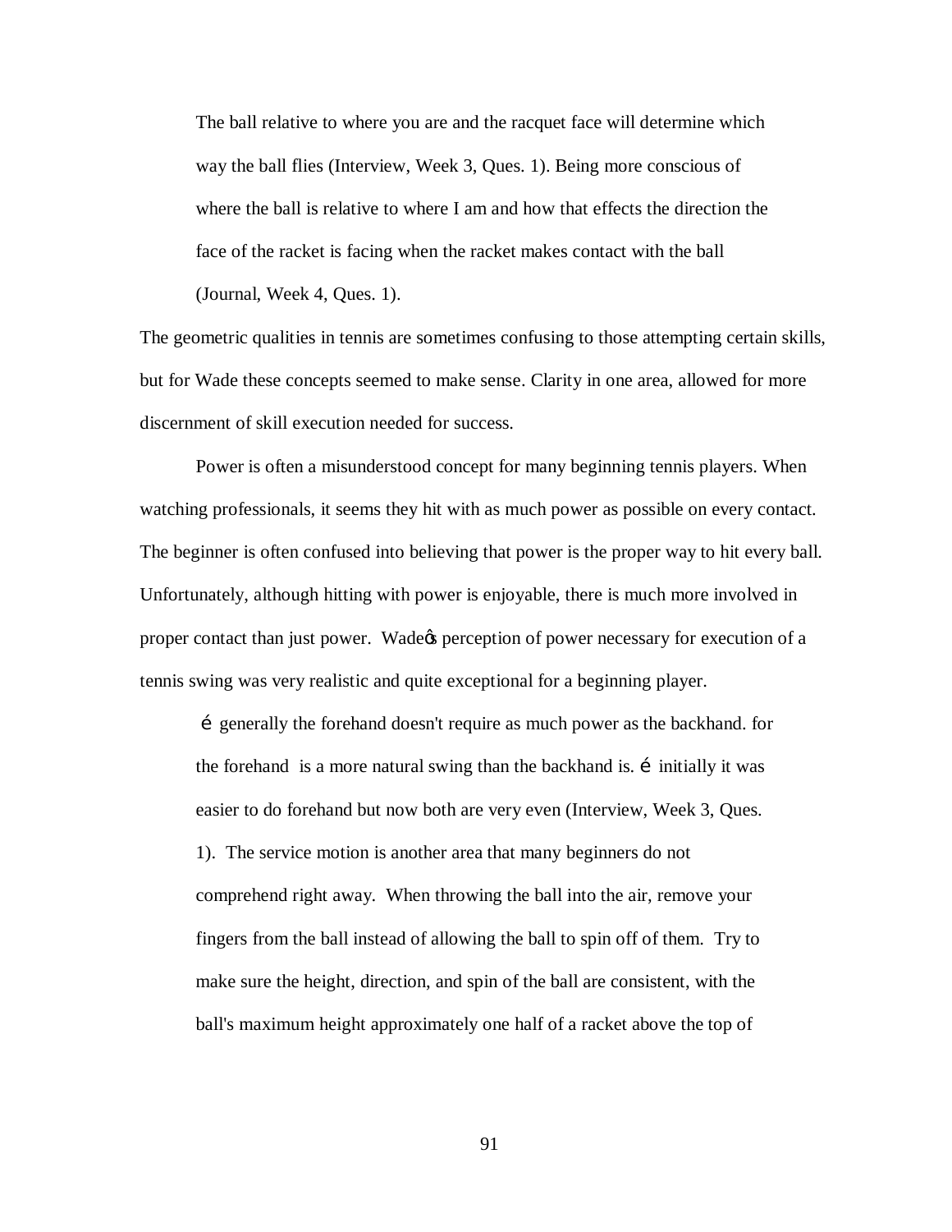> The ball relative to where you are and the racquet face will determine which way the ball flies (Interview, Week 3, Ques. 1). Being more conscious of where the ball is relative to where I am and how that effects the direction the face of the racket is facing when the racket makes contact with the ball (Journal, Week 4, Ques. 1).

The geometric qualities in tennis are sometimes confusing to those attempting certain skills, but for Wade these concepts seemed to make sense. Clarity in one area, allowed for more discernment of skill execution needed for success.

Power is often a misunderstood concept for many beginning tennis players. When watching professionals, it seems they hit with as much power as possible on every contact. The beginner is often confused into believing that power is the proper way to hit every ball. Unfortunately, although hitting with power is enjoyable, there is much more involved in proper contact than just power. Wadeós perception of power necessary for execution of a tennis swing was very realistic and quite exceptional for a beginning player.

> é generally the forehand doesn't require as much power as the backhand. for the forehand is a more natural swing than the backhand is. é initially it was easier to do forehand but now both are very even (Interview, Week 3, Ques. 1). The service motion is another area that many beginners do not comprehend right away. When throwing the ball into the air, remove your fingers from the ball instead of allowing the ball to spin off of them. Try to make sure the height, direction, and spin of the ball are consistent, with the ball's maximum height approximately one half of a racket above the top of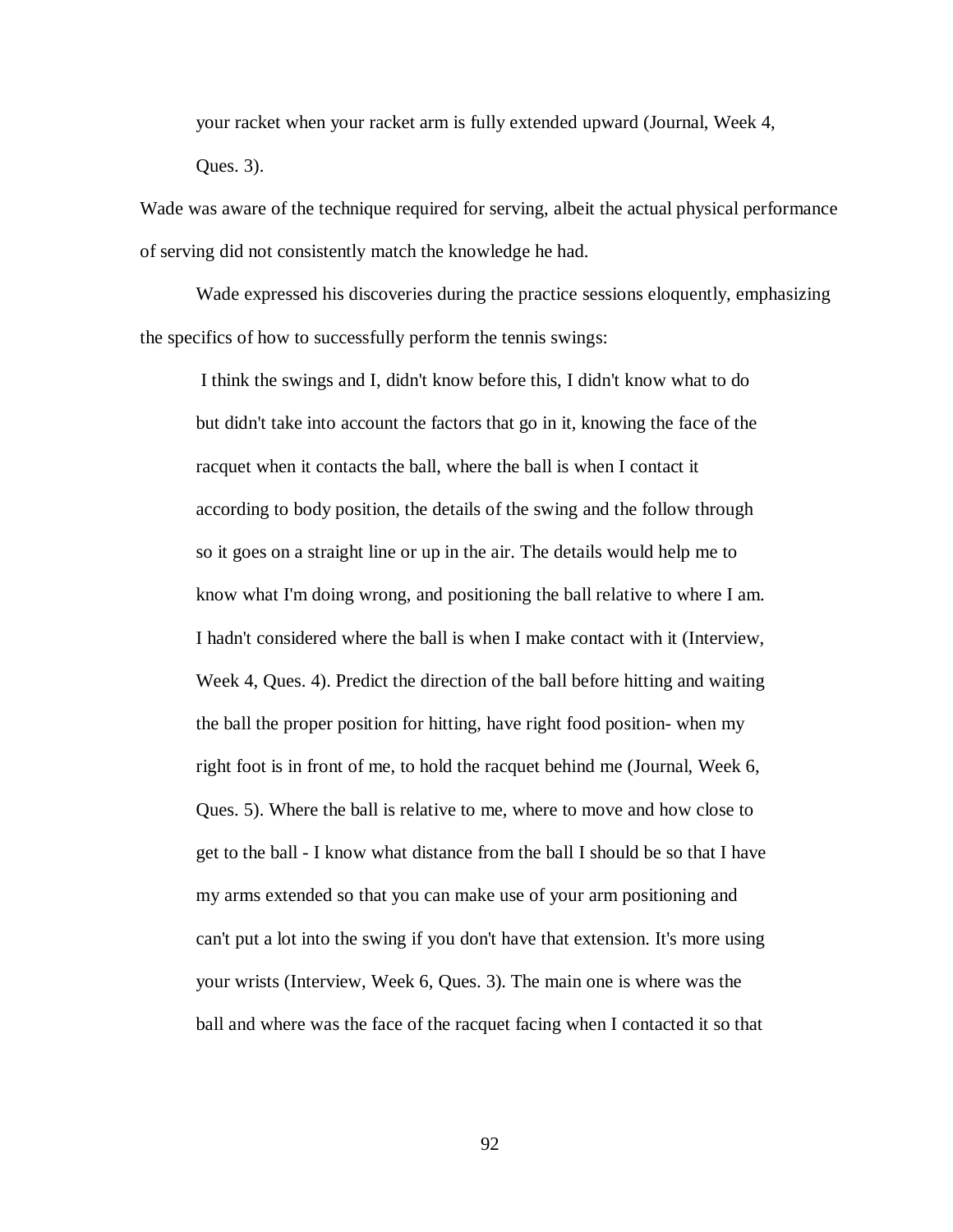> your racket when your racket arm is fully extended upward (Journal, Week 4, Ques. 3).

Wade was aware of the technique required for serving, albeit the actual physical performance of serving did not consistently match the knowledge he had.

Wade expressed his discoveries during the practice sessions eloquently, emphasizing the specifics of how to successfully perform the tennis swings:

> I think the swings and I, didn't know before this, I didn't know what to do but didn't take into account the factors that go in it, knowing the face of the racquet when it contacts the ball, where the ball is when I contact it according to body position, the details of the swing and the follow through so it goes on a straight line or up in the air. The details would help me to know what I'm doing wrong, and positioning the ball relative to where I am. I hadn't considered where the ball is when I make contact with it (Interview, Week 4, Ques. 4). Predict the direction of the ball before hitting and waiting the ball the proper position for hitting, have right food position- when my right foot is in front of me, to hold the racquet behind me (Journal, Week 6, Ques. 5). Where the ball is relative to me, where to move and how close to get to the ball - I know what distance from the ball I should be so that I have my arms extended so that you can make use of your arm positioning and can't put a lot into the swing if you don't have that extension. It's more using your wrists (Interview, Week 6, Ques. 3). The main one is where was the ball and where was the face of the racquet facing when I contacted it so that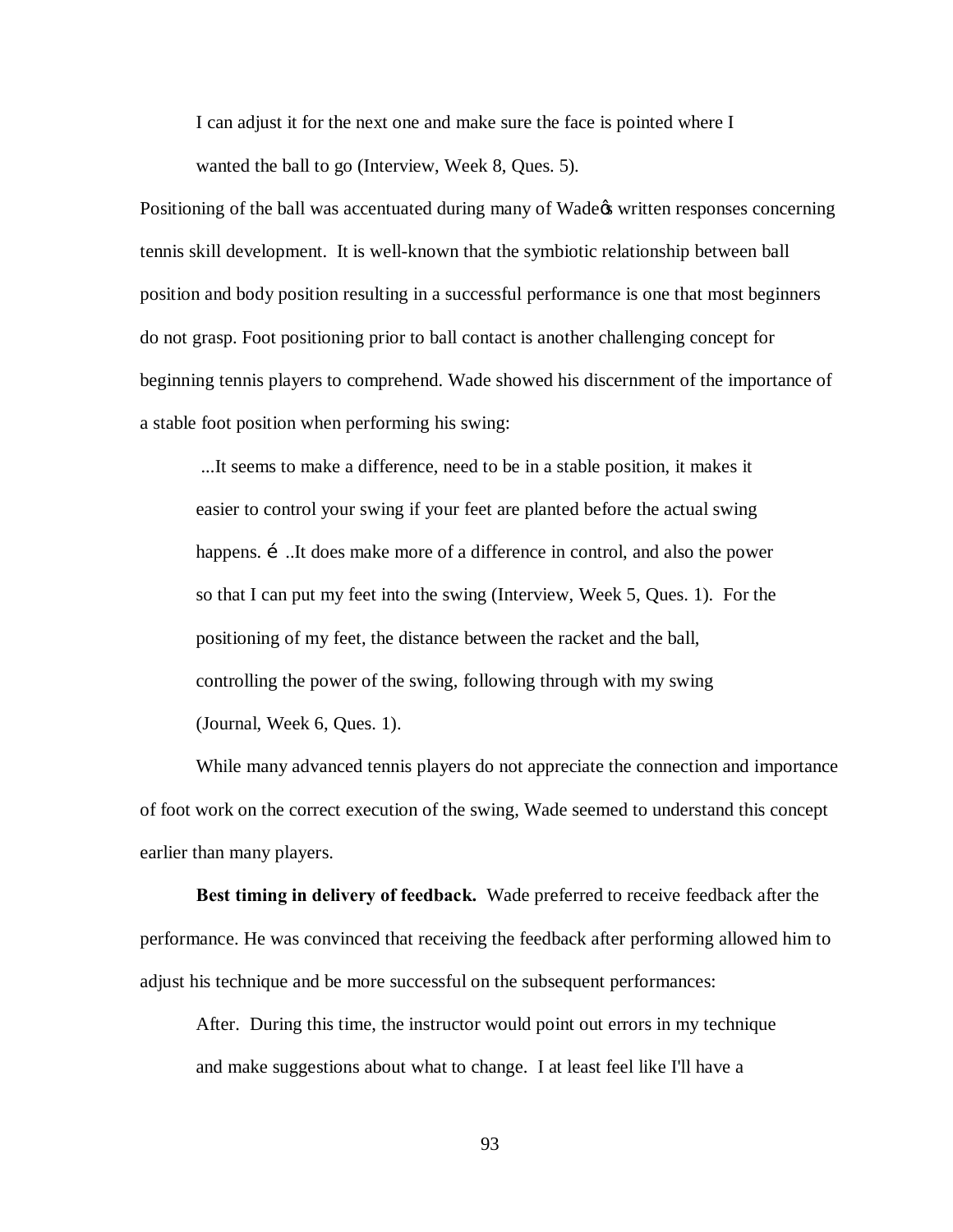> I can adjust it for the next one and make sure the face is pointed where I wanted the ball to go (Interview, Week 8, Ques. 5).

Positioning of the ball was accentuated during many of Wadeøs written responses concerning tennis skill development. It is well-known that the symbiotic relationship between ball position and body position resulting in a successful performance is one that most beginners do not grasp. Foot positioning prior to ball contact is another challenging concept for beginning tennis players to comprehend. Wade showed his discernment of the importance of a stable foot position when performing his swing:

> ...It seems to make a difference, need to be in a stable position, it makes it easier to control your swing if your feet are planted before the actual swing happens. í ..It does make more of a difference in control, and also the power so that I can put my feet into the swing (Interview, Week 5, Ques. 1). For the positioning of my feet, the distance between the racket and the ball, controlling the power of the swing, following through with my swing (Journal, Week 6, Ques. 1).

While many advanced tennis players do not appreciate the connection and importance of foot work on the correct execution of the swing, Wade seemed to understand this concept earlier than many players.

**Best timing in delivery of feedback.** Wade preferred to receive feedback after the performance. He was convinced that receiving the feedback after performing allowed him to adjust his technique and be more successful on the subsequent performances:

> After. During this time, the instructor would point out errors in my technique and make suggestions about what to change. I at least feel like I'll have a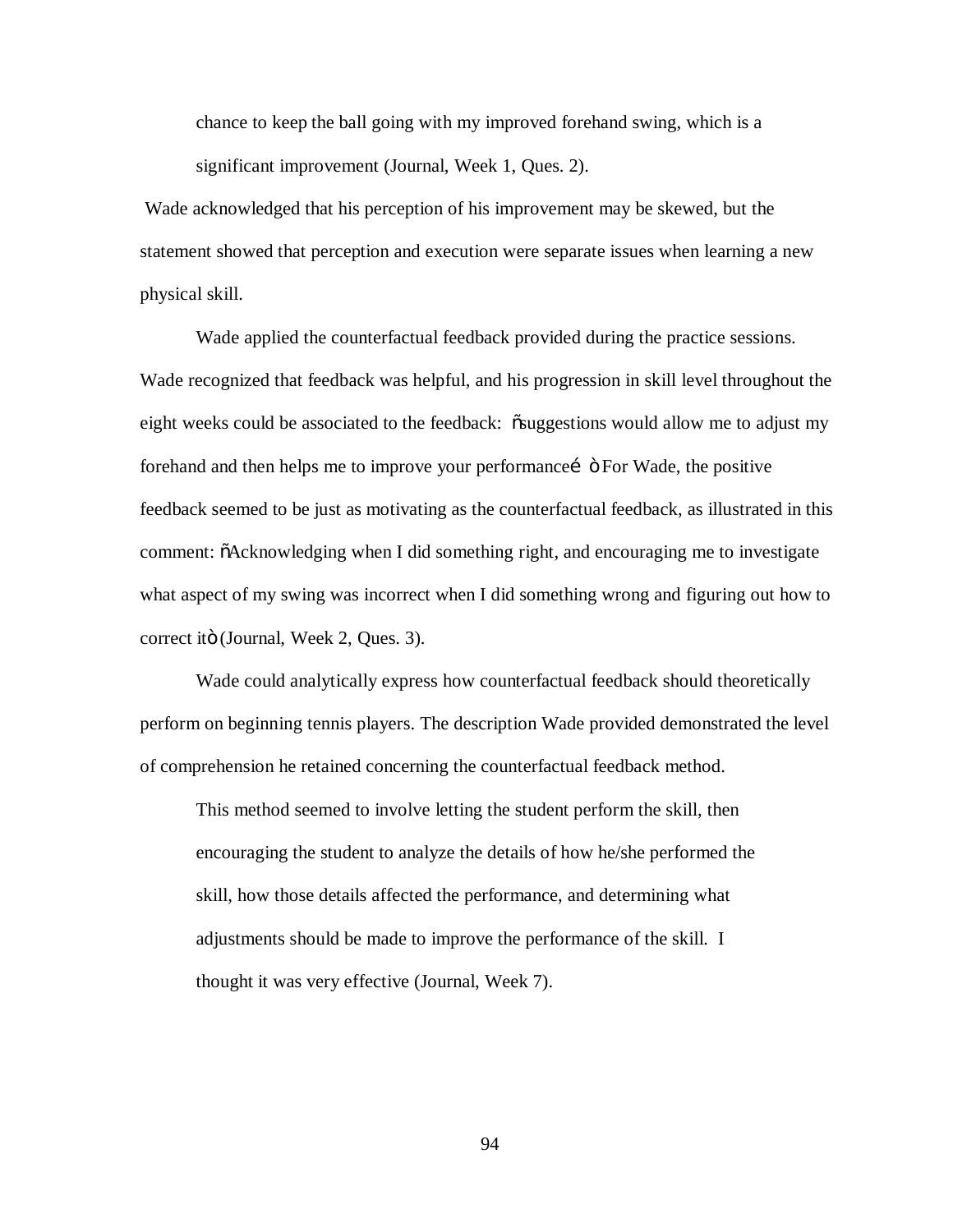chance to keep the ball going with my improved forehand swing, which is a significant improvement (Journal, Week 1, Ques. 2).

Wade acknowledged that his perception of his improvement may be skewed, but the statement showed that perception and execution were separate issues when learning a new physical skill.

Wade applied the counterfactual feedback provided during the practice sessions. Wade recognized that feedback was helpful, and his progression in skill level throughout the eight weeks could be associated to the feedback: "suggestions would allow me to adjust my forehand and then helps me to improve your performance…" For Wade, the positive feedback seemed to be just as motivating as the counterfactual feedback, as illustrated in this comment: "Acknowledging when I did something right, and encouraging me to investigate what aspect of my swing was incorrect when I did something wrong and figuring out how to correct it" (Journal, Week 2, Ques. 3).

Wade could analytically express how counterfactual feedback should theoretically perform on beginning tennis players. The description Wade provided demonstrated the level of comprehension he retained concerning the counterfactual feedback method.

> This method seemed to involve letting the student perform the skill, then encouraging the student to analyze the details of how he/she performed the skill, how those details affected the performance, and determining what adjustments should be made to improve the performance of the skill. I thought it was very effective (Journal, Week 7).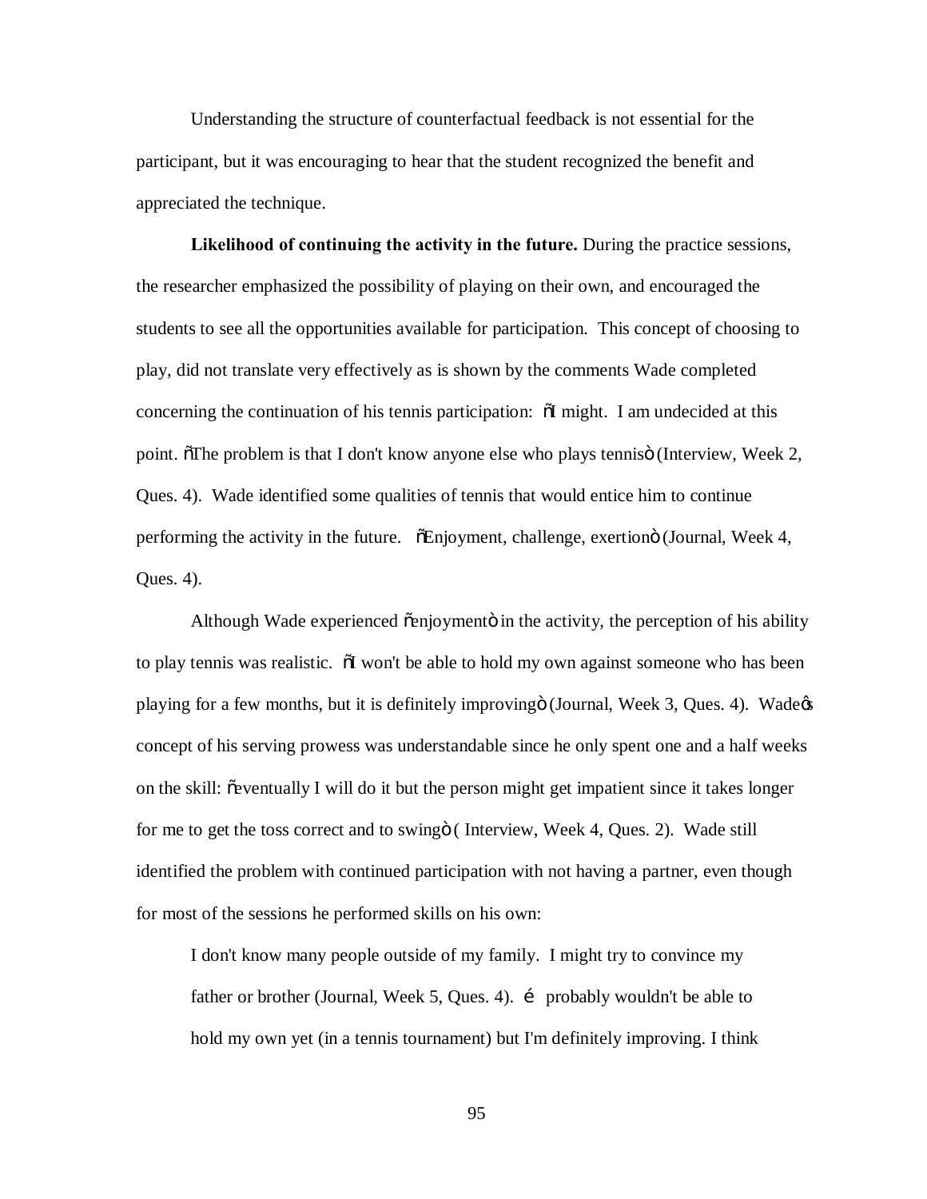Understanding the structure of counterfactual feedback is not essential for the participant, but it was encouraging to hear that the student recognized the benefit and appreciated the technique.

**Likelihood of continuing the activity in the future.** During the practice sessions, the researcher emphasized the possibility of playing on their own, and encouraged the students to see all the opportunities available for participation. This concept of choosing to play, did not translate very effectively as is shown by the comments Wade completed concerning the continuation of his tennis participation: "I might. I am undecided at this point. "The problem is that I don't know anyone else who plays tennis" (Interview, Week 2, Ques. 4). Wade identified some qualities of tennis that would entice him to continue performing the activity in the future. "Enjoyment, challenge, exertion" (Journal, Week 4, Ques. 4).

Although Wade experienced "enjoyment" in the activity, the perception of his ability to play tennis was realistic. "I won't be able to hold my own against someone who has been playing for a few months, but it is definitely improving" (Journal, Week 3, Ques. 4). Wade's concept of his serving prowess was understandable since he only spent one and a half weeks on the skill: "eventually I will do it but the person might get impatient since it takes longer for me to get the toss correct and to swing" ( Interview, Week 4, Ques. 2). Wade still identified the problem with continued participation with not having a partner, even though for most of the sessions he performed skills on his own:

> I don't know many people outside of my family. I might try to convince my father or brother (Journal, Week 5, Ques. 4). … probably wouldn't be able to hold my own yet (in a tennis tournament) but I'm definitely improving. I think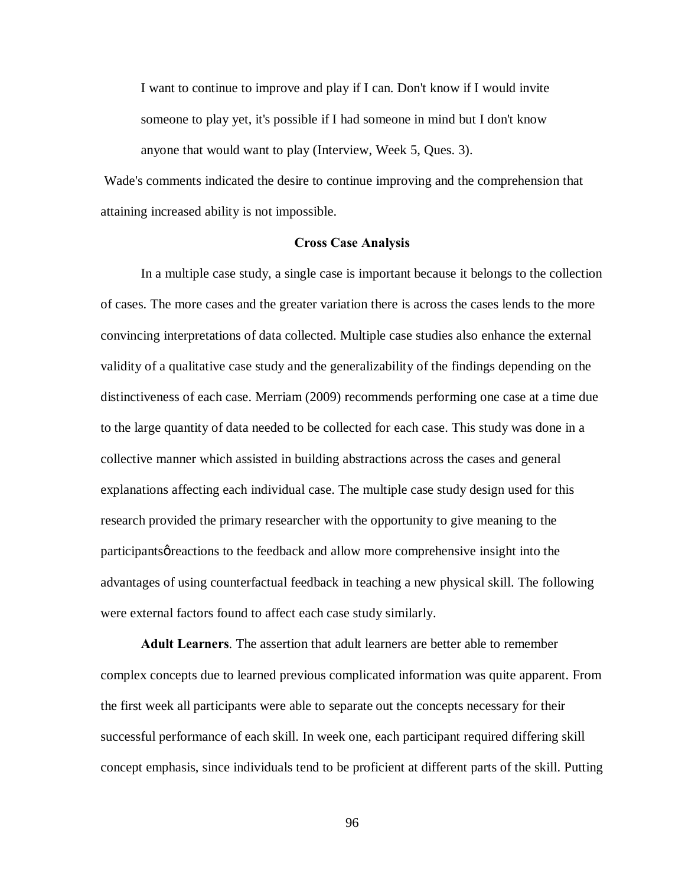> I want to continue to improve and play if I can. Don't know if I would invite someone to play yet, it's possible if I had someone in mind but I don't know anyone that would want to play (Interview, Week 5, Ques. 3).

Wade's comments indicated the desire to continue improving and the comprehension that attaining increased ability is not impossible.

## Cross Case Analysis

In a multiple case study, a single case is important because it belongs to the collection of cases. The more cases and the greater variation there is across the cases lends to the more convincing interpretations of data collected. Multiple case studies also enhance the external validity of a qualitative case study and the generalizability of the findings depending on the distinctiveness of each case. Merriam (2009) recommends performing one case at a time due to the large quantity of data needed to be collected for each case. This study was done in a collective manner which assisted in building abstractions across the cases and general explanations affecting each individual case. The multiple case study design used for this research provided the primary researcher with the opportunity to give meaning to the participantsø reactions to the feedback and allow more comprehensive insight into the advantages of using counterfactual feedback in teaching a new physical skill. The following were external factors found to affect each case study similarly.

**Adult Learners**. The assertion that adult learners are better able to remember complex concepts due to learned previous complicated information was quite apparent. From the first week all participants were able to separate out the concepts necessary for their successful performance of each skill. In week one, each participant required differing skill concept emphasis, since individuals tend to be proficient at different parts of the skill. Putting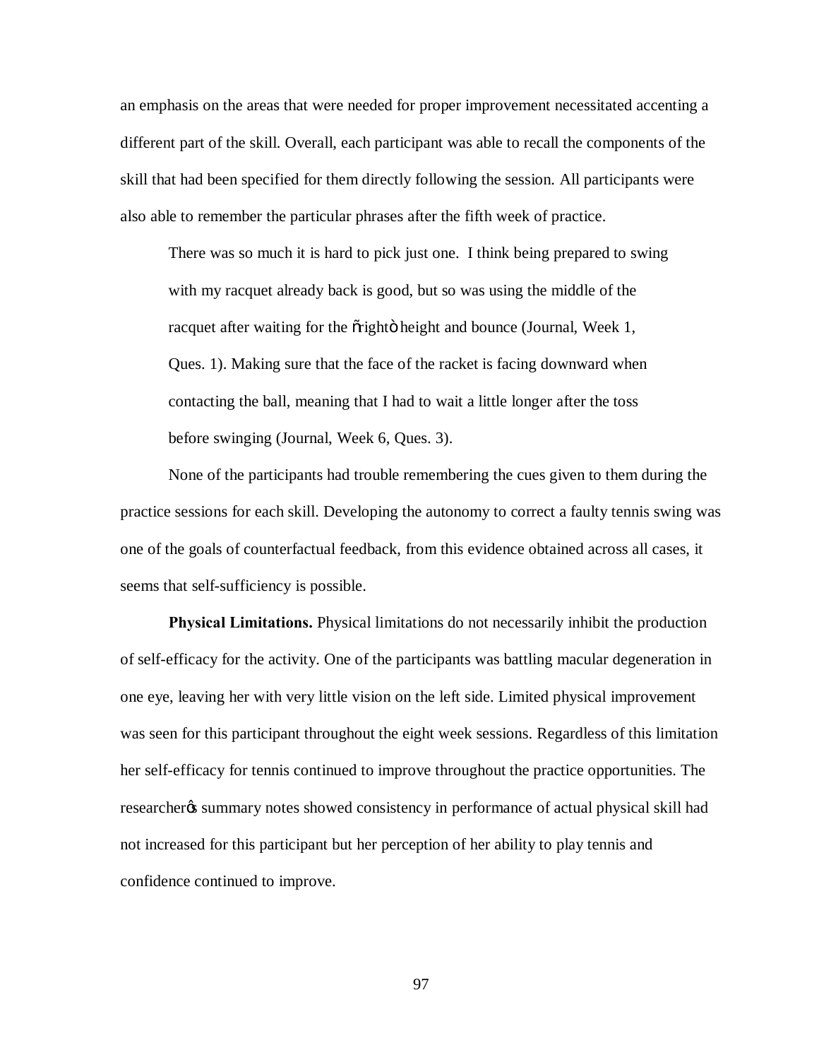an emphasis on the areas that were needed for proper improvement necessitated accenting a different part of the skill. Overall, each participant was able to recall the components of the skill that had been specified for them directly following the session. All participants were also able to remember the particular phrases after the fifth week of practice.

> There was so much it is hard to pick just one. I think being prepared to swing with my racquet already back is good, but so was using the middle of the racquet after waiting for the "right" height and bounce (Journal, Week 1, Ques. 1). Making sure that the face of the racket is facing downward when contacting the ball, meaning that I had to wait a little longer after the toss before swinging (Journal, Week 6, Ques. 3).

None of the participants had trouble remembering the cues given to them during the practice sessions for each skill. Developing the autonomy to correct a faulty tennis swing was one of the goals of counterfactual feedback, from this evidence obtained across all cases, it seems that self-sufficiency is possible.

**Physical Limitations.** Physical limitations do not necessarily inhibit the production of self-efficacy for the activity. One of the participants was battling macular degeneration in one eye, leaving her with very little vision on the left side. Limited physical improvement was seen for this participant throughout the eight week sessions. Regardless of this limitation her self-efficacy for tennis continued to improve throughout the practice opportunities. The researcher's summary notes showed consistency in performance of actual physical skill had not increased for this participant but her perception of her ability to play tennis and confidence continued to improve.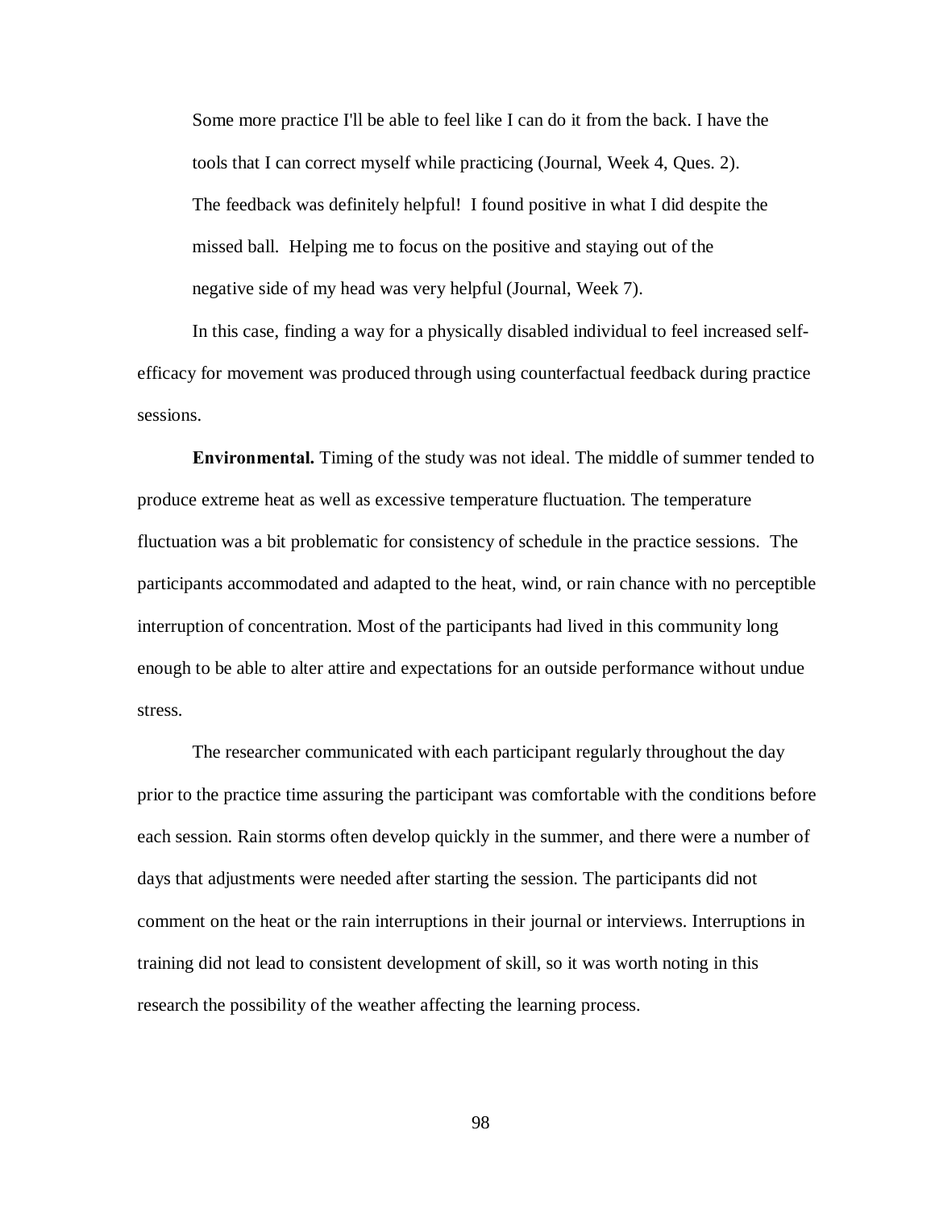> Some more practice I'll be able to feel like I can do it from the back. I have the tools that I can correct myself while practicing (Journal, Week 4, Ques. 2).
>
> The feedback was definitely helpful! I found positive in what I did despite the missed ball. Helping me to focus on the positive and staying out of the negative side of my head was very helpful (Journal, Week 7).

In this case, finding a way for a physically disabled individual to feel increased self-efficacy for movement was produced through using counterfactual feedback during practice sessions.

**Environmental.** Timing of the study was not ideal. The middle of summer tended to produce extreme heat as well as excessive temperature fluctuation. The temperature fluctuation was a bit problematic for consistency of schedule in the practice sessions. The participants accommodated and adapted to the heat, wind, or rain chance with no perceptible interruption of concentration. Most of the participants had lived in this community long enough to be able to alter attire and expectations for an outside performance without undue stress.

The researcher communicated with each participant regularly throughout the day prior to the practice time assuring the participant was comfortable with the conditions before each session. Rain storms often develop quickly in the summer, and there were a number of days that adjustments were needed after starting the session. The participants did not comment on the heat or the rain interruptions in their journal or interviews. Interruptions in training did not lead to consistent development of skill, so it was worth noting in this research the possibility of the weather affecting the learning process.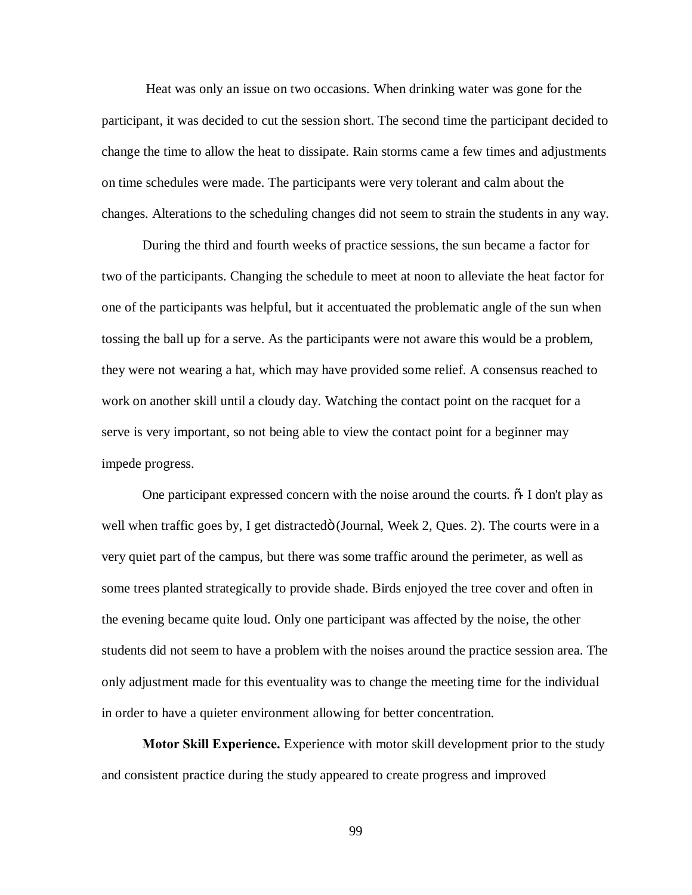Heat was only an issue on two occasions. When drinking water was gone for the participant, it was decided to cut the session short. The second time the participant decided to change the time to allow the heat to dissipate. Rain storms came a few times and adjustments on time schedules were made. The participants were very tolerant and calm about the changes. Alterations to the scheduling changes did not seem to strain the students in any way.

During the third and fourth weeks of practice sessions, the sun became a factor for two of the participants. Changing the schedule to meet at noon to alleviate the heat factor for one of the participants was helpful, but it accentuated the problematic angle of the sun when tossing the ball up for a serve. As the participants were not aware this would be a problem, they were not wearing a hat, which may have provided some relief. A consensus reached to work on another skill until a cloudy day. Watching the contact point on the racquet for a serve is very important, so not being able to view the contact point for a beginner may impede progress.

One participant expressed concern with the noise around the courts. õ I don't play as well when traffic goes by, I get distractedö (Journal, Week 2, Ques. 2). The courts were in a very quiet part of the campus, but there was some traffic around the perimeter, as well as some trees planted strategically to provide shade. Birds enjoyed the tree cover and often in the evening became quite loud. Only one participant was affected by the noise, the other students did not seem to have a problem with the noises around the practice session area. The only adjustment made for this eventuality was to change the meeting time for the individual in order to have a quieter environment allowing for better concentration.

**Motor Skill Experience.** Experience with motor skill development prior to the study and consistent practice during the study appeared to create progress and improved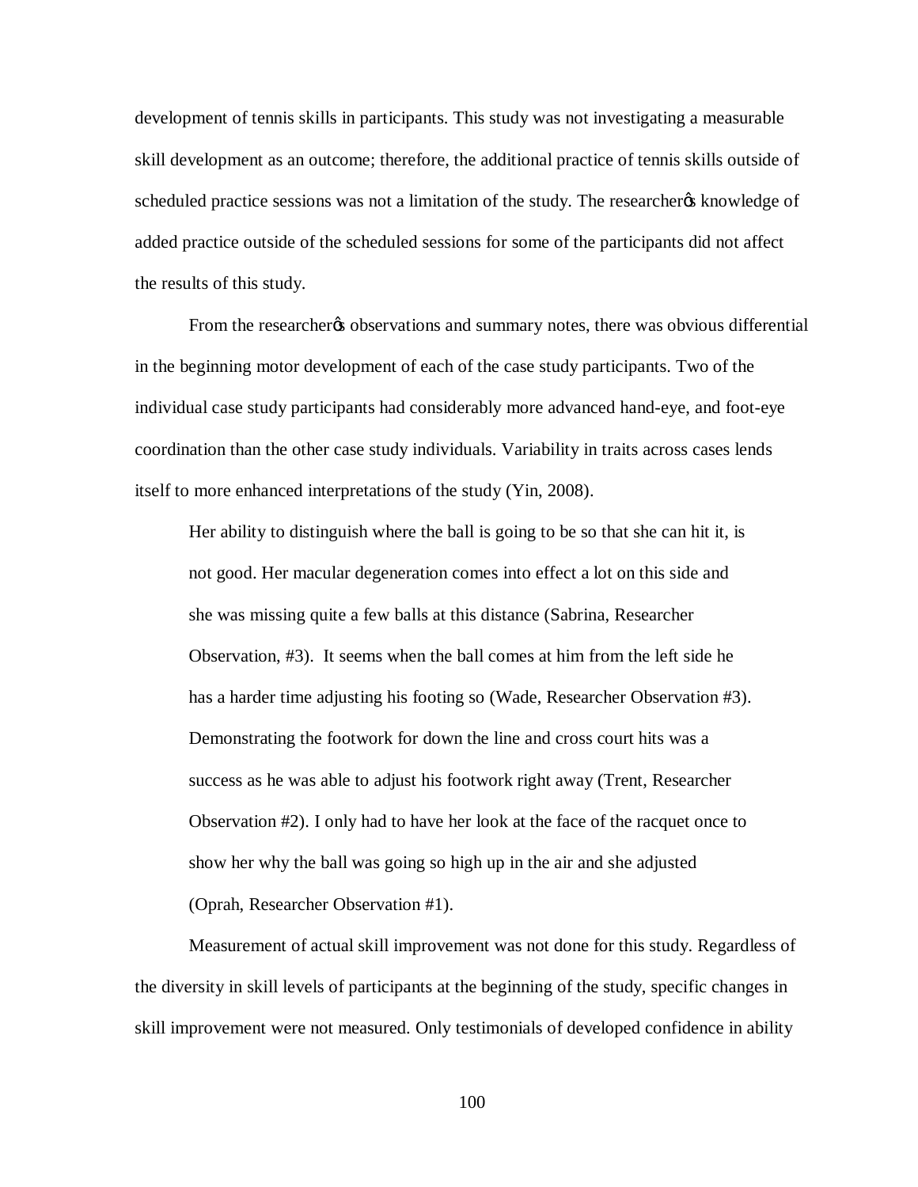development of tennis skills in participants. This study was not investigating a measurable skill development as an outcome; therefore, the additional practice of tennis skills outside of scheduled practice sessions was not a limitation of the study. The researcher's knowledge of added practice outside of the scheduled sessions for some of the participants did not affect the results of this study.

From the researcher's observations and summary notes, there was obvious differential in the beginning motor development of each of the case study participants. Two of the individual case study participants had considerably more advanced hand-eye, and foot-eye coordination than the other case study individuals. Variability in traits across cases lends itself to more enhanced interpretations of the study (Yin, 2008).

> Her ability to distinguish where the ball is going to be so that she can hit it, is not good. Her macular degeneration comes into effect a lot on this side and she was missing quite a few balls at this distance (Sabrina, Researcher Observation, #3). It seems when the ball comes at him from the left side he has a harder time adjusting his footing so (Wade, Researcher Observation #3). Demonstrating the footwork for down the line and cross court hits was a success as he was able to adjust his footwork right away (Trent, Researcher Observation #2). I only had to have her look at the face of the racquet once to show her why the ball was going so high up in the air and she adjusted (Oprah, Researcher Observation #1).

Measurement of actual skill improvement was not done for this study. Regardless of the diversity in skill levels of participants at the beginning of the study, specific changes in skill improvement were not measured. Only testimonials of developed confidence in ability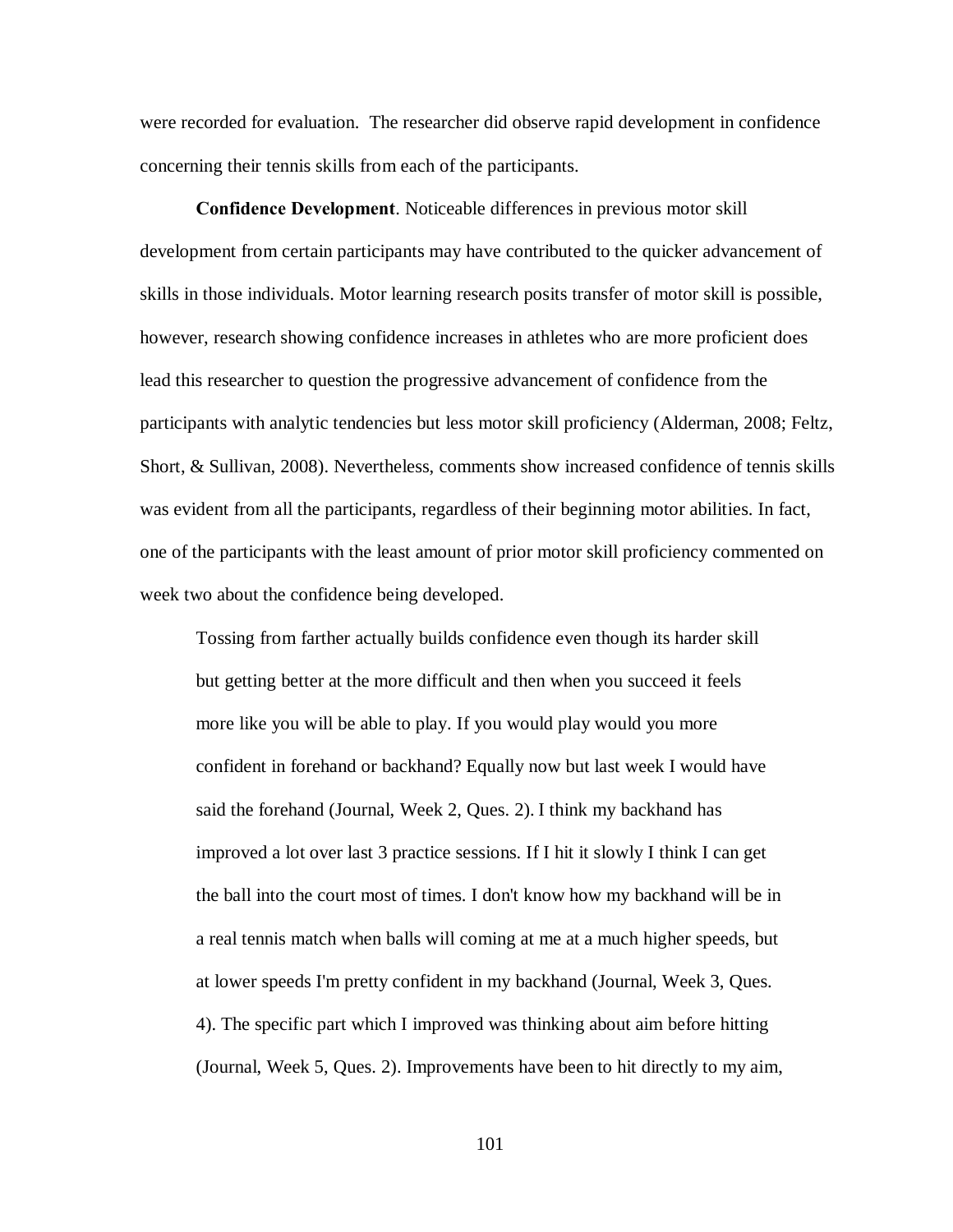were recorded for evaluation. The researcher did observe rapid development in confidence concerning their tennis skills from each of the participants.

**Confidence Development**. Noticeable differences in previous motor skill development from certain participants may have contributed to the quicker advancement of skills in those individuals. Motor learning research posits transfer of motor skill is possible, however, research showing confidence increases in athletes who are more proficient does lead this researcher to question the progressive advancement of confidence from the participants with analytic tendencies but less motor skill proficiency (Alderman, 2008; Feltz, Short, & Sullivan, 2008). Nevertheless, comments show increased confidence of tennis skills was evident from all the participants, regardless of their beginning motor abilities. In fact, one of the participants with the least amount of prior motor skill proficiency commented on week two about the confidence being developed.

> Tossing from farther actually builds confidence even though its harder skill but getting better at the more difficult and then when you succeed it feels more like you will be able to play. If you would play would you more confident in forehand or backhand? Equally now but last week I would have said the forehand (Journal, Week 2, Ques. 2). I think my backhand has improved a lot over last 3 practice sessions. If I hit it slowly I think I can get the ball into the court most of times. I don't know how my backhand will be in a real tennis match when balls will coming at me at a much higher speeds, but at lower speeds I'm pretty confident in my backhand (Journal, Week 3, Ques. 4). The specific part which I improved was thinking about aim before hitting (Journal, Week 5, Ques. 2). Improvements have been to hit directly to my aim,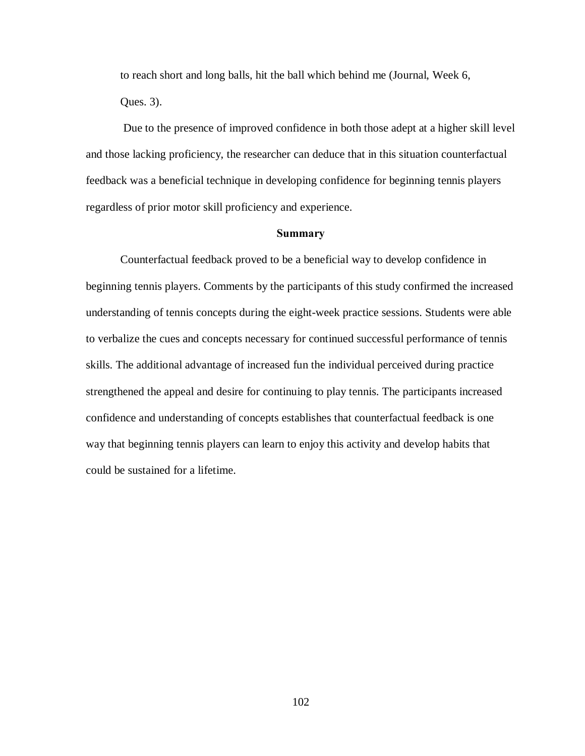to reach short and long balls, hit the ball which behind me (Journal, Week 6, Ques. 3).

Due to the presence of improved confidence in both those adept at a higher skill level and those lacking proficiency, the researcher can deduce that in this situation counterfactual feedback was a beneficial technique in developing confidence for beginning tennis players regardless of prior motor skill proficiency and experience.

## Summary

Counterfactual feedback proved to be a beneficial way to develop confidence in beginning tennis players. Comments by the participants of this study confirmed the increased understanding of tennis concepts during the eight-week practice sessions. Students were able to verbalize the cues and concepts necessary for continued successful performance of tennis skills. The additional advantage of increased fun the individual perceived during practice strengthened the appeal and desire for continuing to play tennis. The participants increased confidence and understanding of concepts establishes that counterfactual feedback is one way that beginning tennis players can learn to enjoy this activity and develop habits that could be sustained for a lifetime.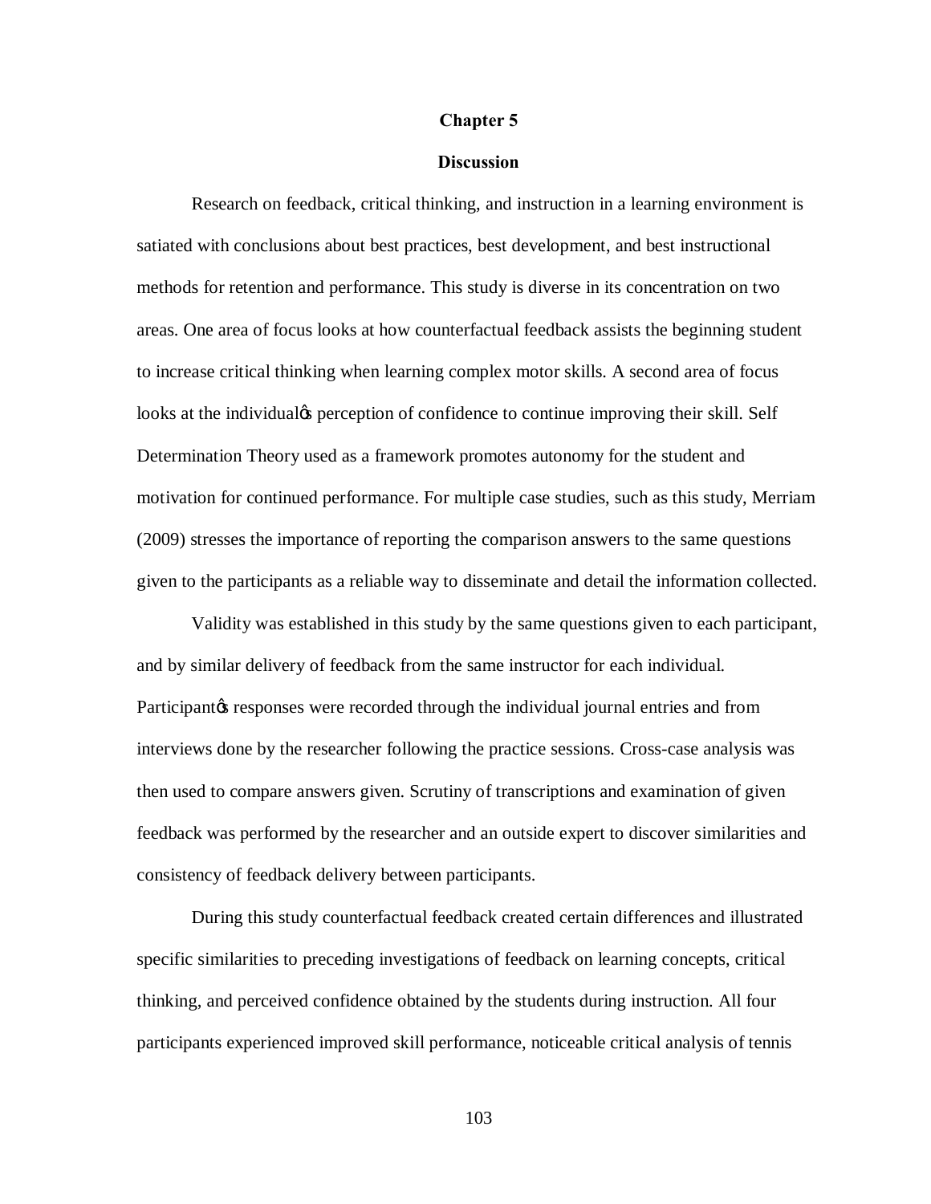# Chapter 5

## Discussion

Research on feedback, critical thinking, and instruction in a learning environment is satiated with conclusions about best practices, best development, and best instructional methods for retention and performance. This study is diverse in its concentration on two areas. One area of focus looks at how counterfactual feedback assists the beginning student to increase critical thinking when learning complex motor skills. A second area of focus looks at the individual's perception of confidence to continue improving their skill. Self Determination Theory used as a framework promotes autonomy for the student and motivation for continued performance. For multiple case studies, such as this study, Merriam (2009) stresses the importance of reporting the comparison answers to the same questions given to the participants as a reliable way to disseminate and detail the information collected.

Validity was established in this study by the same questions given to each participant, and by similar delivery of feedback from the same instructor for each individual. Participant's responses were recorded through the individual journal entries and from interviews done by the researcher following the practice sessions. Cross-case analysis was then used to compare answers given. Scrutiny of transcriptions and examination of given feedback was performed by the researcher and an outside expert to discover similarities and consistency of feedback delivery between participants.

During this study counterfactual feedback created certain differences and illustrated specific similarities to preceding investigations of feedback on learning concepts, critical thinking, and perceived confidence obtained by the students during instruction. All four participants experienced improved skill performance, noticeable critical analysis of tennis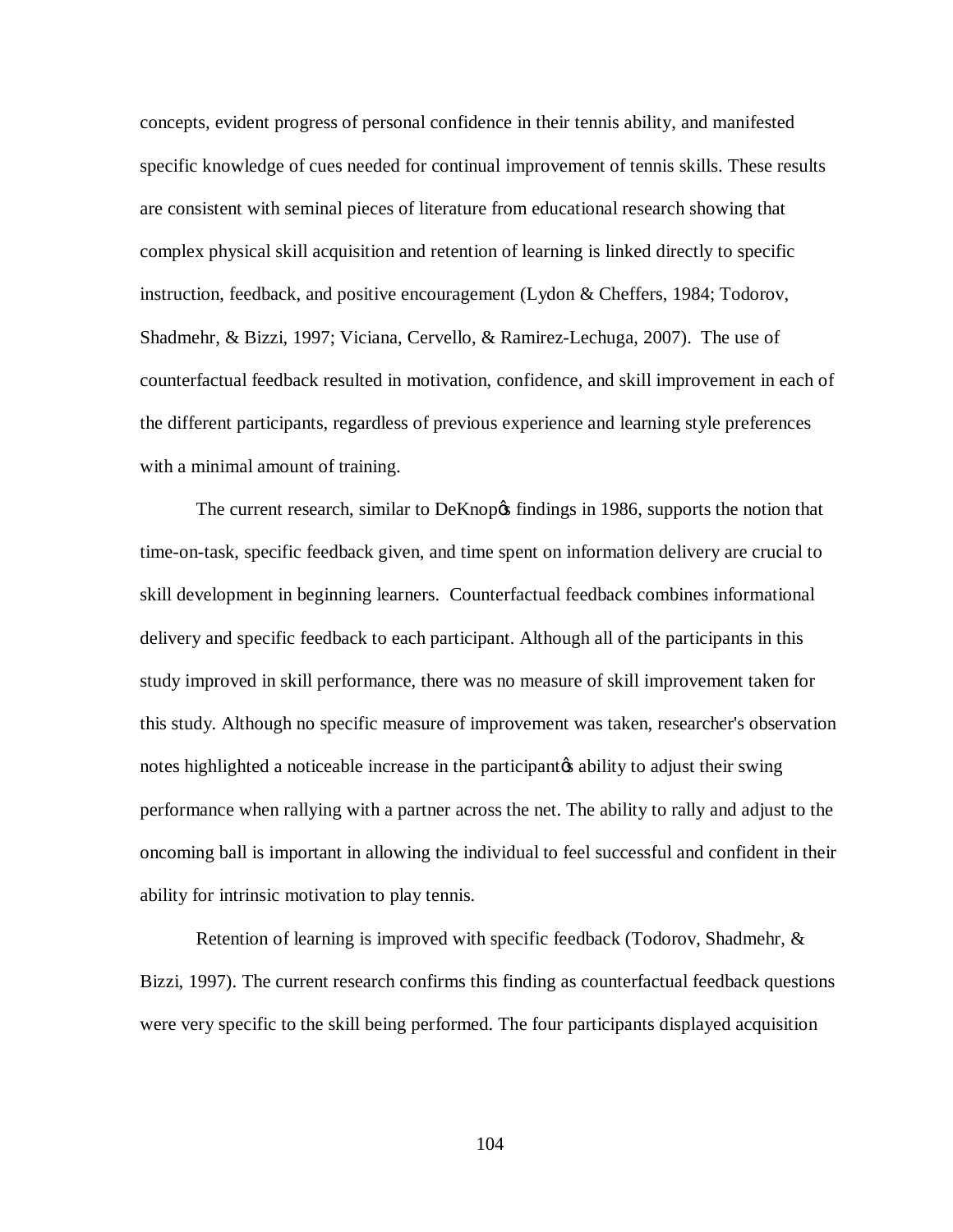concepts, evident progress of personal confidence in their tennis ability, and manifested specific knowledge of cues needed for continual improvement of tennis skills. These results are consistent with seminal pieces of literature from educational research showing that complex physical skill acquisition and retention of learning is linked directly to specific instruction, feedback, and positive encouragement (Lydon & Cheffers, 1984; Todorov, Shadmehr, & Bizzi, 1997; Viciana, Cervello, & Ramirez-Lechuga, 2007). The use of counterfactual feedback resulted in motivation, confidence, and skill improvement in each of the different participants, regardless of previous experience and learning style preferences with a minimal amount of training.

The current research, similar to DeKnopŏs findings in 1986, supports the notion that time-on-task, specific feedback given, and time spent on information delivery are crucial to skill development in beginning learners. Counterfactual feedback combines informational delivery and specific feedback to each participant. Although all of the participants in this study improved in skill performance, there was no measure of skill improvement taken for this study. Although no specific measure of improvement was taken, researcher's observation notes highlighted a noticeable increase in the participantŏs ability to adjust their swing performance when rallying with a partner across the net. The ability to rally and adjust to the oncoming ball is important in allowing the individual to feel successful and confident in their ability for intrinsic motivation to play tennis.

Retention of learning is improved with specific feedback (Todorov, Shadmehr, & Bizzi, 1997). The current research confirms this finding as counterfactual feedback questions were very specific to the skill being performed. The four participants displayed acquisition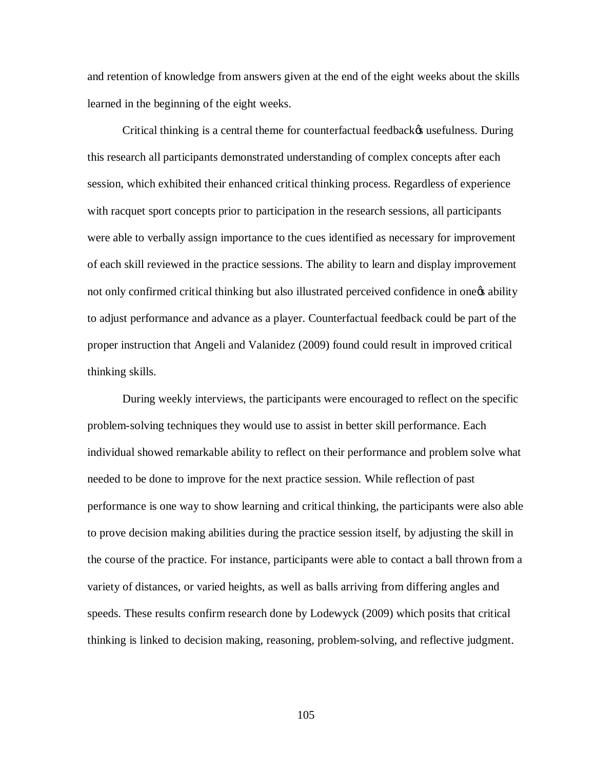and retention of knowledge from answers given at the end of the eight weeks about the skills learned in the beginning of the eight weeks.

Critical thinking is a central theme for counterfactual feedback's usefulness. During this research all participants demonstrated understanding of complex concepts after each session, which exhibited their enhanced critical thinking process. Regardless of experience with racquet sport concepts prior to participation in the research sessions, all participants were able to verbally assign importance to the cues identified as necessary for improvement of each skill reviewed in the practice sessions. The ability to learn and display improvement not only confirmed critical thinking but also illustrated perceived confidence in one's ability to adjust performance and advance as a player. Counterfactual feedback could be part of the proper instruction that Angeli and Valanidez (2009) found could result in improved critical thinking skills.

During weekly interviews, the participants were encouraged to reflect on the specific problem-solving techniques they would use to assist in better skill performance. Each individual showed remarkable ability to reflect on their performance and problem solve what needed to be done to improve for the next practice session. While reflection of past performance is one way to show learning and critical thinking, the participants were also able to prove decision making abilities during the practice session itself, by adjusting the skill in the course of the practice. For instance, participants were able to contact a ball thrown from a variety of distances, or varied heights, as well as balls arriving from differing angles and speeds. These results confirm research done by Lodewyck (2009) which posits that critical thinking is linked to decision making, reasoning, problem-solving, and reflective judgment.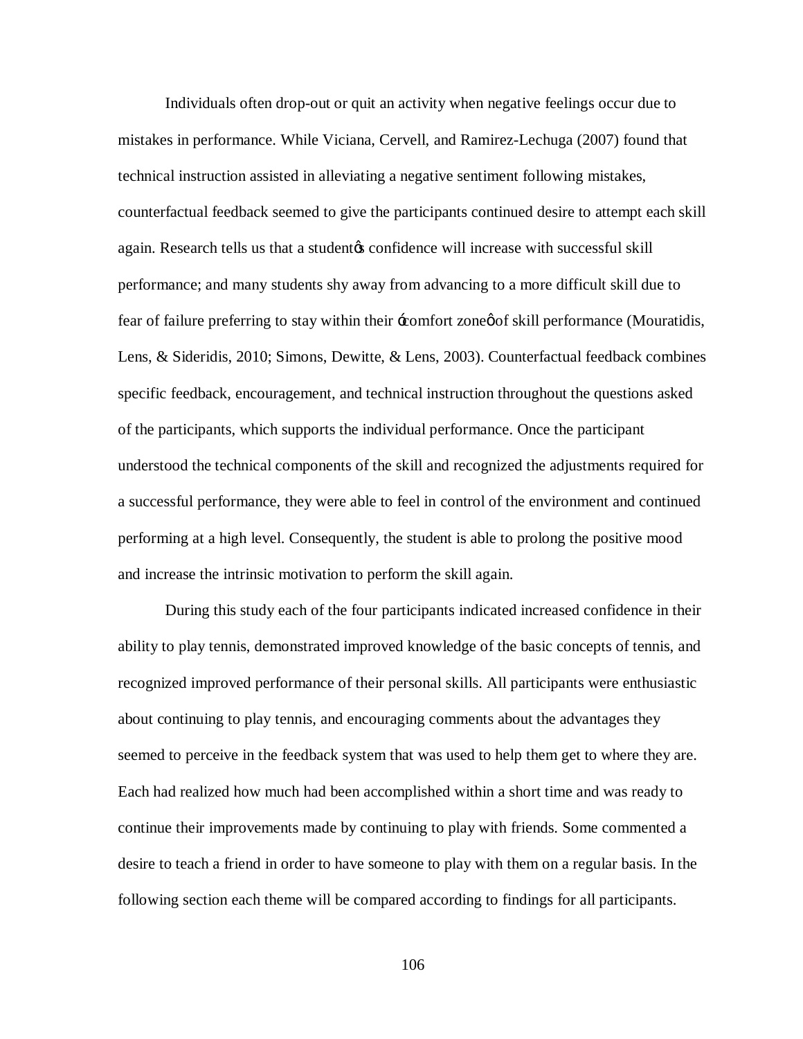Individuals often drop-out or quit an activity when negative feelings occur due to mistakes in performance. While Viciana, Cervell, and Ramirez-Lechuga (2007) found that technical instruction assisted in alleviating a negative sentiment following mistakes, counterfactual feedback seemed to give the participants continued desire to attempt each skill again. Research tells us that a student's confidence will increase with successful skill performance; and many students shy away from advancing to a more difficult skill due to fear of failure preferring to stay within their 'comfort zone' of skill performance (Mouratidis, Lens, & Sideridis, 2010; Simons, Dewitte, & Lens, 2003). Counterfactual feedback combines specific feedback, encouragement, and technical instruction throughout the questions asked of the participants, which supports the individual performance. Once the participant understood the technical components of the skill and recognized the adjustments required for a successful performance, they were able to feel in control of the environment and continued performing at a high level. Consequently, the student is able to prolong the positive mood and increase the intrinsic motivation to perform the skill again.

During this study each of the four participants indicated increased confidence in their ability to play tennis, demonstrated improved knowledge of the basic concepts of tennis, and recognized improved performance of their personal skills. All participants were enthusiastic about continuing to play tennis, and encouraging comments about the advantages they seemed to perceive in the feedback system that was used to help them get to where they are. Each had realized how much had been accomplished within a short time and was ready to continue their improvements made by continuing to play with friends. Some commented a desire to teach a friend in order to have someone to play with them on a regular basis. In the following section each theme will be compared according to findings for all participants.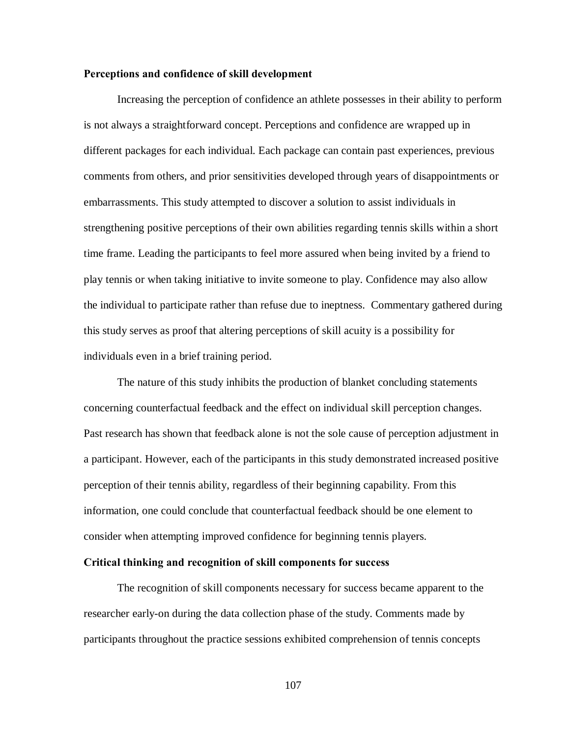**Perceptions and confidence of skill development**

Increasing the perception of confidence an athlete possesses in their ability to perform is not always a straightforward concept. Perceptions and confidence are wrapped up in different packages for each individual. Each package can contain past experiences, previous comments from others, and prior sensitivities developed through years of disappointments or embarrassments. This study attempted to discover a solution to assist individuals in strengthening positive perceptions of their own abilities regarding tennis skills within a short time frame. Leading the participants to feel more assured when being invited by a friend to play tennis or when taking initiative to invite someone to play. Confidence may also allow the individual to participate rather than refuse due to ineptness. Commentary gathered during this study serves as proof that altering perceptions of skill acuity is a possibility for individuals even in a brief training period.

The nature of this study inhibits the production of blanket concluding statements concerning counterfactual feedback and the effect on individual skill perception changes. Past research has shown that feedback alone is not the sole cause of perception adjustment in a participant. However, each of the participants in this study demonstrated increased positive perception of their tennis ability, regardless of their beginning capability. From this information, one could conclude that counterfactual feedback should be one element to consider when attempting improved confidence for beginning tennis players.

**Critical thinking and recognition of skill components for success**

The recognition of skill components necessary for success became apparent to the researcher early-on during the data collection phase of the study. Comments made by participants throughout the practice sessions exhibited comprehension of tennis concepts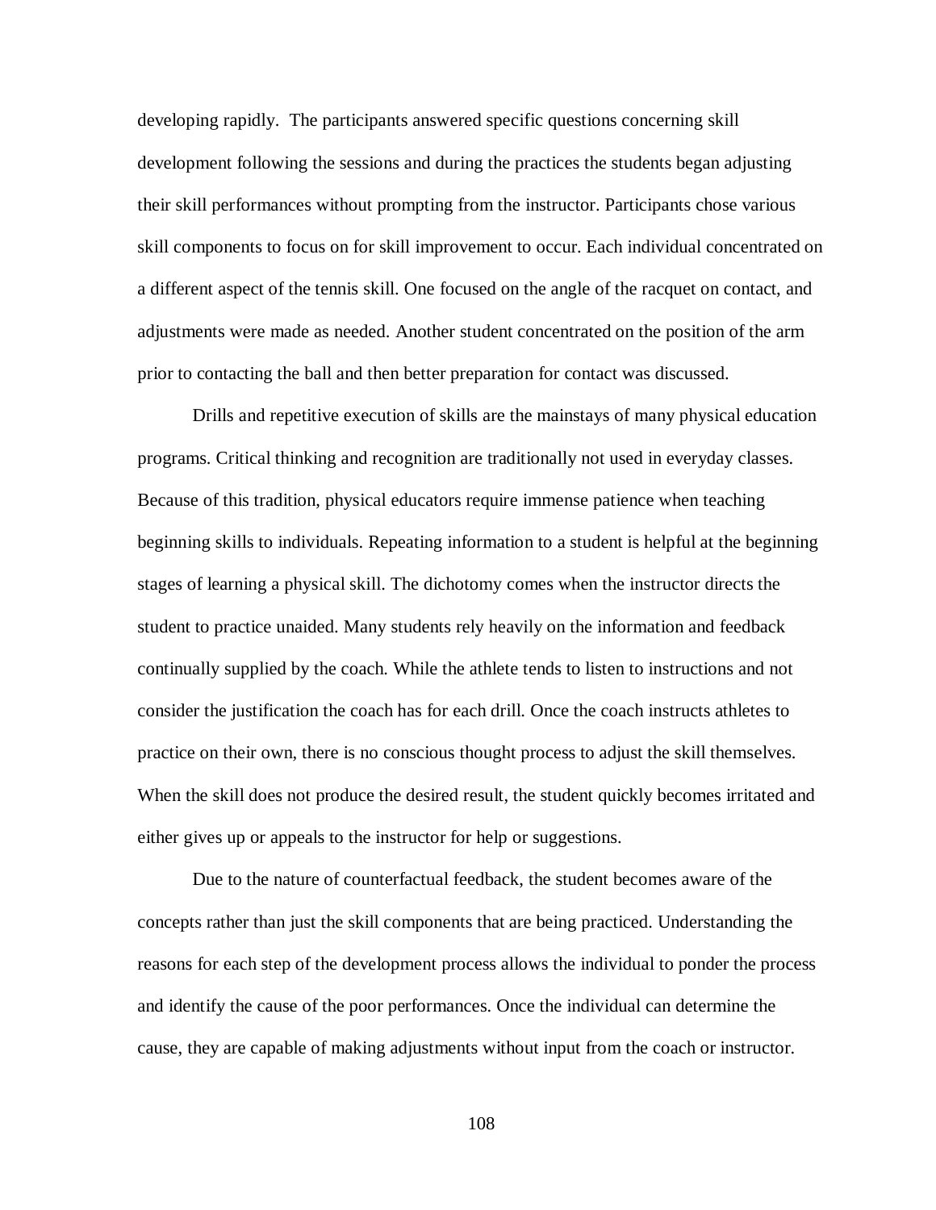developing rapidly. The participants answered specific questions concerning skill development following the sessions and during the practices the students began adjusting their skill performances without prompting from the instructor. Participants chose various skill components to focus on for skill improvement to occur. Each individual concentrated on a different aspect of the tennis skill. One focused on the angle of the racquet on contact, and adjustments were made as needed. Another student concentrated on the position of the arm prior to contacting the ball and then better preparation for contact was discussed.

Drills and repetitive execution of skills are the mainstays of many physical education programs. Critical thinking and recognition are traditionally not used in everyday classes. Because of this tradition, physical educators require immense patience when teaching beginning skills to individuals. Repeating information to a student is helpful at the beginning stages of learning a physical skill. The dichotomy comes when the instructor directs the student to practice unaided. Many students rely heavily on the information and feedback continually supplied by the coach. While the athlete tends to listen to instructions and not consider the justification the coach has for each drill. Once the coach instructs athletes to practice on their own, there is no conscious thought process to adjust the skill themselves. When the skill does not produce the desired result, the student quickly becomes irritated and either gives up or appeals to the instructor for help or suggestions.

Due to the nature of counterfactual feedback, the student becomes aware of the concepts rather than just the skill components that are being practiced. Understanding the reasons for each step of the development process allows the individual to ponder the process and identify the cause of the poor performances. Once the individual can determine the cause, they are capable of making adjustments without input from the coach or instructor.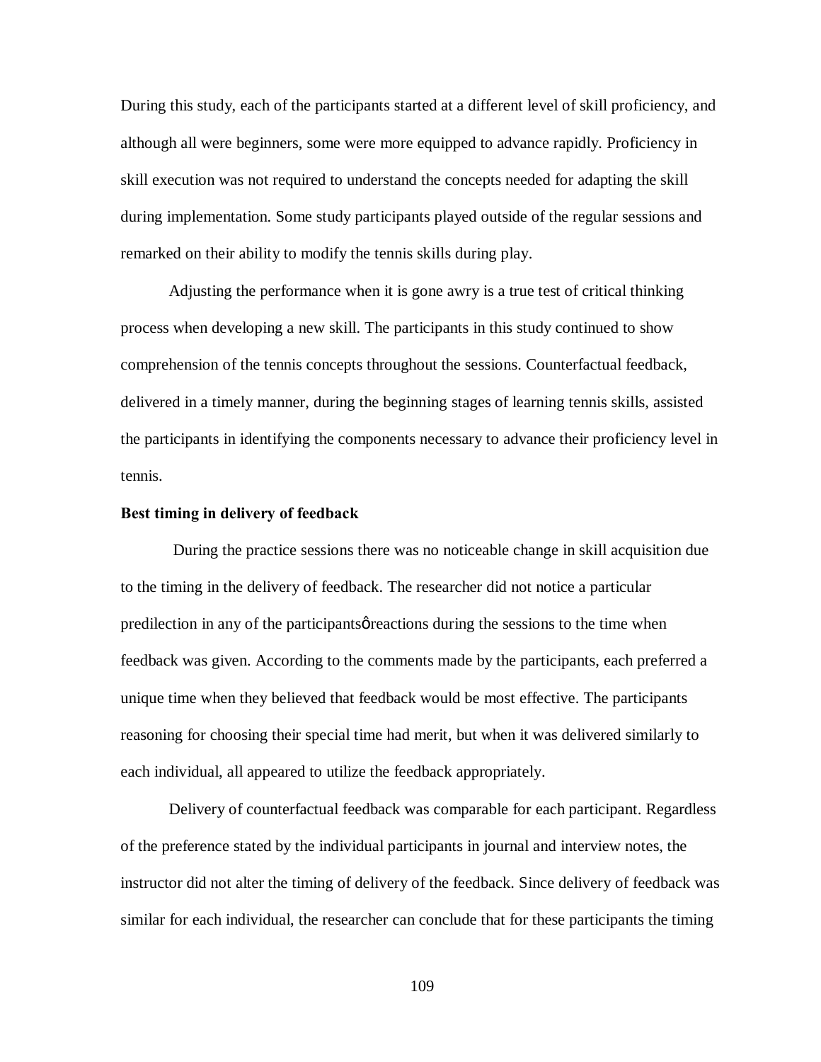During this study, each of the participants started at a different level of skill proficiency, and although all were beginners, some were more equipped to advance rapidly. Proficiency in skill execution was not required to understand the concepts needed for adapting the skill during implementation. Some study participants played outside of the regular sessions and remarked on their ability to modify the tennis skills during play.

Adjusting the performance when it is gone awry is a true test of critical thinking process when developing a new skill. The participants in this study continued to show comprehension of the tennis concepts throughout the sessions. Counterfactual feedback, delivered in a timely manner, during the beginning stages of learning tennis skills, assisted the participants in identifying the components necessary to advance their proficiency level in tennis.

**Best timing in delivery of feedback**

During the practice sessions there was no noticeable change in skill acquisition due to the timing in the delivery of feedback. The researcher did not notice a particular predilection in any of the participantsǿ reactions during the sessions to the time when feedback was given. According to the comments made by the participants, each preferred a unique time when they believed that feedback would be most effective. The participants reasoning for choosing their special time had merit, but when it was delivered similarly to each individual, all appeared to utilize the feedback appropriately.

Delivery of counterfactual feedback was comparable for each participant. Regardless of the preference stated by the individual participants in journal and interview notes, the instructor did not alter the timing of delivery of the feedback. Since delivery of feedback was similar for each individual, the researcher can conclude that for these participants the timing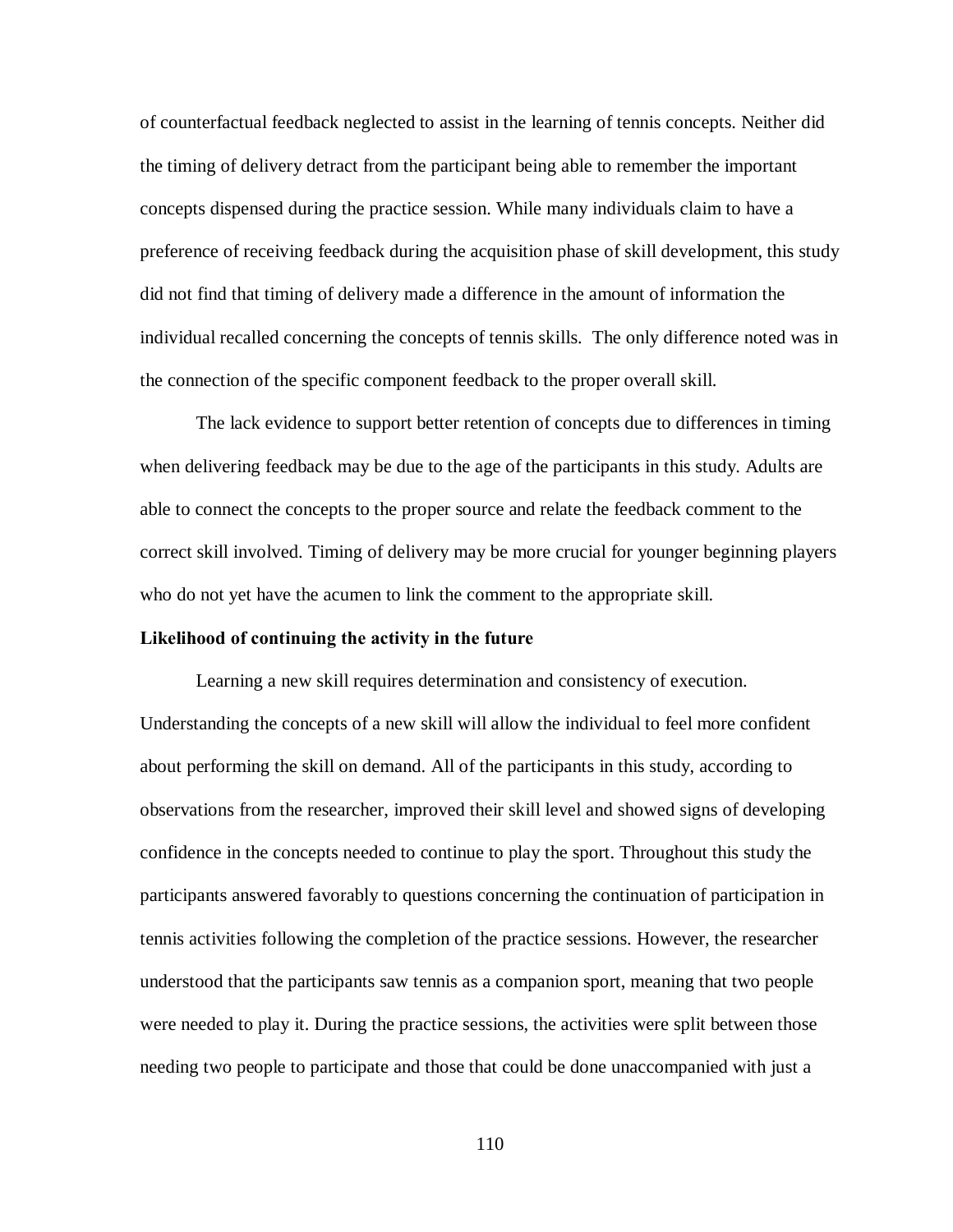of counterfactual feedback neglected to assist in the learning of tennis concepts. Neither did the timing of delivery detract from the participant being able to remember the important concepts dispensed during the practice session. While many individuals claim to have a preference of receiving feedback during the acquisition phase of skill development, this study did not find that timing of delivery made a difference in the amount of information the individual recalled concerning the concepts of tennis skills. The only difference noted was in the connection of the specific component feedback to the proper overall skill.

The lack evidence to support better retention of concepts due to differences in timing when delivering feedback may be due to the age of the participants in this study. Adults are able to connect the concepts to the proper source and relate the feedback comment to the correct skill involved. Timing of delivery may be more crucial for younger beginning players who do not yet have the acumen to link the comment to the appropriate skill.

**Likelihood of continuing the activity in the future**

Learning a new skill requires determination and consistency of execution. Understanding the concepts of a new skill will allow the individual to feel more confident about performing the skill on demand. All of the participants in this study, according to observations from the researcher, improved their skill level and showed signs of developing confidence in the concepts needed to continue to play the sport. Throughout this study the participants answered favorably to questions concerning the continuation of participation in tennis activities following the completion of the practice sessions. However, the researcher understood that the participants saw tennis as a companion sport, meaning that two people were needed to play it. During the practice sessions, the activities were split between those needing two people to participate and those that could be done unaccompanied with just a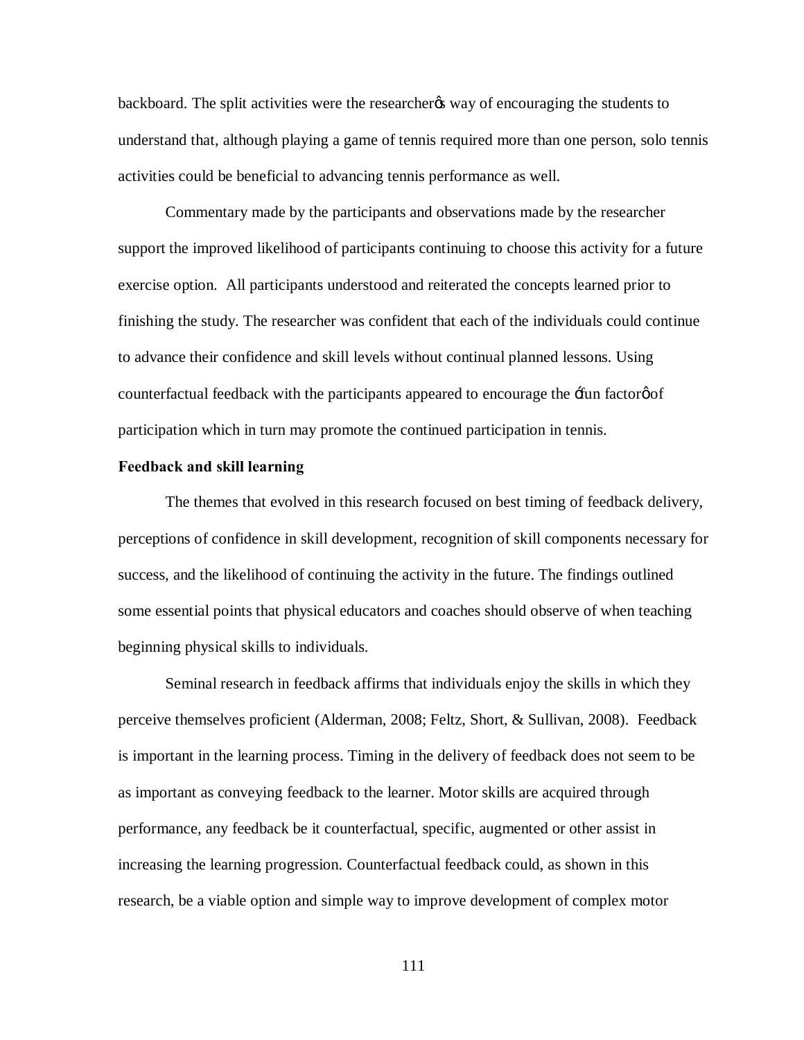backboard. The split activities were the researcherφs way of encouraging the students to understand that, although playing a game of tennis required more than one person, solo tennis activities could be beneficial to advancing tennis performance as well.

Commentary made by the participants and observations made by the researcher support the improved likelihood of participants continuing to choose this activity for a future exercise option. All participants understood and reiterated the concepts learned prior to finishing the study. The researcher was confident that each of the individuals could continue to advance their confidence and skill levels without continual planned lessons. Using counterfactual feedback with the participants appeared to encourage the ófun factorφ of participation which in turn may promote the continued participation in tennis.

**Feedback and skill learning**

The themes that evolved in this research focused on best timing of feedback delivery, perceptions of confidence in skill development, recognition of skill components necessary for success, and the likelihood of continuing the activity in the future. The findings outlined some essential points that physical educators and coaches should observe of when teaching beginning physical skills to individuals.

Seminal research in feedback affirms that individuals enjoy the skills in which they perceive themselves proficient (Alderman, 2008; Feltz, Short, & Sullivan, 2008). Feedback is important in the learning process. Timing in the delivery of feedback does not seem to be as important as conveying feedback to the learner. Motor skills are acquired through performance, any feedback be it counterfactual, specific, augmented or other assist in increasing the learning progression. Counterfactual feedback could, as shown in this research, be a viable option and simple way to improve development of complex motor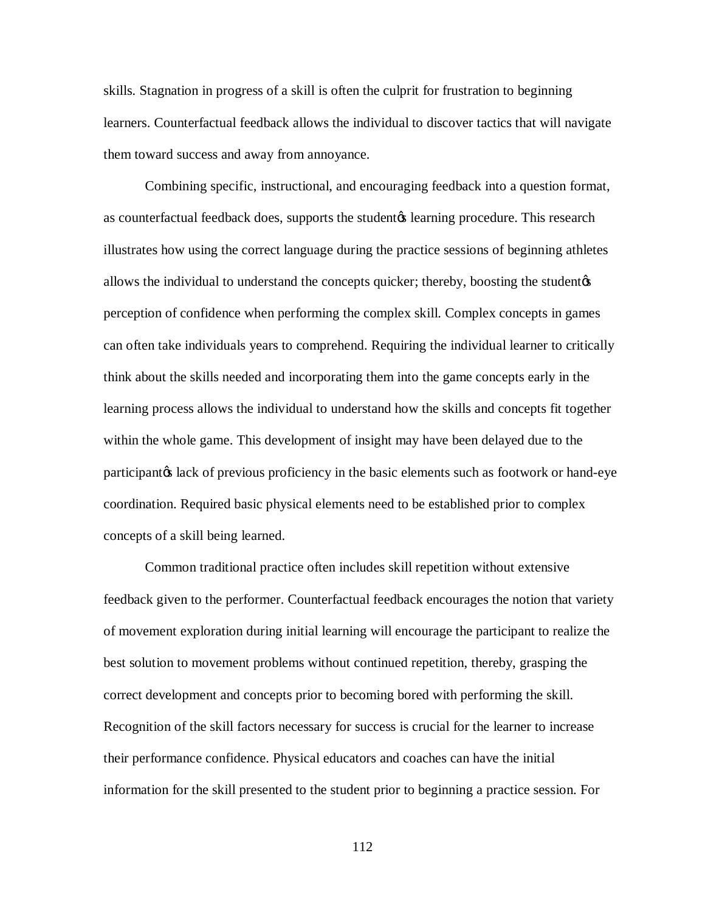skills. Stagnation in progress of a skill is often the culprit for frustration to beginning learners. Counterfactual feedback allows the individual to discover tactics that will navigate them toward success and away from annoyance.

Combining specific, instructional, and encouraging feedback into a question format, as counterfactual feedback does, supports the studentφs learning procedure. This research illustrates how using the correct language during the practice sessions of beginning athletes allows the individual to understand the concepts quicker; thereby, boosting the studentφs perception of confidence when performing the complex skill. Complex concepts in games can often take individuals years to comprehend. Requiring the individual learner to critically think about the skills needed and incorporating them into the game concepts early in the learning process allows the individual to understand how the skills and concepts fit together within the whole game. This development of insight may have been delayed due to the participantφs lack of previous proficiency in the basic elements such as footwork or hand-eye coordination. Required basic physical elements need to be established prior to complex concepts of a skill being learned.

Common traditional practice often includes skill repetition without extensive feedback given to the performer. Counterfactual feedback encourages the notion that variety of movement exploration during initial learning will encourage the participant to realize the best solution to movement problems without continued repetition, thereby, grasping the correct development and concepts prior to becoming bored with performing the skill. Recognition of the skill factors necessary for success is crucial for the learner to increase their performance confidence. Physical educators and coaches can have the initial information for the skill presented to the student prior to beginning a practice session. For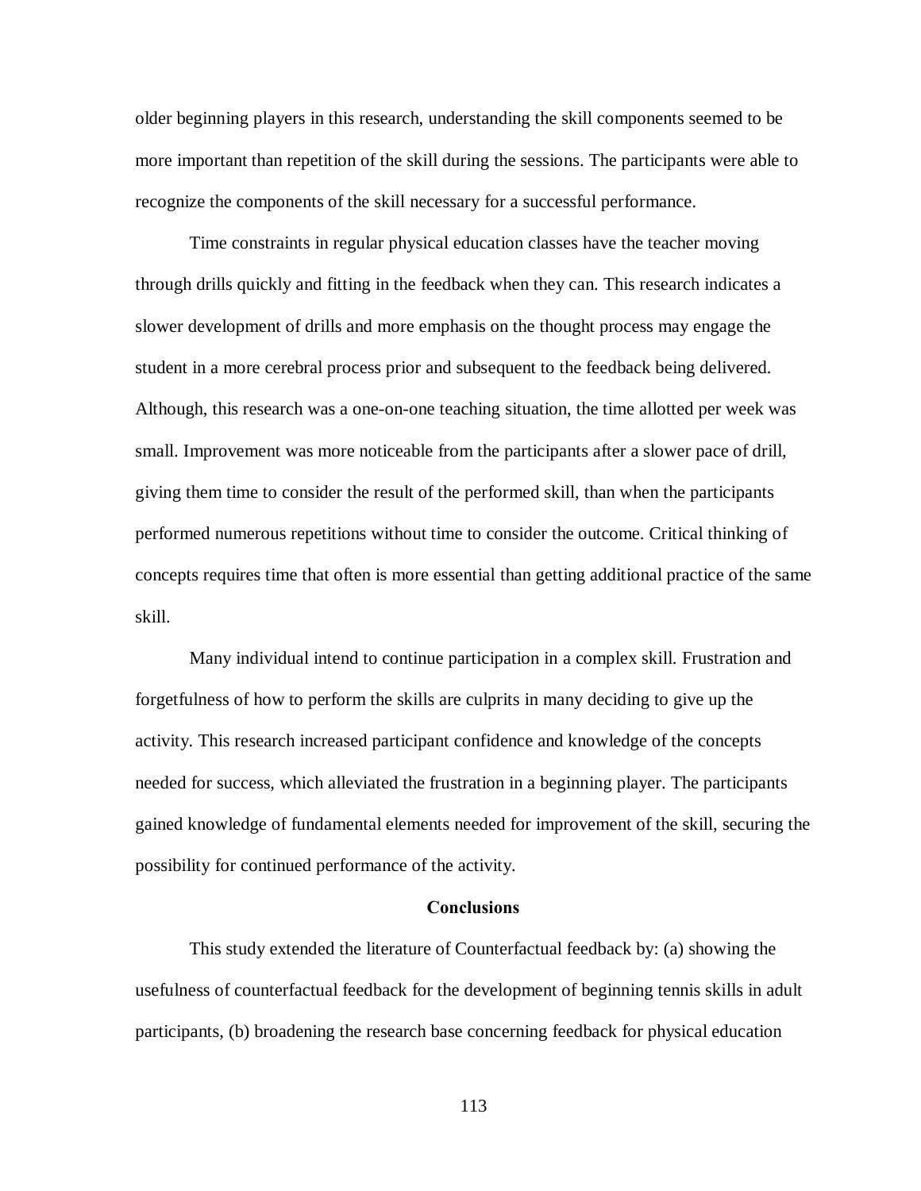older beginning players in this research, understanding the skill components seemed to be more important than repetition of the skill during the sessions. The participants were able to recognize the components of the skill necessary for a successful performance.

Time constraints in regular physical education classes have the teacher moving through drills quickly and fitting in the feedback when they can. This research indicates a slower development of drills and more emphasis on the thought process may engage the student in a more cerebral process prior and subsequent to the feedback being delivered. Although, this research was a one-on-one teaching situation, the time allotted per week was small. Improvement was more noticeable from the participants after a slower pace of drill, giving them time to consider the result of the performed skill, than when the participants performed numerous repetitions without time to consider the outcome. Critical thinking of concepts requires time that often is more essential than getting additional practice of the same skill.

Many individual intend to continue participation in a complex skill. Frustration and forgetfulness of how to perform the skills are culprits in many deciding to give up the activity. This research increased participant confidence and knowledge of the concepts needed for success, which alleviated the frustration in a beginning player. The participants gained knowledge of fundamental elements needed for improvement of the skill, securing the possibility for continued performance of the activity.

## Conclusions

This study extended the literature of Counterfactual feedback by: (a) showing the usefulness of counterfactual feedback for the development of beginning tennis skills in adult participants, (b) broadening the research base concerning feedback for physical education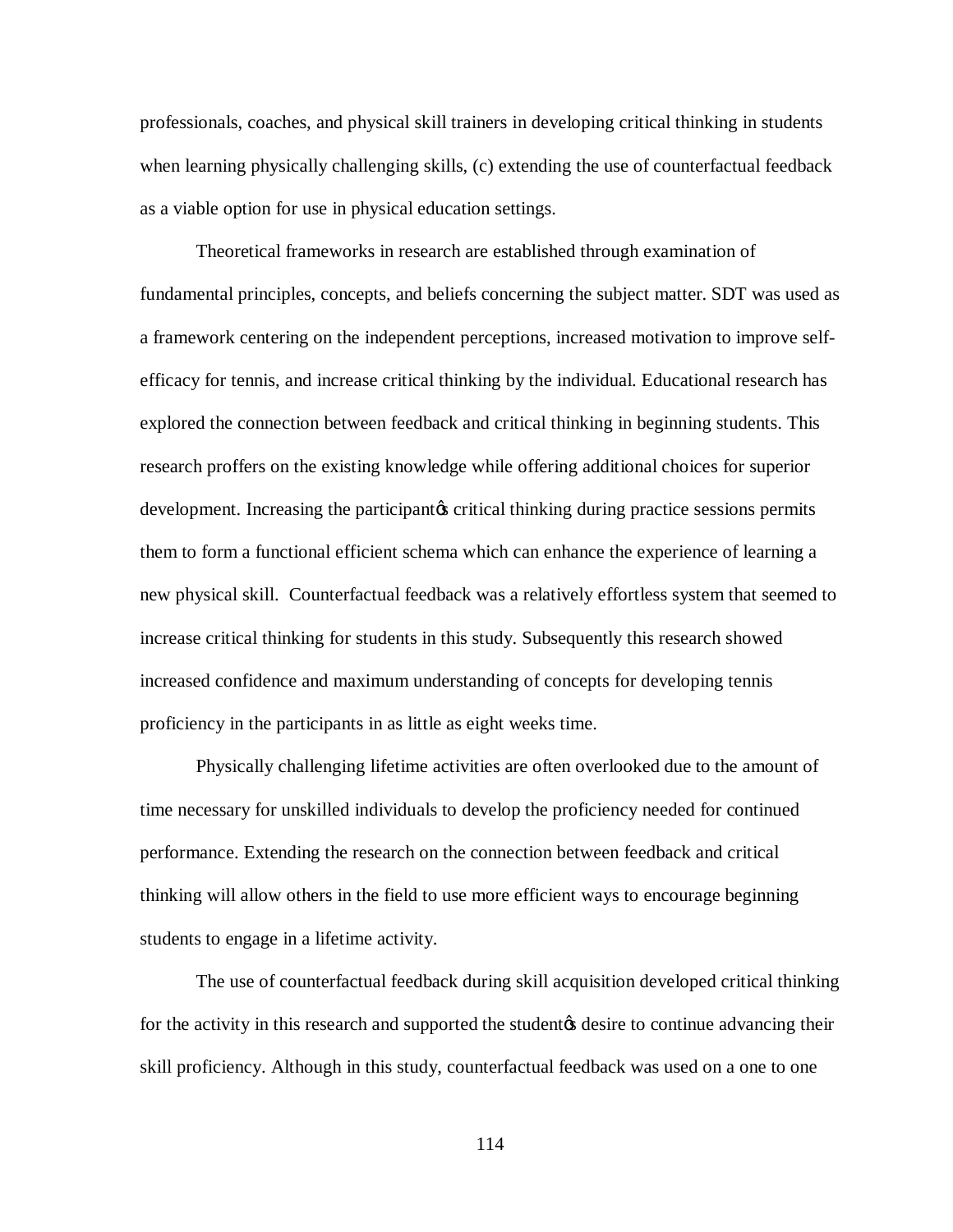professionals, coaches, and physical skill trainers in developing critical thinking in students when learning physically challenging skills, (c) extending the use of counterfactual feedback as a viable option for use in physical education settings.

Theoretical frameworks in research are established through examination of fundamental principles, concepts, and beliefs concerning the subject matter. SDT was used as a framework centering on the independent perceptions, increased motivation to improve self-efficacy for tennis, and increase critical thinking by the individual. Educational research has explored the connection between feedback and critical thinking in beginning students. This research proffers on the existing knowledge while offering additional choices for superior development. Increasing the participant's critical thinking during practice sessions permits them to form a functional efficient schema which can enhance the experience of learning a new physical skill. Counterfactual feedback was a relatively effortless system that seemed to increase critical thinking for students in this study. Subsequently this research showed increased confidence and maximum understanding of concepts for developing tennis proficiency in the participants in as little as eight weeks time.

Physically challenging lifetime activities are often overlooked due to the amount of time necessary for unskilled individuals to develop the proficiency needed for continued performance. Extending the research on the connection between feedback and critical thinking will allow others in the field to use more efficient ways to encourage beginning students to engage in a lifetime activity.

The use of counterfactual feedback during skill acquisition developed critical thinking for the activity in this research and supported the student's desire to continue advancing their skill proficiency. Although in this study, counterfactual feedback was used on a one to one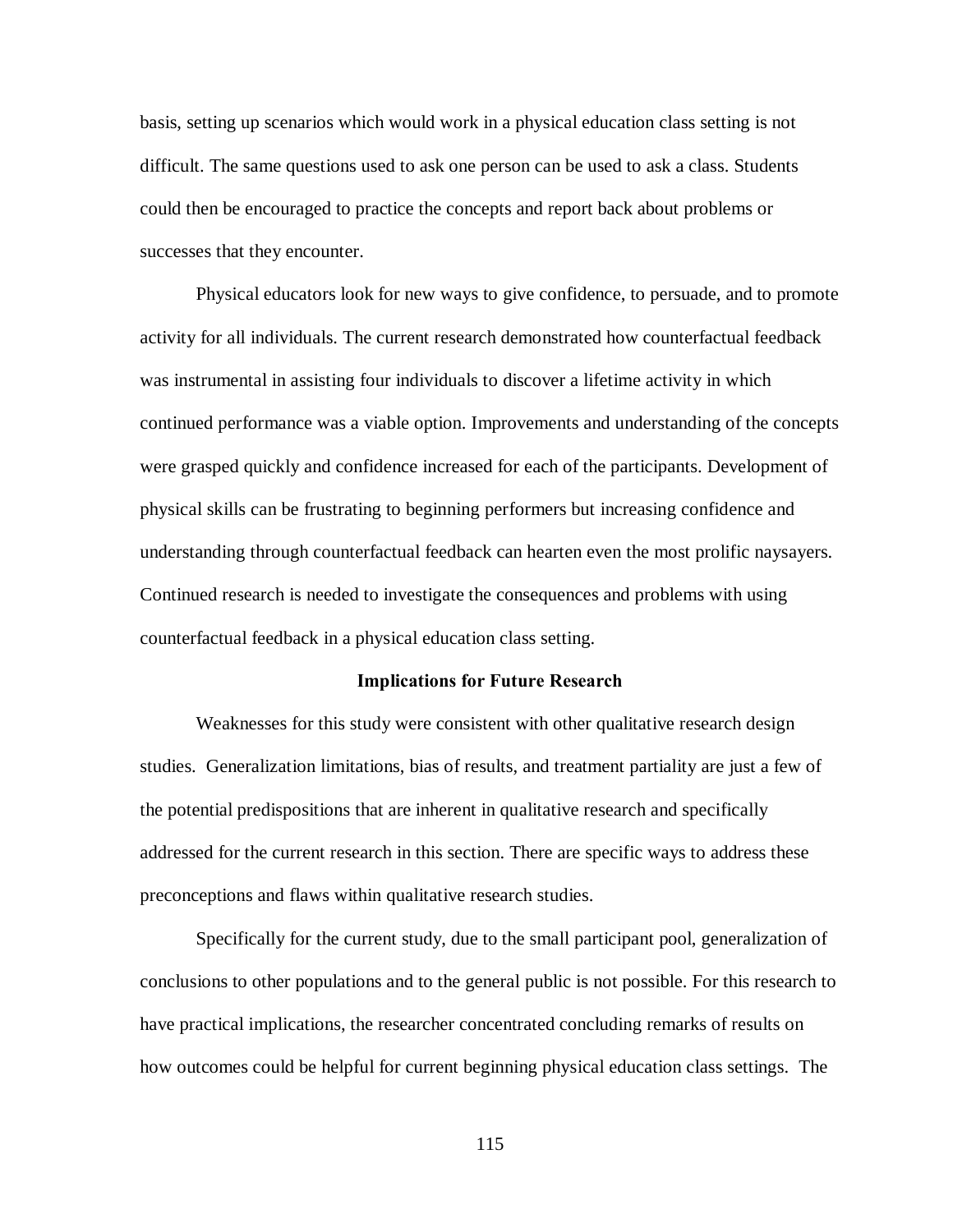basis, setting up scenarios which would work in a physical education class setting is not difficult. The same questions used to ask one person can be used to ask a class. Students could then be encouraged to practice the concepts and report back about problems or successes that they encounter.

Physical educators look for new ways to give confidence, to persuade, and to promote activity for all individuals. The current research demonstrated how counterfactual feedback was instrumental in assisting four individuals to discover a lifetime activity in which continued performance was a viable option. Improvements and understanding of the concepts were grasped quickly and confidence increased for each of the participants. Development of physical skills can be frustrating to beginning performers but increasing confidence and understanding through counterfactual feedback can hearten even the most prolific naysayers. Continued research is needed to investigate the consequences and problems with using counterfactual feedback in a physical education class setting.

### Implications for Future Research

Weaknesses for this study were consistent with other qualitative research design studies. Generalization limitations, bias of results, and treatment partiality are just a few of the potential predispositions that are inherent in qualitative research and specifically addressed for the current research in this section. There are specific ways to address these preconceptions and flaws within qualitative research studies.

Specifically for the current study, due to the small participant pool, generalization of conclusions to other populations and to the general public is not possible. For this research to have practical implications, the researcher concentrated concluding remarks of results on how outcomes could be helpful for current beginning physical education class settings. The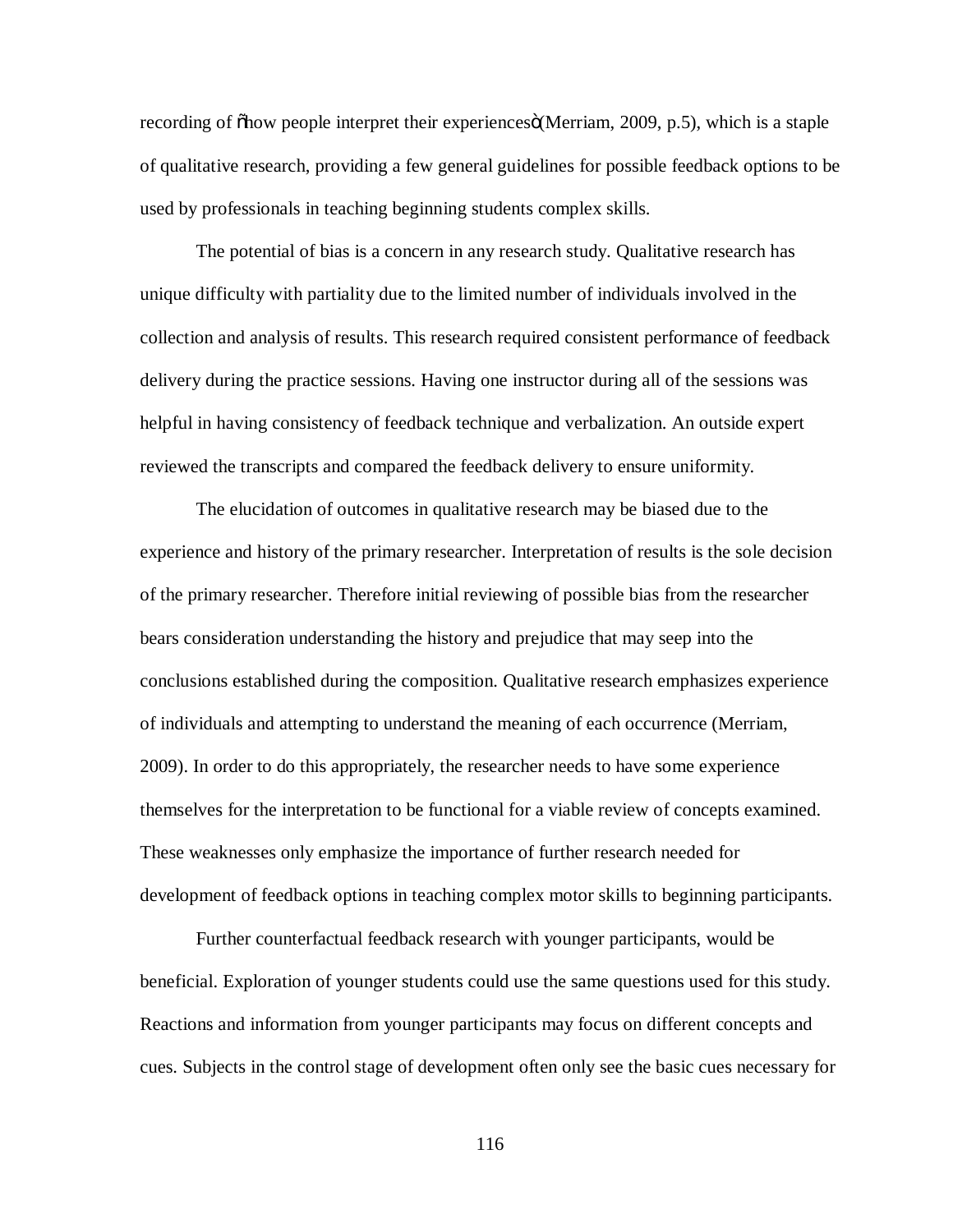recording of "how people interpret their experiences" (Merriam, 2009, p.5), which is a staple of qualitative research, providing a few general guidelines for possible feedback options to be used by professionals in teaching beginning students complex skills.

The potential of bias is a concern in any research study. Qualitative research has unique difficulty with partiality due to the limited number of individuals involved in the collection and analysis of results. This research required consistent performance of feedback delivery during the practice sessions. Having one instructor during all of the sessions was helpful in having consistency of feedback technique and verbalization. An outside expert reviewed the transcripts and compared the feedback delivery to ensure uniformity.

The elucidation of outcomes in qualitative research may be biased due to the experience and history of the primary researcher. Interpretation of results is the sole decision of the primary researcher. Therefore initial reviewing of possible bias from the researcher bears consideration understanding the history and prejudice that may seep into the conclusions established during the composition. Qualitative research emphasizes experience of individuals and attempting to understand the meaning of each occurrence (Merriam, 2009). In order to do this appropriately, the researcher needs to have some experience themselves for the interpretation to be functional for a viable review of concepts examined. These weaknesses only emphasize the importance of further research needed for development of feedback options in teaching complex motor skills to beginning participants.

Further counterfactual feedback research with younger participants, would be beneficial. Exploration of younger students could use the same questions used for this study. Reactions and information from younger participants may focus on different concepts and cues. Subjects in the control stage of development often only see the basic cues necessary for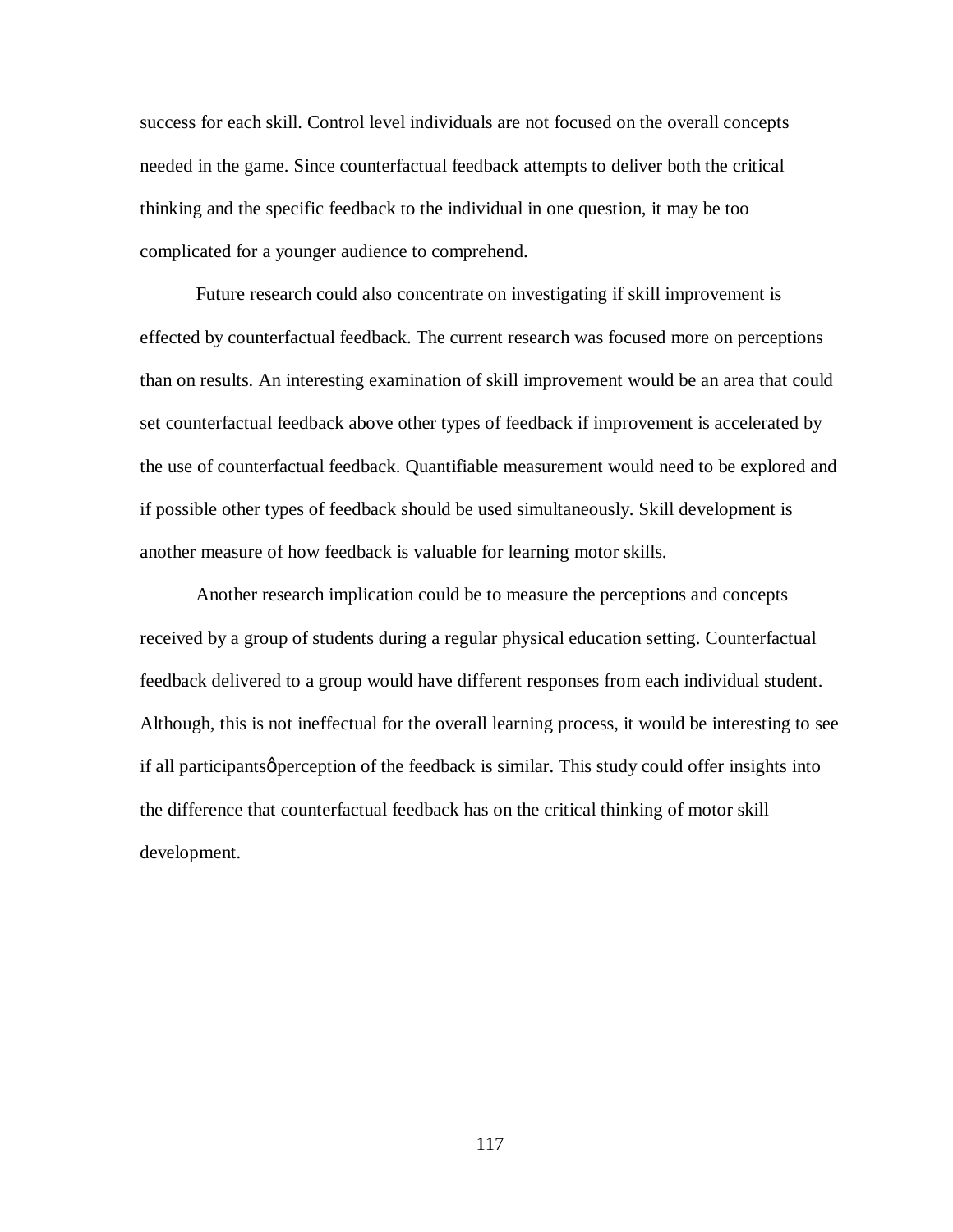success for each skill. Control level individuals are not focused on the overall concepts needed in the game. Since counterfactual feedback attempts to deliver both the critical thinking and the specific feedback to the individual in one question, it may be too complicated for a younger audience to comprehend.

Future research could also concentrate on investigating if skill improvement is effected by counterfactual feedback. The current research was focused more on perceptions than on results. An interesting examination of skill improvement would be an area that could set counterfactual feedback above other types of feedback if improvement is accelerated by the use of counterfactual feedback. Quantifiable measurement would need to be explored and if possible other types of feedback should be used simultaneously. Skill development is another measure of how feedback is valuable for learning motor skills.

Another research implication could be to measure the perceptions and concepts received by a group of students during a regular physical education setting. Counterfactual feedback delivered to a group would have different responses from each individual student. Although, this is not ineffectual for the overall learning process, it would be interesting to see if all participantsø perception of the feedback is similar. This study could offer insights into the difference that counterfactual feedback has on the critical thinking of motor skill development.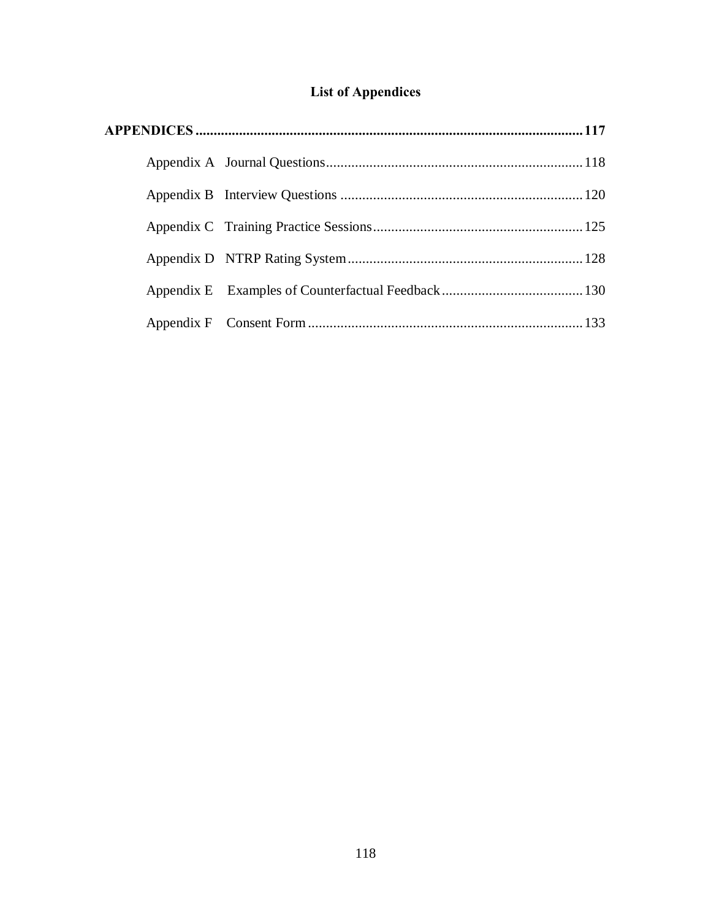# List of Appendices

**APPENDICES .......................................................................................................... 117**

- Appendix A Journal Questions ...................................................................... 118
- Appendix B Interview Questions .................................................................. 120
- Appendix C Training Practice Sessions ......................................................... 125
- Appendix D NTRP Rating System ................................................................ 128
- Appendix E Examples of Counterfactual Feedback ....................................... 130
- Appendix F Consent Form ........................................................................... 133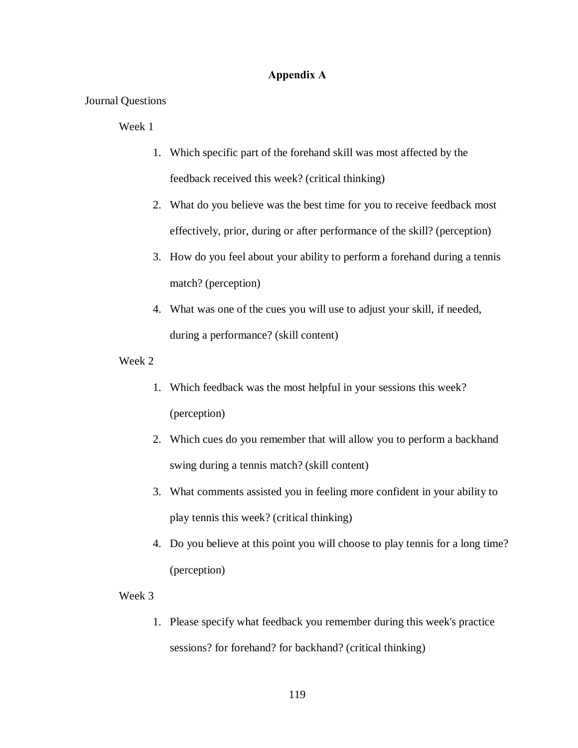# Appendix A

Journal Questions

Week 1

1. Which specific part of the forehand skill was most affected by the feedback received this week? (critical thinking)
2. What do you believe was the best time for you to receive feedback most effectively, prior, during or after performance of the skill? (perception)
3. How do you feel about your ability to perform a forehand during a tennis match? (perception)
4. What was one of the cues you will use to adjust your skill, if needed, during a performance? (skill content)

Week 2

1. Which feedback was the most helpful in your sessions this week? (perception)
2. Which cues do you remember that will allow you to perform a backhand swing during a tennis match? (skill content)
3. What comments assisted you in feeling more confident in your ability to play tennis this week? (critical thinking)
4. Do you believe at this point you will choose to play tennis for a long time? (perception)

Week 3

1. Please specify what feedback you remember during this week's practice sessions? for forehand? for backhand? (critical thinking)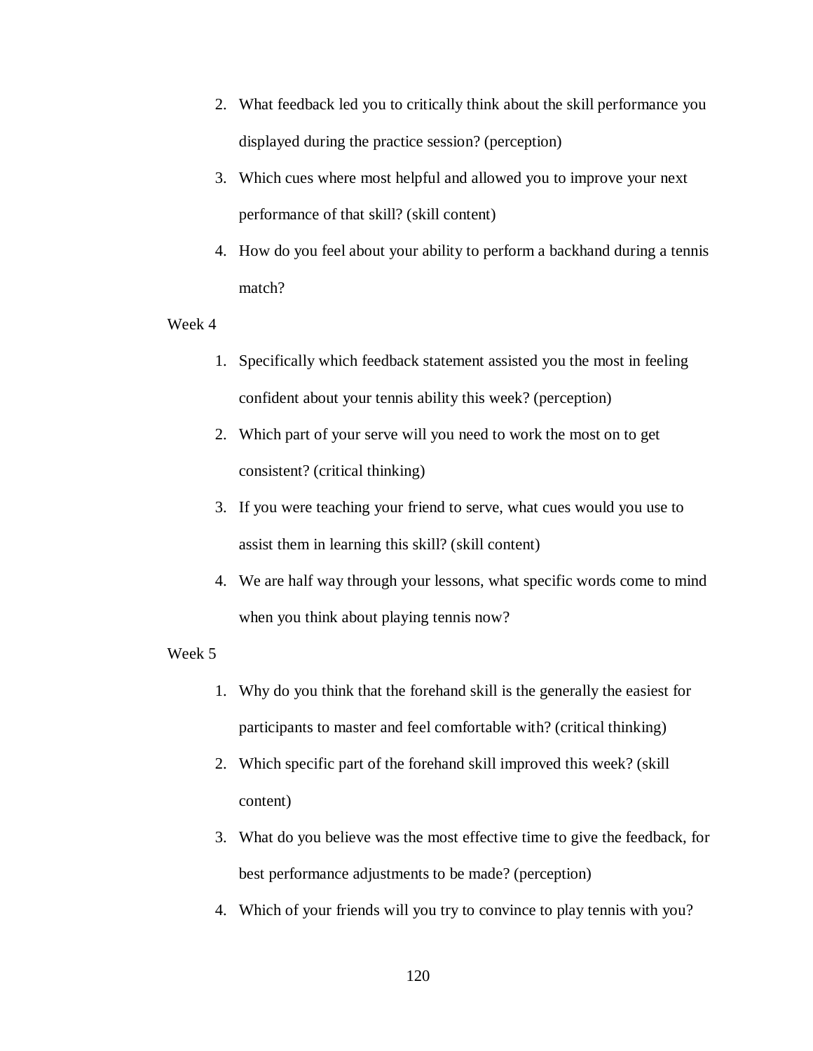2. What feedback led you to critically think about the skill performance you displayed during the practice session? (perception)
3. Which cues where most helpful and allowed you to improve your next performance of that skill? (skill content)
4. How do you feel about your ability to perform a backhand during a tennis match?

Week 4

1. Specifically which feedback statement assisted you the most in feeling confident about your tennis ability this week? (perception)
2. Which part of your serve will you need to work the most on to get consistent? (critical thinking)
3. If you were teaching your friend to serve, what cues would you use to assist them in learning this skill? (skill content)
4. We are half way through your lessons, what specific words come to mind when you think about playing tennis now?

Week 5

1. Why do you think that the forehand skill is the generally the easiest for participants to master and feel comfortable with? (critical thinking)
2. Which specific part of the forehand skill improved this week? (skill content)
3. What do you believe was the most effective time to give the feedback, for best performance adjustments to be made? (perception)
4. Which of your friends will you try to convince to play tennis with you?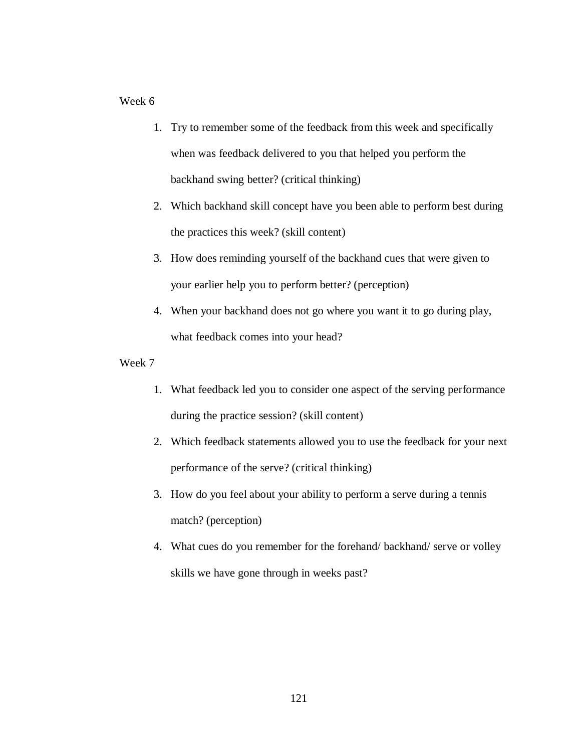Week 6

1. Try to remember some of the feedback from this week and specifically when was feedback delivered to you that helped you perform the backhand swing better? (critical thinking)
2. Which backhand skill concept have you been able to perform best during the practices this week? (skill content)
3. How does reminding yourself of the backhand cues that were given to your earlier help you to perform better? (perception)
4. When your backhand does not go where you want it to go during play, what feedback comes into your head?

Week 7

1. What feedback led you to consider one aspect of the serving performance during the practice session? (skill content)
2. Which feedback statements allowed you to use the feedback for your next performance of the serve? (critical thinking)
3. How do you feel about your ability to perform a serve during a tennis match? (perception)
4. What cues do you remember for the forehand/ backhand/ serve or volley skills we have gone through in weeks past?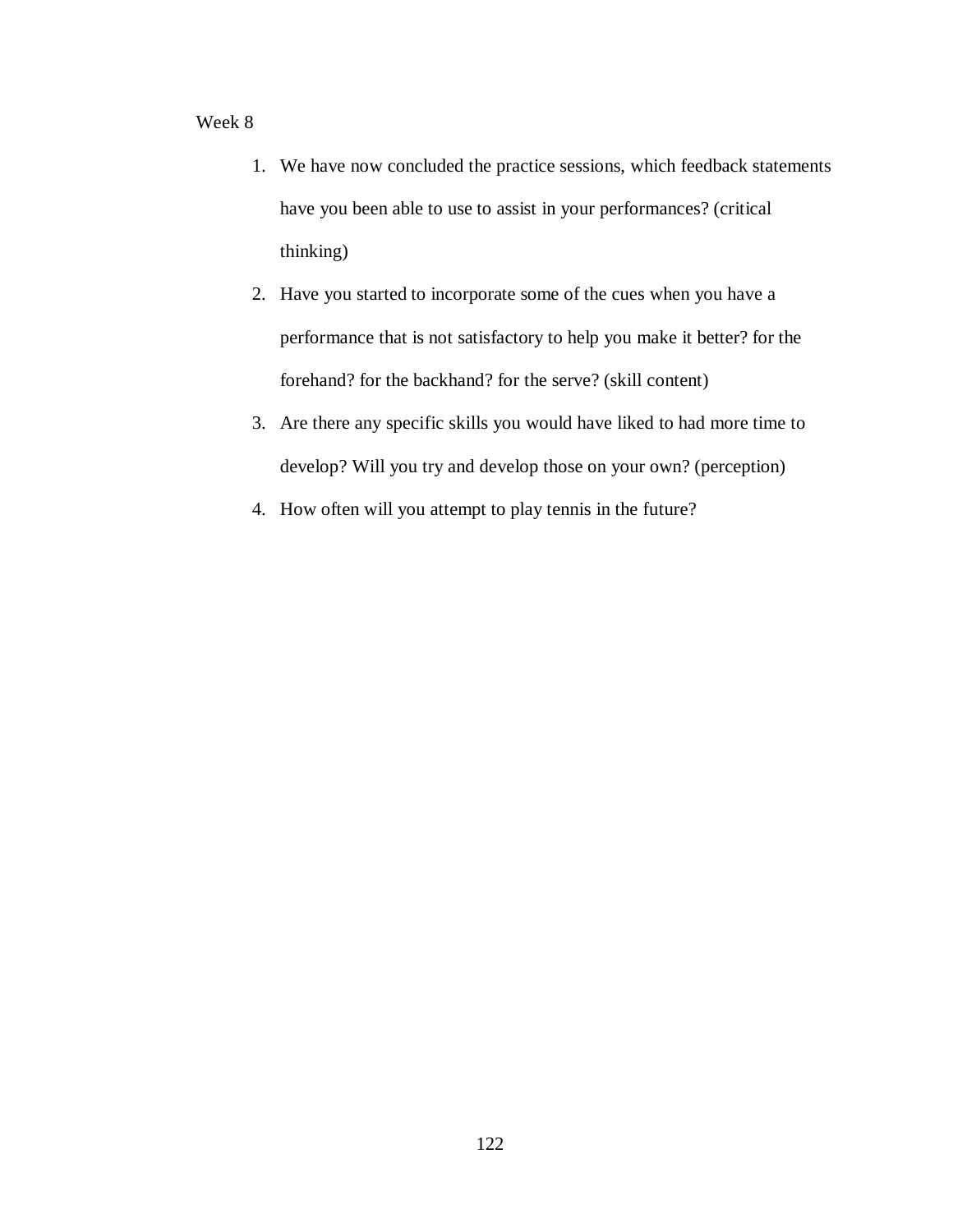Week 8

1. We have now concluded the practice sessions, which feedback statements have you been able to use to assist in your performances? (critical thinking)
2. Have you started to incorporate some of the cues when you have a performance that is not satisfactory to help you make it better? for the forehand? for the backhand? for the serve? (skill content)
3. Are there any specific skills you would have liked to had more time to develop? Will you try and develop those on your own? (perception)
4. How often will you attempt to play tennis in the future?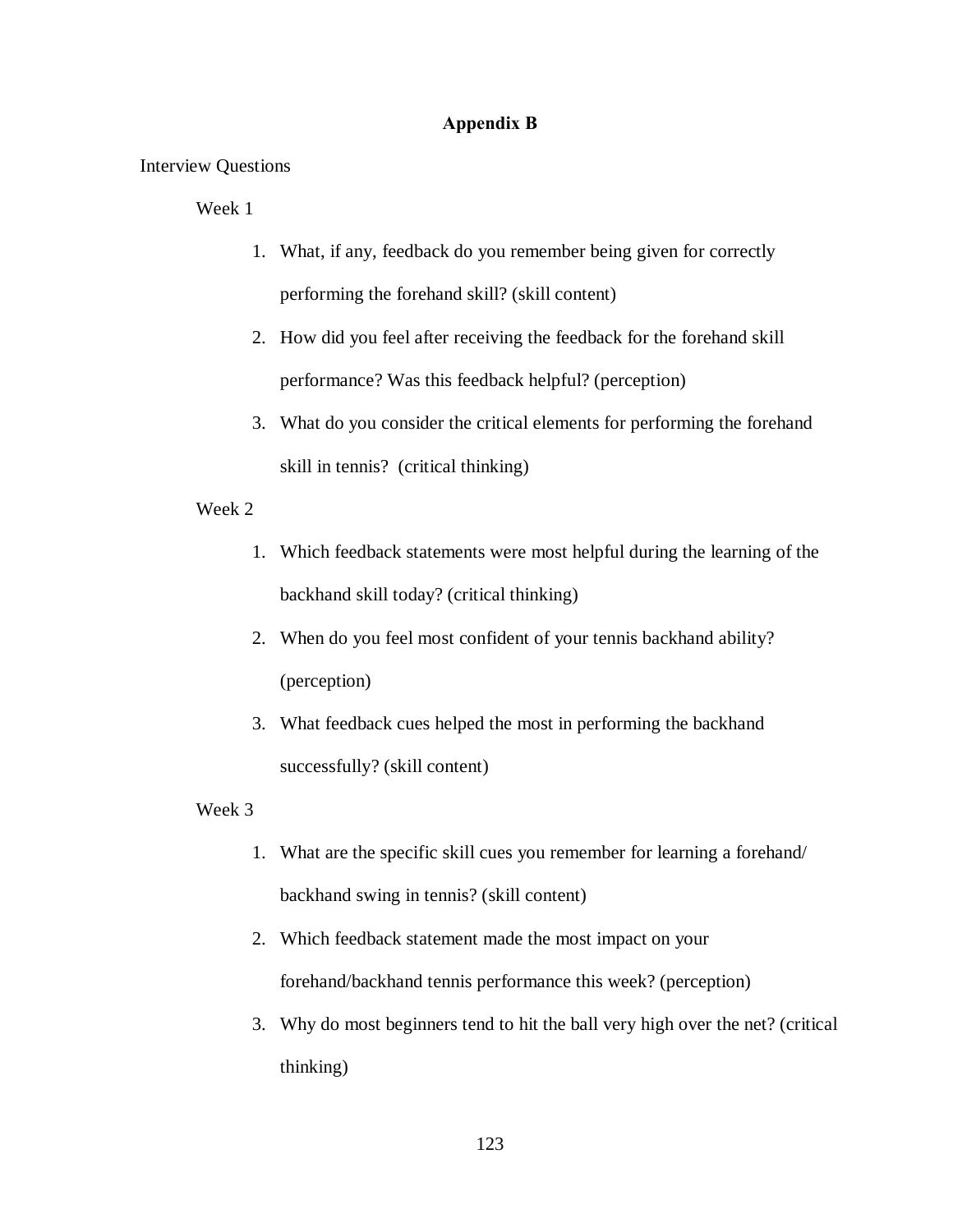# Appendix B

Interview Questions

Week 1

1. What, if any, feedback do you remember being given for correctly performing the forehand skill? (skill content)
2. How did you feel after receiving the feedback for the forehand skill performance? Was this feedback helpful? (perception)
3. What do you consider the critical elements for performing the forehand skill in tennis? (critical thinking)

Week 2

1. Which feedback statements were most helpful during the learning of the backhand skill today? (critical thinking)
2. When do you feel most confident of your tennis backhand ability? (perception)
3. What feedback cues helped the most in performing the backhand successfully? (skill content)

Week 3

1. What are the specific skill cues you remember for learning a forehand/ backhand swing in tennis? (skill content)
2. Which feedback statement made the most impact on your forehand/backhand tennis performance this week? (perception)
3. Why do most beginners tend to hit the ball very high over the net? (critical thinking)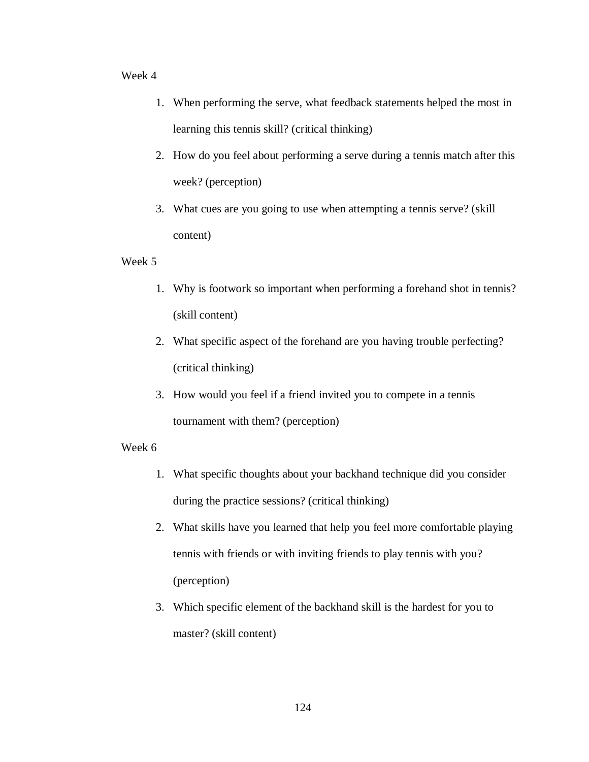Week 4

1. When performing the serve, what feedback statements helped the most in learning this tennis skill? (critical thinking)
2. How do you feel about performing a serve during a tennis match after this week? (perception)
3. What cues are you going to use when attempting a tennis serve? (skill content)

Week 5

1. Why is footwork so important when performing a forehand shot in tennis? (skill content)
2. What specific aspect of the forehand are you having trouble perfecting? (critical thinking)
3. How would you feel if a friend invited you to compete in a tennis tournament with them? (perception)

Week 6

1. What specific thoughts about your backhand technique did you consider during the practice sessions? (critical thinking)
2. What skills have you learned that help you feel more comfortable playing tennis with friends or with inviting friends to play tennis with you? (perception)
3. Which specific element of the backhand skill is the hardest for you to master? (skill content)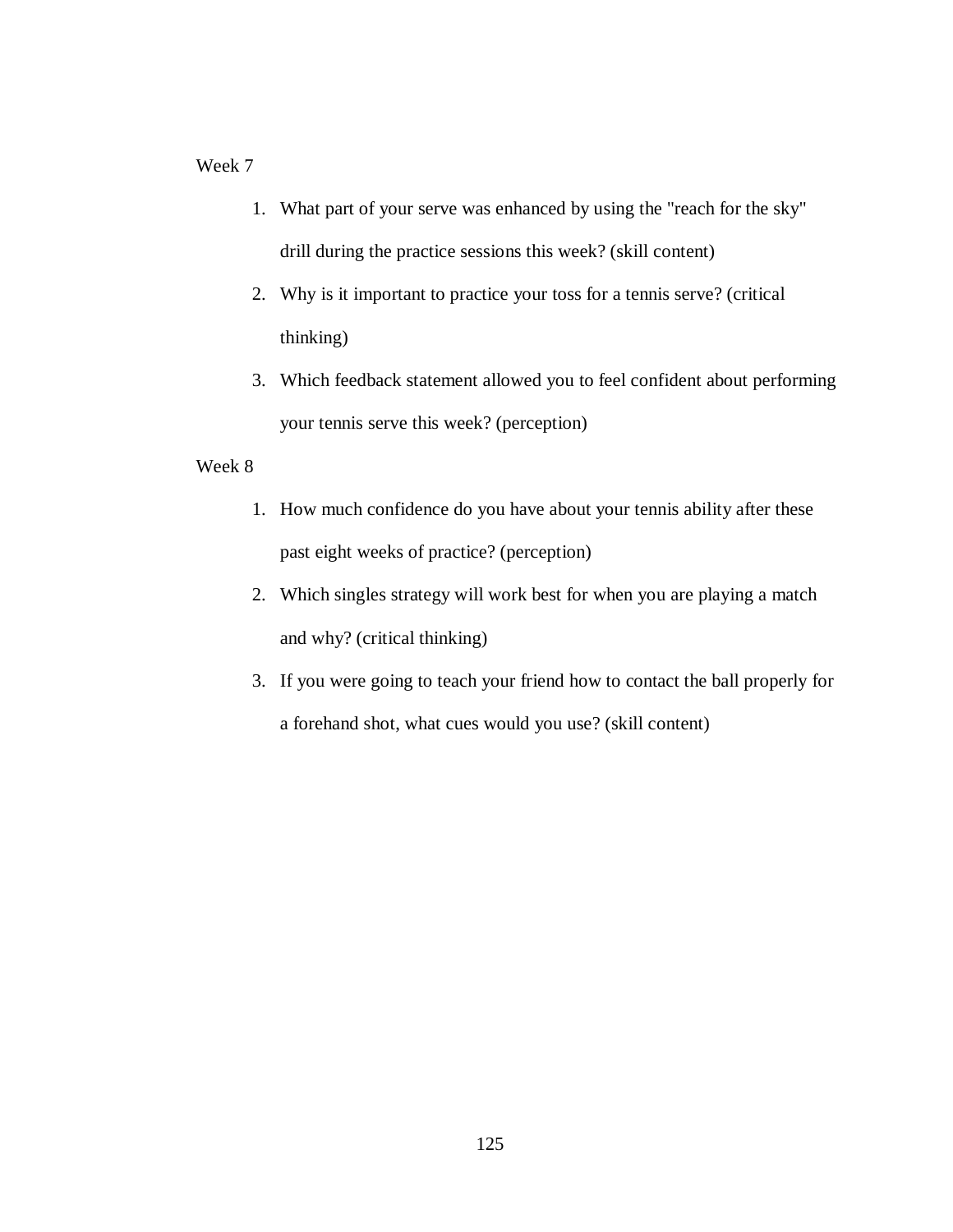Week 7

1. What part of your serve was enhanced by using the "reach for the sky" drill during the practice sessions this week? (skill content)
2. Why is it important to practice your toss for a tennis serve? (critical thinking)
3. Which feedback statement allowed you to feel confident about performing your tennis serve this week? (perception)

Week 8

1. How much confidence do you have about your tennis ability after these past eight weeks of practice? (perception)
2. Which singles strategy will work best for when you are playing a match and why? (critical thinking)
3. If you were going to teach your friend how to contact the ball properly for a forehand shot, what cues would you use? (skill content)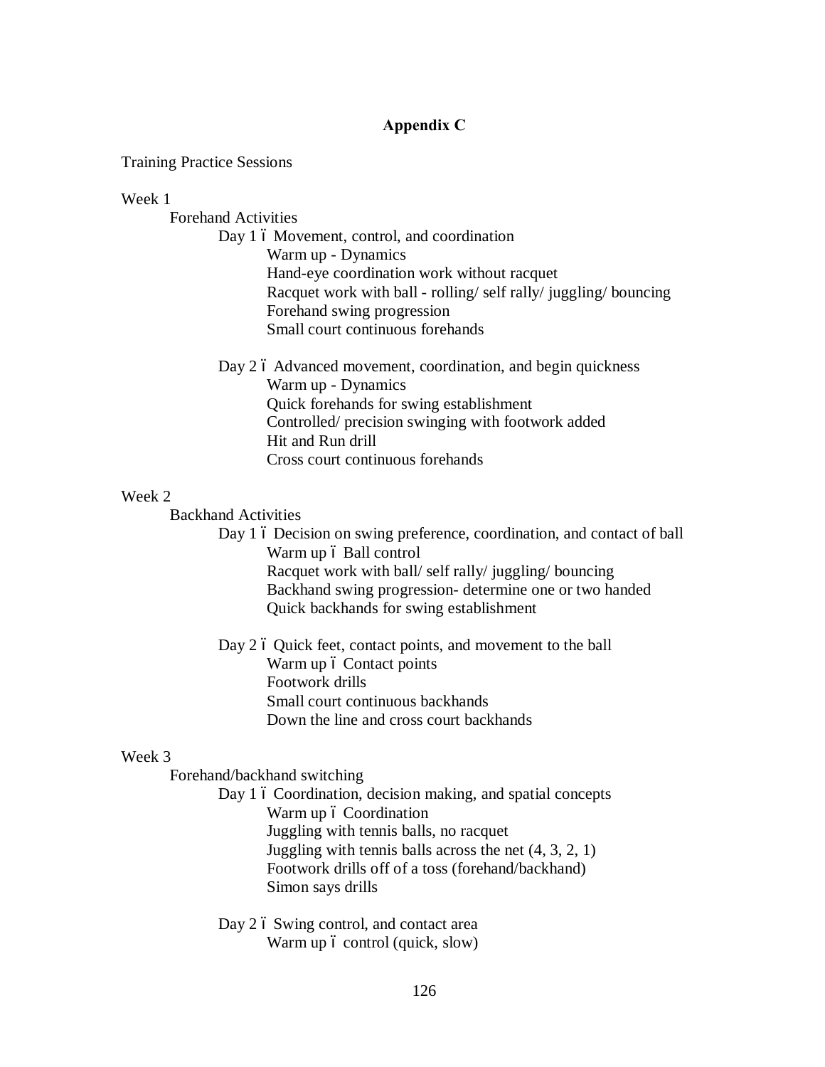## Appendix C

Training Practice Sessions

Week 1

Forehand Activities

Day 1 – Movement, control, and coordination

- Warm up - Dynamics
- Hand-eye coordination work without racquet
- Racquet work with ball - rolling/ self rally/ juggling/ bouncing
- Forehand swing progression
- Small court continuous forehands

Day 2 – Advanced movement, coordination, and begin quickness

- Warm up - Dynamics
- Quick forehands for swing establishment
- Controlled/ precision swinging with footwork added
- Hit and Run drill
- Cross court continuous forehands

Week 2

Backhand Activities

Day 1 – Decision on swing preference, coordination, and contact of ball

- Warm up – Ball control
- Racquet work with ball/ self rally/ juggling/ bouncing
- Backhand swing progression- determine one or two handed
- Quick backhands for swing establishment

Day 2 – Quick feet, contact points, and movement to the ball

- Warm up – Contact points
- Footwork drills
- Small court continuous backhands
- Down the line and cross court backhands

Week 3

Forehand/backhand switching

Day 1 – Coordination, decision making, and spatial concepts

- Warm up – Coordination
- Juggling with tennis balls, no racquet
- Juggling with tennis balls across the net (4, 3, 2, 1)
- Footwork drills off of a toss (forehand/backhand)
- Simon says drills

Day 2 – Swing control, and contact area

- Warm up – control (quick, slow)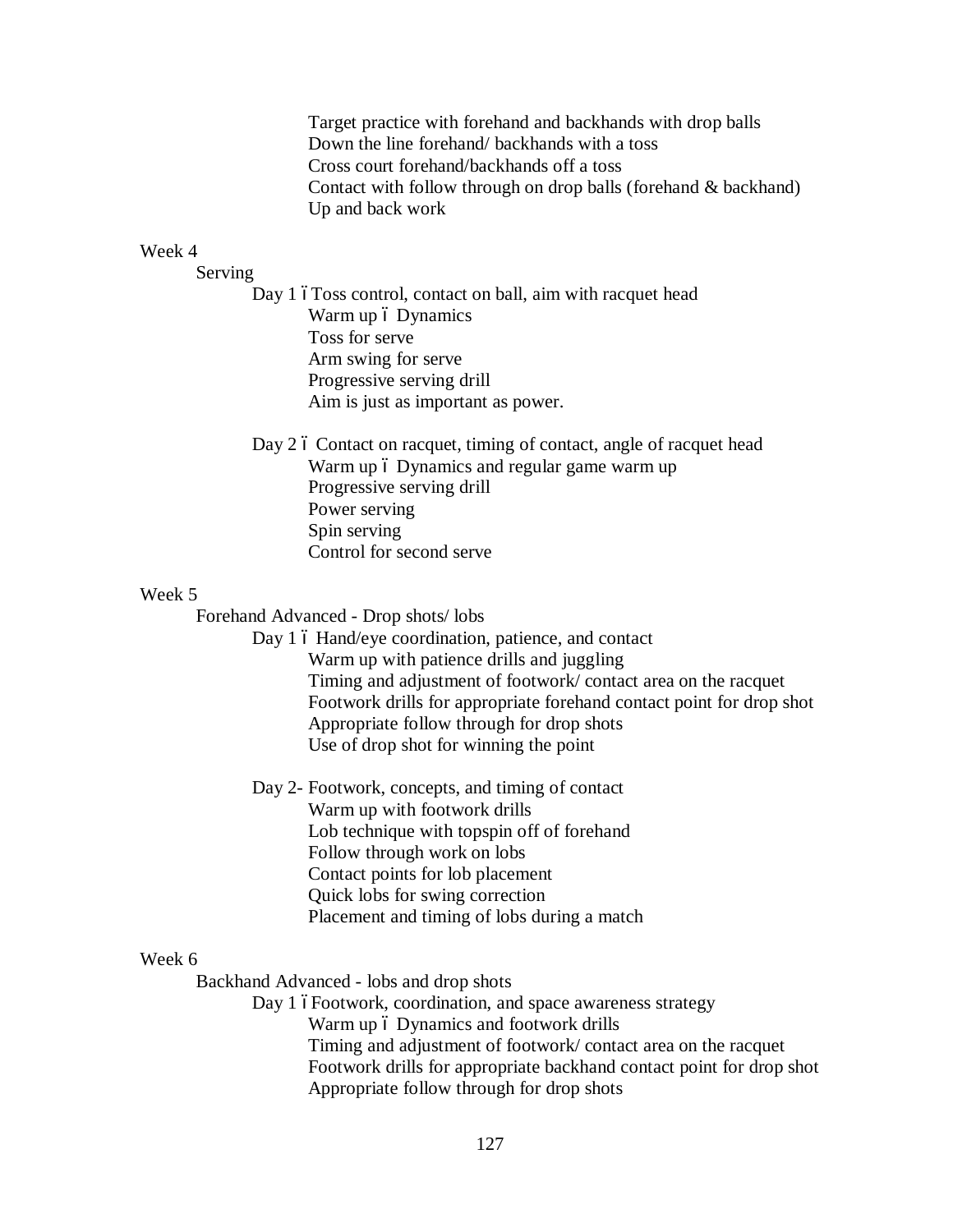Target practice with forehand and backhands with drop balls
Down the line forehand/ backhands with a toss
Cross court forehand/backhands off a toss
Contact with follow through on drop balls (forehand & backhand)
Up and back work

Week 4

Serving

Day 1 – Toss control, contact on ball, aim with racquet head
- Warm up – Dynamics
- Toss for serve
- Arm swing for serve
- Progressive serving drill
- Aim is just as important as power.

Day 2 – Contact on racquet, timing of contact, angle of racquet head
- Warm up – Dynamics and regular game warm up
- Progressive serving drill
- Power serving
- Spin serving
- Control for second serve

Week 5

Forehand Advanced - Drop shots/ lobs

Day 1 – Hand/eye coordination, patience, and contact
- Warm up with patience drills and juggling
- Timing and adjustment of footwork/ contact area on the racquet
- Footwork drills for appropriate forehand contact point for drop shot
- Appropriate follow through for drop shots
- Use of drop shot for winning the point

Day 2- Footwork, concepts, and timing of contact
- Warm up with footwork drills
- Lob technique with topspin off of forehand
- Follow through work on lobs
- Contact points for lob placement
- Quick lobs for swing correction
- Placement and timing of lobs during a match

Week 6

Backhand Advanced - lobs and drop shots

Day 1 – Footwork, coordination, and space awareness strategy
- Warm up – Dynamics and footwork drills
- Timing and adjustment of footwork/ contact area on the racquet
- Footwork drills for appropriate backhand contact point for drop shot
- Appropriate follow through for drop shots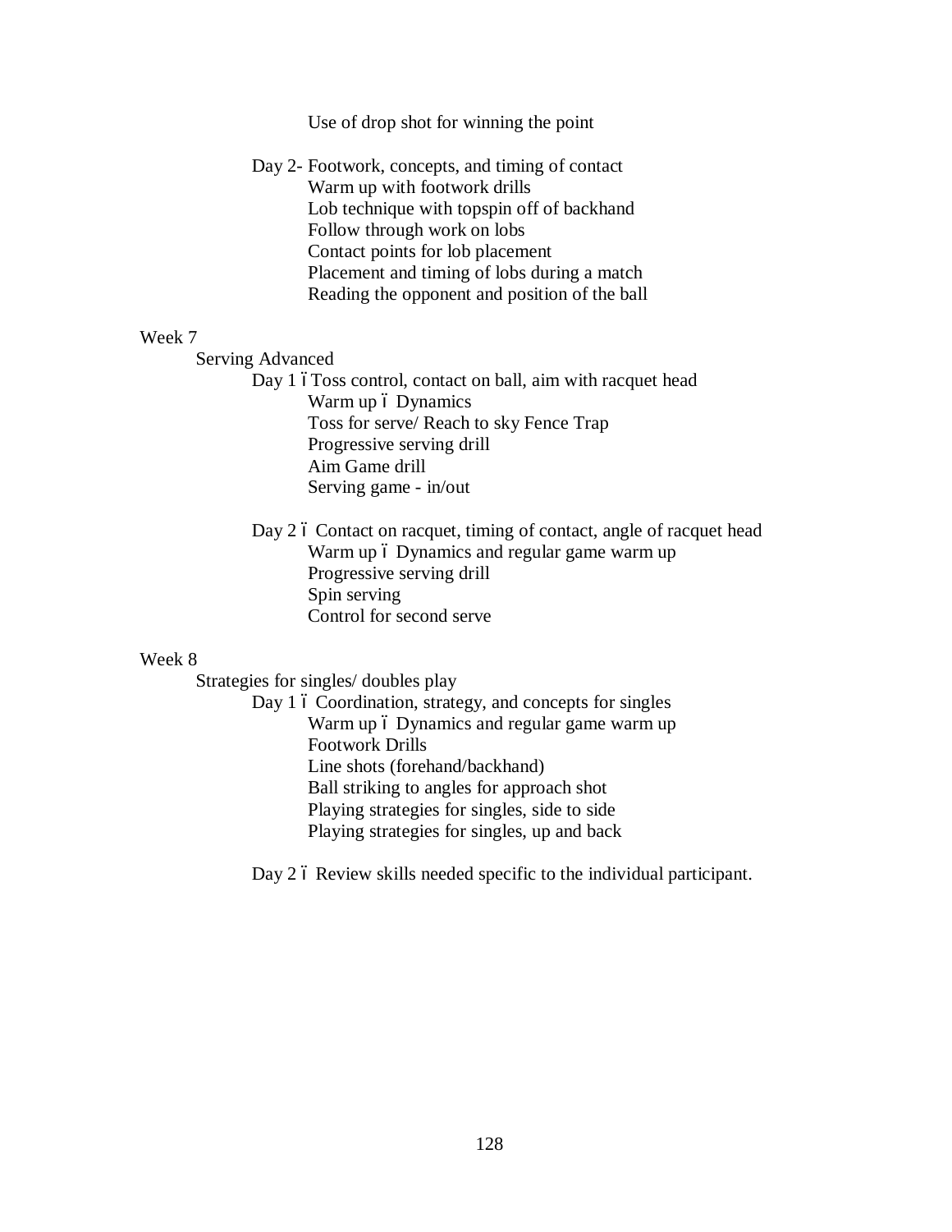Use of drop shot for winning the point

Day 2- Footwork, concepts, and timing of contact
- Warm up with footwork drills
- Lob technique with topspin off of backhand
- Follow through work on lobs
- Contact points for lob placement
- Placement and timing of lobs during a match
- Reading the opponent and position of the ball

Week 7

Serving Advanced

Day 1 – Toss control, contact on ball, aim with racquet head
- Warm up – Dynamics
- Toss for serve/ Reach to sky Fence Trap
- Progressive serving drill
- Aim Game drill
- Serving game - in/out

Day 2 – Contact on racquet, timing of contact, angle of racquet head
- Warm up – Dynamics and regular game warm up
- Progressive serving drill
- Spin serving
- Control for second serve

Week 8

Strategies for singles/ doubles play

Day 1 – Coordination, strategy, and concepts for singles
- Warm up – Dynamics and regular game warm up
- Footwork Drills
- Line shots (forehand/backhand)
- Ball striking to angles for approach shot
- Playing strategies for singles, side to side
- Playing strategies for singles, up and back

Day 2 – Review skills needed specific to the individual participant.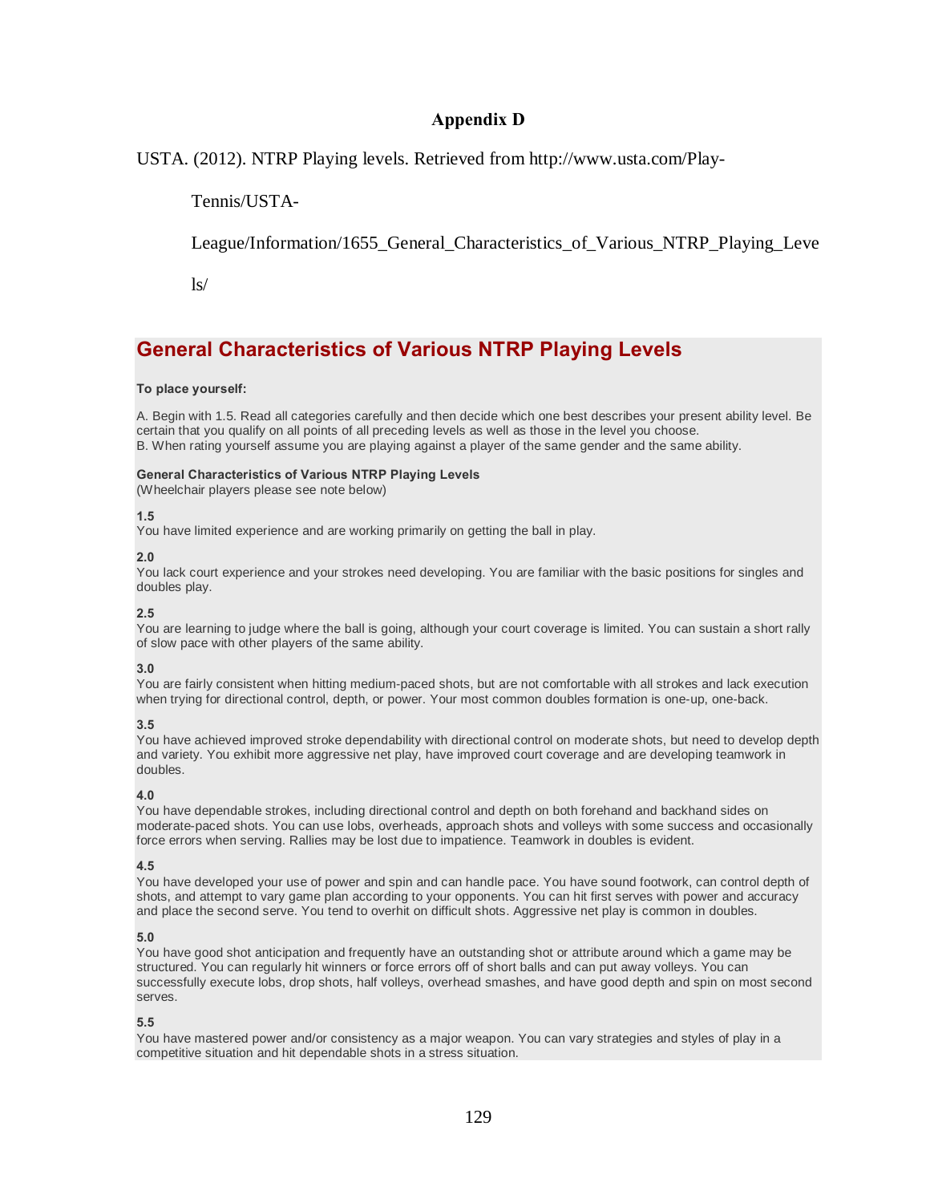# Appendix D

USTA. (2012). NTRP Playing levels. Retrieved from http://www.usta.com/Play-Tennis/USTA-League/Information/1655_General_Characteristics_of_Various_NTRP_Playing_Levels/

## General Characteristics of Various NTRP Playing Levels

**To place yourself:**

A. Begin with 1.5. Read all categories carefully and then decide which one best describes your present ability level. Be certain that you qualify on all points of all preceding levels as well as those in the level you choose.
B. When rating yourself assume you are playing against a player of the same gender and the same ability.

**General Characteristics of Various NTRP Playing Levels**
(Wheelchair players please see note below)

**1.5**
You have limited experience and are working primarily on getting the ball in play.

**2.0**
You lack court experience and your strokes need developing. You are familiar with the basic positions for singles and doubles play.

**2.5**
You are learning to judge where the ball is going, although your court coverage is limited. You can sustain a short rally of slow pace with other players of the same ability.

**3.0**
You are fairly consistent when hitting medium-paced shots, but are not comfortable with all strokes and lack execution when trying for directional control, depth, or power. Your most common doubles formation is one-up, one-back.

**3.5**
You have achieved improved stroke dependability with directional control on moderate shots, but need to develop depth and variety. You exhibit more aggressive net play, have improved court coverage and are developing teamwork in doubles.

**4.0**
You have dependable strokes, including directional control and depth on both forehand and backhand sides on moderate-paced shots. You can use lobs, overheads, approach shots and volleys with some success and occasionally force errors when serving. Rallies may be lost due to impatience. Teamwork in doubles is evident.

**4.5**
You have developed your use of power and spin and can handle pace. You have sound footwork, can control depth of shots, and attempt to vary game plan according to your opponents. You can hit first serves with power and accuracy and place the second serve. You tend to overhit on difficult shots. Aggressive net play is common in doubles.

**5.0**
You have good shot anticipation and frequently have an outstanding shot or attribute around which a game may be structured. You can regularly hit winners or force errors off of short balls and can put away volleys. You can successfully execute lobs, drop shots, half volleys, overhead smashes, and have good depth and spin on most second serves.

**5.5**
You have mastered power and/or consistency as a major weapon. You can vary strategies and styles of play in a competitive situation and hit dependable shots in a stress situation.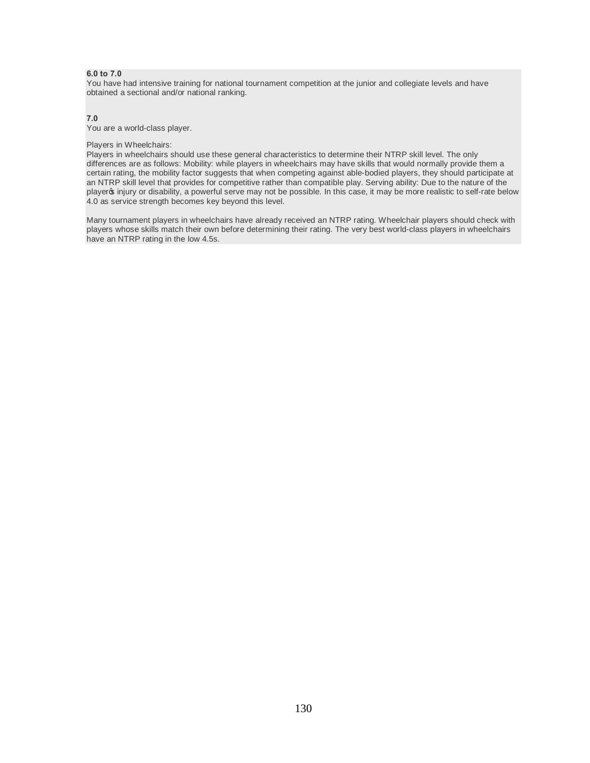**6.0 to 7.0**
You have had intensive training for national tournament competition at the junior and collegiate levels and have obtained a sectional and/or national ranking.

**7.0**
You are a world-class player.

Players in Wheelchairs:
Players in wheelchairs should use these general characteristics to determine their NTRP skill level. The only differences are as follows: Mobility: while players in wheelchairs may have skills that would normally provide them a certain rating, the mobility factor suggests that when competing against able-bodied players, they should participate at an NTRP skill level that provides for competitive rather than compatible play. Serving ability: Due to the nature of the player�s injury or disability, a powerful serve may not be possible. In this case, it may be more realistic to self-rate below 4.0 as service strength becomes key beyond this level.

Many tournament players in wheelchairs have already received an NTRP rating. Wheelchair players should check with players whose skills match their own before determining their rating. The very best world-class players in wheelchairs have an NTRP rating in the low 4.5s.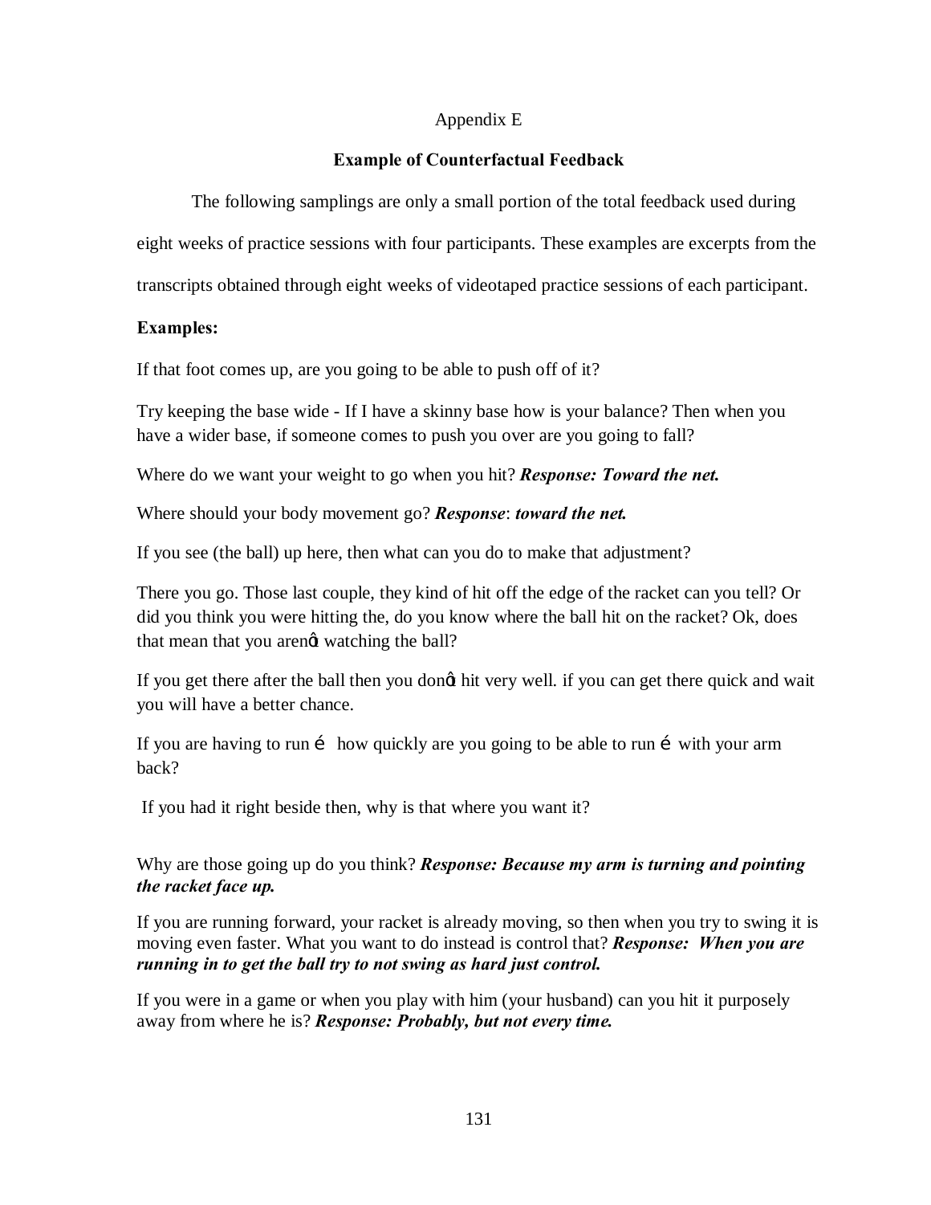# Appendix E

## Example of Counterfactual Feedback

The following samplings are only a small portion of the total feedback used during eight weeks of practice sessions with four participants. These examples are excerpts from the transcripts obtained through eight weeks of videotaped practice sessions of each participant.

**Examples:**

If that foot comes up, are you going to be able to push off of it?

Try keeping the base wide - If I have a skinny base how is your balance? Then when you have a wider base, if someone comes to push you over are you going to fall?

Where do we want your weight to go when you hit? ***Response: Toward the net.***

Where should your body movement go? ***Response***: ***toward the net.***

If you see (the ball) up here, then what can you do to make that adjustment?

There you go. Those last couple, they kind of hit off the edge of the racket can you tell? Or did you think you were hitting the, do you know where the ball hit on the racket? Ok, does that mean that you arenφt watching the ball?

If you get there after the ball then you donφt hit very well. if you can get there quick and wait you will have a better chance.

If you are having to run é how quickly are you going to be able to run é with your arm back?

If you had it right beside then, why is that where you want it?

Why are those going up do you think? ***Response: Because my arm is turning and pointing the racket face up.***

If you are running forward, your racket is already moving, so then when you try to swing it is moving even faster. What you want to do instead is control that? ***Response: When you are running in to get the ball try to not swing as hard just control.***

If you were in a game or when you play with him (your husband) can you hit it purposely away from where he is? ***Response: Probably, but not every time.***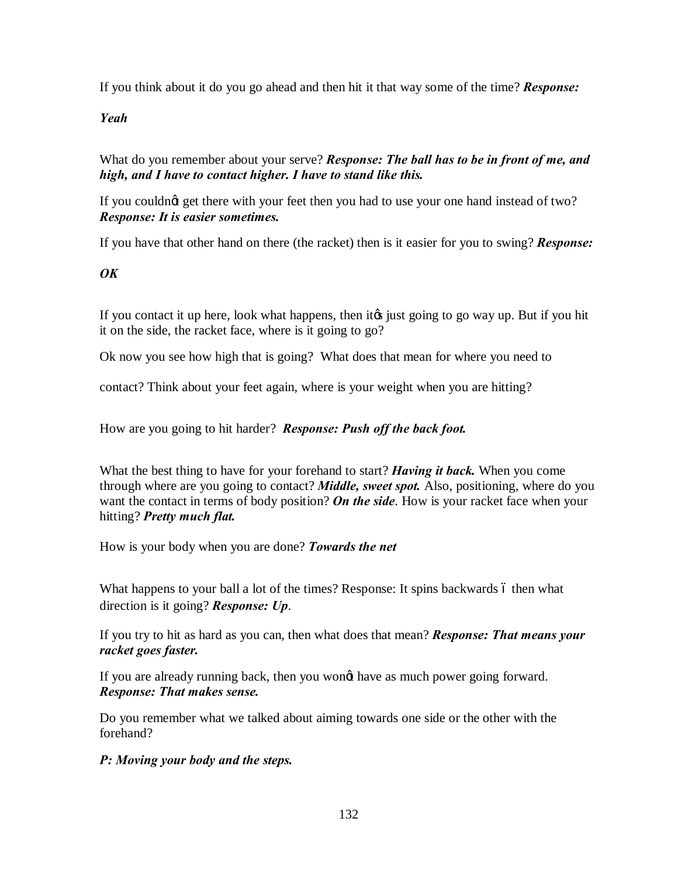If you think about it do you go ahead and then hit it that way some of the time? ***Response:***

***Yeah***

What do you remember about your serve? ***Response: The ball has to be in front of me, and high, and I have to contact higher. I have to stand like this.***

If you couldnøt get there with your feet then you had to use your one hand instead of two? ***Response: It is easier sometimes.***

If you have that other hand on there (the racket) then is it easier for you to swing? ***Response:***

***OK***

If you contact it up here, look what happens, then itøs just going to go way up. But if you hit it on the side, the racket face, where is it going to go?

Ok now you see how high that is going? What does that mean for where you need to

contact? Think about your feet again, where is your weight when you are hitting?

How are you going to hit harder? ***Response: Push off the back foot.***

What the best thing to have for your forehand to start? ***Having it back.*** When you come through where are you going to contact? ***Middle, sweet spot.*** Also, positioning, where do you want the contact in terms of body position? ***On the side***. How is your racket face when your hitting? ***Pretty much flat.***

How is your body when you are done? ***Towards the net***

What happens to your ball a lot of the times? Response: It spins backwards ó then what direction is it going? ***Response: Up***.

If you try to hit as hard as you can, then what does that mean? ***Response: That means your racket goes faster.***

If you are already running back, then you wonøt have as much power going forward. ***Response: That makes sense.***

Do you remember what we talked about aiming towards one side or the other with the forehand?

***P: Moving your body and the steps.***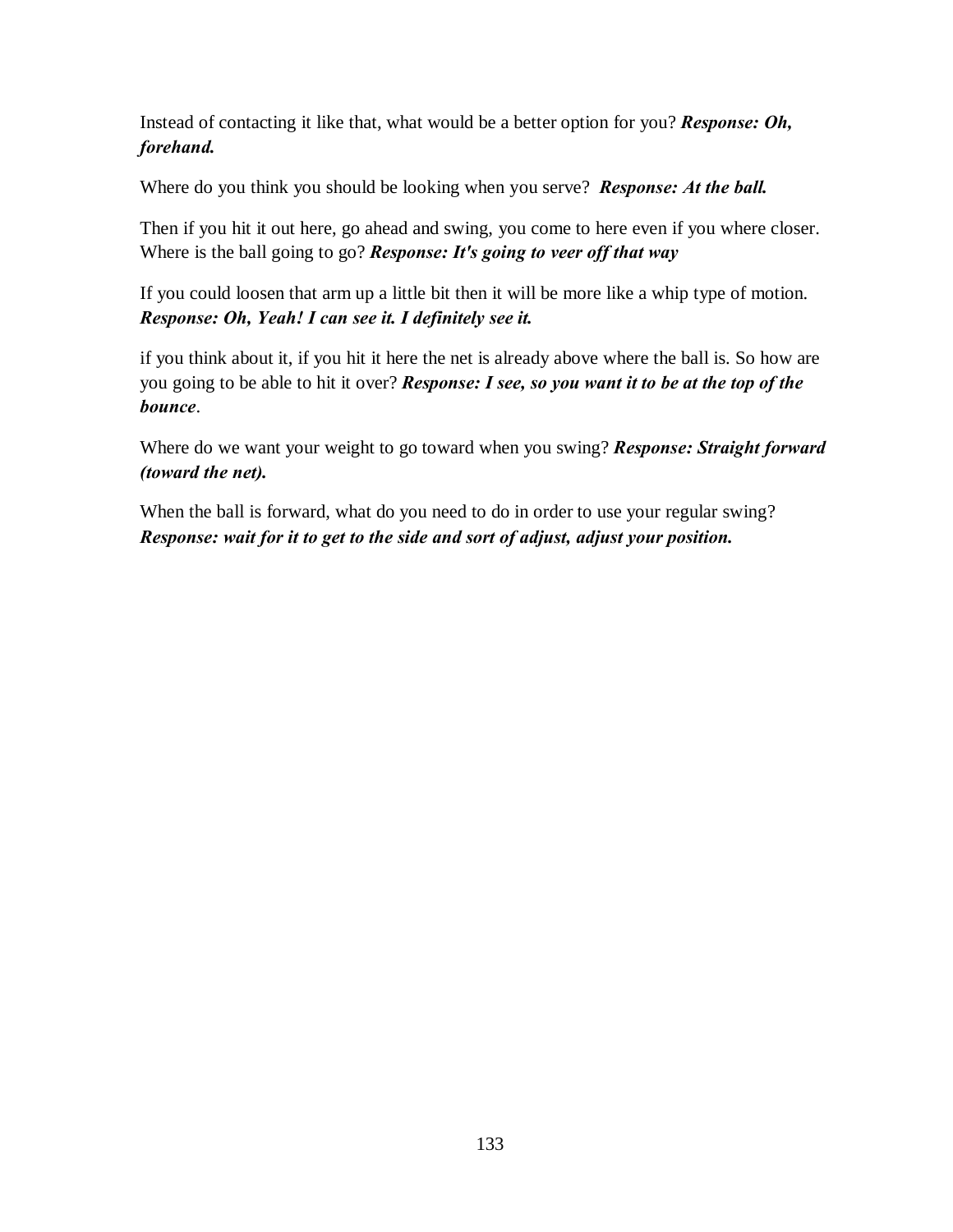Instead of contacting it like that, what would be a better option for you? ***Response: Oh, forehand.***

Where do you think you should be looking when you serve? ***Response: At the ball.***

Then if you hit it out here, go ahead and swing, you come to here even if you where closer. Where is the ball going to go? ***Response: It's going to veer off that way***

If you could loosen that arm up a little bit then it will be more like a whip type of motion. ***Response: Oh, Yeah! I can see it. I definitely see it.***

if you think about it, if you hit it here the net is already above where the ball is. So how are you going to be able to hit it over? ***Response: I see, so you want it to be at the top of the bounce***.

Where do we want your weight to go toward when you swing? ***Response: Straight forward (toward the net).***

When the ball is forward, what do you need to do in order to use your regular swing? ***Response: wait for it to get to the side and sort of adjust, adjust your position.***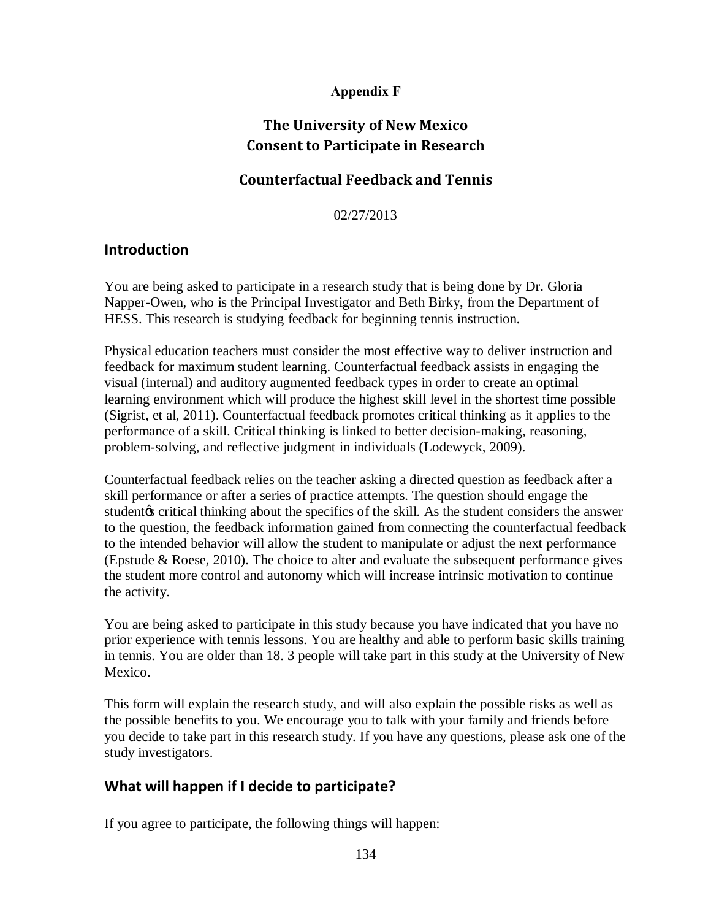**Appendix F**

# The University of New Mexico
# Consent to Participate in Research

## Counterfactual Feedback and Tennis

02/27/2013

## Introduction

You are being asked to participate in a research study that is being done by Dr. Gloria Napper-Owen, who is the Principal Investigator and Beth Birky, from the Department of HESS. This research is studying feedback for beginning tennis instruction.

Physical education teachers must consider the most effective way to deliver instruction and feedback for maximum student learning. Counterfactual feedback assists in engaging the visual (internal) and auditory augmented feedback types in order to create an optimal learning environment which will produce the highest skill level in the shortest time possible (Sigrist, et al, 2011). Counterfactual feedback promotes critical thinking as it applies to the performance of a skill. Critical thinking is linked to better decision-making, reasoning, problem-solving, and reflective judgment in individuals (Lodewyck, 2009).

Counterfactual feedback relies on the teacher asking a directed question as feedback after a skill performance or after a series of practice attempts. The question should engage the student's critical thinking about the specifics of the skill. As the student considers the answer to the question, the feedback information gained from connecting the counterfactual feedback to the intended behavior will allow the student to manipulate or adjust the next performance (Epstude & Roese, 2010). The choice to alter and evaluate the subsequent performance gives the student more control and autonomy which will increase intrinsic motivation to continue the activity.

You are being asked to participate in this study because you have indicated that you have no prior experience with tennis lessons. You are healthy and able to perform basic skills training in tennis. You are older than 18. 3 people will take part in this study at the University of New Mexico.

This form will explain the research study, and will also explain the possible risks as well as the possible benefits to you. We encourage you to talk with your family and friends before you decide to take part in this research study. If you have any questions, please ask one of the study investigators.

## What will happen if I decide to participate?

If you agree to participate, the following things will happen: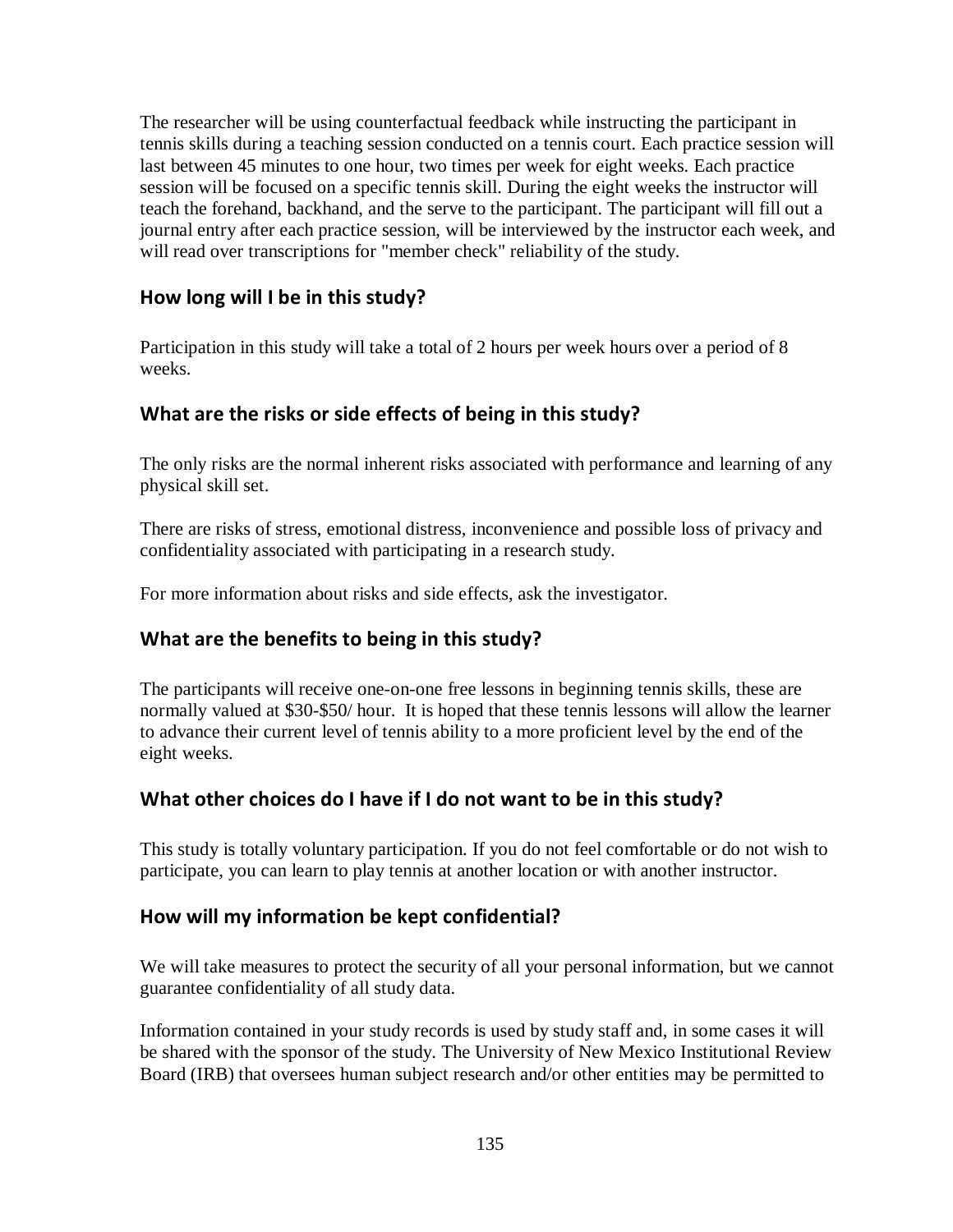The researcher will be using counterfactual feedback while instructing the participant in tennis skills during a teaching session conducted on a tennis court. Each practice session will last between 45 minutes to one hour, two times per week for eight weeks. Each practice session will be focused on a specific tennis skill. During the eight weeks the instructor will teach the forehand, backhand, and the serve to the participant. The participant will fill out a journal entry after each practice session, will be interviewed by the instructor each week, and will read over transcriptions for "member check" reliability of the study.

## How long will I be in this study?

Participation in this study will take a total of 2 hours per week hours over a period of 8 weeks.

## What are the risks or side effects of being in this study?

The only risks are the normal inherent risks associated with performance and learning of any physical skill set.

There are risks of stress, emotional distress, inconvenience and possible loss of privacy and confidentiality associated with participating in a research study.

For more information about risks and side effects, ask the investigator.

## What are the benefits to being in this study?

The participants will receive one-on-one free lessons in beginning tennis skills, these are normally valued at $30-$50/ hour. It is hoped that these tennis lessons will allow the learner to advance their current level of tennis ability to a more proficient level by the end of the eight weeks.

## What other choices do I have if I do not want to be in this study?

This study is totally voluntary participation. If you do not feel comfortable or do not wish to participate, you can learn to play tennis at another location or with another instructor.

## How will my information be kept confidential?

We will take measures to protect the security of all your personal information, but we cannot guarantee confidentiality of all study data.

Information contained in your study records is used by study staff and, in some cases it will be shared with the sponsor of the study. The University of New Mexico Institutional Review Board (IRB) that oversees human subject research and/or other entities may be permitted to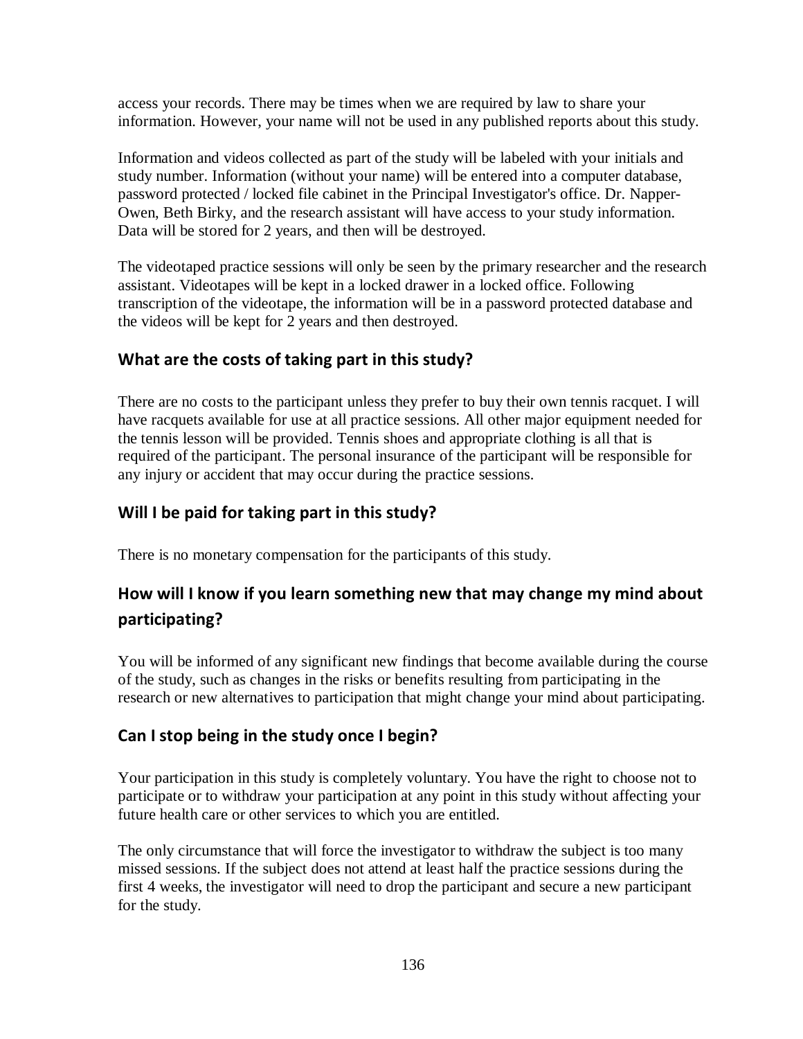access your records. There may be times when we are required by law to share your information. However, your name will not be used in any published reports about this study.

Information and videos collected as part of the study will be labeled with your initials and study number. Information (without your name) will be entered into a computer database, password protected / locked file cabinet in the Principal Investigator's office. Dr. Napper-Owen, Beth Birky, and the research assistant will have access to your study information. Data will be stored for 2 years, and then will be destroyed.

The videotaped practice sessions will only be seen by the primary researcher and the research assistant. Videotapes will be kept in a locked drawer in a locked office. Following transcription of the videotape, the information will be in a password protected database and the videos will be kept for 2 years and then destroyed.

## What are the costs of taking part in this study?

There are no costs to the participant unless they prefer to buy their own tennis racquet. I will have racquets available for use at all practice sessions. All other major equipment needed for the tennis lesson will be provided. Tennis shoes and appropriate clothing is all that is required of the participant. The personal insurance of the participant will be responsible for any injury or accident that may occur during the practice sessions.

## Will I be paid for taking part in this study?

There is no monetary compensation for the participants of this study.

## How will I know if you learn something new that may change my mind about participating?

You will be informed of any significant new findings that become available during the course of the study, such as changes in the risks or benefits resulting from participating in the research or new alternatives to participation that might change your mind about participating.

## Can I stop being in the study once I begin?

Your participation in this study is completely voluntary. You have the right to choose not to participate or to withdraw your participation at any point in this study without affecting your future health care or other services to which you are entitled.

The only circumstance that will force the investigator to withdraw the subject is too many missed sessions. If the subject does not attend at least half the practice sessions during the first 4 weeks, the investigator will need to drop the participant and secure a new participant for the study.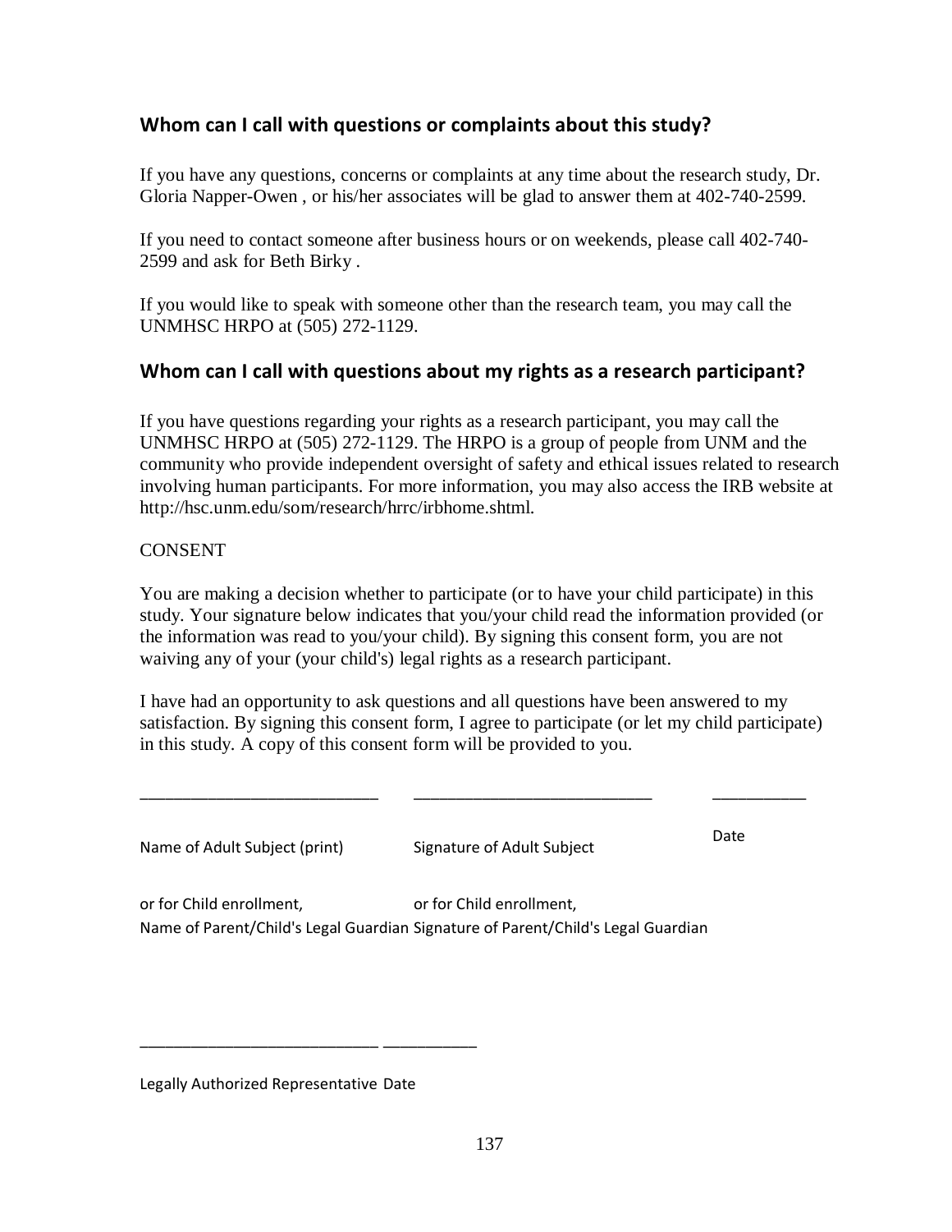## Whom can I call with questions or complaints about this study?

If you have any questions, concerns or complaints at any time about the research study, Dr. Gloria Napper-Owen , or his/her associates will be glad to answer them at 402-740-2599.

If you need to contact someone after business hours or on weekends, please call 402-740-2599 and ask for Beth Birky .

If you would like to speak with someone other than the research team, you may call the UNMHSC HRPO at (505) 272-1129.

## Whom can I call with questions about my rights as a research participant?

If you have questions regarding your rights as a research participant, you may call the UNMHSC HRPO at (505) 272-1129. The HRPO is a group of people from UNM and the community who provide independent oversight of safety and ethical issues related to research involving human participants. For more information, you may also access the IRB website at http://hsc.unm.edu/som/research/hrrc/irbhome.shtml.

CONSENT

You are making a decision whether to participate (or to have your child participate) in this study. Your signature below indicates that you/your child read the information provided (or the information was read to you/your child). By signing this consent form, you are not waiving any of your (your child's) legal rights as a research participant.

I have had an opportunity to ask questions and all questions have been answered to my satisfaction. By signing this consent form, I agree to participate (or let my child participate) in this study. A copy of this consent form will be provided to you.

___________________________ ___________________________ ___________

Name of Adult Subject (print) Signature of Adult Subject Date

or for Child enrollment, or for Child enrollment,
Name of Parent/Child's Legal Guardian Signature of Parent/Child's Legal Guardian

___________________________ ___________

Legally Authorized Representative Date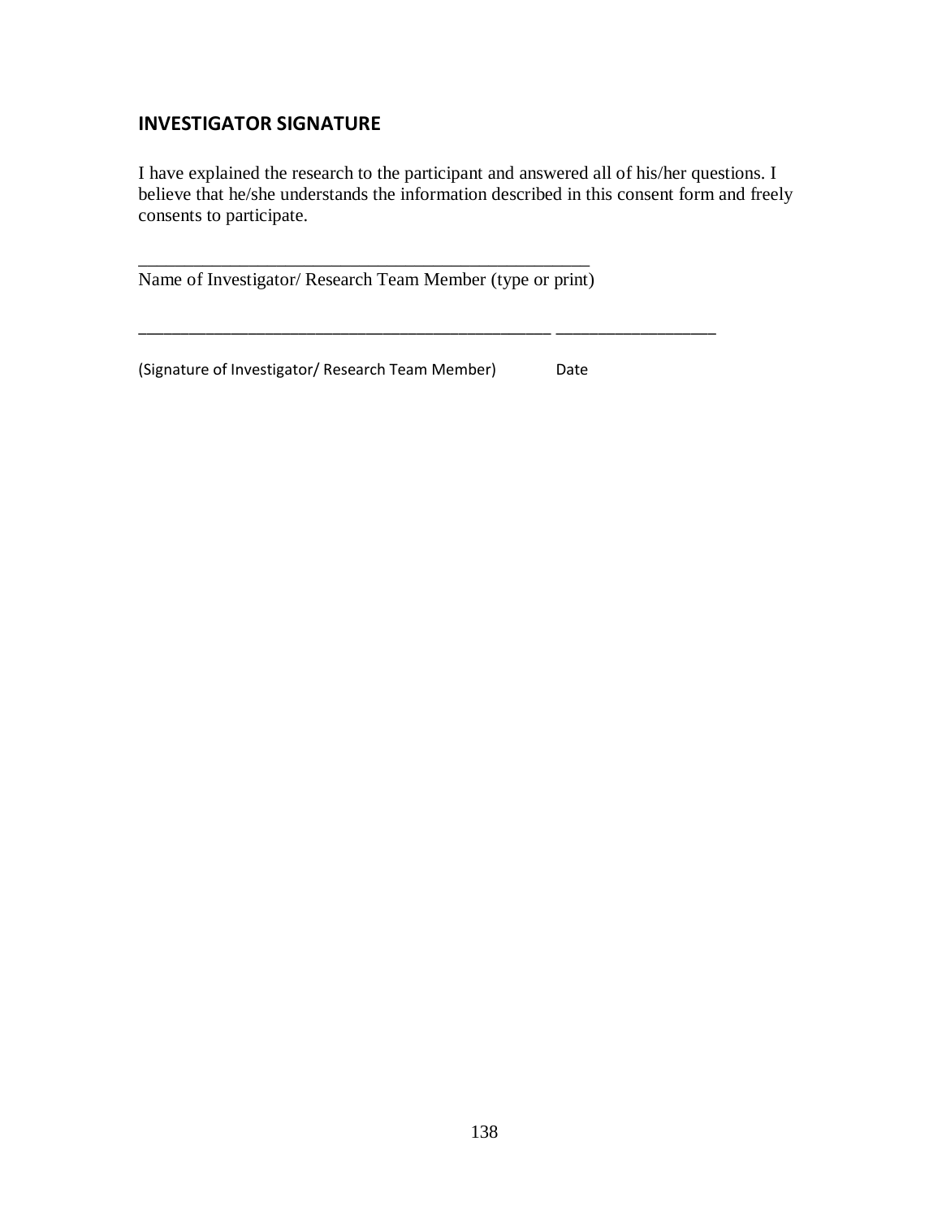## INVESTIGATOR SIGNATURE

I have explained the research to the participant and answered all of his/her questions. I believe that he/she understands the information described in this consent form and freely consents to participate.

_____________________________________________________
Name of Investigator/ Research Team Member (type or print)

_______________________________________________ __________________

(Signature of Investigator/ Research Team Member) Date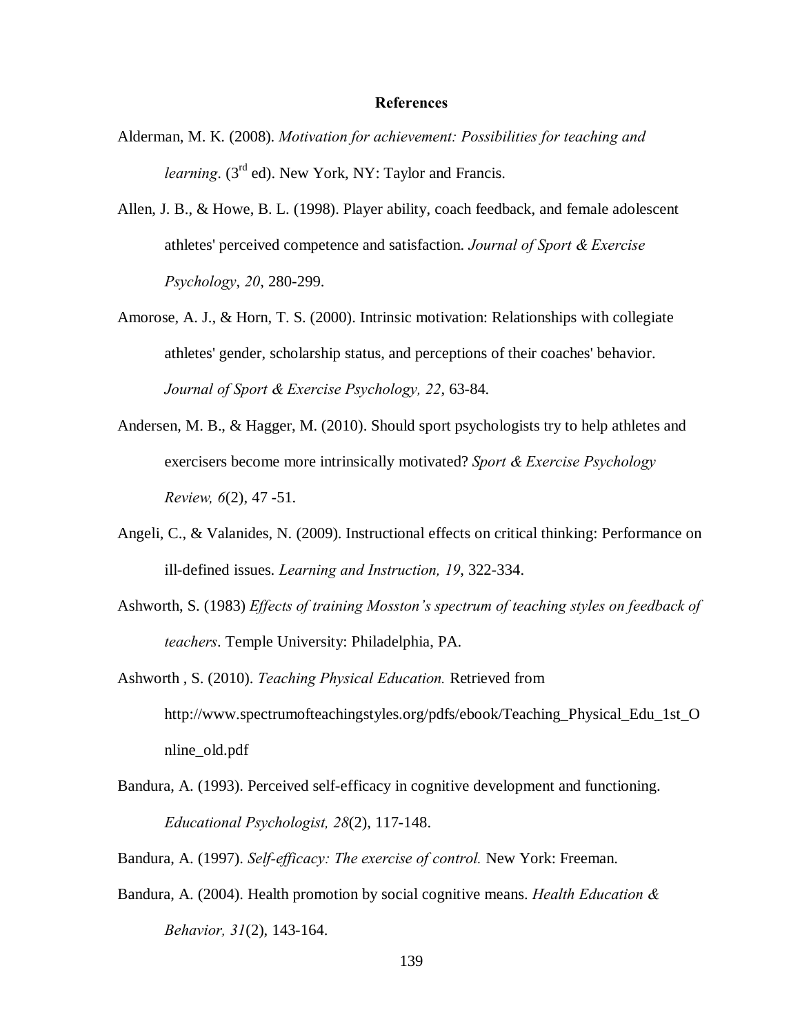# References

Alderman, M. K. (2008). *Motivation for achievement: Possibilities for teaching and learning*. (3rd ed). New York, NY: Taylor and Francis.

Allen, J. B., & Howe, B. L. (1998). Player ability, coach feedback, and female adolescent athletes' perceived competence and satisfaction. *Journal of Sport & Exercise Psychology*, *20*, 280-299.

Amorose, A. J., & Horn, T. S. (2000). Intrinsic motivation: Relationships with collegiate athletes' gender, scholarship status, and perceptions of their coaches' behavior. *Journal of Sport & Exercise Psychology, 22*, 63-84.

Andersen, M. B., & Hagger, M. (2010). Should sport psychologists try to help athletes and exercisers become more intrinsically motivated? *Sport & Exercise Psychology Review, 6*(2), 47 -51.

Angeli, C., & Valanides, N. (2009). Instructional effects on critical thinking: Performance on ill-defined issues. *Learning and Instruction, 19*, 322-334.

Ashworth, S. (1983) *Effects of training Mosston's spectrum of teaching styles on feedback of teachers*. Temple University: Philadelphia, PA.

Ashworth , S. (2010). *Teaching Physical Education.* Retrieved from http://www.spectrumofteachingstyles.org/pdfs/ebook/Teaching_Physical_Edu_1st_Online_old.pdf

Bandura, A. (1993). Perceived self-efficacy in cognitive development and functioning. *Educational Psychologist, 28*(2), 117-148.

Bandura, A. (1997). *Self-efficacy: The exercise of control.* New York: Freeman.

Bandura, A. (2004). Health promotion by social cognitive means. *Health Education & Behavior, 31*(2), 143-164.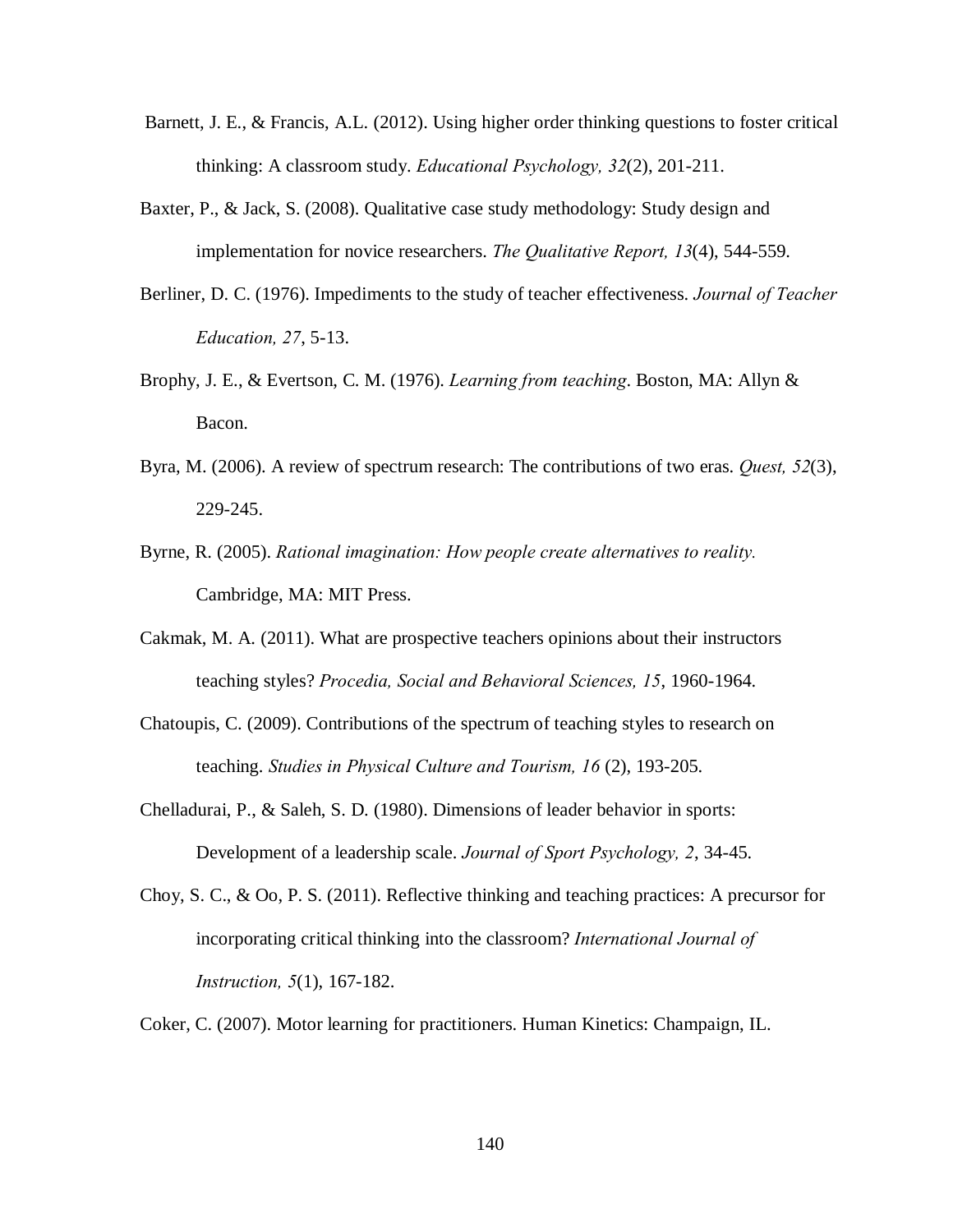Barnett, J. E., & Francis, A.L. (2012). Using higher order thinking questions to foster critical thinking: A classroom study. *Educational Psychology, 32*(2), 201-211.

Baxter, P., & Jack, S. (2008). Qualitative case study methodology: Study design and implementation for novice researchers. *The Qualitative Report, 13*(4), 544-559.

Berliner, D. C. (1976). Impediments to the study of teacher effectiveness. *Journal of Teacher Education, 27*, 5-13.

Brophy, J. E., & Evertson, C. M. (1976). *Learning from teaching*. Boston, MA: Allyn & Bacon.

Byra, M. (2006). A review of spectrum research: The contributions of two eras. *Quest, 52*(3), 229-245.

Byrne, R. (2005). *Rational imagination: How people create alternatives to reality.* Cambridge, MA: MIT Press.

Cakmak, M. A. (2011). What are prospective teachers opinions about their instructors teaching styles? *Procedia, Social and Behavioral Sciences, 15*, 1960-1964.

Chatoupis, C. (2009). Contributions of the spectrum of teaching styles to research on teaching. *Studies in Physical Culture and Tourism, 16* (2), 193-205.

Chelladurai, P., & Saleh, S. D. (1980). Dimensions of leader behavior in sports: Development of a leadership scale. *Journal of Sport Psychology, 2*, 34-45.

Choy, S. C., & Oo, P. S. (2011). Reflective thinking and teaching practices: A precursor for incorporating critical thinking into the classroom? *International Journal of Instruction, 5*(1), 167-182.

Coker, C. (2007). Motor learning for practitioners. Human Kinetics: Champaign, IL.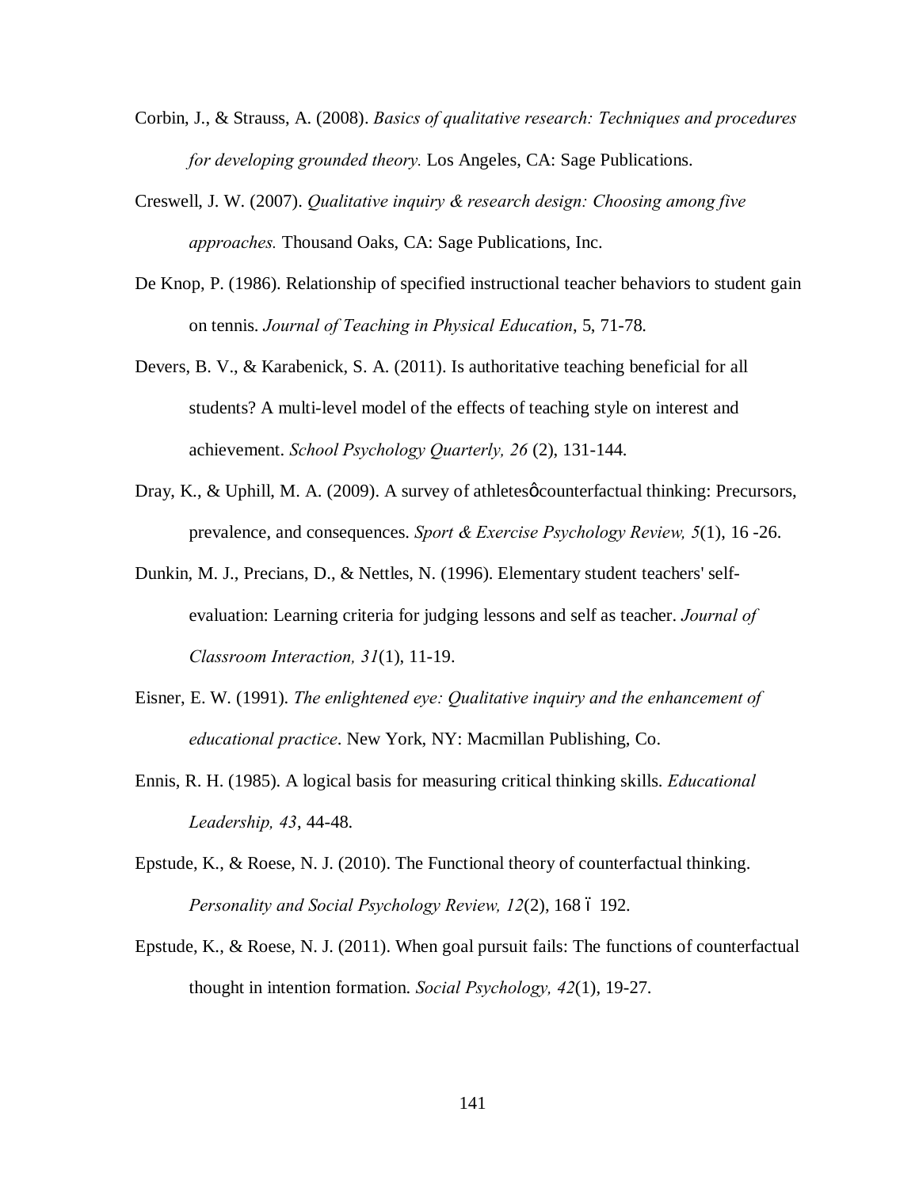Corbin, J., & Strauss, A. (2008). *Basics of qualitative research: Techniques and procedures for developing grounded theory.* Los Angeles, CA: Sage Publications.

Creswell, J. W. (2007). *Qualitative inquiry & research design: Choosing among five approaches.* Thousand Oaks, CA: Sage Publications, Inc.

De Knop, P. (1986). Relationship of specified instructional teacher behaviors to student gain on tennis. *Journal of Teaching in Physical Education*, 5, 71-78.

Devers, B. V., & Karabenick, S. A. (2011). Is authoritative teaching beneficial for all students? A multi-level model of the effects of teaching style on interest and achievement. *School Psychology Quarterly, 26* (2), 131-144.

Dray, K., & Uphill, M. A. (2009). A survey of athletesφ counterfactual thinking: Precursors, prevalence, and consequences. *Sport & Exercise Psychology Review, 5*(1), 16 -26.

Dunkin, M. J., Precians, D., & Nettles, N. (1996). Elementary student teachers' self-evaluation: Learning criteria for judging lessons and self as teacher. *Journal of Classroom Interaction, 31*(1), 11-19.

Eisner, E. W. (1991). *The enlightened eye: Qualitative inquiry and the enhancement of educational practice*. New York, NY: Macmillan Publishing, Co.

Ennis, R. H. (1985). A logical basis for measuring critical thinking skills. *Educational Leadership, 43*, 44-48.

Epstude, K., & Roese, N. J. (2010). The Functional theory of counterfactual thinking. *Personality and Social Psychology Review, 12*(2), 168 ó 192.

Epstude, K., & Roese, N. J. (2011). When goal pursuit fails: The functions of counterfactual thought in intention formation. *Social Psychology, 42*(1), 19-27.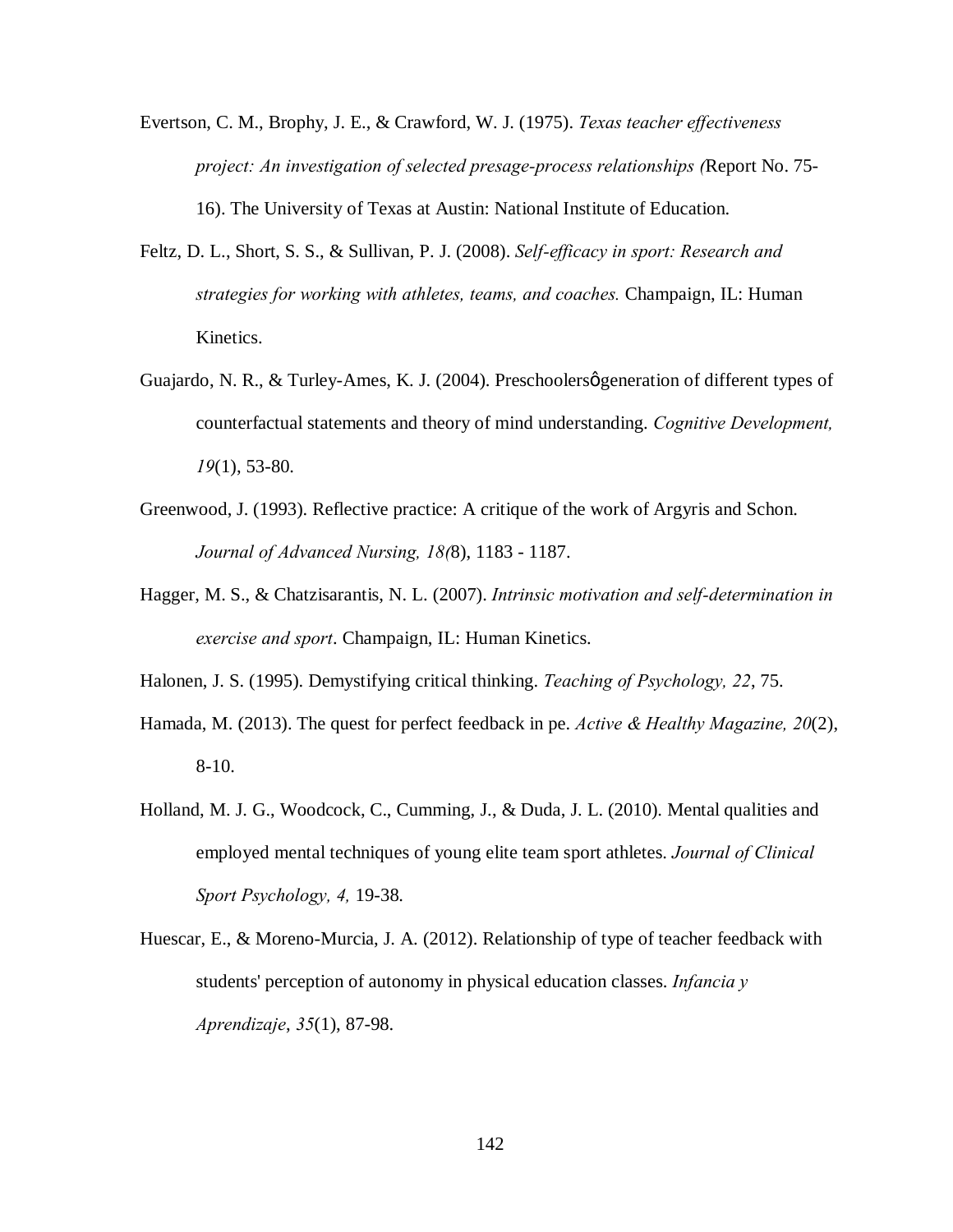Evertson, C. M., Brophy, J. E., & Crawford, W. J. (1975). *Texas teacher effectiveness project: An investigation of selected presage-process relationships (*Report No. 75-16). The University of Texas at Austin: National Institute of Education.

Feltz, D. L., Short, S. S., & Sullivan, P. J. (2008). *Self-efficacy in sport: Research and strategies for working with athletes, teams, and coaches.* Champaign, IL: Human Kinetics.

Guajardo, N. R., & Turley-Ames, K. J. (2004). Preschoolersøgeneration of different types of counterfactual statements and theory of mind understanding. *Cognitive Development, 19*(1), 53-80.

Greenwood, J. (1993). Reflective practice: A critique of the work of Argyris and Schon. *Journal of Advanced Nursing, 18(*8), 1183 - 1187.

Hagger, M. S., & Chatzisarantis, N. L. (2007). *Intrinsic motivation and self-determination in exercise and sport*. Champaign, IL: Human Kinetics.

Halonen, J. S. (1995). Demystifying critical thinking. *Teaching of Psychology, 22*, 75.

Hamada, M. (2013). The quest for perfect feedback in pe. *Active & Healthy Magazine, 20*(2), 8-10.

Holland, M. J. G., Woodcock, C., Cumming, J., & Duda, J. L. (2010). Mental qualities and employed mental techniques of young elite team sport athletes. *Journal of Clinical Sport Psychology, 4,* 19-38.

Huescar, E., & Moreno-Murcia, J. A. (2012). Relationship of type of teacher feedback with students' perception of autonomy in physical education classes. *Infancia y Aprendizaje*, *35*(1), 87-98.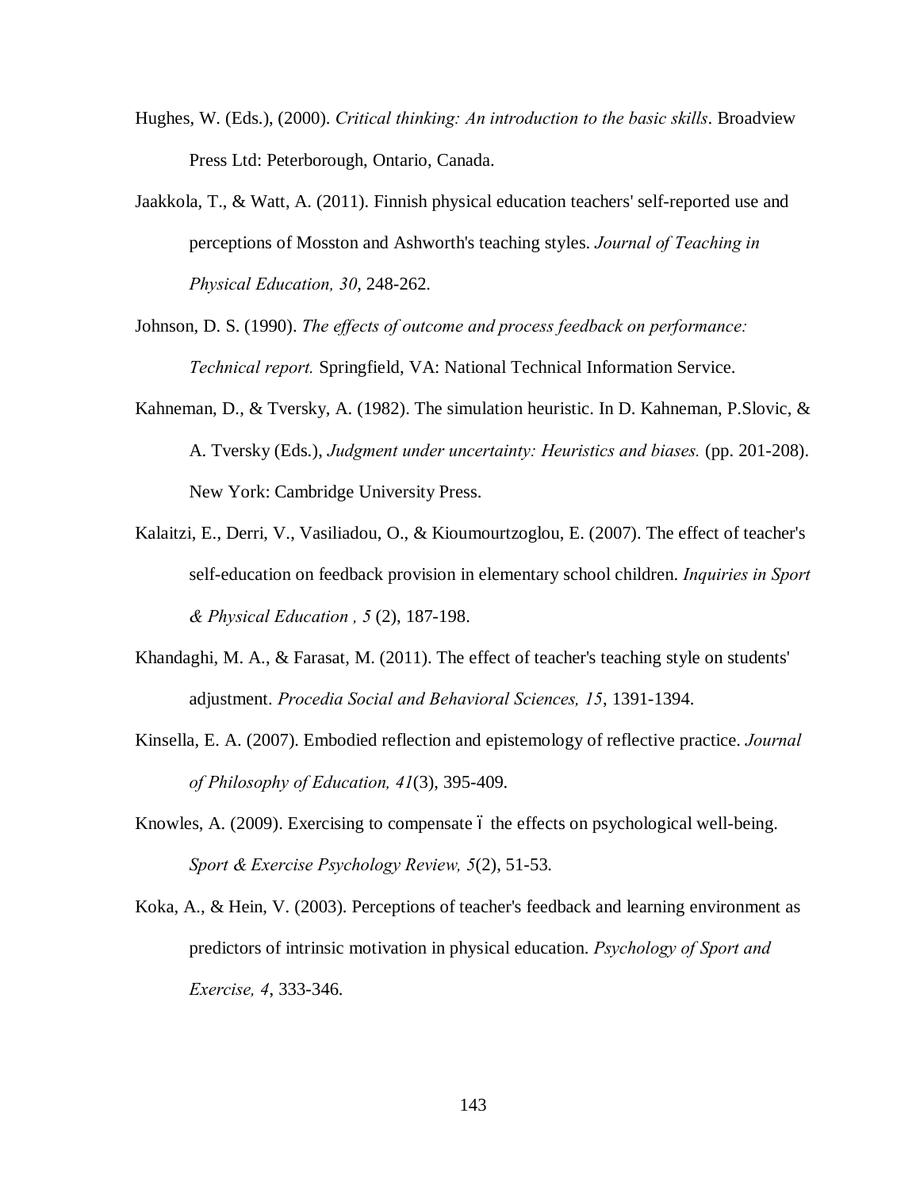Hughes, W. (Eds.), (2000). *Critical thinking: An introduction to the basic skills*. Broadview Press Ltd: Peterborough, Ontario, Canada.

Jaakkola, T., & Watt, A. (2011). Finnish physical education teachers' self-reported use and perceptions of Mosston and Ashworth's teaching styles. *Journal of Teaching in Physical Education, 30*, 248-262.

Johnson, D. S. (1990). *The effects of outcome and process feedback on performance: Technical report.* Springfield, VA: National Technical Information Service.

Kahneman, D., & Tversky, A. (1982). The simulation heuristic. In D. Kahneman, P.Slovic, & A. Tversky (Eds.), *Judgment under uncertainty: Heuristics and biases.* (pp. 201-208). New York: Cambridge University Press.

Kalaitzi, E., Derri, V., Vasiliadou, O., & Kioumourtzoglou, E. (2007). The effect of teacher's self-education on feedback provision in elementary school children. *Inquiries in Sport & Physical Education , 5* (2), 187-198.

Khandaghi, M. A., & Farasat, M. (2011). The effect of teacher's teaching style on students' adjustment. *Procedia Social and Behavioral Sciences, 15*, 1391-1394.

Kinsella, E. A. (2007). Embodied reflection and epistemology of reflective practice. *Journal of Philosophy of Education, 41*(3), 395-409.

Knowles, A. (2009). Exercising to compensate ó the effects on psychological well-being. *Sport & Exercise Psychology Review, 5*(2), 51-53.

Koka, A., & Hein, V. (2003). Perceptions of teacher's feedback and learning environment as predictors of intrinsic motivation in physical education. *Psychology of Sport and Exercise, 4*, 333-346.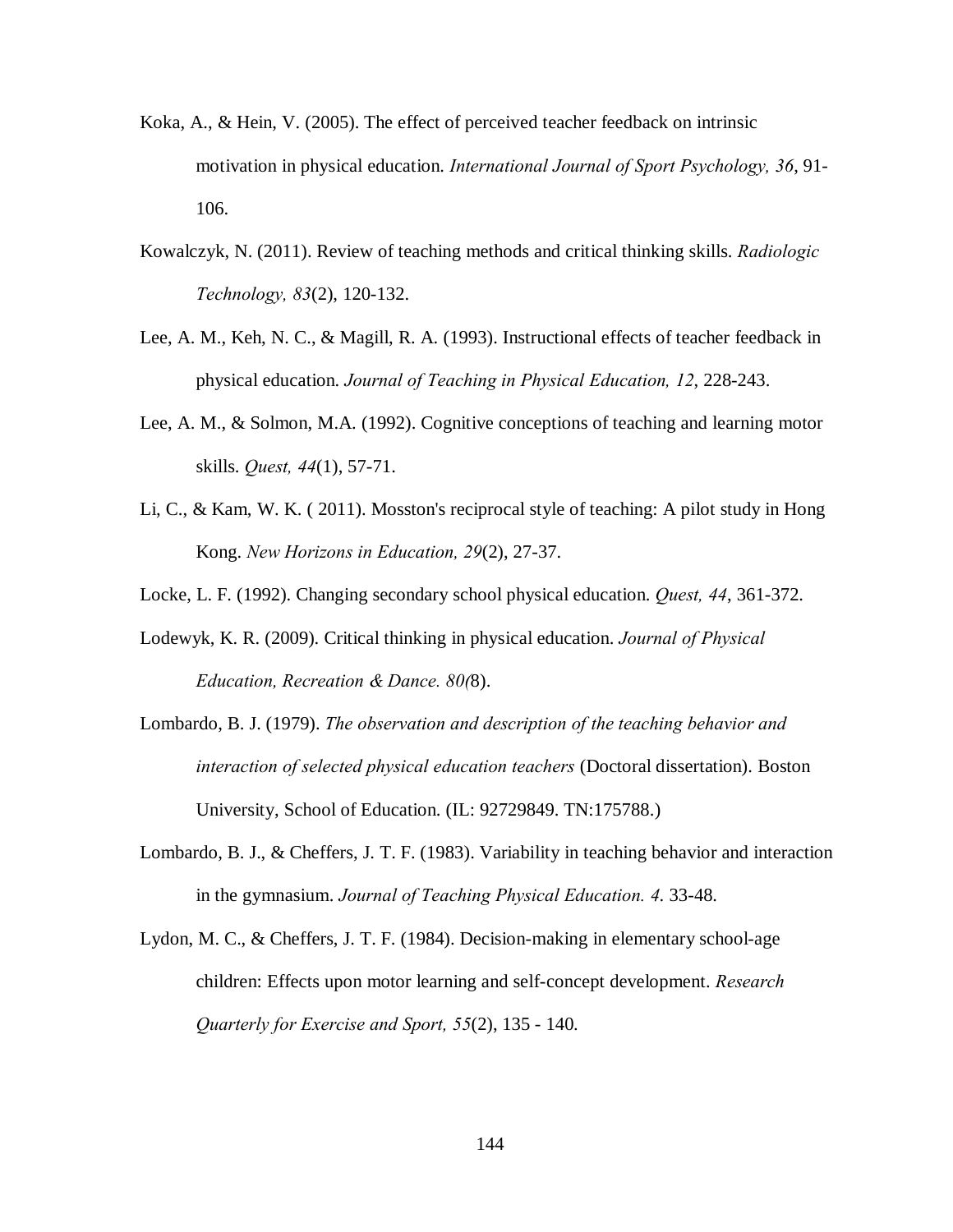Koka, A., & Hein, V. (2005). The effect of perceived teacher feedback on intrinsic motivation in physical education. *International Journal of Sport Psychology, 36*, 91-106.

Kowalczyk, N. (2011). Review of teaching methods and critical thinking skills. *Radiologic Technology, 83*(2), 120-132.

Lee, A. M., Keh, N. C., & Magill, R. A. (1993). Instructional effects of teacher feedback in physical education. *Journal of Teaching in Physical Education, 12*, 228-243.

Lee, A. M., & Solmon, M.A. (1992). Cognitive conceptions of teaching and learning motor skills. *Quest, 44*(1), 57-71.

Li, C., & Kam, W. K. ( 2011). Mosston's reciprocal style of teaching: A pilot study in Hong Kong. *New Horizons in Education, 29*(2), 27-37.

Locke, L. F. (1992). Changing secondary school physical education. *Quest, 44*, 361-372.

Lodewyk, K. R. (2009). Critical thinking in physical education. *Journal of Physical Education, Recreation & Dance. 80(*8).

Lombardo, B. J. (1979). *The observation and description of the teaching behavior and interaction of selected physical education teachers* (Doctoral dissertation). Boston University, School of Education. (IL: 92729849. TN:175788.)

Lombardo, B. J., & Cheffers, J. T. F. (1983). Variability in teaching behavior and interaction in the gymnasium. *Journal of Teaching Physical Education. 4*. 33-48.

Lydon, M. C., & Cheffers, J. T. F. (1984). Decision-making in elementary school-age children: Effects upon motor learning and self-concept development. *Research Quarterly for Exercise and Sport, 55*(2), 135 - 140.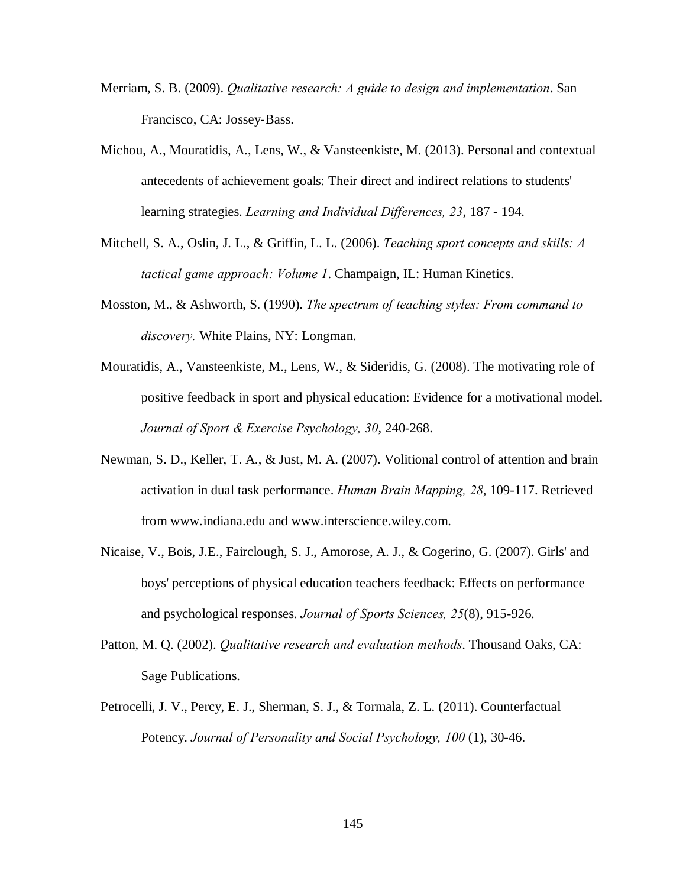Merriam, S. B. (2009). *Qualitative research: A guide to design and implementation*. San Francisco, CA: Jossey-Bass.

Michou, A., Mouratidis, A., Lens, W., & Vansteenkiste, M. (2013). Personal and contextual antecedents of achievement goals: Their direct and indirect relations to students' learning strategies. *Learning and Individual Differences, 23*, 187 - 194.

Mitchell, S. A., Oslin, J. L., & Griffin, L. L. (2006). *Teaching sport concepts and skills: A tactical game approach: Volume 1*. Champaign, IL: Human Kinetics.

Mosston, M., & Ashworth, S. (1990). *The spectrum of teaching styles: From command to discovery.* White Plains, NY: Longman.

Mouratidis, A., Vansteenkiste, M., Lens, W., & Sideridis, G. (2008). The motivating role of positive feedback in sport and physical education: Evidence for a motivational model. *Journal of Sport & Exercise Psychology, 30*, 240-268.

Newman, S. D., Keller, T. A., & Just, M. A. (2007). Volitional control of attention and brain activation in dual task performance. *Human Brain Mapping, 28*, 109-117. Retrieved from www.indiana.edu and www.interscience.wiley.com.

Nicaise, V., Bois, J.E., Fairclough, S. J., Amorose, A. J., & Cogerino, G. (2007). Girls' and boys' perceptions of physical education teachers feedback: Effects on performance and psychological responses. *Journal of Sports Sciences, 25*(8), 915-926.

Patton, M. Q. (2002). *Qualitative research and evaluation methods*. Thousand Oaks, CA: Sage Publications.

Petrocelli, J. V., Percy, E. J., Sherman, S. J., & Tormala, Z. L. (2011). Counterfactual Potency. *Journal of Personality and Social Psychology, 100* (1), 30-46.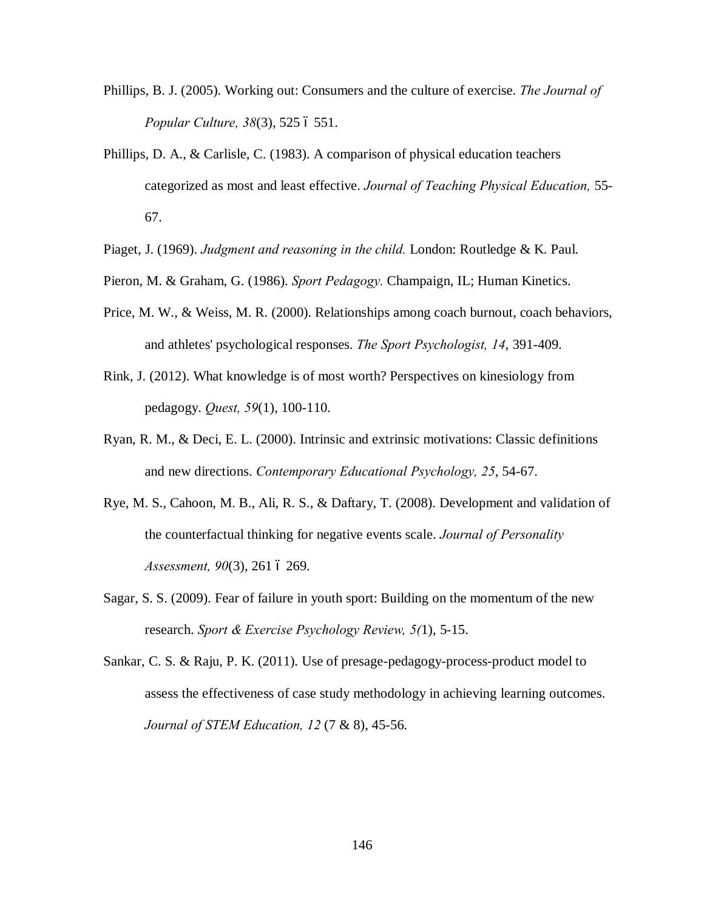Phillips, B. J. (2005). Working out: Consumers and the culture of exercise. *The Journal of Popular Culture, 38*(3), 525 ó 551.

Phillips, D. A., & Carlisle, C. (1983). A comparison of physical education teachers categorized as most and least effective. *Journal of Teaching Physical Education,* 55-67.

Piaget, J. (1969). *Judgment and reasoning in the child.* London: Routledge & K. Paul.

Pieron, M. & Graham, G. (1986). *Sport Pedagogy.* Champaign, IL; Human Kinetics.

Price, M. W., & Weiss, M. R. (2000). Relationships among coach burnout, coach behaviors, and athletes' psychological responses. *The Sport Psychologist, 14*, 391-409.

Rink, J. (2012). What knowledge is of most worth? Perspectives on kinesiology from pedagogy. *Quest, 59*(1), 100-110.

Ryan, R. M., & Deci, E. L. (2000). Intrinsic and extrinsic motivations: Classic definitions and new directions. *Contemporary Educational Psychology, 25*, 54-67.

Rye, M. S., Cahoon, M. B., Ali, R. S., & Daftary, T. (2008). Development and validation of the counterfactual thinking for negative events scale. *Journal of Personality Assessment, 90*(3), 261 ó 269.

Sagar, S. S. (2009). Fear of failure in youth sport: Building on the momentum of the new research. *Sport & Exercise Psychology Review, 5(*1), 5-15.

Sankar, C. S. & Raju, P. K. (2011). Use of presage-pedagogy-process-product model to assess the effectiveness of case study methodology in achieving learning outcomes. *Journal of STEM Education, 12* (7 & 8), 45-56.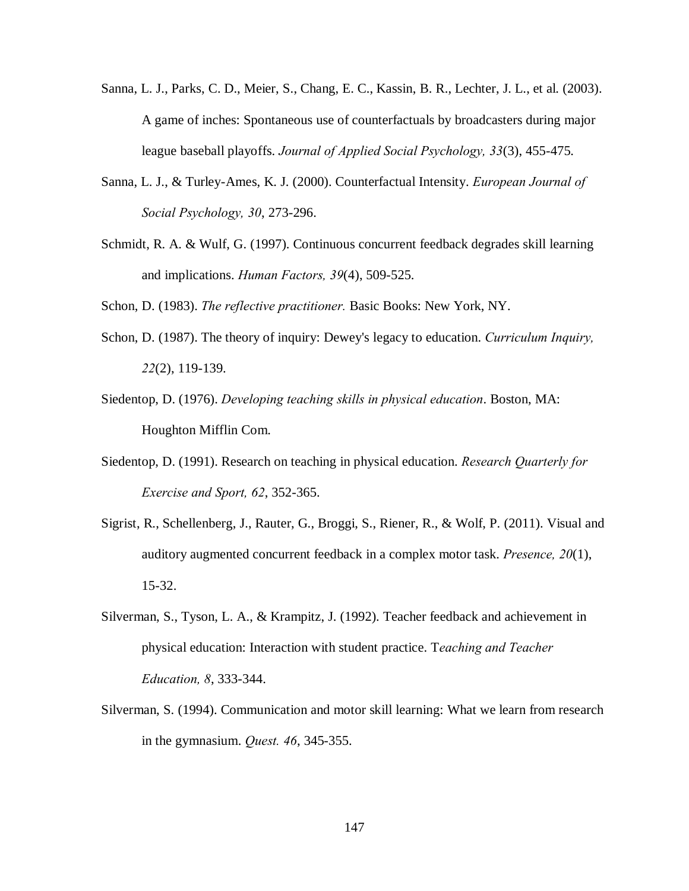Sanna, L. J., Parks, C. D., Meier, S., Chang, E. C., Kassin, B. R., Lechter, J. L., et al. (2003). A game of inches: Spontaneous use of counterfactuals by broadcasters during major league baseball playoffs. *Journal of Applied Social Psychology, 33*(3), 455-475.

Sanna, L. J., & Turley-Ames, K. J. (2000). Counterfactual Intensity. *European Journal of Social Psychology, 30*, 273-296.

Schmidt, R. A. & Wulf, G. (1997). Continuous concurrent feedback degrades skill learning and implications. *Human Factors, 39*(4), 509-525.

Schon, D. (1983). *The reflective practitioner.* Basic Books: New York, NY.

Schon, D. (1987). The theory of inquiry: Dewey's legacy to education. *Curriculum Inquiry, 22*(2), 119-139.

Siedentop, D. (1976). *Developing teaching skills in physical education*. Boston, MA: Houghton Mifflin Com.

Siedentop, D. (1991). Research on teaching in physical education. *Research Quarterly for Exercise and Sport, 62*, 352-365.

Sigrist, R., Schellenberg, J., Rauter, G., Broggi, S., Riener, R., & Wolf, P. (2011). Visual and auditory augmented concurrent feedback in a complex motor task. *Presence, 20*(1), 15-32.

Silverman, S., Tyson, L. A., & Krampitz, J. (1992). Teacher feedback and achievement in physical education: Interaction with student practice. T*eaching and Teacher Education, 8*, 333-344.

Silverman, S. (1994). Communication and motor skill learning: What we learn from research in the gymnasium. *Quest. 46*, 345-355.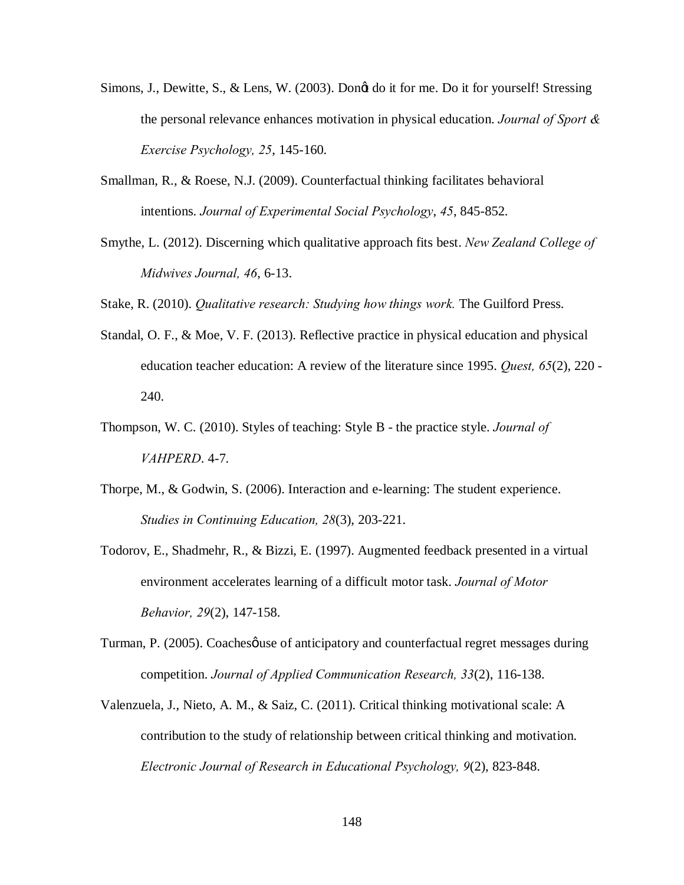Simons, J., Dewitte, S., & Lens, W. (2003). Donǿt do it for me. Do it for yourself! Stressing the personal relevance enhances motivation in physical education. *Journal of Sport & Exercise Psychology, 25*, 145-160.

Smallman, R., & Roese, N.J. (2009). Counterfactual thinking facilitates behavioral intentions. *Journal of Experimental Social Psychology*, *45*, 845-852.

Smythe, L. (2012). Discerning which qualitative approach fits best. *New Zealand College of Midwives Journal, 46*, 6-13.

Stake, R. (2010). *Qualitative research: Studying how things work.* The Guilford Press.

Standal, O. F., & Moe, V. F. (2013). Reflective practice in physical education and physical education teacher education: A review of the literature since 1995. *Quest, 65*(2), 220 - 240.

Thompson, W. C. (2010). Styles of teaching: Style B - the practice style. *Journal of VAHPERD*. 4-7.

Thorpe, M., & Godwin, S. (2006). Interaction and e-learning: The student experience. *Studies in Continuing Education, 28*(3), 203-221.

Todorov, E., Shadmehr, R., & Bizzi, E. (1997). Augmented feedback presented in a virtual environment accelerates learning of a difficult motor task. *Journal of Motor Behavior, 29*(2), 147-158.

Turman, P. (2005). Coachesǿ use of anticipatory and counterfactual regret messages during competition. *Journal of Applied Communication Research, 33*(2), 116-138.

Valenzuela, J., Nieto, A. M., & Saiz, C. (2011). Critical thinking motivational scale: A contribution to the study of relationship between critical thinking and motivation. *Electronic Journal of Research in Educational Psychology, 9*(2), 823-848.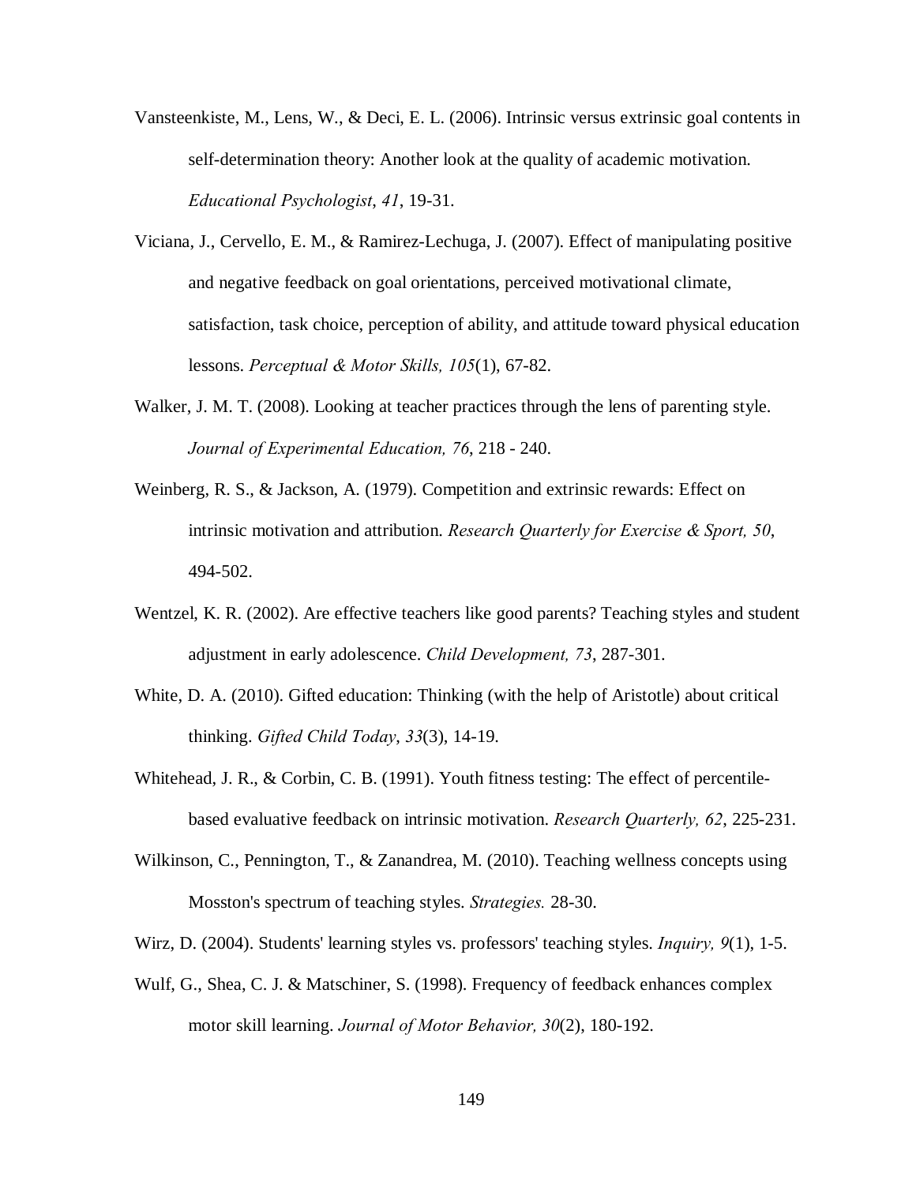Vansteenkiste, M., Lens, W., & Deci, E. L. (2006). Intrinsic versus extrinsic goal contents in self-determination theory: Another look at the quality of academic motivation. *Educational Psychologist*, *41*, 19-31.

Viciana, J., Cervello, E. M., & Ramirez-Lechuga, J. (2007). Effect of manipulating positive and negative feedback on goal orientations, perceived motivational climate, satisfaction, task choice, perception of ability, and attitude toward physical education lessons. *Perceptual & Motor Skills, 105*(1), 67-82.

Walker, J. M. T. (2008). Looking at teacher practices through the lens of parenting style. *Journal of Experimental Education, 76*, 218 - 240.

Weinberg, R. S., & Jackson, A. (1979). Competition and extrinsic rewards: Effect on intrinsic motivation and attribution. *Research Quarterly for Exercise & Sport, 50*, 494-502.

Wentzel, K. R. (2002). Are effective teachers like good parents? Teaching styles and student adjustment in early adolescence. *Child Development, 73*, 287-301.

White, D. A. (2010). Gifted education: Thinking (with the help of Aristotle) about critical thinking. *Gifted Child Today*, *33*(3), 14-19.

Whitehead, J. R., & Corbin, C. B. (1991). Youth fitness testing: The effect of percentile-based evaluative feedback on intrinsic motivation. *Research Quarterly, 62*, 225-231.

Wilkinson, C., Pennington, T., & Zanandrea, M. (2010). Teaching wellness concepts using Mosston's spectrum of teaching styles. *Strategies.* 28-30.

Wirz, D. (2004). Students' learning styles vs. professors' teaching styles. *Inquiry, 9*(1), 1-5.

Wulf, G., Shea, C. J. & Matschiner, S. (1998). Frequency of feedback enhances complex motor skill learning. *Journal of Motor Behavior, 30*(2), 180-192.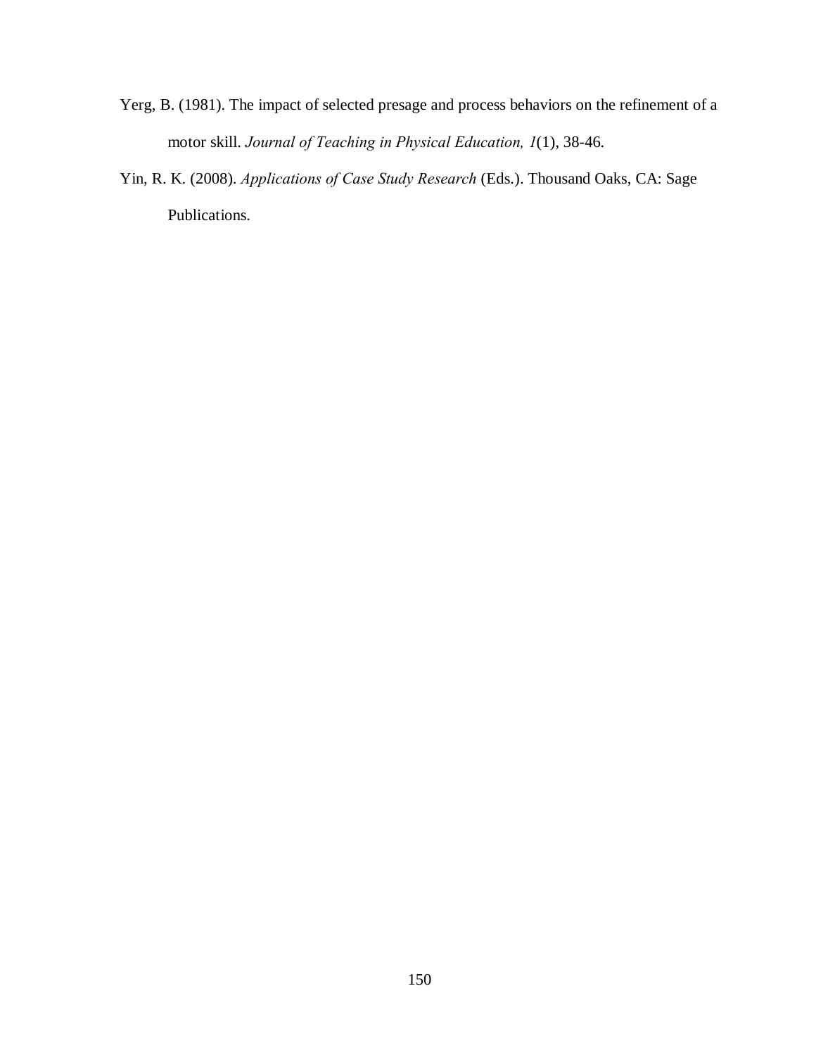Yerg, B. (1981). The impact of selected presage and process behaviors on the refinement of a motor skill. *Journal of Teaching in Physical Education, 1*(1), 38-46.

Yin, R. K. (2008). *Applications of Case Study Research* (Eds.). Thousand Oaks, CA: Sage Publications.